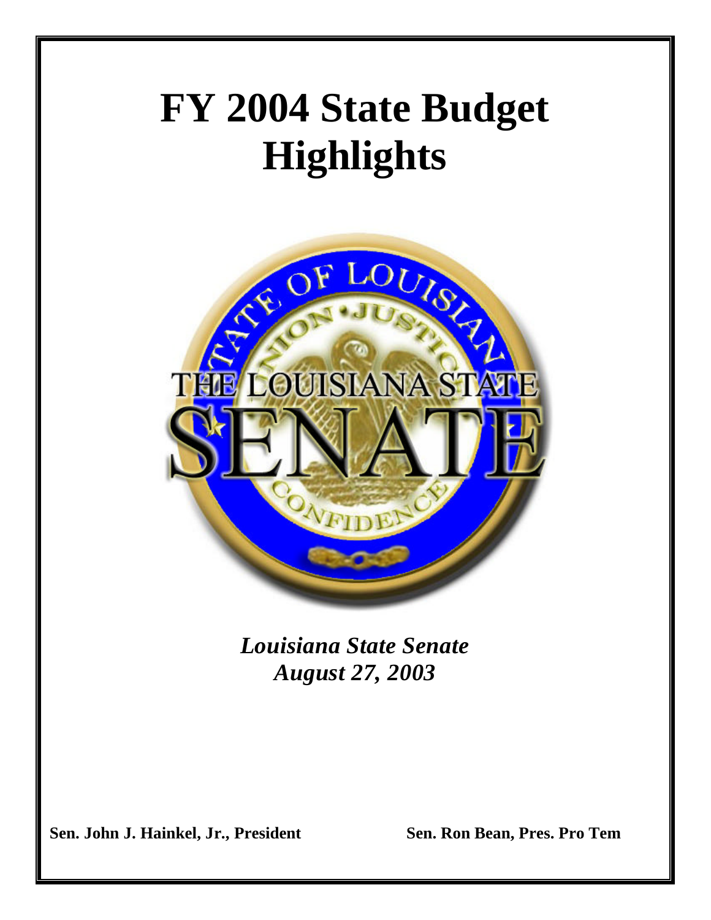# FY 2004 State Budget Highlights

*Louisiana State Senate*
*August 27, 2003*

**Sen. John J. Hainkel, Jr., President** **Sen. Ron Bean, Pres. Pro Tem**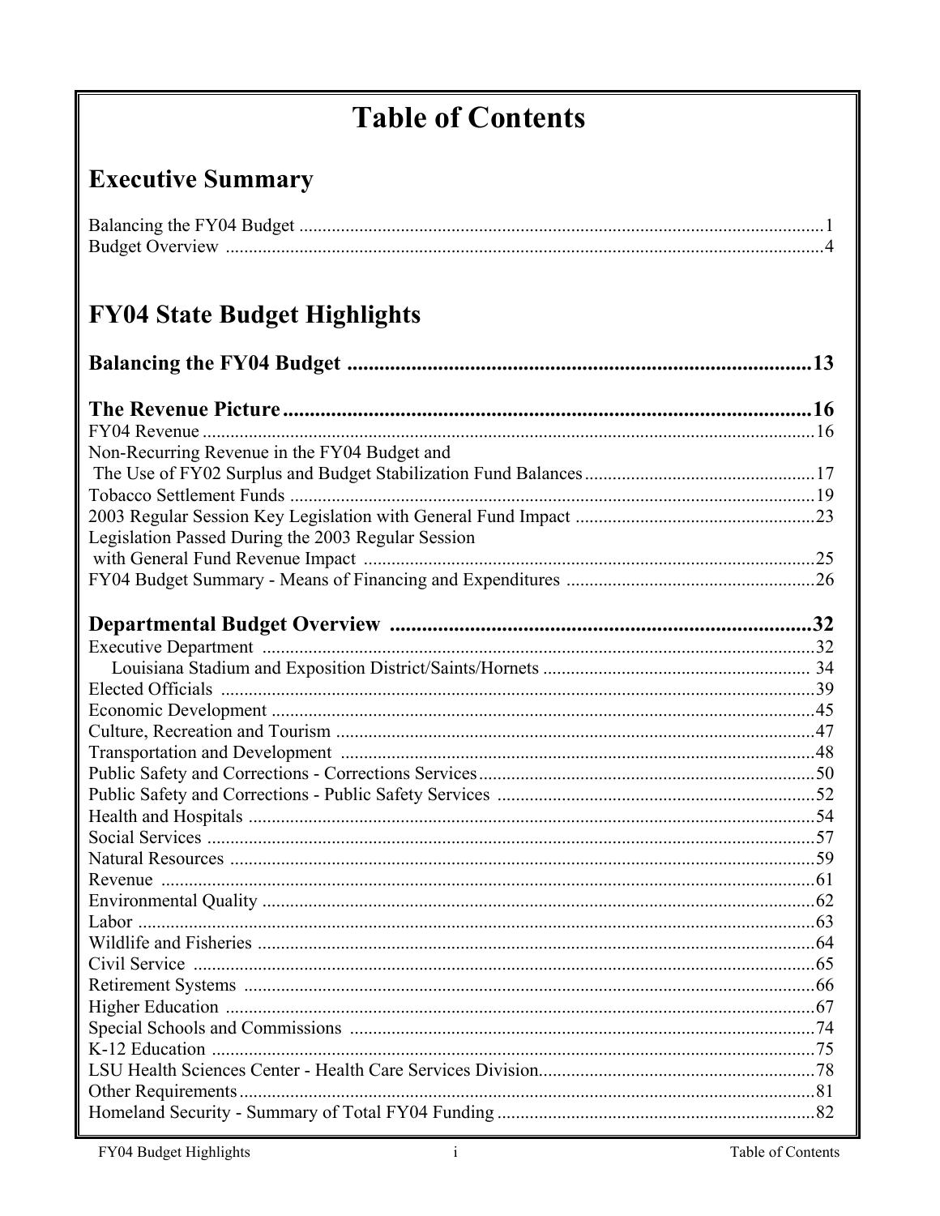# Table of Contents

## Executive Summary

Balancing the FY04 Budget ....................................................................................................1
Budget Overview ....................................................................................................4

## FY04 State Budget Highlights

### Balancing the FY04 Budget ....................................................................................................13

### The Revenue Picture ....................................................................................................16

FY04 Revenue ....................................................................................................16
Non-Recurring Revenue in the FY04 Budget and
The Use of FY02 Surplus and Budget Stabilization Fund Balances ....................................................................................................17
Tobacco Settlement Funds ....................................................................................................19
2003 Regular Session Key Legislation with General Fund Impact ....................................................................................................23
Legislation Passed During the 2003 Regular Session
with General Fund Revenue Impact ....................................................................................................25
FY04 Budget Summary - Means of Financing and Expenditures ....................................................................................................26

### Departmental Budget Overview ....................................................................................................32

Executive Department ....................................................................................................32
Louisiana Stadium and Exposition District/Saints/Hornets .................................................................................................... 34
Elected Officials ....................................................................................................39
Economic Development ....................................................................................................45
Culture, Recreation and Tourism ....................................................................................................47
Transportation and Development ....................................................................................................48
Public Safety and Corrections - Corrections Services ....................................................................................................50
Public Safety and Corrections - Public Safety Services ....................................................................................................52
Health and Hospitals ....................................................................................................54
Social Services ....................................................................................................57
Natural Resources ....................................................................................................59
Revenue ....................................................................................................61
Environmental Quality ....................................................................................................62
Labor ....................................................................................................63
Wildlife and Fisheries ....................................................................................................64
Civil Service ....................................................................................................65
Retirement Systems ....................................................................................................66
Higher Education ....................................................................................................67
Special Schools and Commissions ....................................................................................................74
K-12 Education ....................................................................................................75
LSU Health Sciences Center - Health Care Services Division ....................................................................................................78
Other Requirements ....................................................................................................81
Homeland Security - Summary of Total FY04 Funding ....................................................................................................82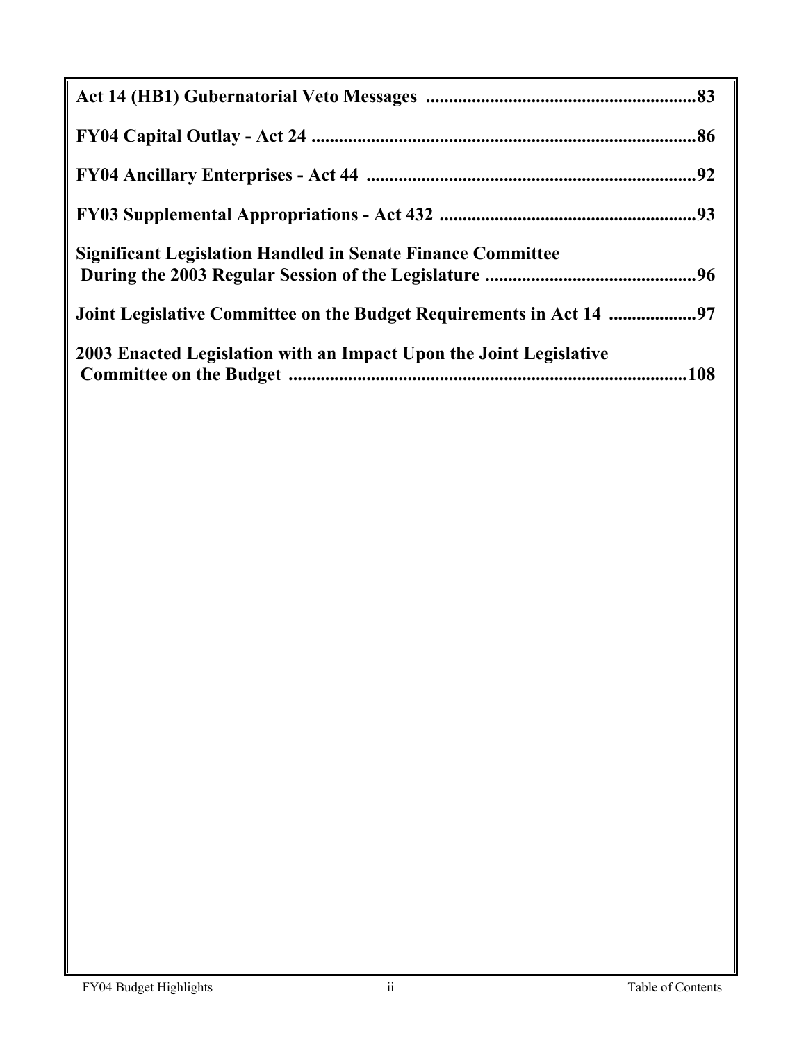**Act 14 (HB1) Gubernatorial Veto Messages ............................................................83**

**FY04 Capital Outlay - Act 24 .....................................................................................86**

**FY04 Ancillary Enterprises - Act 44 ........................................................................92**

**FY03 Supplemental Appropriations - Act 432 ........................................................93**

**Significant Legislation Handled in Senate Finance Committee During the 2003 Regular Session of the Legislature ..............................................96**

**Joint Legislative Committee on the Budget Requirements in Act 14 ..................97**

**2003 Enacted Legislation with an Impact Upon the Joint Legislative Committee on the Budget .......................................................................................108**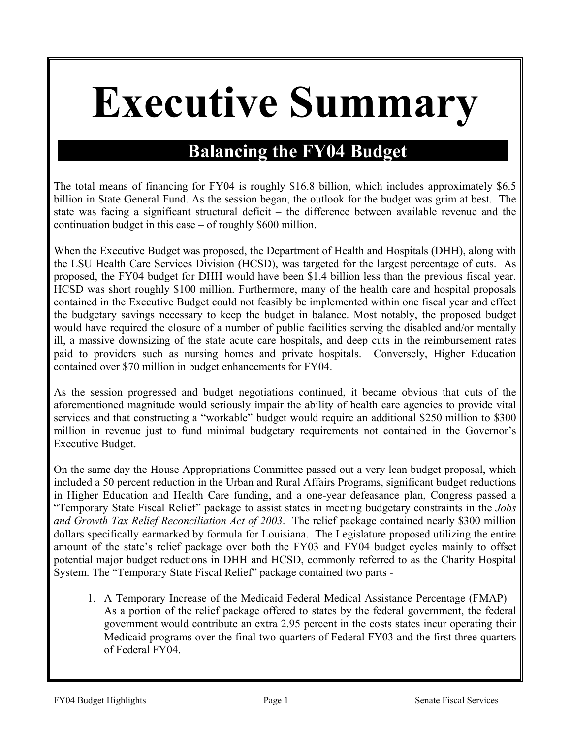# Executive Summary

## Balancing the FY04 Budget

The total means of financing for FY04 is roughly $16.8 billion, which includes approximately $6.5 billion in State General Fund. As the session began, the outlook for the budget was grim at best. The state was facing a significant structural deficit – the difference between available revenue and the continuation budget in this case – of roughly $600 million.

When the Executive Budget was proposed, the Department of Health and Hospitals (DHH), along with the LSU Health Care Services Division (HCSD), was targeted for the largest percentage of cuts. As proposed, the FY04 budget for DHH would have been $1.4 billion less than the previous fiscal year. HCSD was short roughly $100 million. Furthermore, many of the health care and hospital proposals contained in the Executive Budget could not feasibly be implemented within one fiscal year and effect the budgetary savings necessary to keep the budget in balance. Most notably, the proposed budget would have required the closure of a number of public facilities serving the disabled and/or mentally ill, a massive downsizing of the state acute care hospitals, and deep cuts in the reimbursement rates paid to providers such as nursing homes and private hospitals. Conversely, Higher Education contained over $70 million in budget enhancements for FY04.

As the session progressed and budget negotiations continued, it became obvious that cuts of the aforementioned magnitude would seriously impair the ability of health care agencies to provide vital services and that constructing a "workable" budget would require an additional $250 million to $300 million in revenue just to fund minimal budgetary requirements not contained in the Governor's Executive Budget.

On the same day the House Appropriations Committee passed out a very lean budget proposal, which included a 50 percent reduction in the Urban and Rural Affairs Programs, significant budget reductions in Higher Education and Health Care funding, and a one-year defeasance plan, Congress passed a "Temporary State Fiscal Relief" package to assist states in meeting budgetary constraints in the *Jobs and Growth Tax Relief Reconciliation Act of 2003*. The relief package contained nearly $300 million dollars specifically earmarked by formula for Louisiana. The Legislature proposed utilizing the entire amount of the state's relief package over both the FY03 and FY04 budget cycles mainly to offset potential major budget reductions in DHH and HCSD, commonly referred to as the Charity Hospital System. The "Temporary State Fiscal Relief" package contained two parts -

1. A Temporary Increase of the Medicaid Federal Medical Assistance Percentage (FMAP) – As a portion of the relief package offered to states by the federal government, the federal government would contribute an extra 2.95 percent in the costs states incur operating their Medicaid programs over the final two quarters of Federal FY03 and the first three quarters of Federal FY04.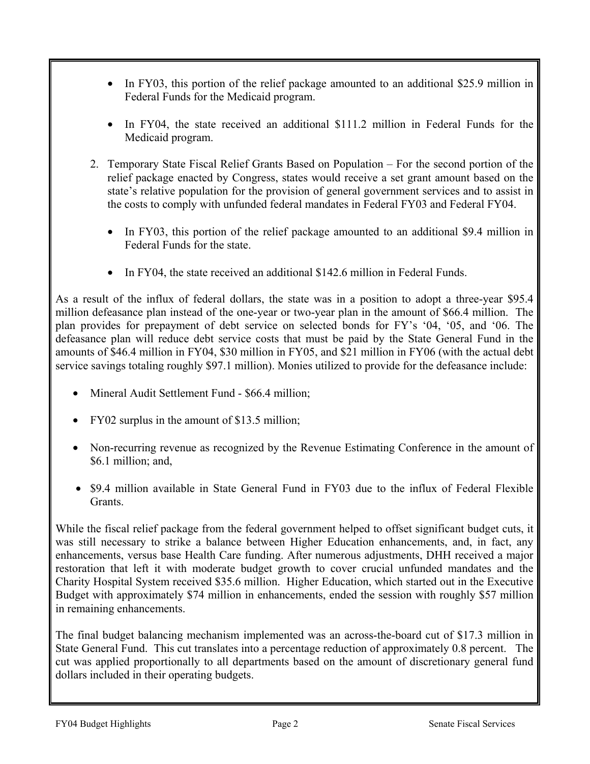- In FY03, this portion of the relief package amounted to an additional $25.9 million in Federal Funds for the Medicaid program.

- In FY04, the state received an additional $111.2 million in Federal Funds for the Medicaid program.

2. Temporary State Fiscal Relief Grants Based on Population – For the second portion of the relief package enacted by Congress, states would receive a set grant amount based on the state's relative population for the provision of general government services and to assist in the costs to comply with unfunded federal mandates in Federal FY03 and Federal FY04.

   - In FY03, this portion of the relief package amounted to an additional $9.4 million in Federal Funds for the state.

   - In FY04, the state received an additional $142.6 million in Federal Funds.

As a result of the influx of federal dollars, the state was in a position to adopt a three-year $95.4 million defeasance plan instead of the one-year or two-year plan in the amount of $66.4 million. The plan provides for prepayment of debt service on selected bonds for FY's '04, '05, and '06. The defeasance plan will reduce debt service costs that must be paid by the State General Fund in the amounts of $46.4 million in FY04, $30 million in FY05, and $21 million in FY06 (with the actual debt service savings totaling roughly $97.1 million). Monies utilized to provide for the defeasance include:

- Mineral Audit Settlement Fund - $66.4 million;

- FY02 surplus in the amount of $13.5 million;

- Non-recurring revenue as recognized by the Revenue Estimating Conference in the amount of $6.1 million; and,

- $9.4 million available in State General Fund in FY03 due to the influx of Federal Flexible Grants.

While the fiscal relief package from the federal government helped to offset significant budget cuts, it was still necessary to strike a balance between Higher Education enhancements, and, in fact, any enhancements, versus base Health Care funding. After numerous adjustments, DHH received a major restoration that left it with moderate budget growth to cover crucial unfunded mandates and the Charity Hospital System received $35.6 million. Higher Education, which started out in the Executive Budget with approximately $74 million in enhancements, ended the session with roughly $57 million in remaining enhancements.

The final budget balancing mechanism implemented was an across-the-board cut of $17.3 million in State General Fund. This cut translates into a percentage reduction of approximately 0.8 percent. The cut was applied proportionally to all departments based on the amount of discretionary general fund dollars included in their operating budgets.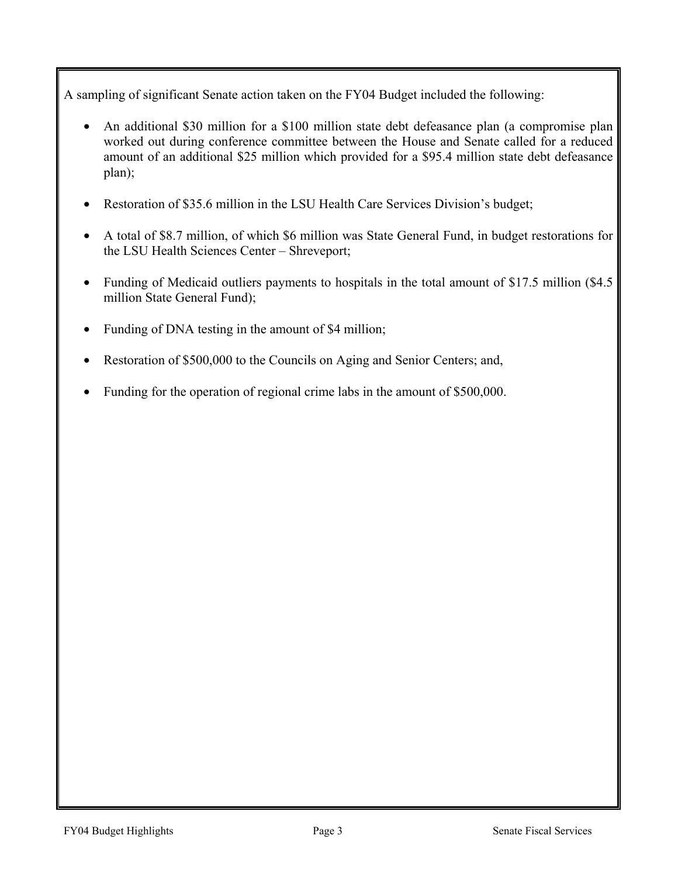A sampling of significant Senate action taken on the FY04 Budget included the following:

- An additional $30 million for a $100 million state debt defeasance plan (a compromise plan worked out during conference committee between the House and Senate called for a reduced amount of an additional $25 million which provided for a $95.4 million state debt defeasance plan);

- Restoration of $35.6 million in the LSU Health Care Services Division's budget;

- A total of $8.7 million, of which $6 million was State General Fund, in budget restorations for the LSU Health Sciences Center – Shreveport;

- Funding of Medicaid outliers payments to hospitals in the total amount of $17.5 million ($4.5 million State General Fund);

- Funding of DNA testing in the amount of $4 million;

- Restoration of $500,000 to the Councils on Aging and Senior Centers; and,

- Funding for the operation of regional crime labs in the amount of $500,000.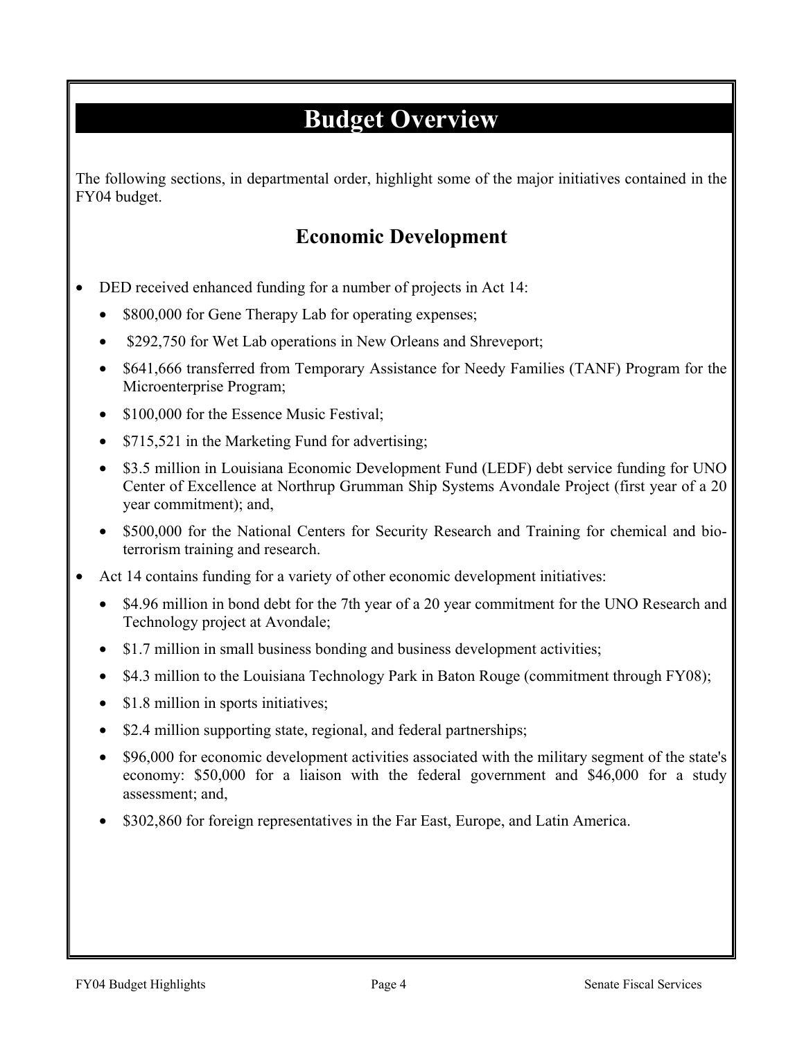# Budget Overview

The following sections, in departmental order, highlight some of the major initiatives contained in the FY04 budget.

## Economic Development

- DED received enhanced funding for a number of projects in Act 14:
  - $800,000 for Gene Therapy Lab for operating expenses;
  - $292,750 for Wet Lab operations in New Orleans and Shreveport;
  - $641,666 transferred from Temporary Assistance for Needy Families (TANF) Program for the Microenterprise Program;
  - $100,000 for the Essence Music Festival;
  - $715,521 in the Marketing Fund for advertising;
  - $3.5 million in Louisiana Economic Development Fund (LEDF) debt service funding for UNO Center of Excellence at Northrup Grumman Ship Systems Avondale Project (first year of a 20 year commitment); and,
  - $500,000 for the National Centers for Security Research and Training for chemical and bio-terrorism training and research.
- Act 14 contains funding for a variety of other economic development initiatives:
  - $4.96 million in bond debt for the 7th year of a 20 year commitment for the UNO Research and Technology project at Avondale;
  - $1.7 million in small business bonding and business development activities;
  - $4.3 million to the Louisiana Technology Park in Baton Rouge (commitment through FY08);
  - $1.8 million in sports initiatives;
  - $2.4 million supporting state, regional, and federal partnerships;
  - $96,000 for economic development activities associated with the military segment of the state's economy: $50,000 for a liaison with the federal government and $46,000 for a study assessment; and,
  - $302,860 for foreign representatives in the Far East, Europe, and Latin America.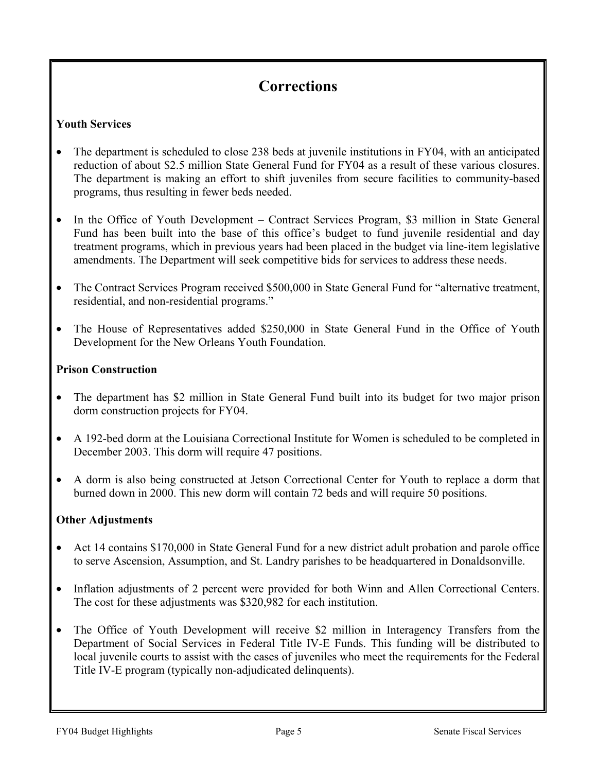# Corrections

### Youth Services

- The department is scheduled to close 238 beds at juvenile institutions in FY04, with an anticipated reduction of about $2.5 million State General Fund for FY04 as a result of these various closures. The department is making an effort to shift juveniles from secure facilities to community-based programs, thus resulting in fewer beds needed.

- In the Office of Youth Development – Contract Services Program, $3 million in State General Fund has been built into the base of this office's budget to fund juvenile residential and day treatment programs, which in previous years had been placed in the budget via line-item legislative amendments. The Department will seek competitive bids for services to address these needs.

- The Contract Services Program received $500,000 in State General Fund for "alternative treatment, residential, and non-residential programs."

- The House of Representatives added $250,000 in State General Fund in the Office of Youth Development for the New Orleans Youth Foundation.

### Prison Construction

- The department has $2 million in State General Fund built into its budget for two major prison dorm construction projects for FY04.

- A 192-bed dorm at the Louisiana Correctional Institute for Women is scheduled to be completed in December 2003. This dorm will require 47 positions.

- A dorm is also being constructed at Jetson Correctional Center for Youth to replace a dorm that burned down in 2000. This new dorm will contain 72 beds and will require 50 positions.

### Other Adjustments

- Act 14 contains $170,000 in State General Fund for a new district adult probation and parole office to serve Ascension, Assumption, and St. Landry parishes to be headquartered in Donaldsonville.

- Inflation adjustments of 2 percent were provided for both Winn and Allen Correctional Centers. The cost for these adjustments was $320,982 for each institution.

- The Office of Youth Development will receive $2 million in Interagency Transfers from the Department of Social Services in Federal Title IV-E Funds. This funding will be distributed to local juvenile courts to assist with the cases of juveniles who meet the requirements for the Federal Title IV-E program (typically non-adjudicated delinquents).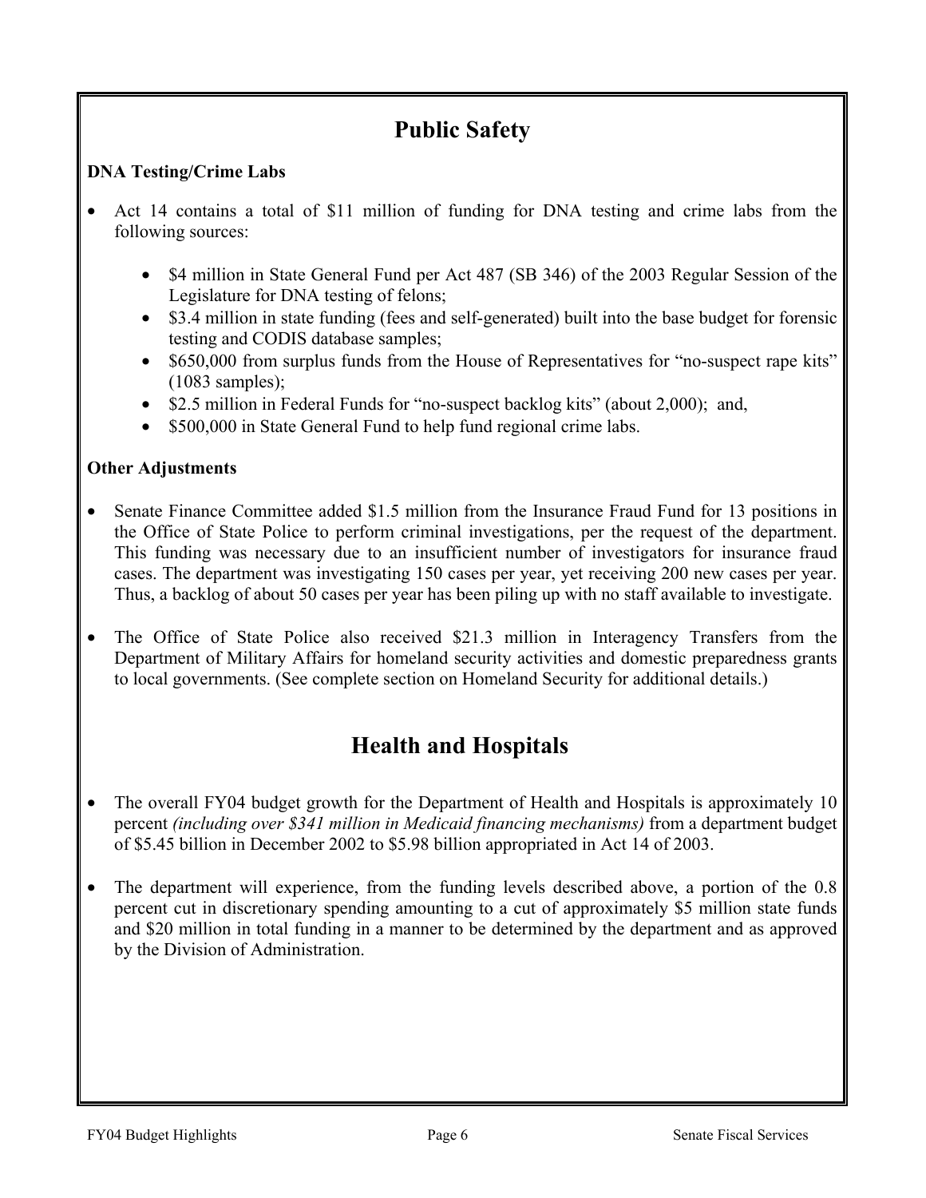# Public Safety

**DNA Testing/Crime Labs**

- Act 14 contains a total of \$11 million of funding for DNA testing and crime labs from the following sources:
  - \$4 million in State General Fund per Act 487 (SB 346) of the 2003 Regular Session of the Legislature for DNA testing of felons;
  - \$3.4 million in state funding (fees and self-generated) built into the base budget for forensic testing and CODIS database samples;
  - \$650,000 from surplus funds from the House of Representatives for "no-suspect rape kits" (1083 samples);
  - \$2.5 million in Federal Funds for "no-suspect backlog kits" (about 2,000); and,
  - \$500,000 in State General Fund to help fund regional crime labs.

**Other Adjustments**

- Senate Finance Committee added \$1.5 million from the Insurance Fraud Fund for 13 positions in the Office of State Police to perform criminal investigations, per the request of the department. This funding was necessary due to an insufficient number of investigators for insurance fraud cases. The department was investigating 150 cases per year, yet receiving 200 new cases per year. Thus, a backlog of about 50 cases per year has been piling up with no staff available to investigate.

- The Office of State Police also received \$21.3 million in Interagency Transfers from the Department of Military Affairs for homeland security activities and domestic preparedness grants to local governments. (See complete section on Homeland Security for additional details.)

# Health and Hospitals

- The overall FY04 budget growth for the Department of Health and Hospitals is approximately 10 percent *(including over \$341 million in Medicaid financing mechanisms)* from a department budget of \$5.45 billion in December 2002 to \$5.98 billion appropriated in Act 14 of 2003.

- The department will experience, from the funding levels described above, a portion of the 0.8 percent cut in discretionary spending amounting to a cut of approximately \$5 million state funds and \$20 million in total funding in a manner to be determined by the department and as approved by the Division of Administration.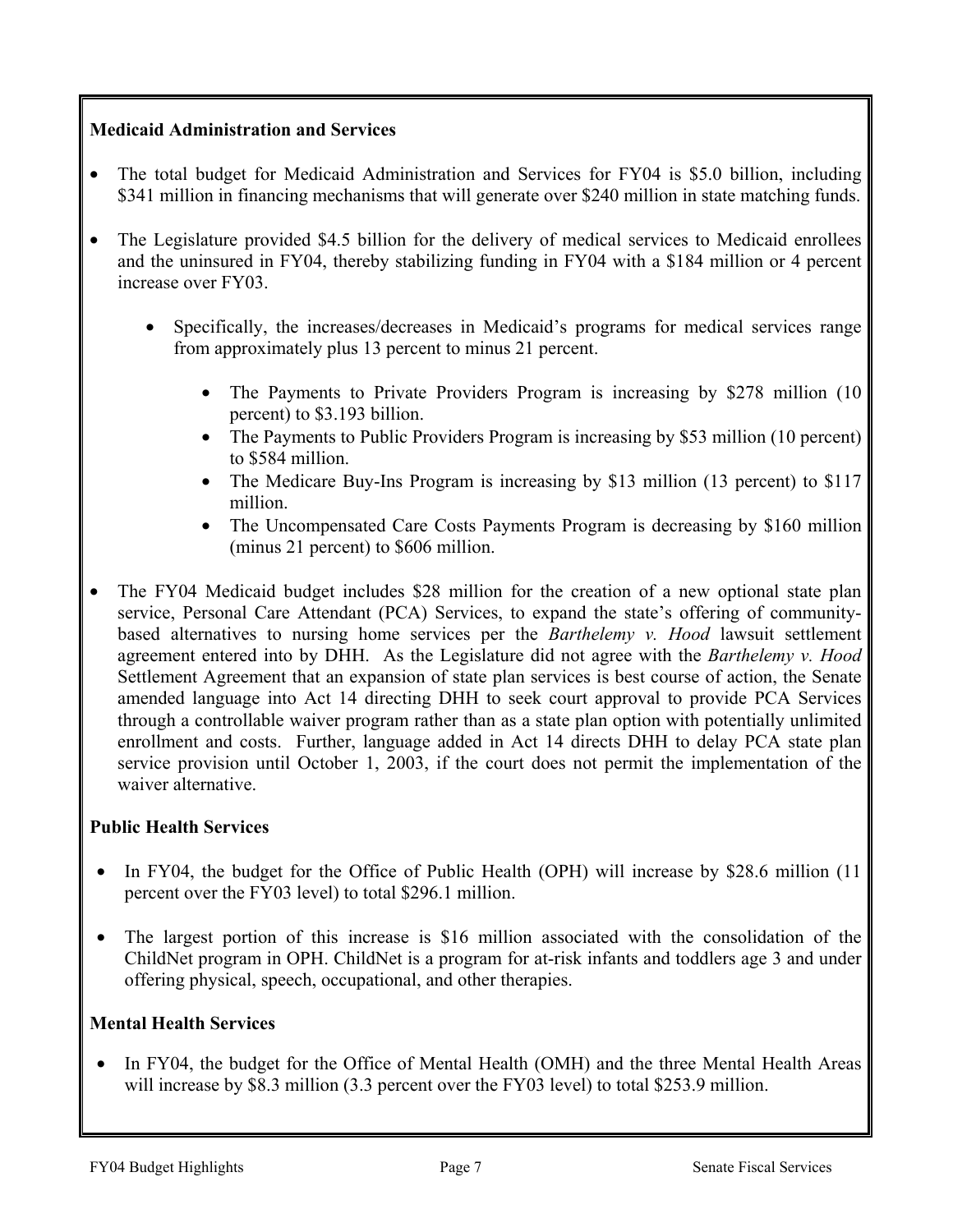**Medicaid Administration and Services**

- The total budget for Medicaid Administration and Services for FY04 is \$5.0 billion, including \$341 million in financing mechanisms that will generate over \$240 million in state matching funds.

- The Legislature provided \$4.5 billion for the delivery of medical services to Medicaid enrollees and the uninsured in FY04, thereby stabilizing funding in FY04 with a \$184 million or 4 percent increase over FY03.

  - Specifically, the increases/decreases in Medicaid's programs for medical services range from approximately plus 13 percent to minus 21 percent.

    - The Payments to Private Providers Program is increasing by \$278 million (10 percent) to \$3.193 billion.
    - The Payments to Public Providers Program is increasing by \$53 million (10 percent) to \$584 million.
    - The Medicare Buy-Ins Program is increasing by \$13 million (13 percent) to \$117 million.
    - The Uncompensated Care Costs Payments Program is decreasing by \$160 million (minus 21 percent) to \$606 million.

- The FY04 Medicaid budget includes \$28 million for the creation of a new optional state plan service, Personal Care Attendant (PCA) Services, to expand the state's offering of community-based alternatives to nursing home services per the *Barthelemy v. Hood* lawsuit settlement agreement entered into by DHH. As the Legislature did not agree with the *Barthelemy v. Hood* Settlement Agreement that an expansion of state plan services is best course of action, the Senate amended language into Act 14 directing DHH to seek court approval to provide PCA Services through a controllable waiver program rather than as a state plan option with potentially unlimited enrollment and costs. Further, language added in Act 14 directs DHH to delay PCA state plan service provision until October 1, 2003, if the court does not permit the implementation of the waiver alternative.

**Public Health Services**

- In FY04, the budget for the Office of Public Health (OPH) will increase by \$28.6 million (11 percent over the FY03 level) to total \$296.1 million.

- The largest portion of this increase is \$16 million associated with the consolidation of the ChildNet program in OPH. ChildNet is a program for at-risk infants and toddlers age 3 and under offering physical, speech, occupational, and other therapies.

**Mental Health Services**

- In FY04, the budget for the Office of Mental Health (OMH) and the three Mental Health Areas will increase by \$8.3 million (3.3 percent over the FY03 level) to total \$253.9 million.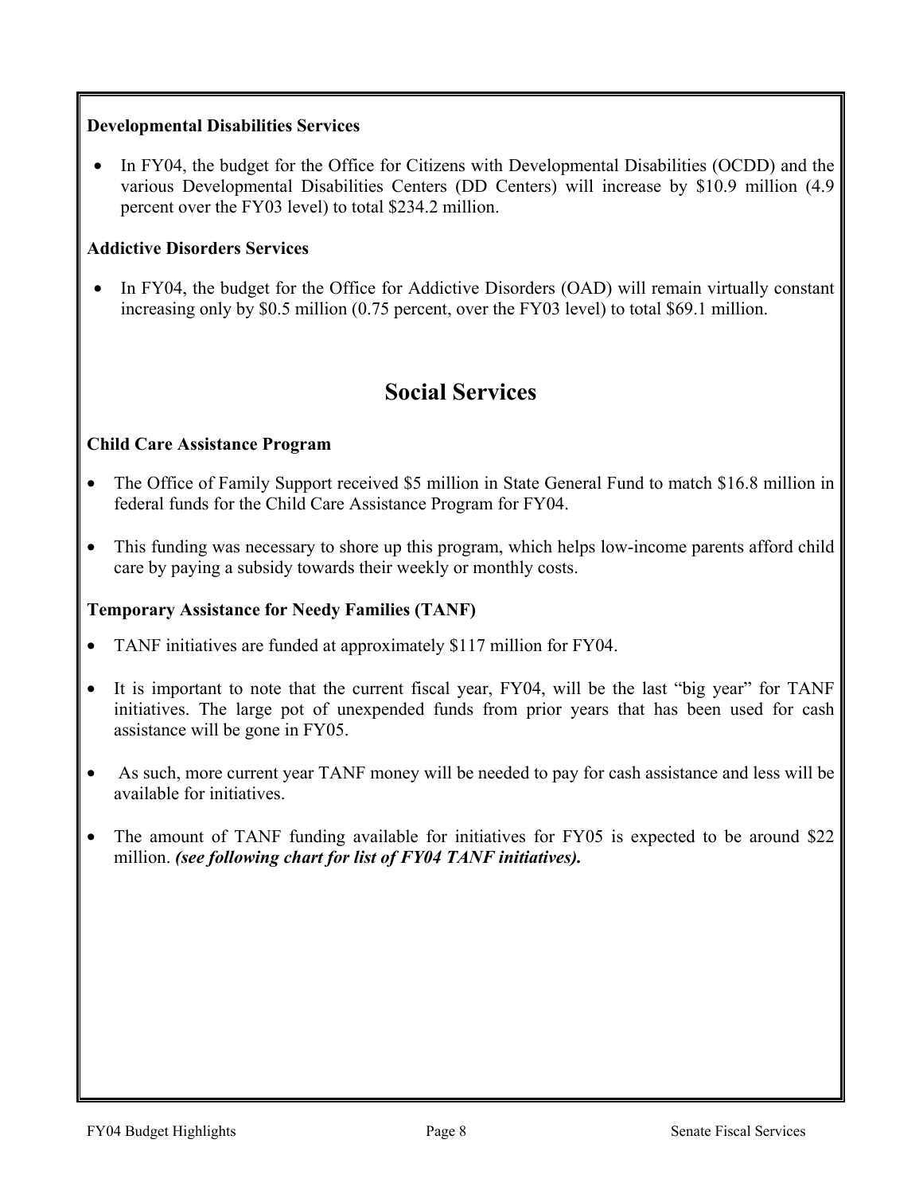### Developmental Disabilities Services

- In FY04, the budget for the Office for Citizens with Developmental Disabilities (OCDD) and the various Developmental Disabilities Centers (DD Centers) will increase by $10.9 million (4.9 percent over the FY03 level) to total $234.2 million.

### Addictive Disorders Services

- In FY04, the budget for the Office for Addictive Disorders (OAD) will remain virtually constant increasing only by $0.5 million (0.75 percent, over the FY03 level) to total $69.1 million.

## Social Services

### Child Care Assistance Program

- The Office of Family Support received $5 million in State General Fund to match $16.8 million in federal funds for the Child Care Assistance Program for FY04.
- This funding was necessary to shore up this program, which helps low-income parents afford child care by paying a subsidy towards their weekly or monthly costs.

### Temporary Assistance for Needy Families (TANF)

- TANF initiatives are funded at approximately $117 million for FY04.
- It is important to note that the current fiscal year, FY04, will be the last "big year" for TANF initiatives. The large pot of unexpended funds from prior years that has been used for cash assistance will be gone in FY05.
- As such, more current year TANF money will be needed to pay for cash assistance and less will be available for initiatives.
- The amount of TANF funding available for initiatives for FY05 is expected to be around $22 million. ***(see following chart for list of FY04 TANF initiatives).***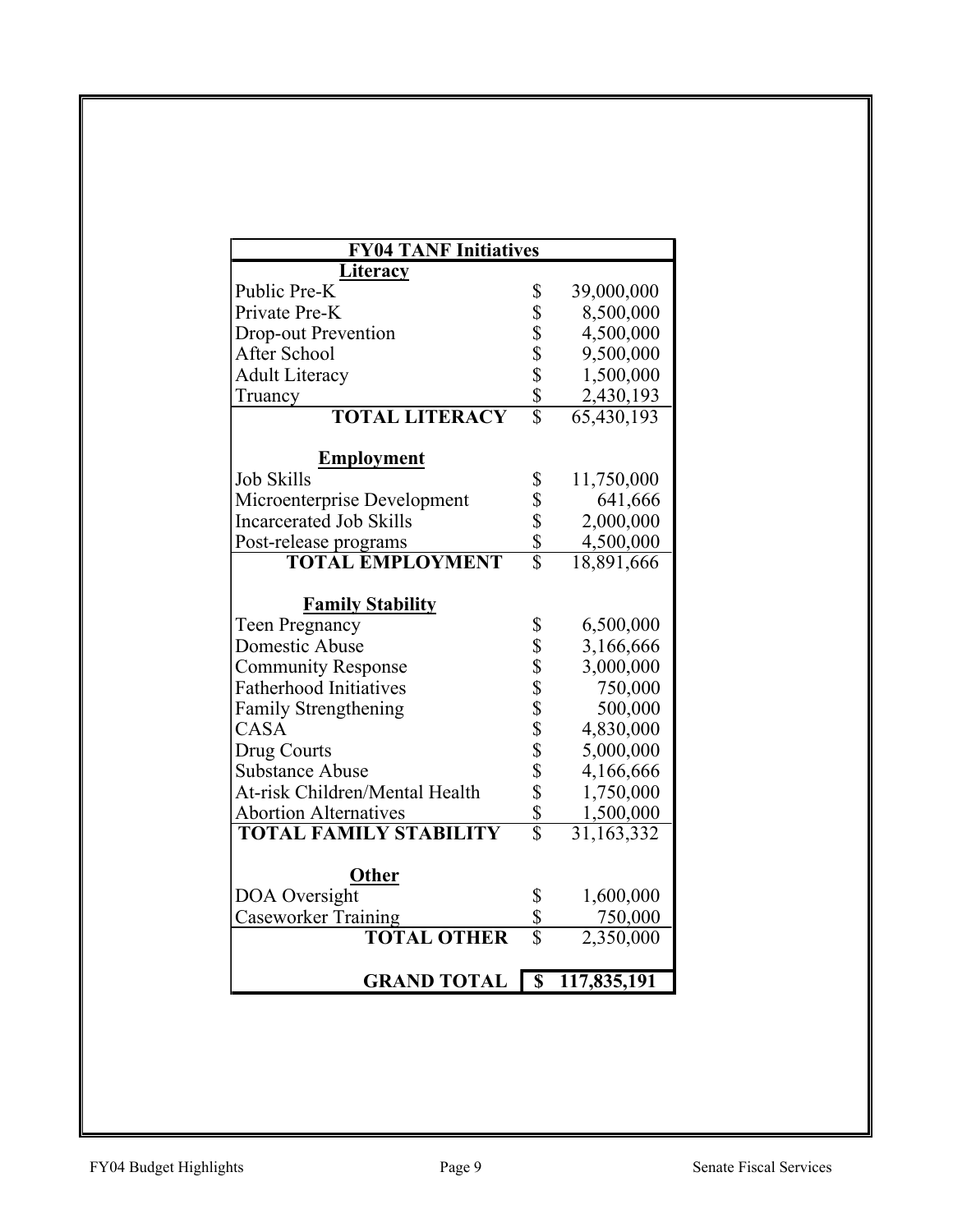| FY04 TANF Initiatives | |
|---|---|
| **Literacy** | |
| Public Pre-K | $ 39,000,000 |
| Private Pre-K | $ 8,500,000 |
| Drop-out Prevention | $ 4,500,000 |
| After School | $ 9,500,000 |
| Adult Literacy | $ 1,500,000 |
| Truancy | $ 2,430,193 |
| **TOTAL LITERACY** | $ 65,430,193 |
| | |
| **Employment** | |
| Job Skills | $ 11,750,000 |
| Microenterprise Development | $ 641,666 |
| Incarcerated Job Skills | $ 2,000,000 |
| Post-release programs | $ 4,500,000 |
| **TOTAL EMPLOYMENT** | $ 18,891,666 |
| | |
| **Family Stability** | |
| Teen Pregnancy | $ 6,500,000 |
| Domestic Abuse | $ 3,166,666 |
| Community Response | $ 3,000,000 |
| Fatherhood Initiatives | $ 750,000 |
| Family Strengthening | $ 500,000 |
| CASA | $ 4,830,000 |
| Drug Courts | $ 5,000,000 |
| Substance Abuse | $ 4,166,666 |
| At-risk Children/Mental Health | $ 1,750,000 |
| Abortion Alternatives | $ 1,500,000 |
| **TOTAL FAMILY STABILITY** | $ 31,163,332 |
| | |
| **Other** | |
| DOA Oversight | $ 1,600,000 |
| Caseworker Training | $ 750,000 |
| **TOTAL OTHER** | $ 2,350,000 |
| | |
| **GRAND TOTAL** | **$ 117,835,191** |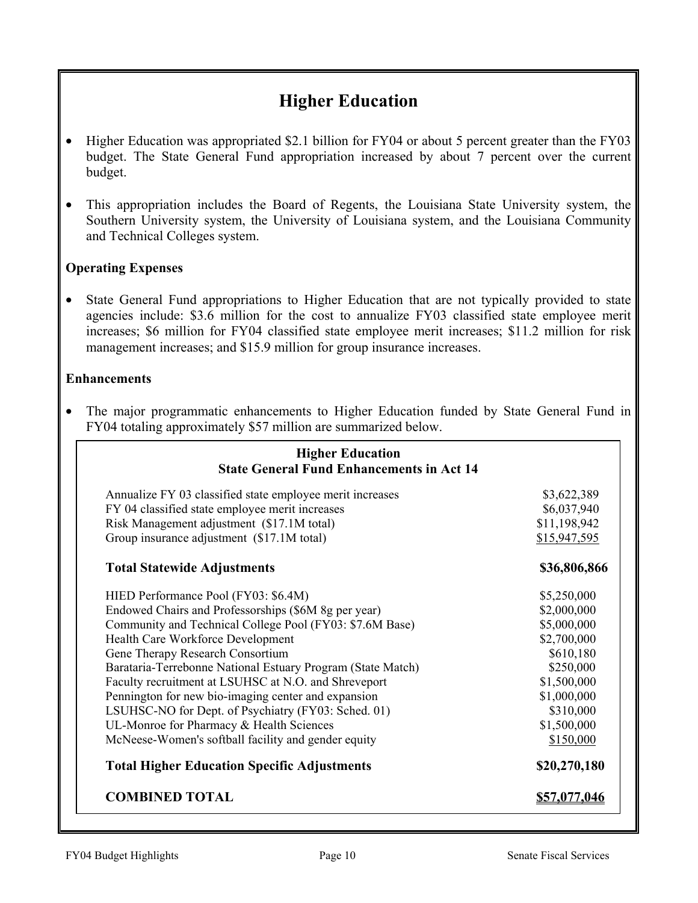# Higher Education

- Higher Education was appropriated $2.1 billion for FY04 or about 5 percent greater than the FY03 budget. The State General Fund appropriation increased by about 7 percent over the current budget.
- This appropriation includes the Board of Regents, the Louisiana State University system, the Southern University system, the University of Louisiana system, and the Louisiana Community and Technical Colleges system.

## Operating Expenses

- State General Fund appropriations to Higher Education that are not typically provided to state agencies include: $3.6 million for the cost to annualize FY03 classified state employee merit increases; $6 million for FY04 classified state employee merit increases; $11.2 million for risk management increases; and $15.9 million for group insurance increases.

## Enhancements

- The major programmatic enhancements to Higher Education funded by State General Fund in FY04 totaling approximately $57 million are summarized below.

**Higher Education**
**State General Fund Enhancements in Act 14**

| | |
|---|---|
| Annualize FY 03 classified state employee merit increases | $3,622,389 |
| FY 04 classified state employee merit increases | $6,037,940 |
| Risk Management adjustment ($17.1M total) | $11,198,942 |
| Group insurance adjustment ($17.1M total) | $15,947,595 |
| **Total Statewide Adjustments** | **$36,806,866** |
| HIED Performance Pool (FY03: $6.4M) | $5,250,000 |
| Endowed Chairs and Professorships ($6M 8g per year) | $2,000,000 |
| Community and Technical College Pool (FY03: $7.6M Base) | $5,000,000 |
| Health Care Workforce Development | $2,700,000 |
| Gene Therapy Research Consortium | $610,180 |
| Barataria-Terrebonne National Estuary Program (State Match) | $250,000 |
| Faculty recruitment at LSUHSC at N.O. and Shreveport | $1,500,000 |
| Pennington for new bio-imaging center and expansion | $1,000,000 |
| LSUHSC-NO for Dept. of Psychiatry (FY03: Sched. 01) | $310,000 |
| UL-Monroe for Pharmacy & Health Sciences | $1,500,000 |
| McNeese-Women's softball facility and gender equity | $150,000 |
| **Total Higher Education Specific Adjustments** | **$20,270,180** |
| **COMBINED TOTAL** | **$57,077,046** |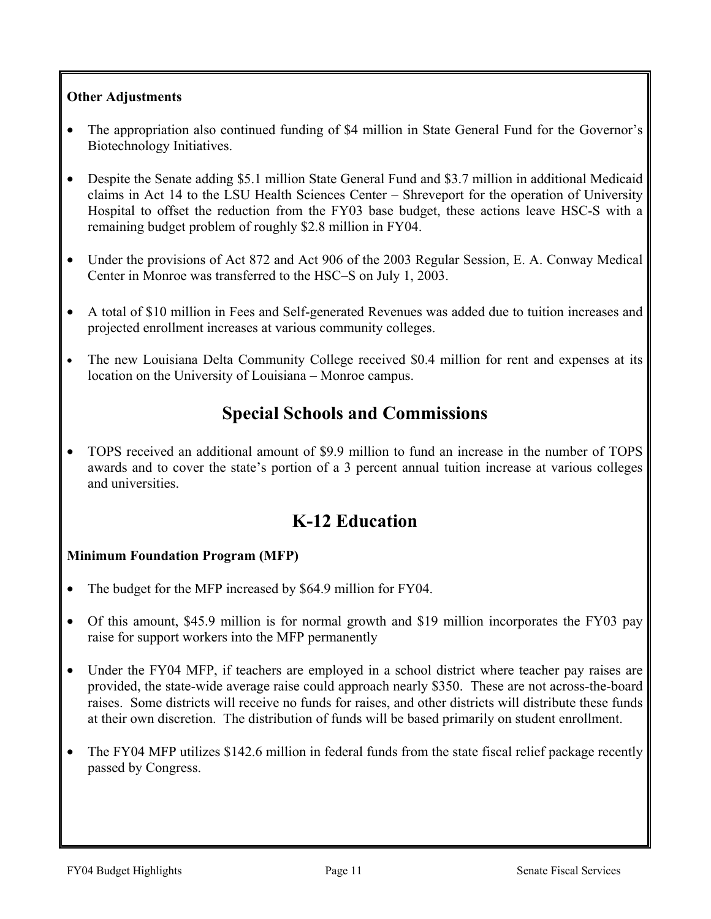**Other Adjustments**

- The appropriation also continued funding of $4 million in State General Fund for the Governor's Biotechnology Initiatives.
- Despite the Senate adding $5.1 million State General Fund and $3.7 million in additional Medicaid claims in Act 14 to the LSU Health Sciences Center – Shreveport for the operation of University Hospital to offset the reduction from the FY03 base budget, these actions leave HSC-S with a remaining budget problem of roughly $2.8 million in FY04.
- Under the provisions of Act 872 and Act 906 of the 2003 Regular Session, E. A. Conway Medical Center in Monroe was transferred to the HSC–S on July 1, 2003.
- A total of $10 million in Fees and Self-generated Revenues was added due to tuition increases and projected enrollment increases at various community colleges.
- The new Louisiana Delta Community College received $0.4 million for rent and expenses at its location on the University of Louisiana – Monroe campus.

## Special Schools and Commissions

- TOPS received an additional amount of $9.9 million to fund an increase in the number of TOPS awards and to cover the state's portion of a 3 percent annual tuition increase at various colleges and universities.

## K-12 Education

**Minimum Foundation Program (MFP)**

- The budget for the MFP increased by $64.9 million for FY04.
- Of this amount, $45.9 million is for normal growth and $19 million incorporates the FY03 pay raise for support workers into the MFP permanently
- Under the FY04 MFP, if teachers are employed in a school district where teacher pay raises are provided, the state-wide average raise could approach nearly $350. These are not across-the-board raises. Some districts will receive no funds for raises, and other districts will distribute these funds at their own discretion. The distribution of funds will be based primarily on student enrollment.
- The FY04 MFP utilizes $142.6 million in federal funds from the state fiscal relief package recently passed by Congress.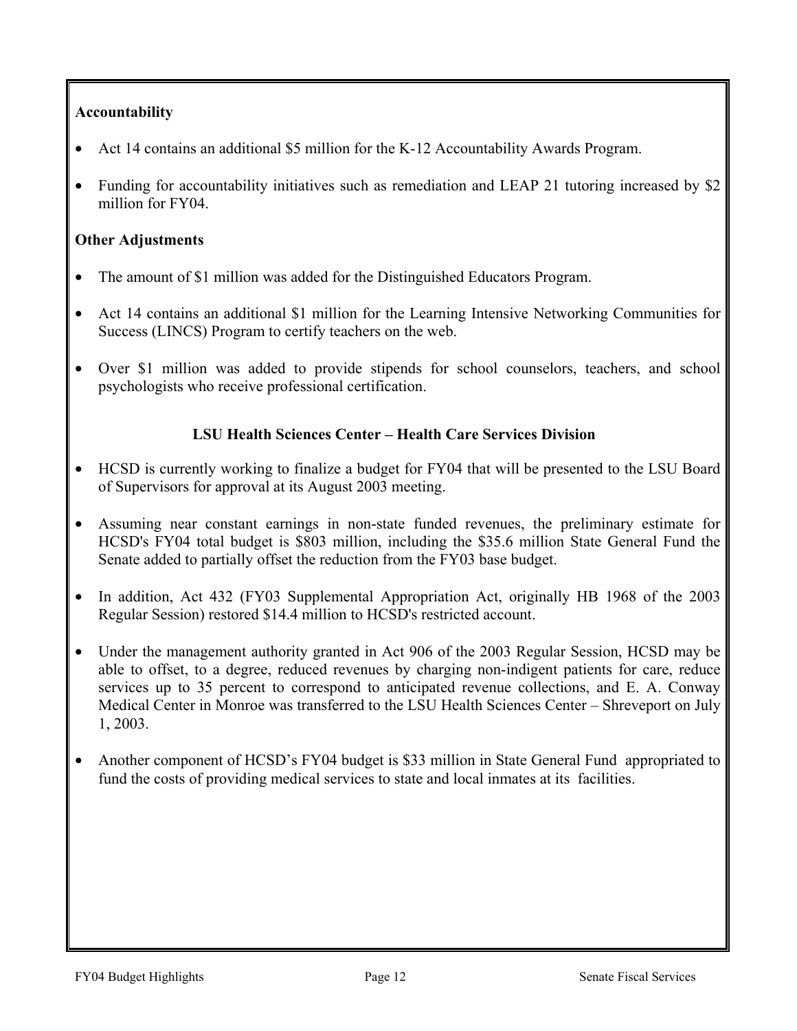**Accountability**

- Act 14 contains an additional $5 million for the K-12 Accountability Awards Program.
- Funding for accountability initiatives such as remediation and LEAP 21 tutoring increased by $2 million for FY04.

**Other Adjustments**

- The amount of $1 million was added for the Distinguished Educators Program.
- Act 14 contains an additional $1 million for the Learning Intensive Networking Communities for Success (LINCS) Program to certify teachers on the web.
- Over $1 million was added to provide stipends for school counselors, teachers, and school psychologists who receive professional certification.

## LSU Health Sciences Center – Health Care Services Division

- HCSD is currently working to finalize a budget for FY04 that will be presented to the LSU Board of Supervisors for approval at its August 2003 meeting.
- Assuming near constant earnings in non-state funded revenues, the preliminary estimate for HCSD's FY04 total budget is $803 million, including the $35.6 million State General Fund the Senate added to partially offset the reduction from the FY03 base budget.
- In addition, Act 432 (FY03 Supplemental Appropriation Act, originally HB 1968 of the 2003 Regular Session) restored $14.4 million to HCSD's restricted account.
- Under the management authority granted in Act 906 of the 2003 Regular Session, HCSD may be able to offset, to a degree, reduced revenues by charging non-indigent patients for care, reduce services up to 35 percent to correspond to anticipated revenue collections, and E. A. Conway Medical Center in Monroe was transferred to the LSU Health Sciences Center – Shreveport on July 1, 2003.
- Another component of HCSD's FY04 budget is $33 million in State General Fund appropriated to fund the costs of providing medical services to state and local inmates at its facilities.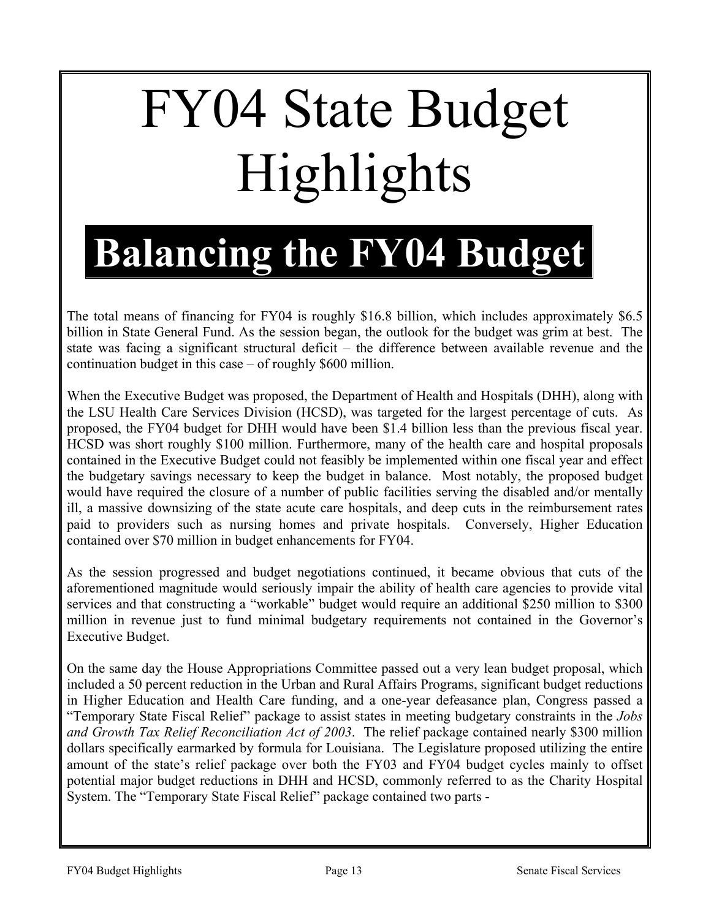# FY04 State Budget Highlights

## Balancing the FY04 Budget

The total means of financing for FY04 is roughly \$16.8 billion, which includes approximately \$6.5 billion in State General Fund. As the session began, the outlook for the budget was grim at best. The state was facing a significant structural deficit – the difference between available revenue and the continuation budget in this case – of roughly \$600 million.

When the Executive Budget was proposed, the Department of Health and Hospitals (DHH), along with the LSU Health Care Services Division (HCSD), was targeted for the largest percentage of cuts. As proposed, the FY04 budget for DHH would have been \$1.4 billion less than the previous fiscal year. HCSD was short roughly \$100 million. Furthermore, many of the health care and hospital proposals contained in the Executive Budget could not feasibly be implemented within one fiscal year and effect the budgetary savings necessary to keep the budget in balance. Most notably, the proposed budget would have required the closure of a number of public facilities serving the disabled and/or mentally ill, a massive downsizing of the state acute care hospitals, and deep cuts in the reimbursement rates paid to providers such as nursing homes and private hospitals. Conversely, Higher Education contained over \$70 million in budget enhancements for FY04.

As the session progressed and budget negotiations continued, it became obvious that cuts of the aforementioned magnitude would seriously impair the ability of health care agencies to provide vital services and that constructing a "workable" budget would require an additional \$250 million to \$300 million in revenue just to fund minimal budgetary requirements not contained in the Governor's Executive Budget.

On the same day the House Appropriations Committee passed out a very lean budget proposal, which included a 50 percent reduction in the Urban and Rural Affairs Programs, significant budget reductions in Higher Education and Health Care funding, and a one-year defeasance plan, Congress passed a "Temporary State Fiscal Relief" package to assist states in meeting budgetary constraints in the *Jobs and Growth Tax Relief Reconciliation Act of 2003*. The relief package contained nearly \$300 million dollars specifically earmarked by formula for Louisiana. The Legislature proposed utilizing the entire amount of the state's relief package over both the FY03 and FY04 budget cycles mainly to offset potential major budget reductions in DHH and HCSD, commonly referred to as the Charity Hospital System. The "Temporary State Fiscal Relief" package contained two parts -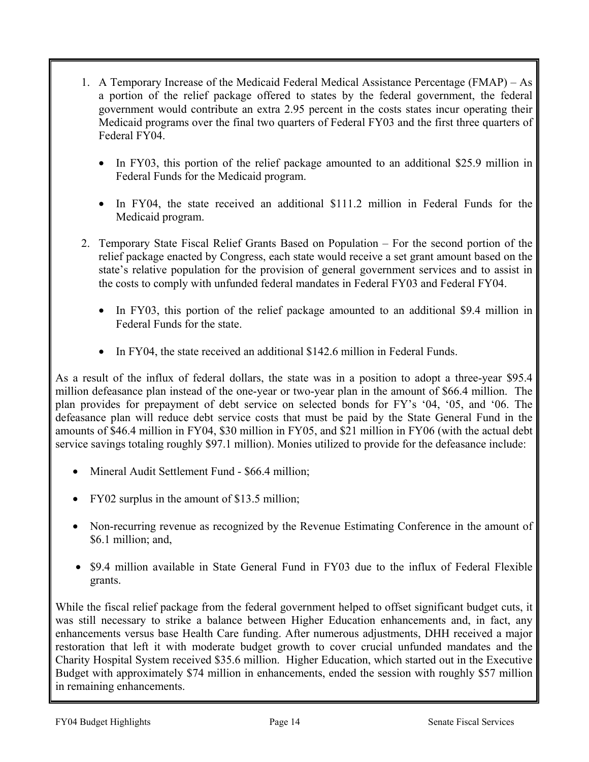1. A Temporary Increase of the Medicaid Federal Medical Assistance Percentage (FMAP) – As a portion of the relief package offered to states by the federal government, the federal government would contribute an extra 2.95 percent in the costs states incur operating their Medicaid programs over the final two quarters of Federal FY03 and the first three quarters of Federal FY04.

   - In FY03, this portion of the relief package amounted to an additional $25.9 million in Federal Funds for the Medicaid program.

   - In FY04, the state received an additional $111.2 million in Federal Funds for the Medicaid program.

2. Temporary State Fiscal Relief Grants Based on Population – For the second portion of the relief package enacted by Congress, each state would receive a set grant amount based on the state's relative population for the provision of general government services and to assist in the costs to comply with unfunded federal mandates in Federal FY03 and Federal FY04.

   - In FY03, this portion of the relief package amounted to an additional $9.4 million in Federal Funds for the state.

   - In FY04, the state received an additional $142.6 million in Federal Funds.

As a result of the influx of federal dollars, the state was in a position to adopt a three-year $95.4 million defeasance plan instead of the one-year or two-year plan in the amount of $66.4 million. The plan provides for prepayment of debt service on selected bonds for FY's '04, '05, and '06. The defeasance plan will reduce debt service costs that must be paid by the State General Fund in the amounts of $46.4 million in FY04, $30 million in FY05, and $21 million in FY06 (with the actual debt service savings totaling roughly $97.1 million). Monies utilized to provide for the defeasance include:

- Mineral Audit Settlement Fund - $66.4 million;

- FY02 surplus in the amount of $13.5 million;

- Non-recurring revenue as recognized by the Revenue Estimating Conference in the amount of $6.1 million; and,

- $9.4 million available in State General Fund in FY03 due to the influx of Federal Flexible grants.

While the fiscal relief package from the federal government helped to offset significant budget cuts, it was still necessary to strike a balance between Higher Education enhancements and, in fact, any enhancements versus base Health Care funding. After numerous adjustments, DHH received a major restoration that left it with moderate budget growth to cover crucial unfunded mandates and the Charity Hospital System received $35.6 million. Higher Education, which started out in the Executive Budget with approximately $74 million in enhancements, ended the session with roughly $57 million in remaining enhancements.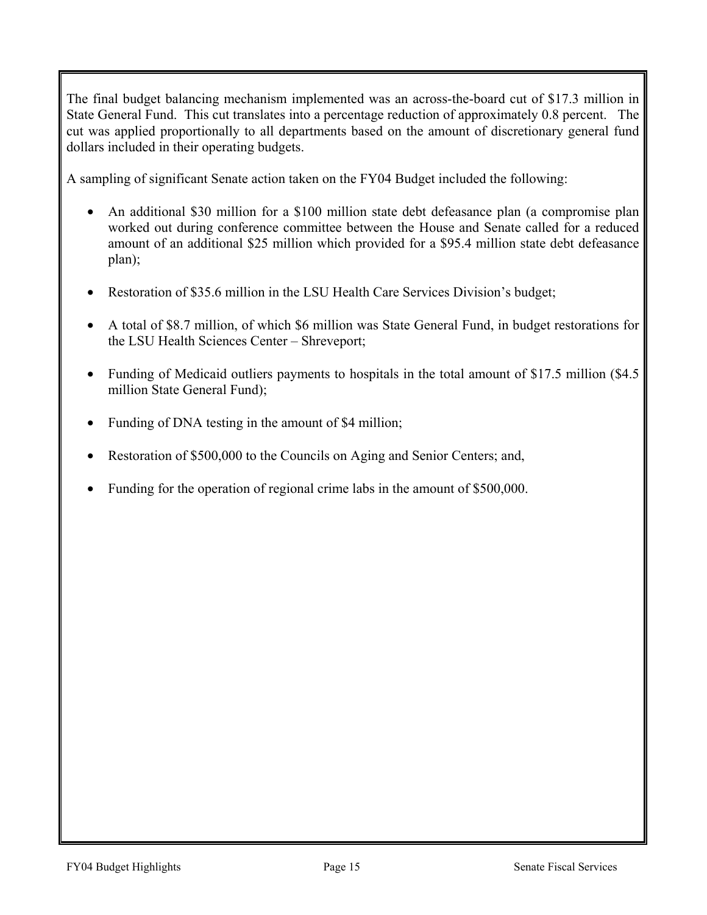The final budget balancing mechanism implemented was an across-the-board cut of $17.3 million in State General Fund. This cut translates into a percentage reduction of approximately 0.8 percent. The cut was applied proportionally to all departments based on the amount of discretionary general fund dollars included in their operating budgets.

A sampling of significant Senate action taken on the FY04 Budget included the following:

- An additional $30 million for a $100 million state debt defeasance plan (a compromise plan worked out during conference committee between the House and Senate called for a reduced amount of an additional $25 million which provided for a $95.4 million state debt defeasance plan);
- Restoration of $35.6 million in the LSU Health Care Services Division's budget;
- A total of $8.7 million, of which $6 million was State General Fund, in budget restorations for the LSU Health Sciences Center – Shreveport;
- Funding of Medicaid outliers payments to hospitals in the total amount of $17.5 million ($4.5 million State General Fund);
- Funding of DNA testing in the amount of $4 million;
- Restoration of $500,000 to the Councils on Aging and Senior Centers; and,
- Funding for the operation of regional crime labs in the amount of $500,000.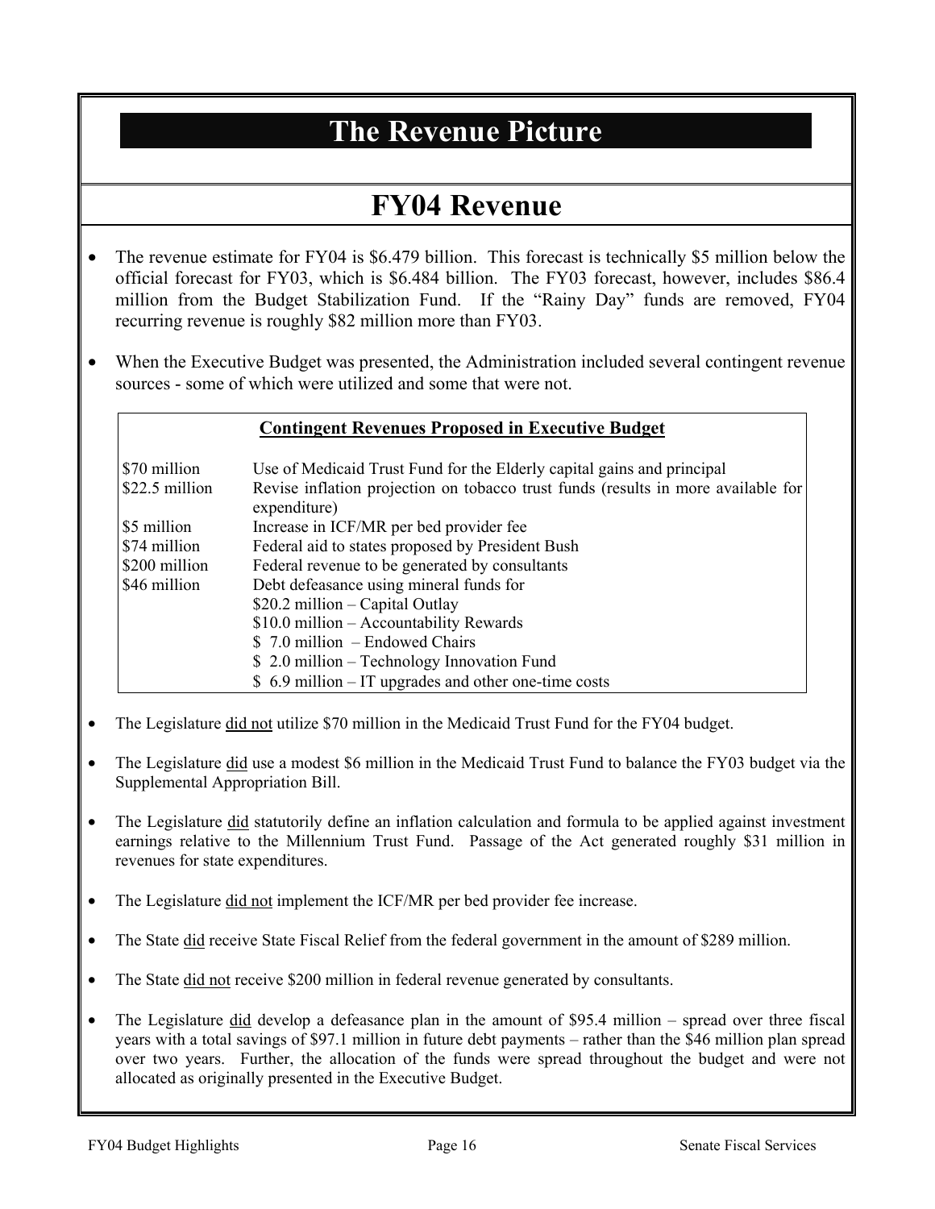# The Revenue Picture

## FY04 Revenue

- The revenue estimate for FY04 is $6.479 billion. This forecast is technically $5 million below the official forecast for FY03, which is $6.484 billion. The FY03 forecast, however, includes $86.4 million from the Budget Stabilization Fund. If the "Rainy Day" funds are removed, FY04 recurring revenue is roughly $82 million more than FY03.
- When the Executive Budget was presented, the Administration included several contingent revenue sources - some of which were utilized and some that were not.

**<u>Contingent Revenues Proposed in Executive Budget</u>**

| | |
|---|---|
| $70 million | Use of Medicaid Trust Fund for the Elderly capital gains and principal |
| $22.5 million | Revise inflation projection on tobacco trust funds (results in more available for expenditure) |
| $5 million | Increase in ICF/MR per bed provider fee |
| $74 million | Federal aid to states proposed by President Bush |
| $200 million | Federal revenue to be generated by consultants |
| $46 million | Debt defeasance using mineral funds for<br>$20.2 million – Capital Outlay<br>$10.0 million – Accountability Rewards<br>$ 7.0 million – Endowed Chairs<br>$ 2.0 million – Technology Innovation Fund<br>$ 6.9 million – IT upgrades and other one-time costs |

- The Legislature <u>did not</u> utilize $70 million in the Medicaid Trust Fund for the FY04 budget.
- The Legislature <u>did</u> use a modest $6 million in the Medicaid Trust Fund to balance the FY03 budget via the Supplemental Appropriation Bill.
- The Legislature <u>did</u> statutorily define an inflation calculation and formula to be applied against investment earnings relative to the Millennium Trust Fund. Passage of the Act generated roughly $31 million in revenues for state expenditures.
- The Legislature <u>did not</u> implement the ICF/MR per bed provider fee increase.
- The State <u>did</u> receive State Fiscal Relief from the federal government in the amount of $289 million.
- The State <u>did not</u> receive $200 million in federal revenue generated by consultants.
- The Legislature <u>did</u> develop a defeasance plan in the amount of $95.4 million – spread over three fiscal years with a total savings of $97.1 million in future debt payments – rather than the $46 million plan spread over two years. Further, the allocation of the funds were spread throughout the budget and were not allocated as originally presented in the Executive Budget.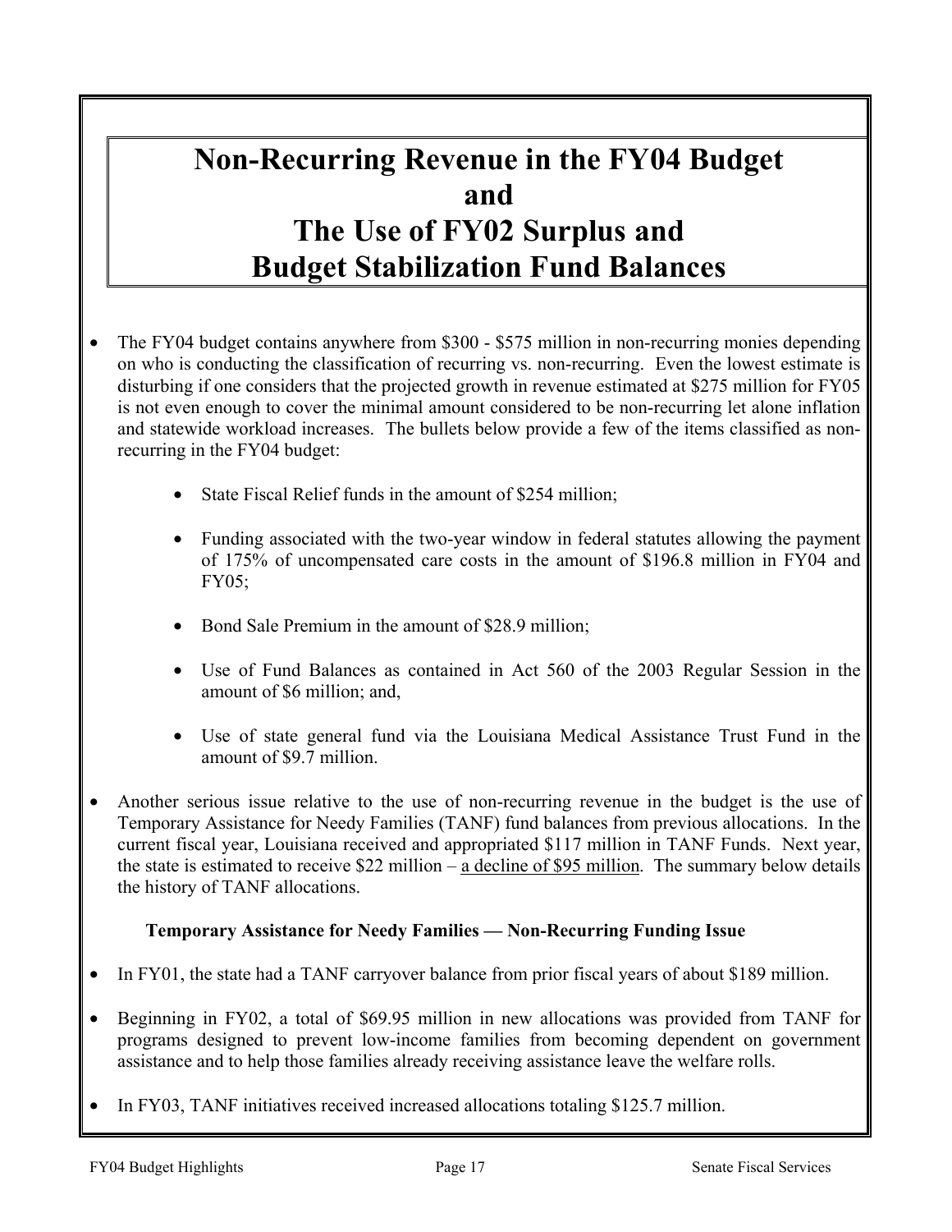# Non-Recurring Revenue in the FY04 Budget and The Use of FY02 Surplus and Budget Stabilization Fund Balances

- The FY04 budget contains anywhere from $300 - $575 million in non-recurring monies depending on who is conducting the classification of recurring vs. non-recurring. Even the lowest estimate is disturbing if one considers that the projected growth in revenue estimated at $275 million for FY05 is not even enough to cover the minimal amount considered to be non-recurring let alone inflation and statewide workload increases. The bullets below provide a few of the items classified as non-recurring in the FY04 budget:
  - State Fiscal Relief funds in the amount of $254 million;
  - Funding associated with the two-year window in federal statutes allowing the payment of 175% of uncompensated care costs in the amount of $196.8 million in FY04 and FY05;
  - Bond Sale Premium in the amount of $28.9 million;
  - Use of Fund Balances as contained in Act 560 of the 2003 Regular Session in the amount of $6 million; and,
  - Use of state general fund via the Louisiana Medical Assistance Trust Fund in the amount of $9.7 million.
- Another serious issue relative to the use of non-recurring revenue in the budget is the use of Temporary Assistance for Needy Families (TANF) fund balances from previous allocations. In the current fiscal year, Louisiana received and appropriated $117 million in TANF Funds. Next year, the state is estimated to receive $22 million – a decline of $95 million. The summary below details the history of TANF allocations.

**Temporary Assistance for Needy Families — Non-Recurring Funding Issue**

- In FY01, the state had a TANF carryover balance from prior fiscal years of about $189 million.
- Beginning in FY02, a total of $69.95 million in new allocations was provided from TANF for programs designed to prevent low-income families from becoming dependent on government assistance and to help those families already receiving assistance leave the welfare rolls.
- In FY03, TANF initiatives received increased allocations totaling $125.7 million.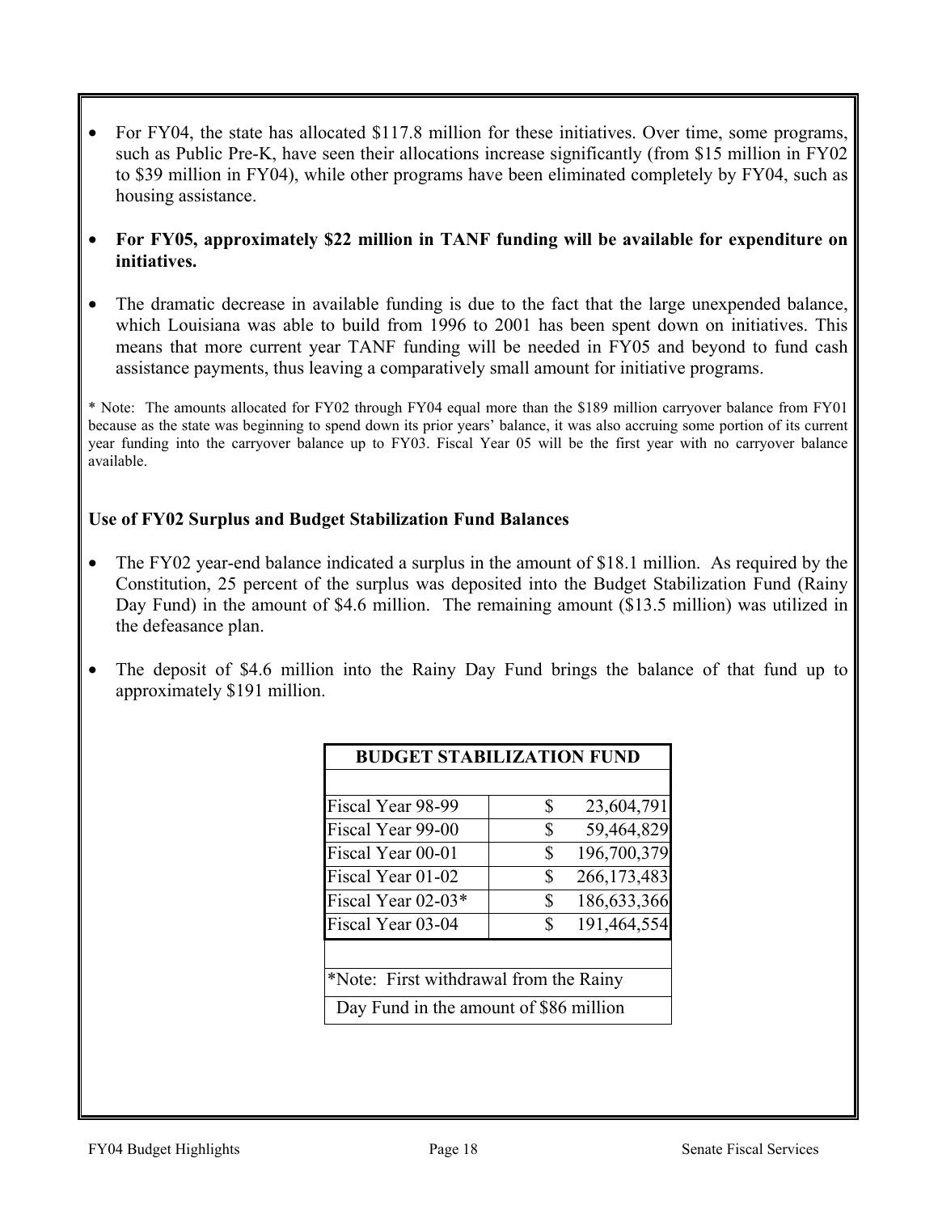- For FY04, the state has allocated $117.8 million for these initiatives. Over time, some programs, such as Public Pre-K, have seen their allocations increase significantly (from $15 million in FY02 to $39 million in FY04), while other programs have been eliminated completely by FY04, such as housing assistance.

- **For FY05, approximately $22 million in TANF funding will be available for expenditure on initiatives.**

- The dramatic decrease in available funding is due to the fact that the large unexpended balance, which Louisiana was able to build from 1996 to 2001 has been spent down on initiatives. This means that more current year TANF funding will be needed in FY05 and beyond to fund cash assistance payments, thus leaving a comparatively small amount for initiative programs.

* Note: The amounts allocated for FY02 through FY04 equal more than the $189 million carryover balance from FY01 because as the state was beginning to spend down its prior years' balance, it was also accruing some portion of its current year funding into the carryover balance up to FY03. Fiscal Year 05 will be the first year with no carryover balance available.

**Use of FY02 Surplus and Budget Stabilization Fund Balances**

- The FY02 year-end balance indicated a surplus in the amount of $18.1 million. As required by the Constitution, 25 percent of the surplus was deposited into the Budget Stabilization Fund (Rainy Day Fund) in the amount of $4.6 million. The remaining amount ($13.5 million) was utilized in the defeasance plan.

- The deposit of $4.6 million into the Rainy Day Fund brings the balance of that fund up to approximately $191 million.

| BUDGET STABILIZATION FUND | |
|---|---|
| Fiscal Year 98-99 | $ 23,604,791 |
| Fiscal Year 99-00 | $ 59,464,829 |
| Fiscal Year 00-01 | $ 196,700,379 |
| Fiscal Year 01-02 | $ 266,173,483 |
| Fiscal Year 02-03* | $ 186,633,366 |
| Fiscal Year 03-04 | $ 191,464,554 |

*Note: First withdrawal from the Rainy Day Fund in the amount of $86 million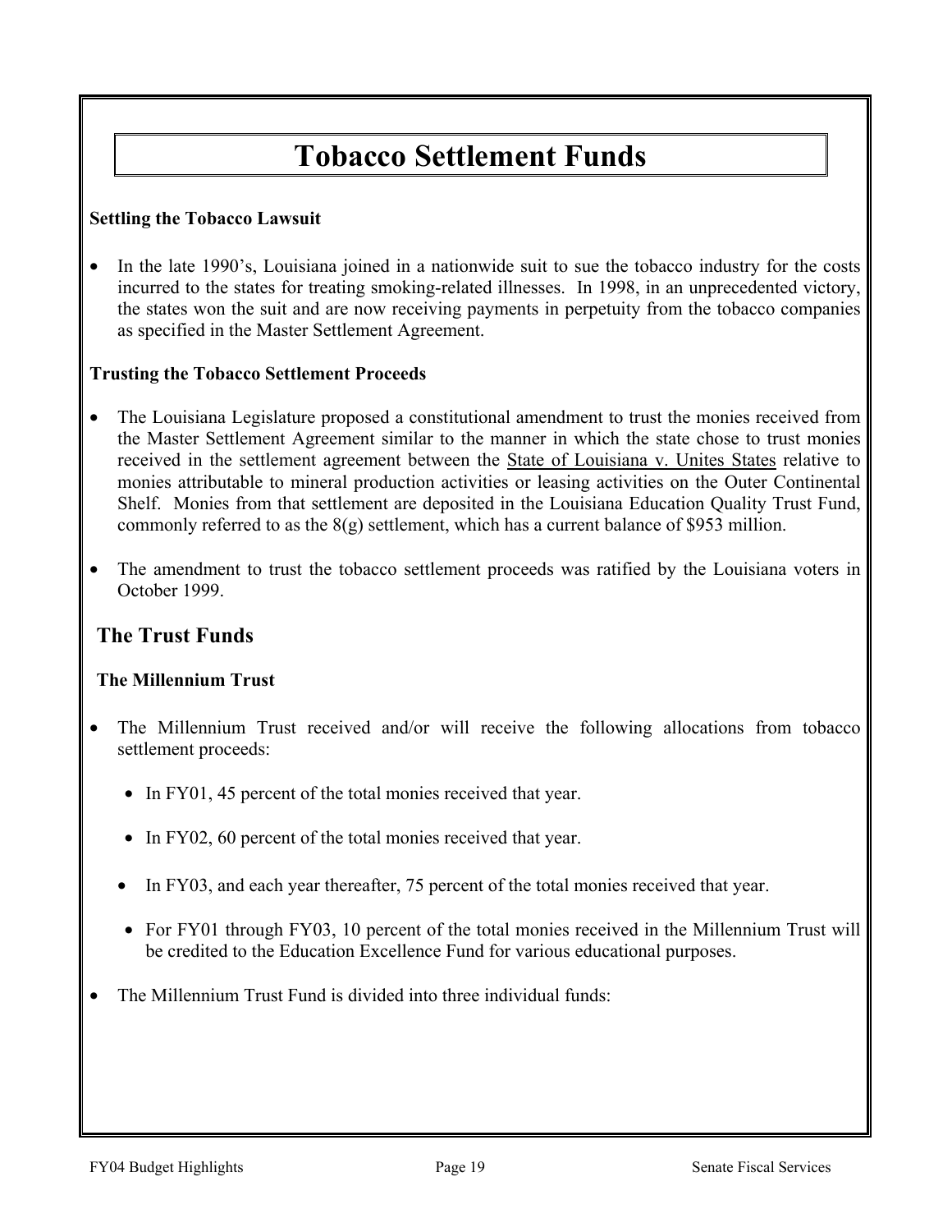# Tobacco Settlement Funds

**Settling the Tobacco Lawsuit**

- In the late 1990's, Louisiana joined in a nationwide suit to sue the tobacco industry for the costs incurred to the states for treating smoking-related illnesses. In 1998, in an unprecedented victory, the states won the suit and are now receiving payments in perpetuity from the tobacco companies as specified in the Master Settlement Agreement.

**Trusting the Tobacco Settlement Proceeds**

- The Louisiana Legislature proposed a constitutional amendment to trust the monies received from the Master Settlement Agreement similar to the manner in which the state chose to trust monies received in the settlement agreement between the State of Louisiana v. Unites States relative to monies attributable to mineral production activities or leasing activities on the Outer Continental Shelf. Monies from that settlement are deposited in the Louisiana Education Quality Trust Fund, commonly referred to as the 8(g) settlement, which has a current balance of $953 million.

- The amendment to trust the tobacco settlement proceeds was ratified by the Louisiana voters in October 1999.

## The Trust Funds

**The Millennium Trust**

- The Millennium Trust received and/or will receive the following allocations from tobacco settlement proceeds:
  - In FY01, 45 percent of the total monies received that year.
  - In FY02, 60 percent of the total monies received that year.
  - In FY03, and each year thereafter, 75 percent of the total monies received that year.
  - For FY01 through FY03, 10 percent of the total monies received in the Millennium Trust will be credited to the Education Excellence Fund for various educational purposes.

- The Millennium Trust Fund is divided into three individual funds: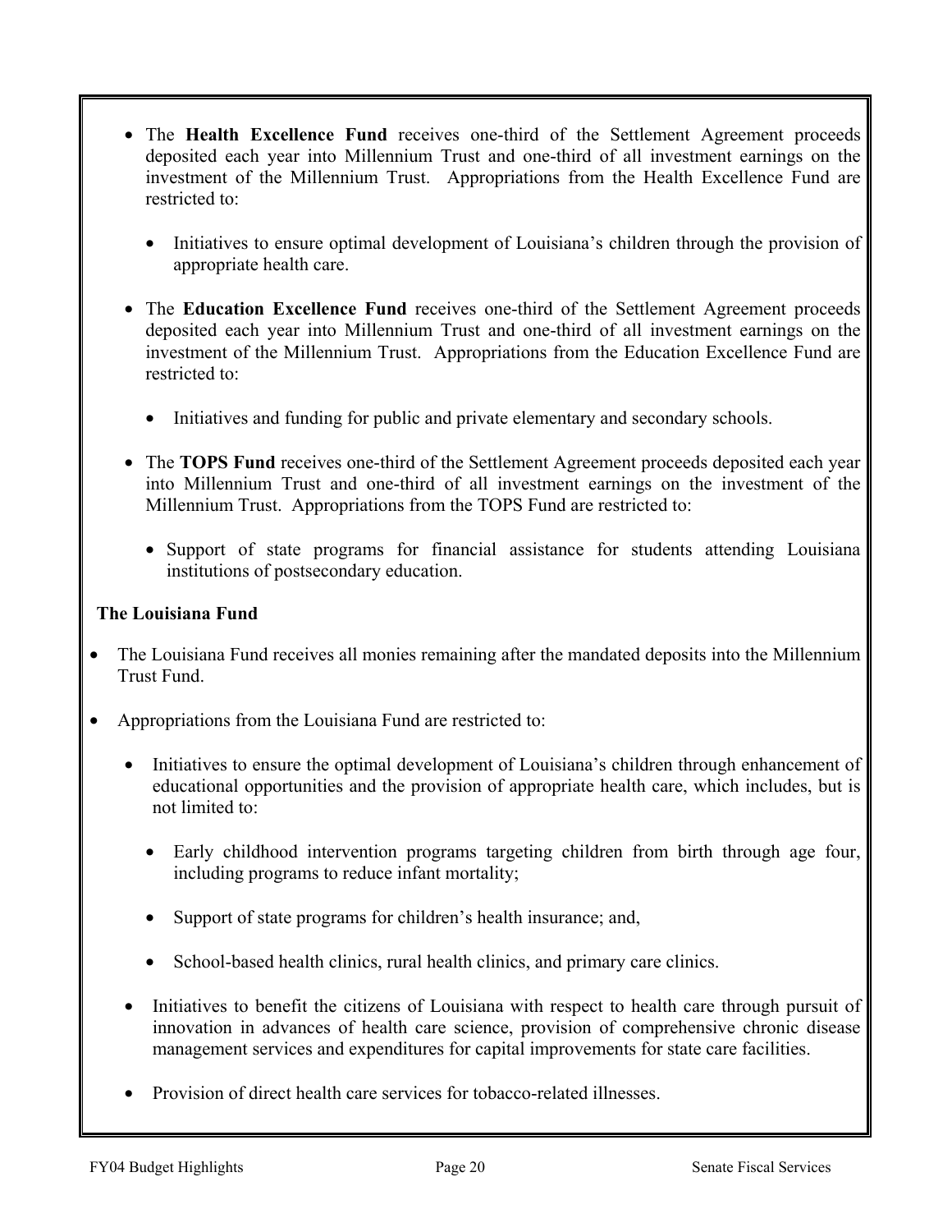- The **Health Excellence Fund** receives one-third of the Settlement Agreement proceeds deposited each year into Millennium Trust and one-third of all investment earnings on the investment of the Millennium Trust. Appropriations from the Health Excellence Fund are restricted to:
  - Initiatives to ensure optimal development of Louisiana's children through the provision of appropriate health care.

- The **Education Excellence Fund** receives one-third of the Settlement Agreement proceeds deposited each year into Millennium Trust and one-third of all investment earnings on the investment of the Millennium Trust. Appropriations from the Education Excellence Fund are restricted to:
  - Initiatives and funding for public and private elementary and secondary schools.

- The **TOPS Fund** receives one-third of the Settlement Agreement proceeds deposited each year into Millennium Trust and one-third of all investment earnings on the investment of the Millennium Trust. Appropriations from the TOPS Fund are restricted to:
  - Support of state programs for financial assistance for students attending Louisiana institutions of postsecondary education.

**The Louisiana Fund**

- The Louisiana Fund receives all monies remaining after the mandated deposits into the Millennium Trust Fund.
- Appropriations from the Louisiana Fund are restricted to:
  - Initiatives to ensure the optimal development of Louisiana's children through enhancement of educational opportunities and the provision of appropriate health care, which includes, but is not limited to:
    - Early childhood intervention programs targeting children from birth through age four, including programs to reduce infant mortality;
    - Support of state programs for children's health insurance; and,
    - School-based health clinics, rural health clinics, and primary care clinics.
  - Initiatives to benefit the citizens of Louisiana with respect to health care through pursuit of innovation in advances of health care science, provision of comprehensive chronic disease management services and expenditures for capital improvements for state care facilities.
  - Provision of direct health care services for tobacco-related illnesses.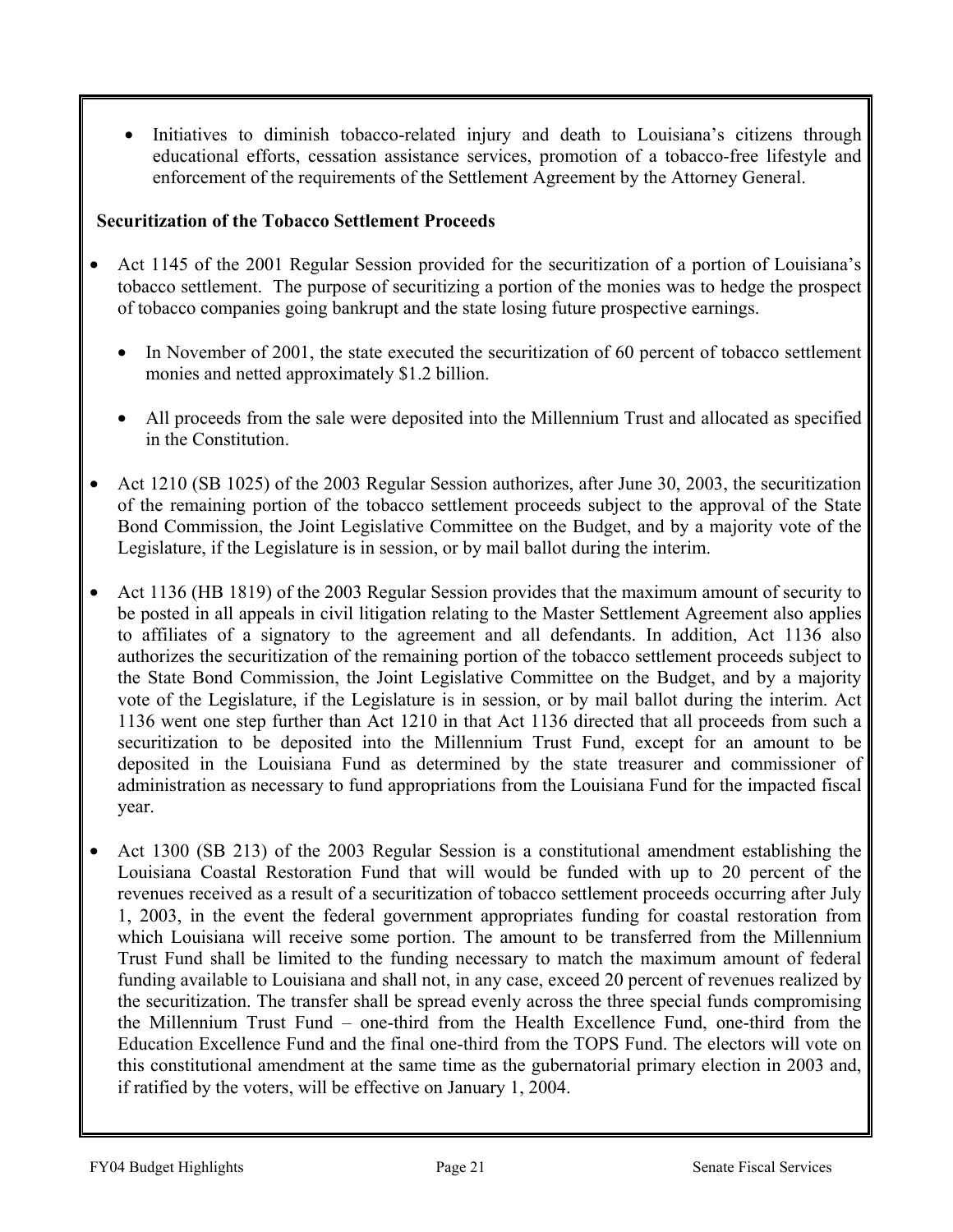- Initiatives to diminish tobacco-related injury and death to Louisiana's citizens through educational efforts, cessation assistance services, promotion of a tobacco-free lifestyle and enforcement of the requirements of the Settlement Agreement by the Attorney General.

**Securitization of the Tobacco Settlement Proceeds**

- Act 1145 of the 2001 Regular Session provided for the securitization of a portion of Louisiana's tobacco settlement. The purpose of securitizing a portion of the monies was to hedge the prospect of tobacco companies going bankrupt and the state losing future prospective earnings.
  - In November of 2001, the state executed the securitization of 60 percent of tobacco settlement monies and netted approximately $1.2 billion.
  - All proceeds from the sale were deposited into the Millennium Trust and allocated as specified in the Constitution.
- Act 1210 (SB 1025) of the 2003 Regular Session authorizes, after June 30, 2003, the securitization of the remaining portion of the tobacco settlement proceeds subject to the approval of the State Bond Commission, the Joint Legislative Committee on the Budget, and by a majority vote of the Legislature, if the Legislature is in session, or by mail ballot during the interim.
- Act 1136 (HB 1819) of the 2003 Regular Session provides that the maximum amount of security to be posted in all appeals in civil litigation relating to the Master Settlement Agreement also applies to affiliates of a signatory to the agreement and all defendants. In addition, Act 1136 also authorizes the securitization of the remaining portion of the tobacco settlement proceeds subject to the State Bond Commission, the Joint Legislative Committee on the Budget, and by a majority vote of the Legislature, if the Legislature is in session, or by mail ballot during the interim. Act 1136 went one step further than Act 1210 in that Act 1136 directed that all proceeds from such a securitization to be deposited into the Millennium Trust Fund, except for an amount to be deposited in the Louisiana Fund as determined by the state treasurer and commissioner of administration as necessary to fund appropriations from the Louisiana Fund for the impacted fiscal year.
- Act 1300 (SB 213) of the 2003 Regular Session is a constitutional amendment establishing the Louisiana Coastal Restoration Fund that will would be funded with up to 20 percent of the revenues received as a result of a securitization of tobacco settlement proceeds occurring after July 1, 2003, in the event the federal government appropriates funding for coastal restoration from which Louisiana will receive some portion. The amount to be transferred from the Millennium Trust Fund shall be limited to the funding necessary to match the maximum amount of federal funding available to Louisiana and shall not, in any case, exceed 20 percent of revenues realized by the securitization. The transfer shall be spread evenly across the three special funds compromising the Millennium Trust Fund – one-third from the Health Excellence Fund, one-third from the Education Excellence Fund and the final one-third from the TOPS Fund. The electors will vote on this constitutional amendment at the same time as the gubernatorial primary election in 2003 and, if ratified by the voters, will be effective on January 1, 2004.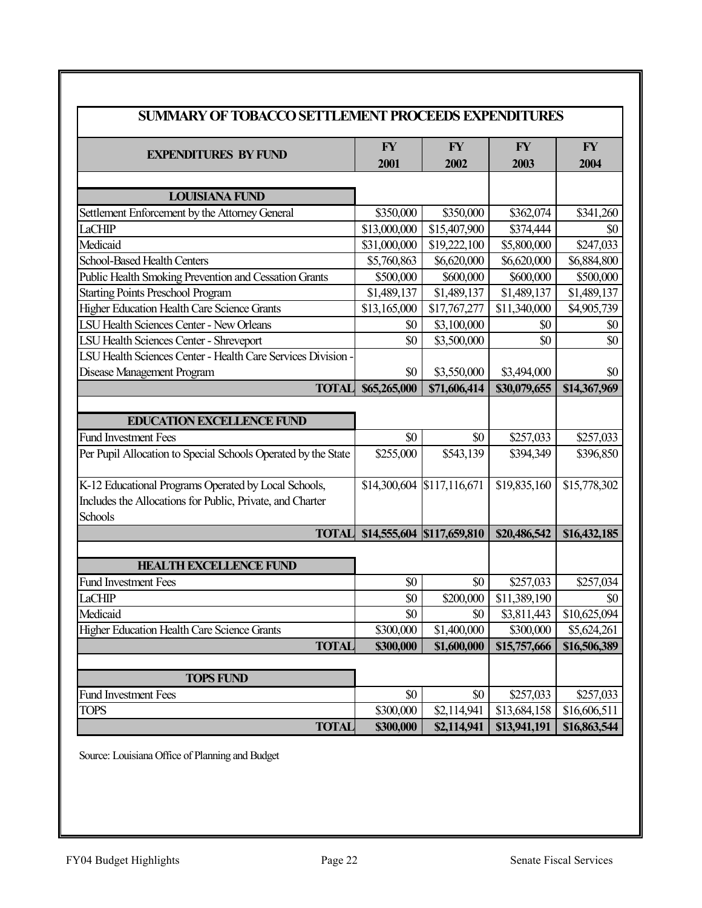## SUMMARY OF TOBACCO SETTLEMENT PROCEEDS EXPENDITURES

| EXPENDITURES BY FUND | FY 2001 | FY 2002 | FY 2003 | FY 2004 |
|---|---|---|---|---|
| **LOUISIANA FUND** | | | | |
| Settlement Enforcement by the Attorney General | $350,000 | $350,000 | $362,074 | $341,260 |
| LaCHIP | $13,000,000 | $15,407,900 | $374,444 | $0 |
| Medicaid | $31,000,000 | $19,222,100 | $5,800,000 | $247,033 |
| School-Based Health Centers | $5,760,863 | $6,620,000 | $6,620,000 | $6,884,800 |
| Public Health Smoking Prevention and Cessation Grants | $500,000 | $600,000 | $600,000 | $500,000 |
| Starting Points Preschool Program | $1,489,137 | $1,489,137 | $1,489,137 | $1,489,137 |
| Higher Education Health Care Science Grants | $13,165,000 | $17,767,277 | $11,340,000 | $4,905,739 |
| LSU Health Sciences Center - New Orleans | $0 | $3,100,000 | $0 | $0 |
| LSU Health Sciences Center - Shreveport | $0 | $3,500,000 | $0 | $0 |
| LSU Health Sciences Center - Health Care Services Division - Disease Management Program | $0 | $3,550,000 | $3,494,000 | $0 |
| **TOTAL** | **$65,265,000** | **$71,606,414** | **$30,079,655** | **$14,367,969** |
| **EDUCATION EXCELLENCE FUND** | | | | |
| Fund Investment Fees | $0 | $0 | $257,033 | $257,033 |
| Per Pupil Allocation to Special Schools Operated by the State | $255,000 | $543,139 | $394,349 | $396,850 |
| K-12 Educational Programs Operated by Local Schools, Includes the Allocations for Public, Private, and Charter Schools | $14,300,604 | $117,116,671 | $19,835,160 | $15,778,302 |
| **TOTAL** | **$14,555,604** | **$117,659,810** | **$20,486,542** | **$16,432,185** |
| **HEALTH EXCELLENCE FUND** | | | | |
| Fund Investment Fees | $0 | $0 | $257,033 | $257,034 |
| LaCHIP | $0 | $200,000 | $11,389,190 | $0 |
| Medicaid | $0 | $0 | $3,811,443 | $10,625,094 |
| Higher Education Health Care Science Grants | $300,000 | $1,400,000 | $300,000 | $5,624,261 |
| **TOTAL** | **$300,000** | **$1,600,000** | **$15,757,666** | **$16,506,389** |
| **TOPS FUND** | | | | |
| Fund Investment Fees | $0 | $0 | $257,033 | $257,033 |
| TOPS | $300,000 | $2,114,941 | $13,684,158 | $16,606,511 |
| **TOTAL** | **$300,000** | **$2,114,941** | **$13,941,191** | **$16,863,544** |

Source: Louisiana Office of Planning and Budget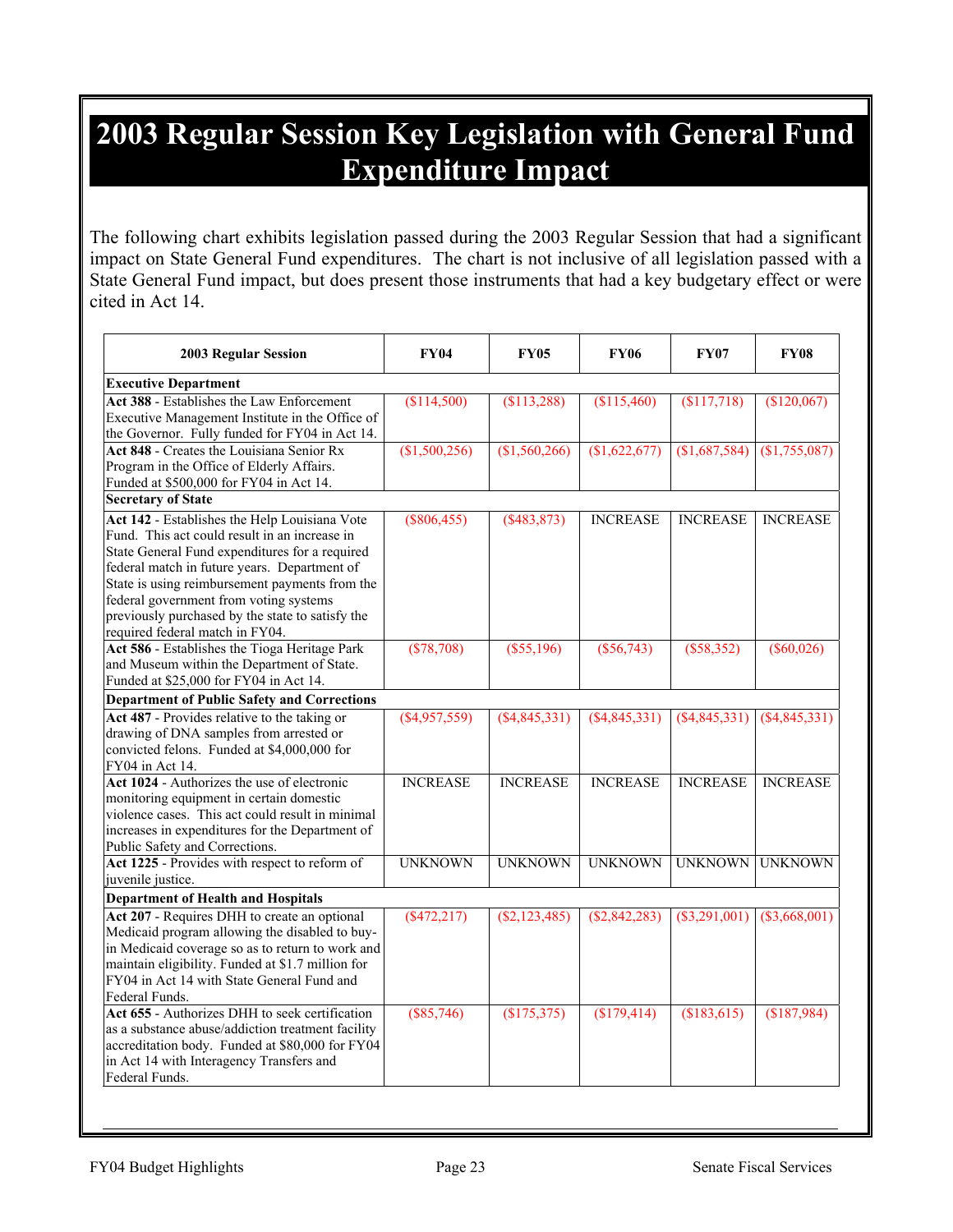# 2003 Regular Session Key Legislation with General Fund Expenditure Impact

The following chart exhibits legislation passed during the 2003 Regular Session that had a significant impact on State General Fund expenditures. The chart is not inclusive of all legislation passed with a State General Fund impact, but does present those instruments that had a key budgetary effect or were cited in Act 14.

| 2003 Regular Session | FY04 | FY05 | FY06 | FY07 | FY08 |
|---|---|---|---|---|---|
| **Executive Department** | | | | | |
| **Act 388** - Establishes the Law Enforcement Executive Management Institute in the Office of the Governor. Fully funded for FY04 in Act 14. | ($114,500) | ($113,288) | ($115,460) | ($117,718) | ($120,067) |
| **Act 848** - Creates the Louisiana Senior Rx Program in the Office of Elderly Affairs. Funded at $500,000 for FY04 in Act 14. | ($1,500,256) | ($1,560,266) | ($1,622,677) | ($1,687,584) | ($1,755,087) |
| **Secretary of State** | | | | | |
| **Act 142** - Establishes the Help Louisiana Vote Fund. This act could result in an increase in State General Fund expenditures for a required federal match in future years. Department of State is using reimbursement payments from the federal government from voting systems previously purchased by the state to satisfy the required federal match in FY04. | ($806,455) | ($483,873) | INCREASE | INCREASE | INCREASE |
| **Act 586** - Establishes the Tioga Heritage Park and Museum within the Department of State. Funded at $25,000 for FY04 in Act 14. | ($78,708) | ($55,196) | ($56,743) | ($58,352) | ($60,026) |
| **Department of Public Safety and Corrections** | | | | | |
| **Act 487** - Provides relative to the taking or drawing of DNA samples from arrested or convicted felons. Funded at $4,000,000 for FY04 in Act 14. | ($4,957,559) | ($4,845,331) | ($4,845,331) | ($4,845,331) | ($4,845,331) |
| **Act 1024** - Authorizes the use of electronic monitoring equipment in certain domestic violence cases. This act could result in minimal increases in expenditures for the Department of Public Safety and Corrections. | INCREASE | INCREASE | INCREASE | INCREASE | INCREASE |
| **Act 1225** - Provides with respect to reform of juvenile justice. | UNKNOWN | UNKNOWN | UNKNOWN | UNKNOWN | UNKNOWN |
| **Department of Health and Hospitals** | | | | | |
| **Act 207** - Requires DHH to create an optional Medicaid program allowing the disabled to buy-in Medicaid coverage so as to return to work and maintain eligibility. Funded at $1.7 million for FY04 in Act 14 with State General Fund and Federal Funds. | ($472,217) | ($2,123,485) | ($2,842,283) | ($3,291,001) | ($3,668,001) |
| **Act 655** - Authorizes DHH to seek certification as a substance abuse/addiction treatment facility accreditation body. Funded at $80,000 for FY04 in Act 14 with Interagency Transfers and Federal Funds. | ($85,746) | ($175,375) | ($179,414) | ($183,615) | ($187,984) |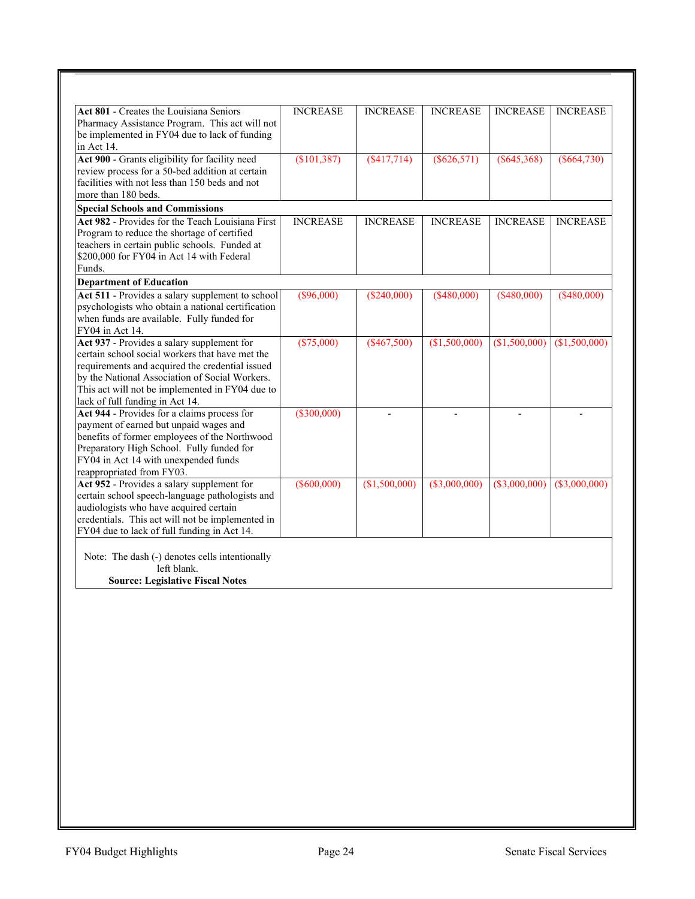| | | | | | |
|---|---|---|---|---|---|
| **Act 801** - Creates the Louisiana Seniors Pharmacy Assistance Program. This act will not be implemented in FY04 due to lack of funding in Act 14. | INCREASE | INCREASE | INCREASE | INCREASE | INCREASE |
| **Act 900** - Grants eligibility for facility need review process for a 50-bed addition at certain facilities with not less than 150 beds and not more than 180 beds. | ($101,387) | ($417,714) | ($626,571) | ($645,368) | ($664,730) |
| **Special Schools and Commissions** | | | | | |
| **Act 982** - Provides for the Teach Louisiana First Program to reduce the shortage of certified teachers in certain public schools. Funded at $200,000 for FY04 in Act 14 with Federal Funds. | INCREASE | INCREASE | INCREASE | INCREASE | INCREASE |
| **Department of Education** | | | | | |
| **Act 511** - Provides a salary supplement to school psychologists who obtain a national certification when funds are available. Fully funded for FY04 in Act 14. | ($96,000) | ($240,000) | ($480,000) | ($480,000) | ($480,000) |
| **Act 937** - Provides a salary supplement for certain school social workers that have met the requirements and acquired the credential issued by the National Association of Social Workers. This act will not be implemented in FY04 due to lack of full funding in Act 14. | ($75,000) | ($467,500) | ($1,500,000) | ($1,500,000) | ($1,500,000) |
| **Act 944** - Provides for a claims process for payment of earned but unpaid wages and benefits of former employees of the Northwood Preparatory High School. Fully funded for FY04 in Act 14 with unexpended funds reappropriated from FY03. | ($300,000) | - | - | - | - |
| **Act 952** - Provides a salary supplement for certain school speech-language pathologists and audiologists who have acquired certain credentials. This act will not be implemented in FY04 due to lack of full funding in Act 14. | ($600,000) | ($1,500,000) | ($3,000,000) | ($3,000,000) | ($3,000,000) |

Note: The dash (-) denotes cells intentionally left blank.

**Source: Legislative Fiscal Notes**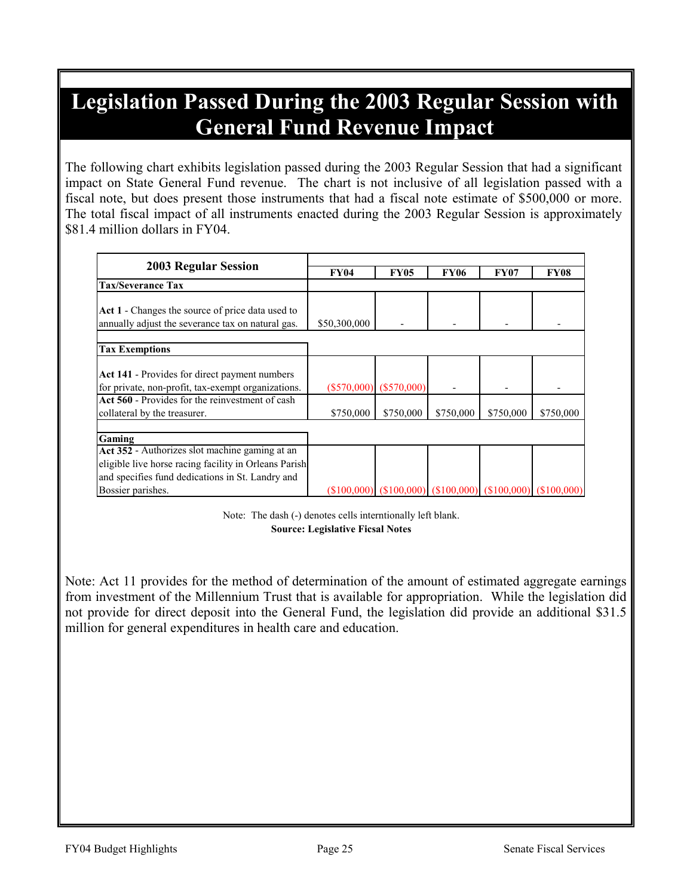# Legislation Passed During the 2003 Regular Session with General Fund Revenue Impact

The following chart exhibits legislation passed during the 2003 Regular Session that had a significant impact on State General Fund revenue. The chart is not inclusive of all legislation passed with a fiscal note, but does present those instruments that had a fiscal note estimate of $500,000 or more. The total fiscal impact of all instruments enacted during the 2003 Regular Session is approximately $81.4 million dollars in FY04.

| 2003 Regular Session | FY04 | FY05 | FY06 | FY07 | FY08 |
|---|---|---|---|---|---|
| **Tax/Severance Tax** | | | | | |
| **Act 1** - Changes the source of price data used to annually adjust the severance tax on natural gas. | $50,300,000 | - | - | - | - |
| **Tax Exemptions** | | | | | |
| **Act 141** - Provides for direct payment numbers for private, non-profit, tax-exempt organizations. | ($570,000) | ($570,000) | - | - | - |
| **Act 560** - Provides for the reinvestment of cash collateral by the treasurer. | $750,000 | $750,000 | $750,000 | $750,000 | $750,000 |
| **Gaming** | | | | | |
| **Act 352** - Authorizes slot machine gaming at an eligible live horse racing facility in Orleans Parish and specifies fund dedications in St. Landry and Bossier parishes. | ($100,000) | ($100,000) | ($100,000) | ($100,000) | ($100,000) |

Note: The dash (-) denotes cells interntionally left blank.
**Source: Legislative Ficsal Notes**

Note: Act 11 provides for the method of determination of the amount of estimated aggregate earnings from investment of the Millennium Trust that is available for appropriation. While the legislation did not provide for direct deposit into the General Fund, the legislation did provide an additional $31.5 million for general expenditures in health care and education.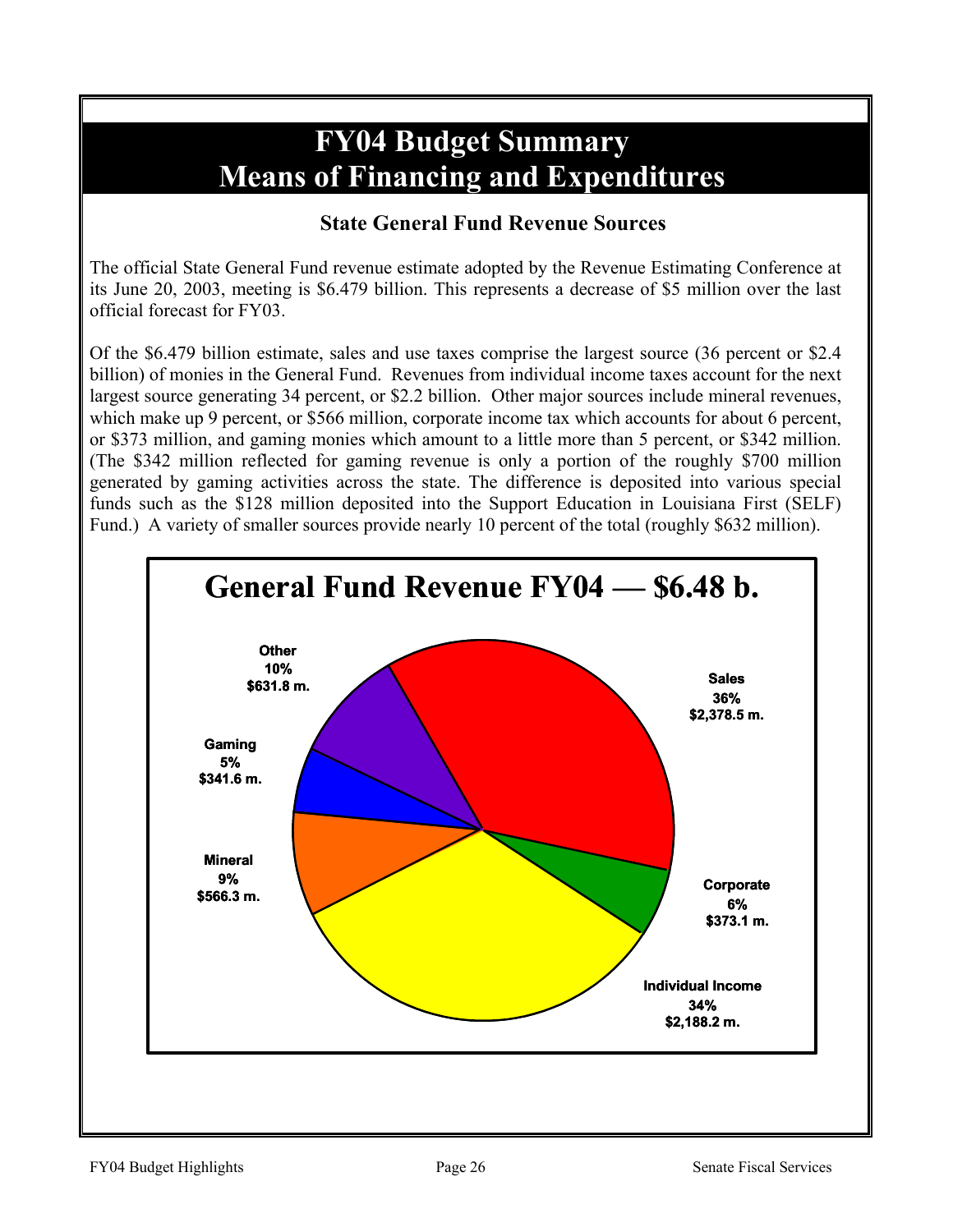# FY04 Budget Summary
# Means of Financing and Expenditures

### State General Fund Revenue Sources

The official State General Fund revenue estimate adopted by the Revenue Estimating Conference at its June 20, 2003, meeting is $6.479 billion. This represents a decrease of $5 million over the last official forecast for FY03.

Of the $6.479 billion estimate, sales and use taxes comprise the largest source (36 percent or $2.4 billion) of monies in the General Fund. Revenues from individual income taxes account for the next largest source generating 34 percent, or $2.2 billion. Other major sources include mineral revenues, which make up 9 percent, or $566 million, corporate income tax which accounts for about 6 percent, or $373 million, and gaming monies which amount to a little more than 5 percent, or $342 million. (The $342 million reflected for gaming revenue is only a portion of the roughly $700 million generated by gaming activities across the state. The difference is deposited into various special funds such as the $128 million deposited into the Support Education in Louisiana First (SELF) Fund.) A variety of smaller sources provide nearly 10 percent of the total (roughly $632 million).

**General Fund Revenue FY04 — $6.48 b.**

| Source | Percent | Amount |
|---|---|---|
| Sales | 36% | $2,378.5 m. |
| Individual Income | 34% | $2,188.2 m. |
| Mineral | 9% | $566.3 m. |
| Corporate | 6% | $373.1 m. |
| Gaming | 5% | $341.6 m. |
| Other | 10% | $631.8 m. |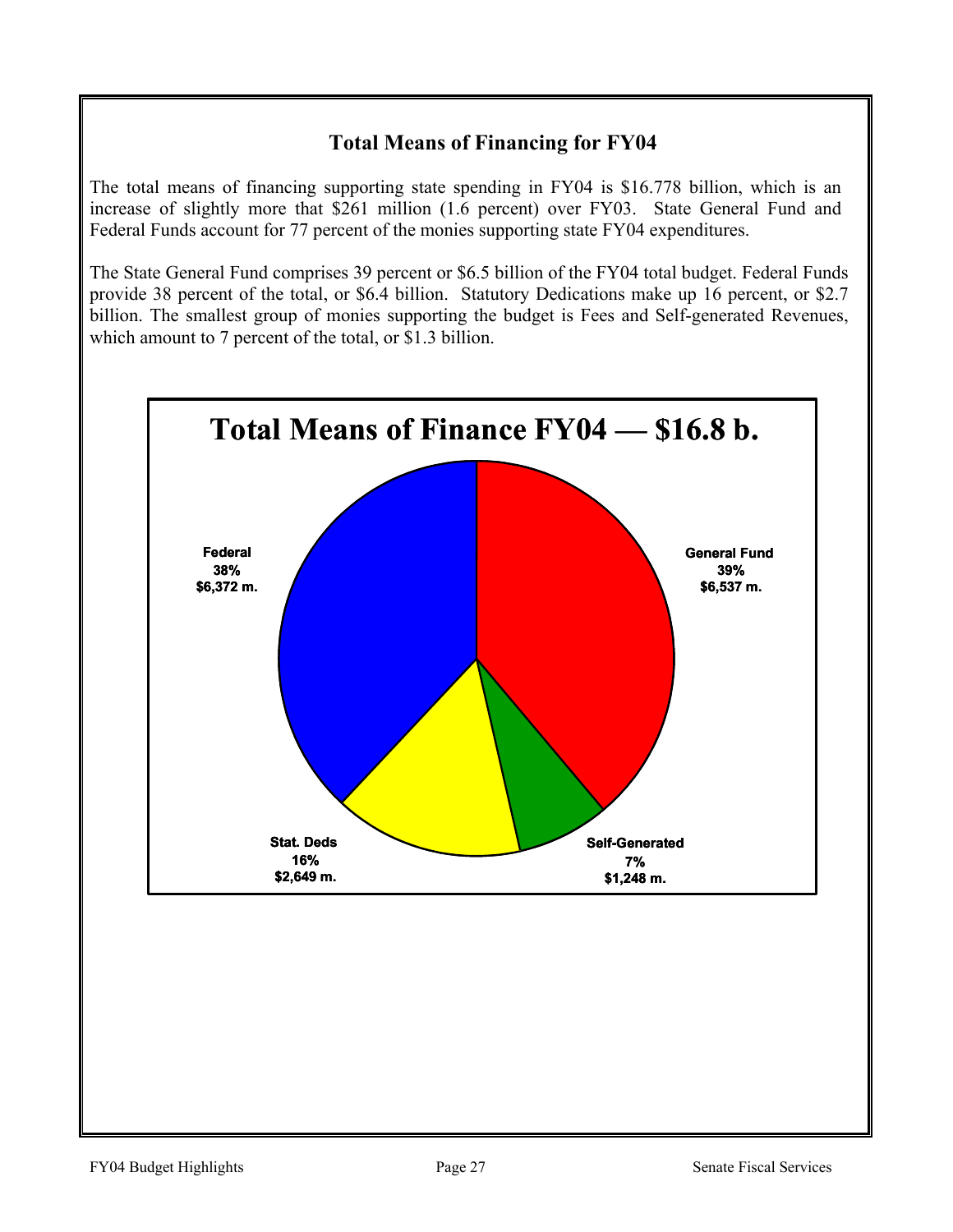## Total Means of Financing for FY04

The total means of financing supporting state spending in FY04 is $16.778 billion, which is an increase of slightly more that $261 million (1.6 percent) over FY03. State General Fund and Federal Funds account for 77 percent of the monies supporting state FY04 expenditures.

The State General Fund comprises 39 percent or $6.5 billion of the FY04 total budget. Federal Funds provide 38 percent of the total, or $6.4 billion. Statutory Dedications make up 16 percent, or $2.7 billion. The smallest group of monies supporting the budget is Fees and Self-generated Revenues, which amount to 7 percent of the total, or $1.3 billion.

**Total Means of Finance FY04 — $16.8 b.**

| Source | Percent | Amount |
| --- | --- | --- |
| General Fund | 39% | $6,537 m. |
| Federal | 38% | $6,372 m. |
| Stat. Deds | 16% | $2,649 m. |
| Self-Generated | 7% | $1,248 m. |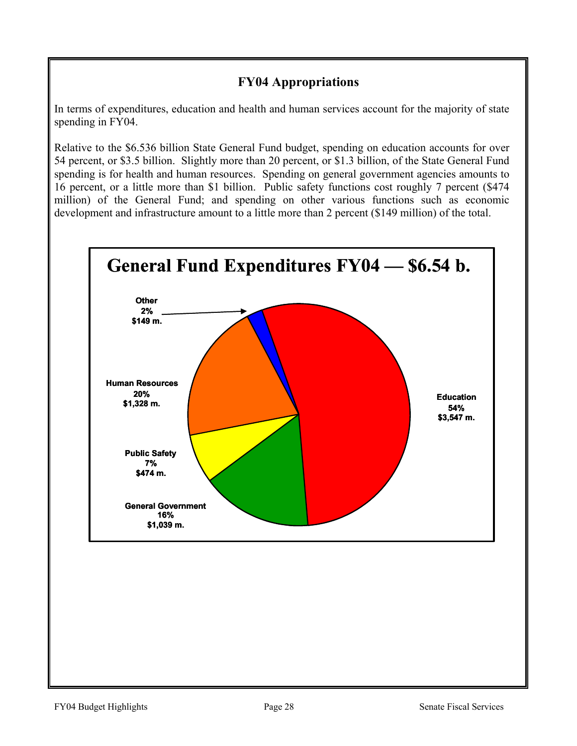## FY04 Appropriations

In terms of expenditures, education and health and human services account for the majority of state spending in FY04.

Relative to the $6.536 billion State General Fund budget, spending on education accounts for over 54 percent, or $3.5 billion. Slightly more than 20 percent, or $1.3 billion, of the State General Fund spending is for health and human resources. Spending on general government agencies amounts to 16 percent, or a little more than $1 billion. Public safety functions cost roughly 7 percent ($474 million) of the General Fund; and spending on other various functions such as economic development and infrastructure amount to a little more than 2 percent ($149 million) of the total.

**General Fund Expenditures FY04 — $6.54 b.**

| Category | Percent | Amount |
|---|---|---|
| Education | 54% | $3,547 m. |
| Human Resources | 20% | $1,328 m. |
| General Government | 16% | $1,039 m. |
| Public Safety | 7% | $474 m. |
| Other | 2% | $149 m. |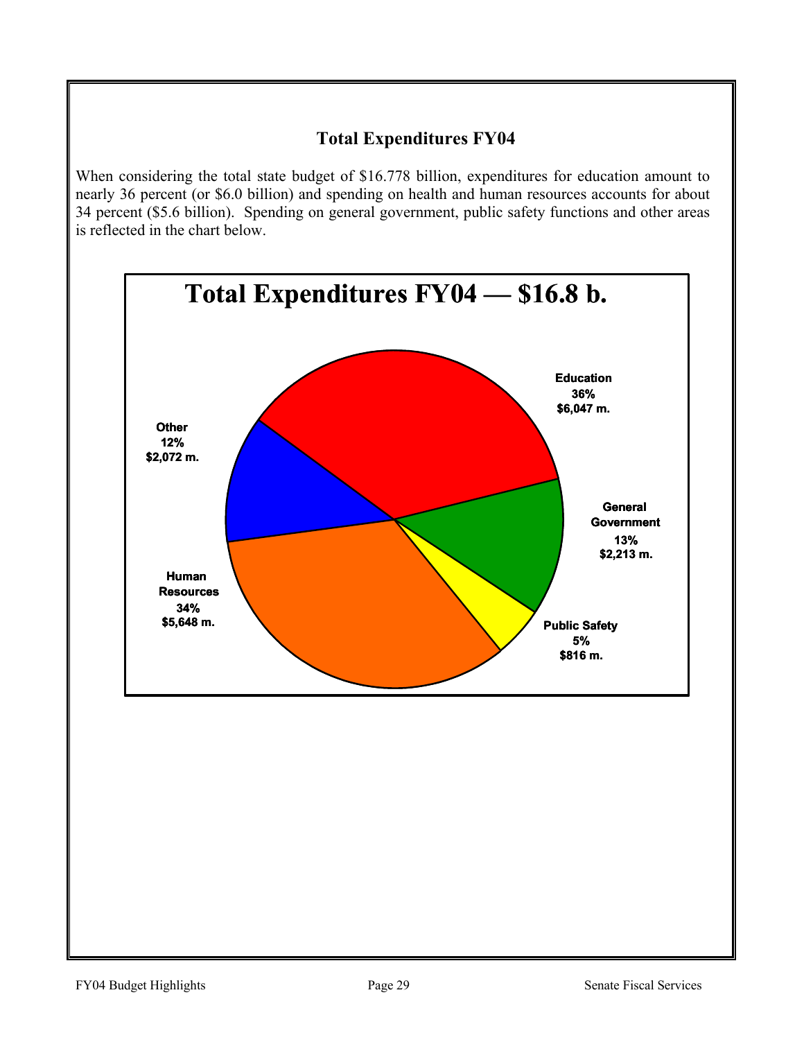## Total Expenditures FY04

When considering the total state budget of $16.778 billion, expenditures for education amount to nearly 36 percent (or $6.0 billion) and spending on health and human resources accounts for about 34 percent ($5.6 billion). Spending on general government, public safety functions and other areas is reflected in the chart below.

**Total Expenditures FY04 — $16.8 b.**

| Category | Percent | Amount |
|---|---|---|
| Education | 36% | $6,047 m. |
| General Government | 13% | $2,213 m. |
| Public Safety | 5% | $816 m. |
| Human Resources | 34% | $5,648 m. |
| Other | 12% | $2,072 m. |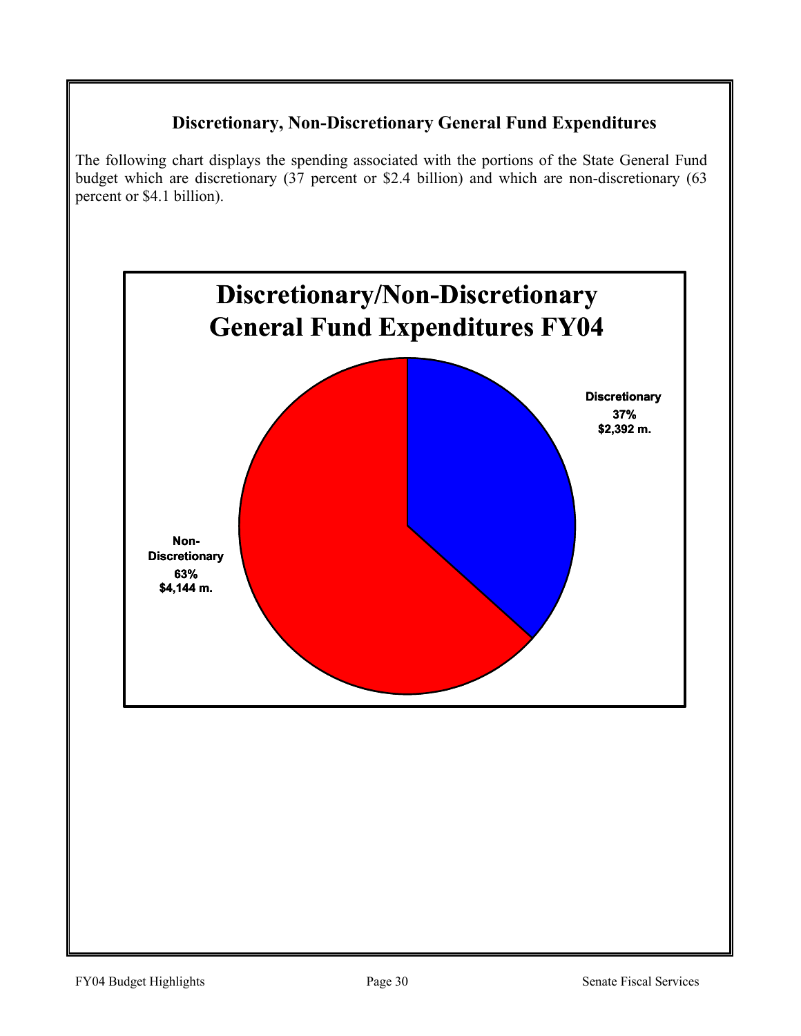## Discretionary, Non-Discretionary General Fund Expenditures

The following chart displays the spending associated with the portions of the State General Fund budget which are discretionary (37 percent or $2.4 billion) and which are non-discretionary (63 percent or $4.1 billion).

**Discretionary/Non-Discretionary General Fund Expenditures FY04**

Discretionary
37%
$2,392 m.

Non-Discretionary
63%
$4,144 m.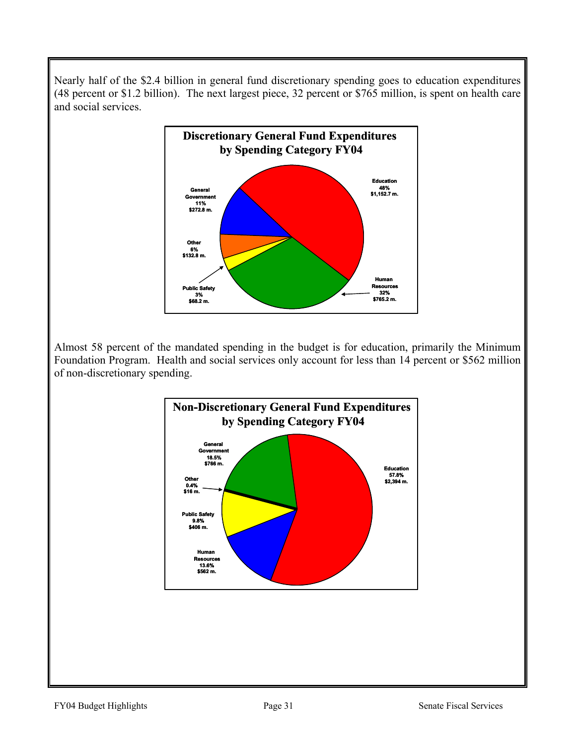Nearly half of the $2.4 billion in general fund discretionary spending goes to education expenditures (48 percent or $1.2 billion). The next largest piece, 32 percent or $765 million, is spent on health care and social services.

**Discretionary General Fund Expenditures by Spending Category FY04**

Education 48% $1,152.7 m.

Human Resources 32% $765.2 m.

Public Safety 3% $68.2 m.

Other 6% $132.8 m.

General Government 11% $272.8 m.

Almost 58 percent of the mandated spending in the budget is for education, primarily the Minimum Foundation Program. Health and social services only account for less than 14 percent or $562 million of non-discretionary spending.

**Non-Discretionary General Fund Expenditures by Spending Category FY04**

Education 57.8% $2,394 m.

General Government 18.5% $766 m.

Other 0.4% $16 m.

Public Safety 9.8% $406 m.

Human Resources 13.6% $562 m.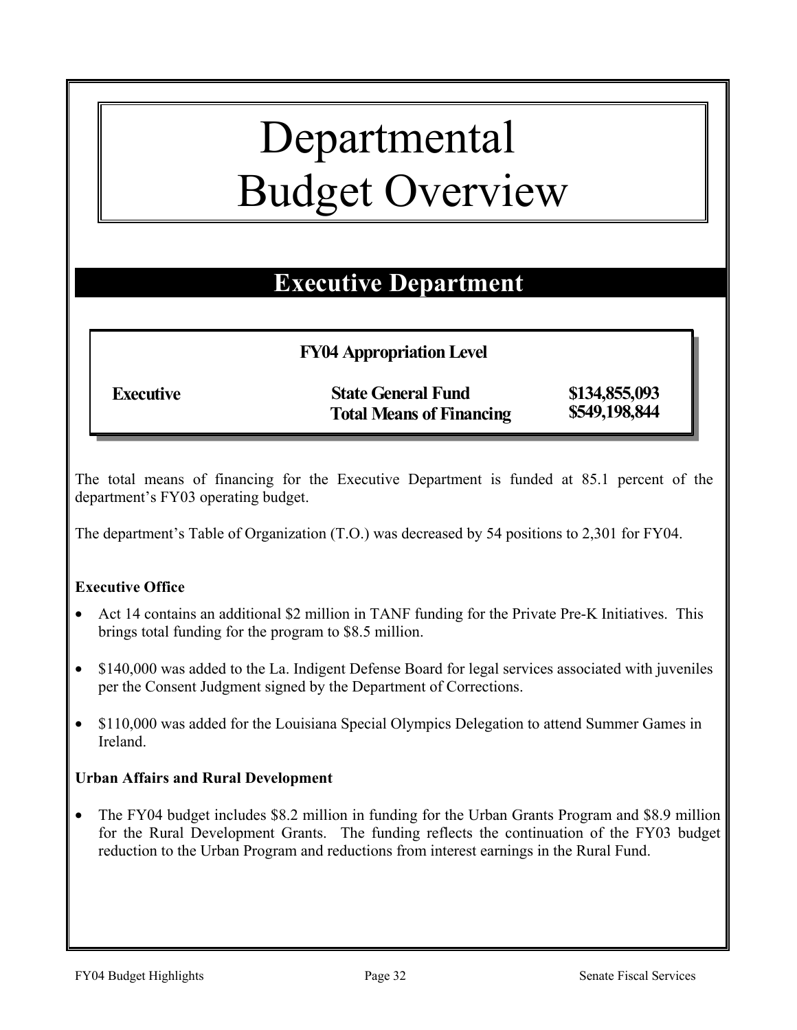# Departmental Budget Overview

## Executive Department

**FY04 Appropriation Level**

| | | |
|---|---|---|
| **Executive** | **State General Fund** | **$134,855,093** |
| | **Total Means of Financing** | **$549,198,844** |

The total means of financing for the Executive Department is funded at 85.1 percent of the department's FY03 operating budget.

The department's Table of Organization (T.O.) was decreased by 54 positions to 2,301 for FY04.

**Executive Office**

- Act 14 contains an additional $2 million in TANF funding for the Private Pre-K Initiatives. This brings total funding for the program to $8.5 million.
- $140,000 was added to the La. Indigent Defense Board for legal services associated with juveniles per the Consent Judgment signed by the Department of Corrections.
- $110,000 was added for the Louisiana Special Olympics Delegation to attend Summer Games in Ireland.

**Urban Affairs and Rural Development**

- The FY04 budget includes $8.2 million in funding for the Urban Grants Program and $8.9 million for the Rural Development Grants. The funding reflects the continuation of the FY03 budget reduction to the Urban Program and reductions from interest earnings in the Rural Fund.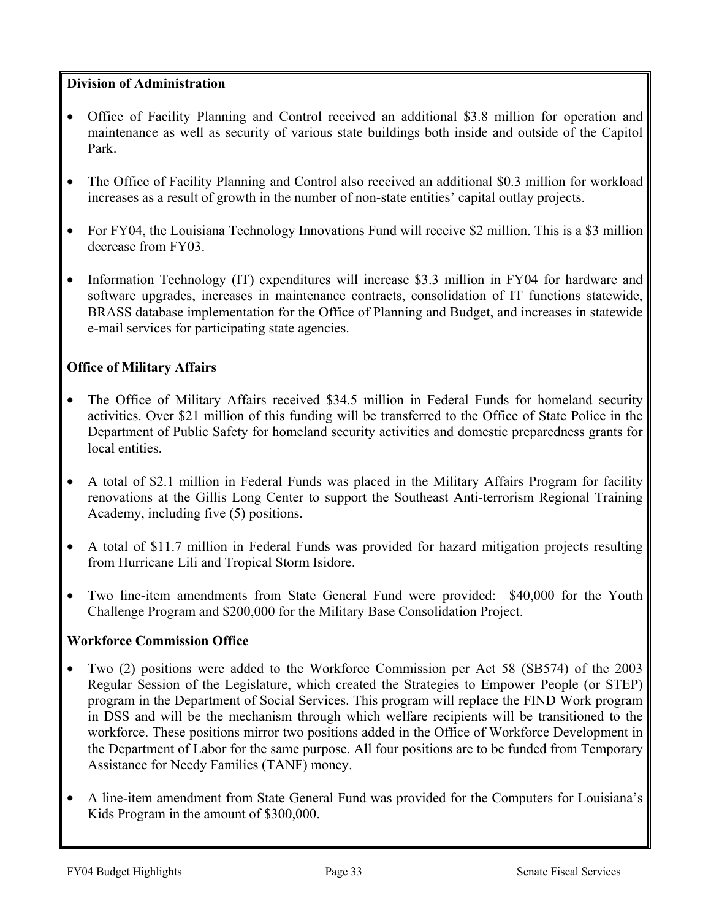**Division of Administration**

- Office of Facility Planning and Control received an additional $3.8 million for operation and maintenance as well as security of various state buildings both inside and outside of the Capitol Park.

- The Office of Facility Planning and Control also received an additional $0.3 million for workload increases as a result of growth in the number of non-state entities' capital outlay projects.

- For FY04, the Louisiana Technology Innovations Fund will receive $2 million. This is a $3 million decrease from FY03.

- Information Technology (IT) expenditures will increase $3.3 million in FY04 for hardware and software upgrades, increases in maintenance contracts, consolidation of IT functions statewide, BRASS database implementation for the Office of Planning and Budget, and increases in statewide e-mail services for participating state agencies.

**Office of Military Affairs**

- The Office of Military Affairs received $34.5 million in Federal Funds for homeland security activities. Over $21 million of this funding will be transferred to the Office of State Police in the Department of Public Safety for homeland security activities and domestic preparedness grants for local entities.

- A total of $2.1 million in Federal Funds was placed in the Military Affairs Program for facility renovations at the Gillis Long Center to support the Southeast Anti-terrorism Regional Training Academy, including five (5) positions.

- A total of $11.7 million in Federal Funds was provided for hazard mitigation projects resulting from Hurricane Lili and Tropical Storm Isidore.

- Two line-item amendments from State General Fund were provided: $40,000 for the Youth Challenge Program and $200,000 for the Military Base Consolidation Project.

**Workforce Commission Office**

- Two (2) positions were added to the Workforce Commission per Act 58 (SB574) of the 2003 Regular Session of the Legislature, which created the Strategies to Empower People (or STEP) program in the Department of Social Services. This program will replace the FIND Work program in DSS and will be the mechanism through which welfare recipients will be transitioned to the workforce. These positions mirror two positions added in the Office of Workforce Development in the Department of Labor for the same purpose. All four positions are to be funded from Temporary Assistance for Needy Families (TANF) money.

- A line-item amendment from State General Fund was provided for the Computers for Louisiana's Kids Program in the amount of $300,000.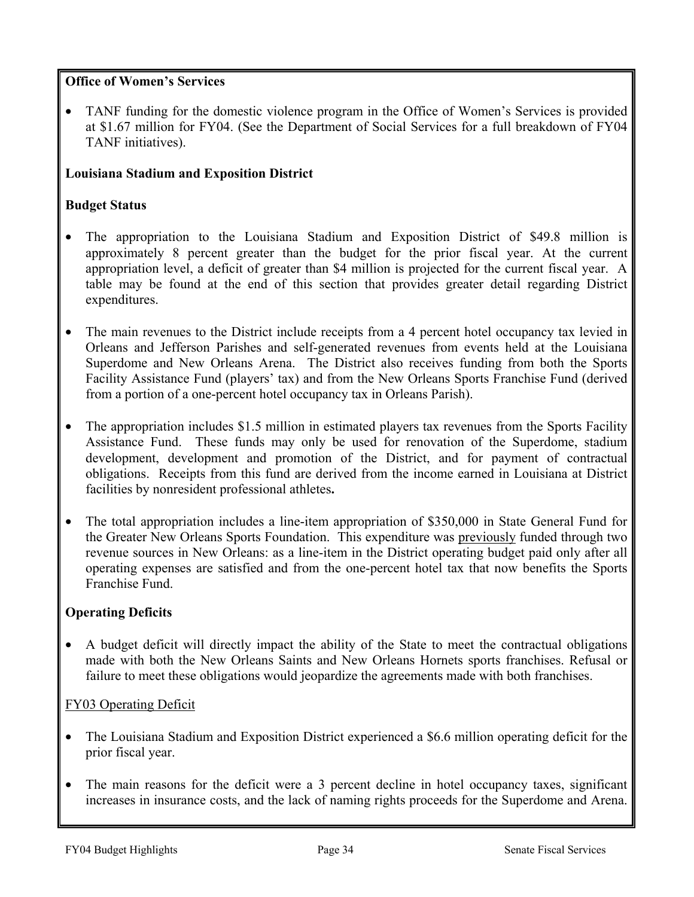**Office of Women's Services**

- TANF funding for the domestic violence program in the Office of Women's Services is provided at $1.67 million for FY04. (See the Department of Social Services for a full breakdown of FY04 TANF initiatives).

**Louisiana Stadium and Exposition District**

**Budget Status**

- The appropriation to the Louisiana Stadium and Exposition District of $49.8 million is approximately 8 percent greater than the budget for the prior fiscal year. At the current appropriation level, a deficit of greater than $4 million is projected for the current fiscal year. A table may be found at the end of this section that provides greater detail regarding District expenditures.

- The main revenues to the District include receipts from a 4 percent hotel occupancy tax levied in Orleans and Jefferson Parishes and self-generated revenues from events held at the Louisiana Superdome and New Orleans Arena. The District also receives funding from both the Sports Facility Assistance Fund (players' tax) and from the New Orleans Sports Franchise Fund (derived from a portion of a one-percent hotel occupancy tax in Orleans Parish).

- The appropriation includes $1.5 million in estimated players tax revenues from the Sports Facility Assistance Fund. These funds may only be used for renovation of the Superdome, stadium development, development and promotion of the District, and for payment of contractual obligations. Receipts from this fund are derived from the income earned in Louisiana at District facilities by nonresident professional athletes**.**

- The total appropriation includes a line-item appropriation of $350,000 in State General Fund for the Greater New Orleans Sports Foundation. This expenditure was previously funded through two revenue sources in New Orleans: as a line-item in the District operating budget paid only after all operating expenses are satisfied and from the one-percent hotel tax that now benefits the Sports Franchise Fund.

**Operating Deficits**

- A budget deficit will directly impact the ability of the State to meet the contractual obligations made with both the New Orleans Saints and New Orleans Hornets sports franchises. Refusal or failure to meet these obligations would jeopardize the agreements made with both franchises.

FY03 Operating Deficit

- The Louisiana Stadium and Exposition District experienced a $6.6 million operating deficit for the prior fiscal year.

- The main reasons for the deficit were a 3 percent decline in hotel occupancy taxes, significant increases in insurance costs, and the lack of naming rights proceeds for the Superdome and Arena.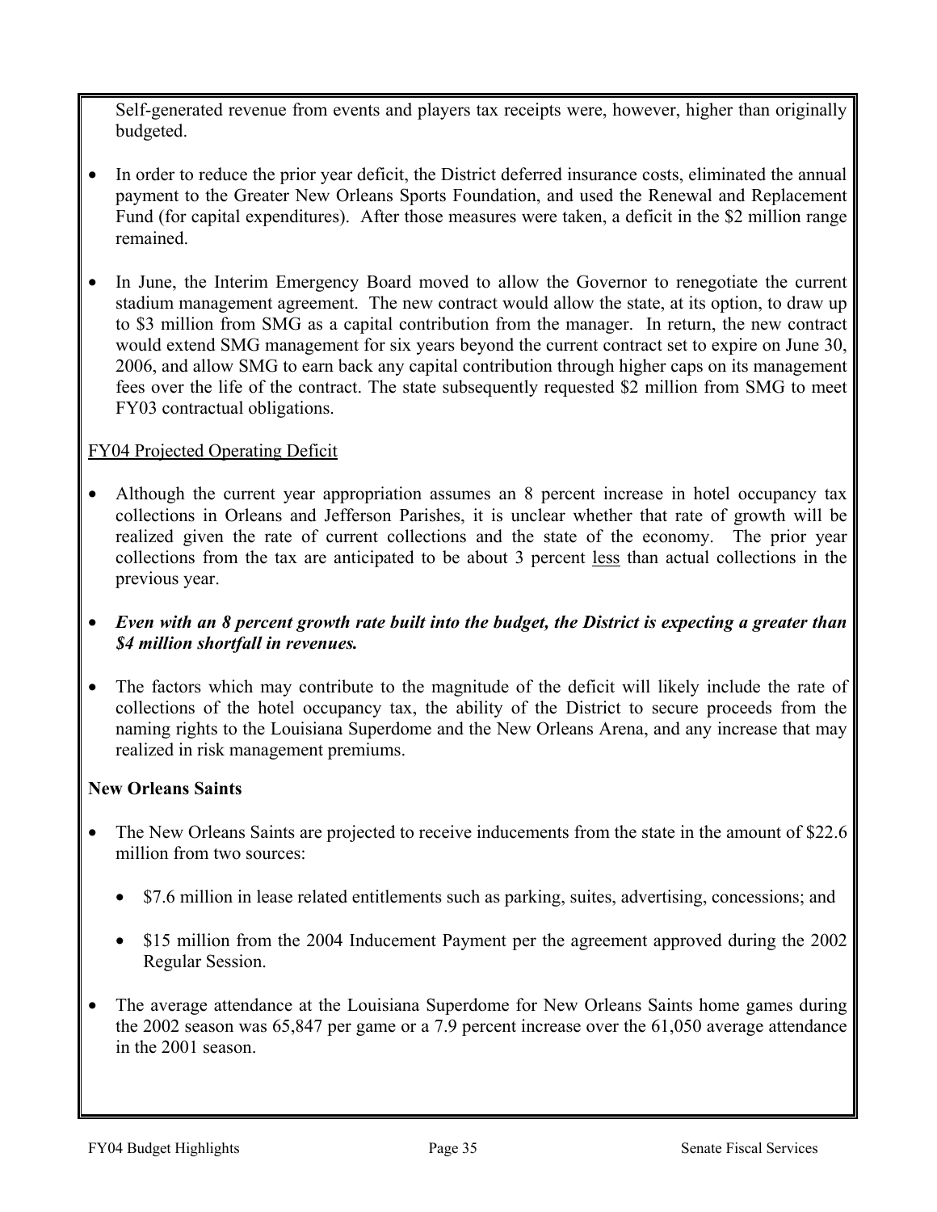Self-generated revenue from events and players tax receipts were, however, higher than originally budgeted.

- In order to reduce the prior year deficit, the District deferred insurance costs, eliminated the annual payment to the Greater New Orleans Sports Foundation, and used the Renewal and Replacement Fund (for capital expenditures). After those measures were taken, a deficit in the $2 million range remained.

- In June, the Interim Emergency Board moved to allow the Governor to renegotiate the current stadium management agreement. The new contract would allow the state, at its option, to draw up to $3 million from SMG as a capital contribution from the manager. In return, the new contract would extend SMG management for six years beyond the current contract set to expire on June 30, 2006, and allow SMG to earn back any capital contribution through higher caps on its management fees over the life of the contract. The state subsequently requested $2 million from SMG to meet FY03 contractual obligations.

<u>FY04 Projected Operating Deficit</u>

- Although the current year appropriation assumes an 8 percent increase in hotel occupancy tax collections in Orleans and Jefferson Parishes, it is unclear whether that rate of growth will be realized given the rate of current collections and the state of the economy. The prior year collections from the tax are anticipated to be about 3 percent <u>less</u> than actual collections in the previous year.

- ***Even with an 8 percent growth rate built into the budget, the District is expecting a greater than $4 million shortfall in revenues.***

- The factors which may contribute to the magnitude of the deficit will likely include the rate of collections of the hotel occupancy tax, the ability of the District to secure proceeds from the naming rights to the Louisiana Superdome and the New Orleans Arena, and any increase that may realized in risk management premiums.

**New Orleans Saints**

- The New Orleans Saints are projected to receive inducements from the state in the amount of $22.6 million from two sources:

  - $7.6 million in lease related entitlements such as parking, suites, advertising, concessions; and

  - $15 million from the 2004 Inducement Payment per the agreement approved during the 2002 Regular Session.

- The average attendance at the Louisiana Superdome for New Orleans Saints home games during the 2002 season was 65,847 per game or a 7.9 percent increase over the 61,050 average attendance in the 2001 season.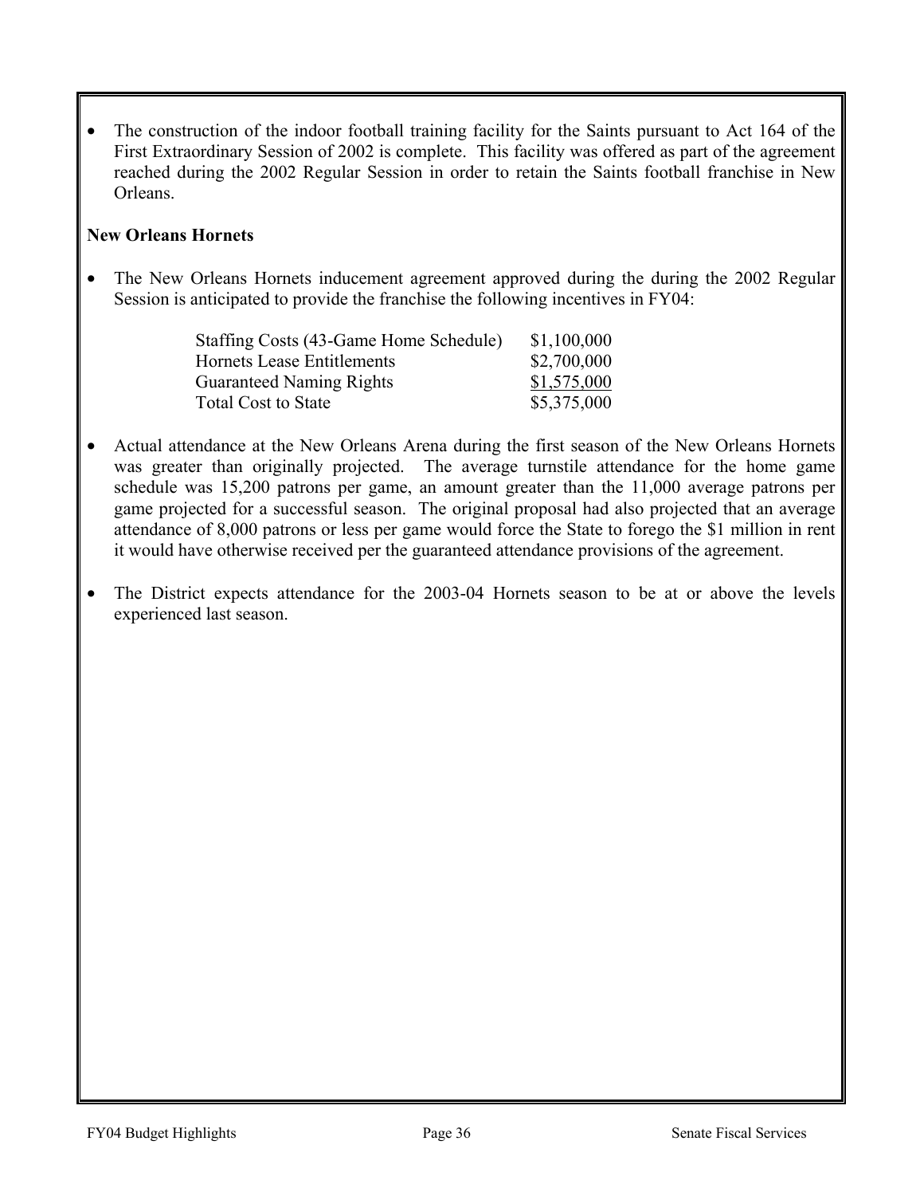- The construction of the indoor football training facility for the Saints pursuant to Act 164 of the First Extraordinary Session of 2002 is complete. This facility was offered as part of the agreement reached during the 2002 Regular Session in order to retain the Saints football franchise in New Orleans.

**New Orleans Hornets**

- The New Orleans Hornets inducement agreement approved during the during the 2002 Regular Session is anticipated to provide the franchise the following incentives in FY04:

| | |
|---|---|
| Staffing Costs (43-Game Home Schedule) | $1,100,000 |
| Hornets Lease Entitlements | $2,700,000 |
| Guaranteed Naming Rights | $1,575,000 |
| Total Cost to State | $5,375,000 |

- Actual attendance at the New Orleans Arena during the first season of the New Orleans Hornets was greater than originally projected. The average turnstile attendance for the home game schedule was 15,200 patrons per game, an amount greater than the 11,000 average patrons per game projected for a successful season. The original proposal had also projected that an average attendance of 8,000 patrons or less per game would force the State to forego the $1 million in rent it would have otherwise received per the guaranteed attendance provisions of the agreement.

- The District expects attendance for the 2003-04 Hornets season to be at or above the levels experienced last season.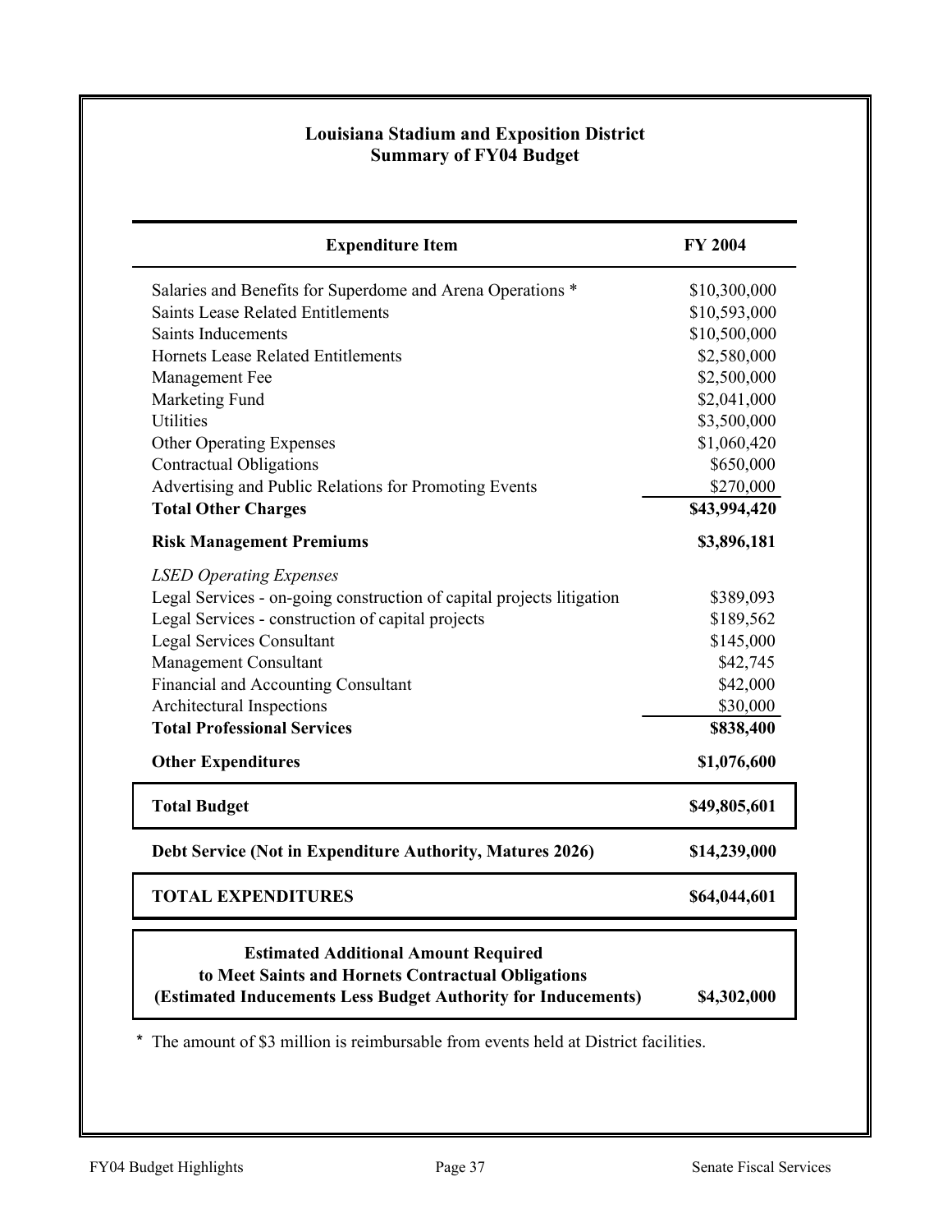## Louisiana Stadium and Exposition District
## Summary of FY04 Budget

| Expenditure Item | FY 2004 |
|---|---|
| Salaries and Benefits for Superdome and Arena Operations * | $10,300,000 |
| Saints Lease Related Entitlements | $10,593,000 |
| Saints Inducements | $10,500,000 |
| Hornets Lease Related Entitlements | $2,580,000 |
| Management Fee | $2,500,000 |
| Marketing Fund | $2,041,000 |
| Utilities | $3,500,000 |
| Other Operating Expenses | $1,060,420 |
| Contractual Obligations | $650,000 |
| Advertising and Public Relations for Promoting Events | $270,000 |
| **Total Other Charges** | **$43,994,420** |
| **Risk Management Premiums** | **$3,896,181** |
| *LSED Operating Expenses* | |
| Legal Services - on-going construction of capital projects litigation | $389,093 |
| Legal Services - construction of capital projects | $189,562 |
| Legal Services Consultant | $145,000 |
| Management Consultant | $42,745 |
| Financial and Accounting Consultant | $42,000 |
| Architectural Inspections | $30,000 |
| **Total Professional Services** | **$838,400** |
| **Other Expenditures** | **$1,076,600** |
| **Total Budget** | **$49,805,601** |
| **Debt Service (Not in Expenditure Authority, Matures 2026)** | **$14,239,000** |
| **TOTAL EXPENDITURES** | **$64,044,601** |
| **Estimated Additional Amount Required to Meet Saints and Hornets Contractual Obligations (Estimated Inducements Less Budget Authority for Inducements)** | **$4,302,000** |

* The amount of $3 million is reimbursable from events held at District facilities.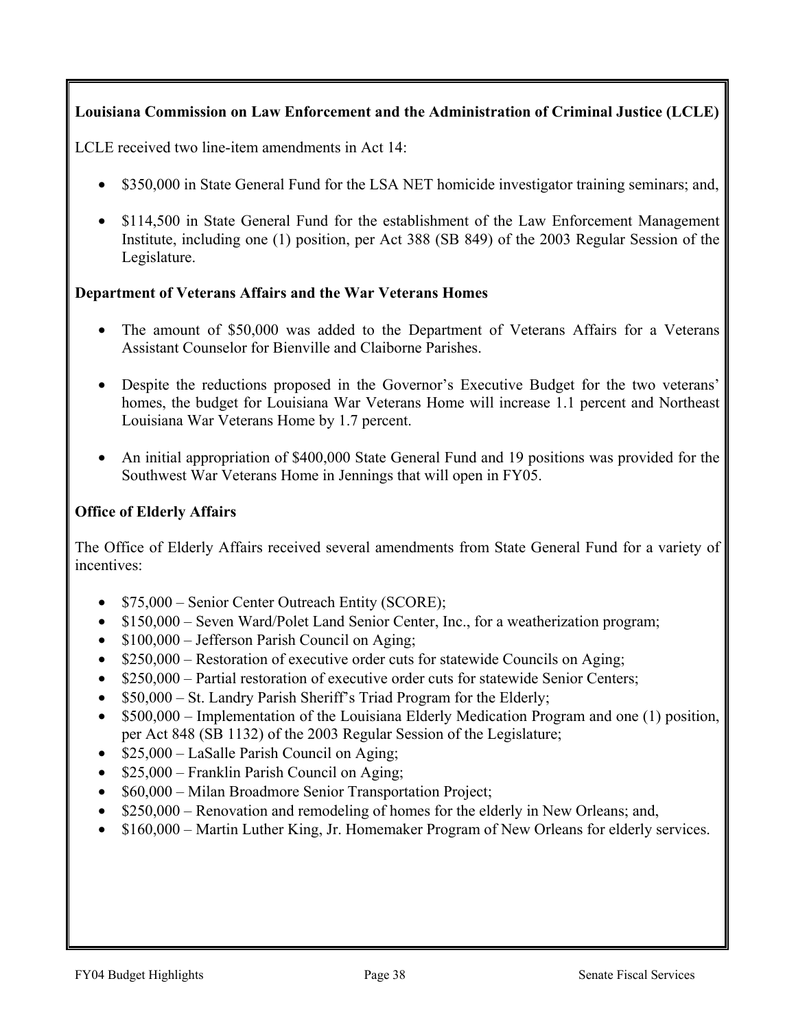**Louisiana Commission on Law Enforcement and the Administration of Criminal Justice (LCLE)**

LCLE received two line-item amendments in Act 14:

- $350,000 in State General Fund for the LSA NET homicide investigator training seminars; and,
- $114,500 in State General Fund for the establishment of the Law Enforcement Management Institute, including one (1) position, per Act 388 (SB 849) of the 2003 Regular Session of the Legislature.

**Department of Veterans Affairs and the War Veterans Homes**

- The amount of $50,000 was added to the Department of Veterans Affairs for a Veterans Assistant Counselor for Bienville and Claiborne Parishes.
- Despite the reductions proposed in the Governor's Executive Budget for the two veterans' homes, the budget for Louisiana War Veterans Home will increase 1.1 percent and Northeast Louisiana War Veterans Home by 1.7 percent.
- An initial appropriation of $400,000 State General Fund and 19 positions was provided for the Southwest War Veterans Home in Jennings that will open in FY05.

**Office of Elderly Affairs**

The Office of Elderly Affairs received several amendments from State General Fund for a variety of incentives:

- $75,000 – Senior Center Outreach Entity (SCORE);
- $150,000 – Seven Ward/Polet Land Senior Center, Inc., for a weatherization program;
- $100,000 – Jefferson Parish Council on Aging;
- $250,000 – Restoration of executive order cuts for statewide Councils on Aging;
- $250,000 – Partial restoration of executive order cuts for statewide Senior Centers;
- $50,000 – St. Landry Parish Sheriff's Triad Program for the Elderly;
- $500,000 – Implementation of the Louisiana Elderly Medication Program and one (1) position, per Act 848 (SB 1132) of the 2003 Regular Session of the Legislature;
- $25,000 – LaSalle Parish Council on Aging;
- $25,000 – Franklin Parish Council on Aging;
- $60,000 – Milan Broadmore Senior Transportation Project;
- $250,000 – Renovation and remodeling of homes for the elderly in New Orleans; and,
- $160,000 – Martin Luther King, Jr. Homemaker Program of New Orleans for elderly services.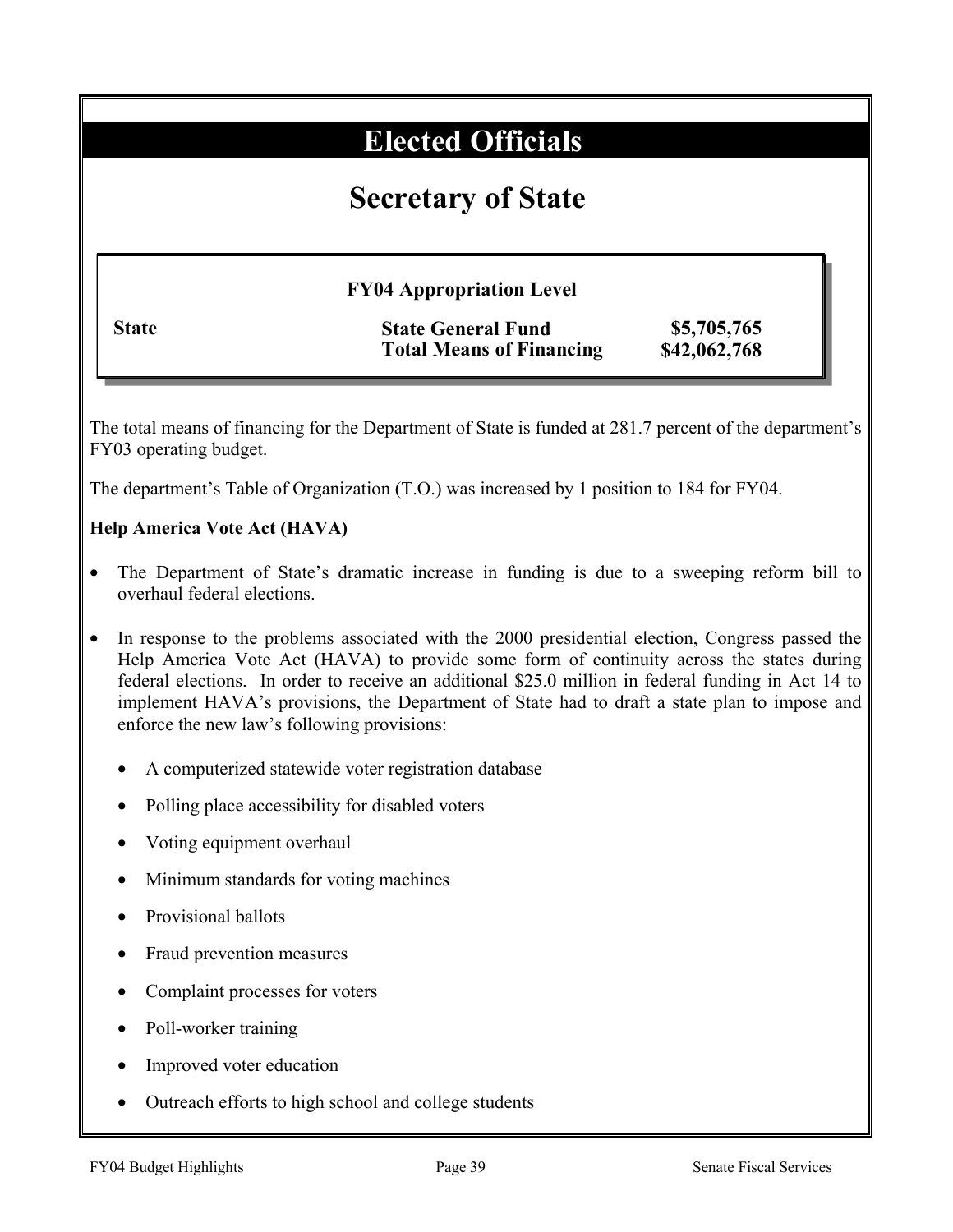# Elected Officials

## Secretary of State

**FY04 Appropriation Level**

| | | |
|---|---|---|
| **State** | **State General Fund** | **$5,705,765** |
| | **Total Means of Financing** | **$42,062,768** |

The total means of financing for the Department of State is funded at 281.7 percent of the department's FY03 operating budget.

The department's Table of Organization (T.O.) was increased by 1 position to 184 for FY04.

**Help America Vote Act (HAVA)**

- The Department of State's dramatic increase in funding is due to a sweeping reform bill to overhaul federal elections.
- In response to the problems associated with the 2000 presidential election, Congress passed the Help America Vote Act (HAVA) to provide some form of continuity across the states during federal elections. In order to receive an additional $25.0 million in federal funding in Act 14 to implement HAVA's provisions, the Department of State had to draft a state plan to impose and enforce the new law's following provisions:
  - A computerized statewide voter registration database
  - Polling place accessibility for disabled voters
  - Voting equipment overhaul
  - Minimum standards for voting machines
  - Provisional ballots
  - Fraud prevention measures
  - Complaint processes for voters
  - Poll-worker training
  - Improved voter education
  - Outreach efforts to high school and college students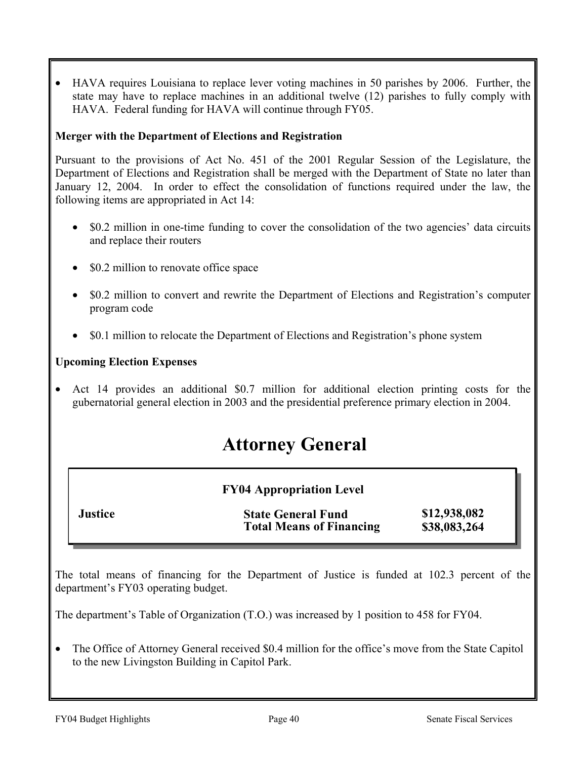- HAVA requires Louisiana to replace lever voting machines in 50 parishes by 2006. Further, the state may have to replace machines in an additional twelve (12) parishes to fully comply with HAVA. Federal funding for HAVA will continue through FY05.

**Merger with the Department of Elections and Registration**

Pursuant to the provisions of Act No. 451 of the 2001 Regular Session of the Legislature, the Department of Elections and Registration shall be merged with the Department of State no later than January 12, 2004. In order to effect the consolidation of functions required under the law, the following items are appropriated in Act 14:

- $0.2 million in one-time funding to cover the consolidation of the two agencies' data circuits and replace their routers
- $0.2 million to renovate office space
- $0.2 million to convert and rewrite the Department of Elections and Registration's computer program code
- $0.1 million to relocate the Department of Elections and Registration's phone system

**Upcoming Election Expenses**

- Act 14 provides an additional $0.7 million for additional election printing costs for the gubernatorial general election in 2003 and the presidential preference primary election in 2004.

# Attorney General

**FY04 Appropriation Level**

| | | |
|---|---|---|
| **Justice** | **State General Fund** | **$12,938,082** |
| | **Total Means of Financing** | **$38,083,264** |

The total means of financing for the Department of Justice is funded at 102.3 percent of the department's FY03 operating budget.

The department's Table of Organization (T.O.) was increased by 1 position to 458 for FY04.

- The Office of Attorney General received $0.4 million for the office's move from the State Capitol to the new Livingston Building in Capitol Park.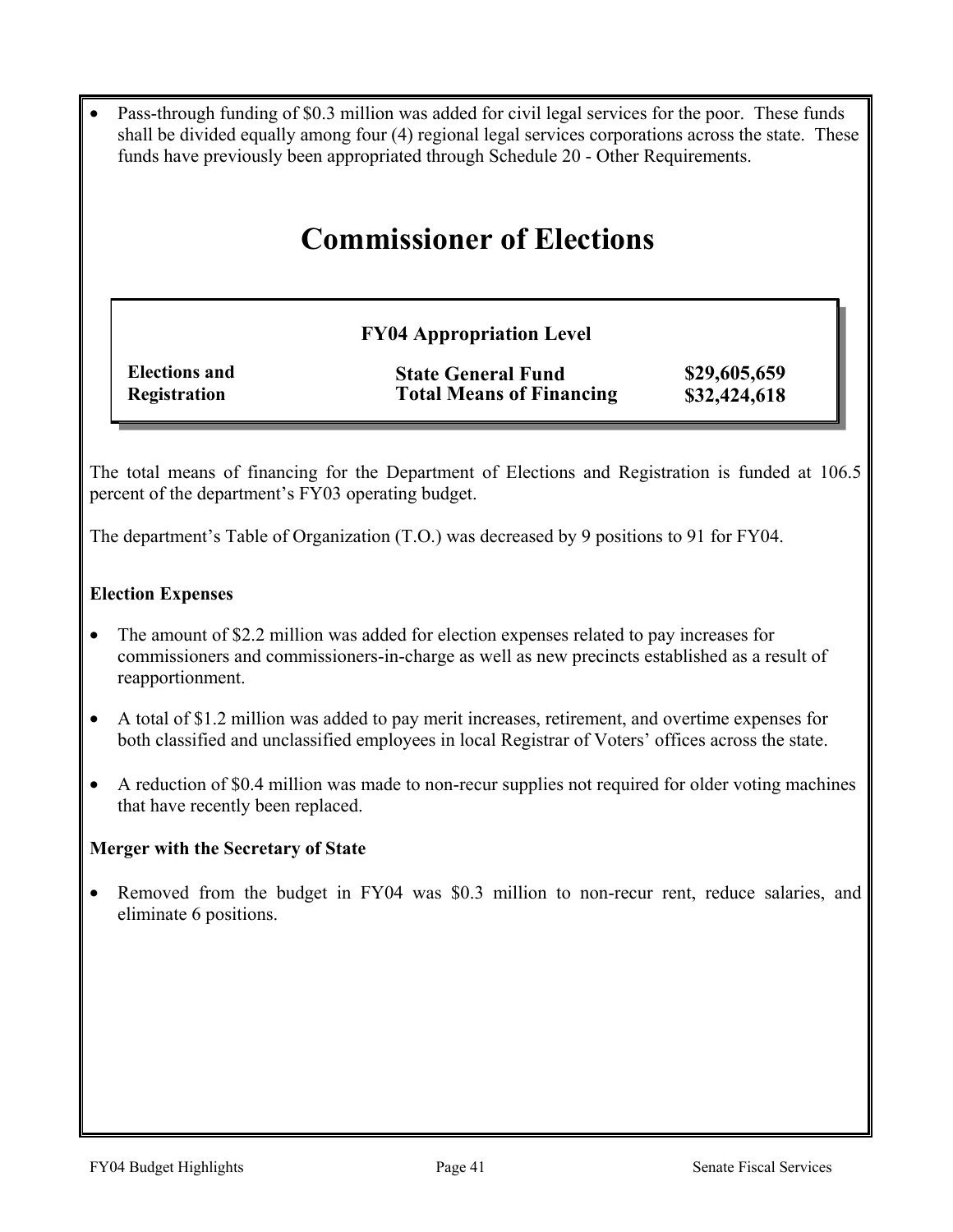- Pass-through funding of $0.3 million was added for civil legal services for the poor. These funds shall be divided equally among four (4) regional legal services corporations across the state. These funds have previously been appropriated through Schedule 20 - Other Requirements.

# Commissioner of Elections

**FY04 Appropriation Level**

| | | |
|---|---|---|
| **Elections and Registration** | **State General Fund** | **$29,605,659** |
| | **Total Means of Financing** | **$32,424,618** |

The total means of financing for the Department of Elections and Registration is funded at 106.5 percent of the department's FY03 operating budget.

The department's Table of Organization (T.O.) was decreased by 9 positions to 91 for FY04.

### Election Expenses

- The amount of $2.2 million was added for election expenses related to pay increases for commissioners and commissioners-in-charge as well as new precincts established as a result of reapportionment.
- A total of $1.2 million was added to pay merit increases, retirement, and overtime expenses for both classified and unclassified employees in local Registrar of Voters' offices across the state.
- A reduction of $0.4 million was made to non-recur supplies not required for older voting machines that have recently been replaced.

### Merger with the Secretary of State

- Removed from the budget in FY04 was $0.3 million to non-recur rent, reduce salaries, and eliminate 6 positions.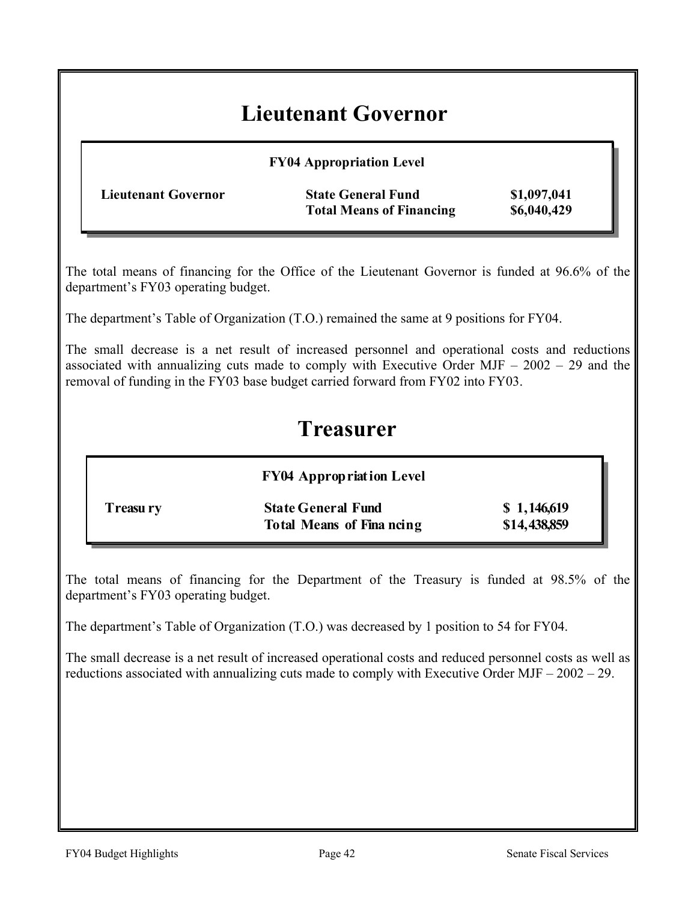# Lieutenant Governor

| FY04 Appropriation Level | | |
|---|---|---|
| **Lieutenant Governor** | **State General Fund** | **$1,097,041** |
| | **Total Means of Financing** | **$6,040,429** |

The total means of financing for the Office of the Lieutenant Governor is funded at 96.6% of the department's FY03 operating budget.

The department's Table of Organization (T.O.) remained the same at 9 positions for FY04.

The small decrease is a net result of increased personnel and operational costs and reductions associated with annualizing cuts made to comply with Executive Order MJF – 2002 – 29 and the removal of funding in the FY03 base budget carried forward from FY02 into FY03.

# Treasurer

| FY04 Appropriation Level | | |
|---|---|---|
| **Treasury** | **State General Fund** | **$ 1,146,619** |
| | **Total Means of Financing** | **$14,438,859** |

The total means of financing for the Department of the Treasury is funded at 98.5% of the department's FY03 operating budget.

The department's Table of Organization (T.O.) was decreased by 1 position to 54 for FY04.

The small decrease is a net result of increased operational costs and reduced personnel costs as well as reductions associated with annualizing cuts made to comply with Executive Order MJF – 2002 – 29.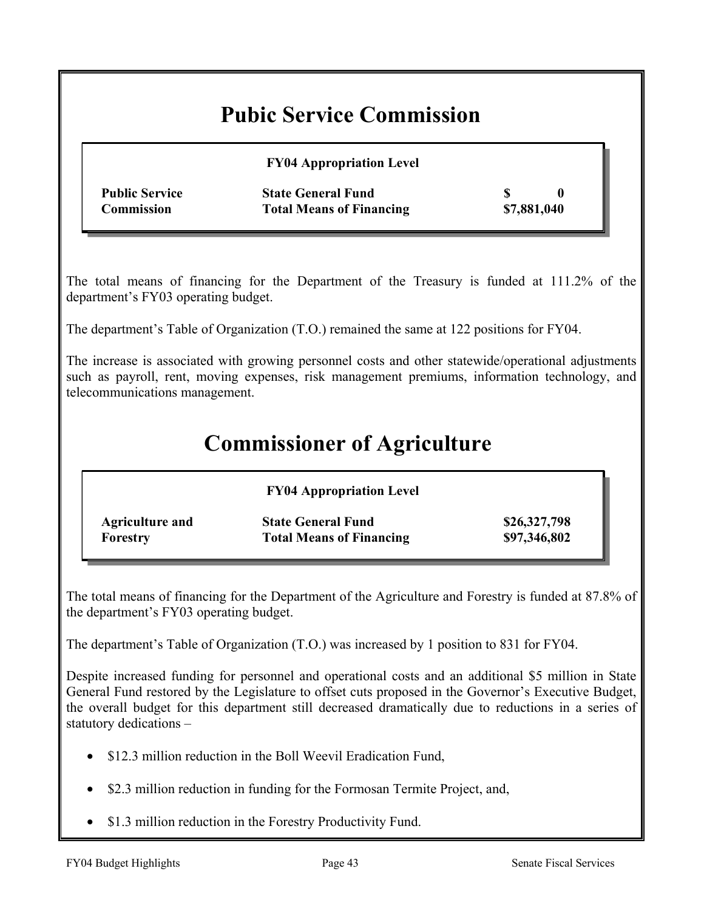# Pubic Service Commission

| FY04 Appropriation Level | | |
|---|---|---|
| **Public Service Commission** | **State General Fund** | **$ 0** |
| | **Total Means of Financing** | **$7,881,040** |

The total means of financing for the Department of the Treasury is funded at 111.2% of the department's FY03 operating budget.

The department's Table of Organization (T.O.) remained the same at 122 positions for FY04.

The increase is associated with growing personnel costs and other statewide/operational adjustments such as payroll, rent, moving expenses, risk management premiums, information technology, and telecommunications management.

# Commissioner of Agriculture

| FY04 Appropriation Level | | |
|---|---|---|
| **Agriculture and Forestry** | **State General Fund** | **$26,327,798** |
| | **Total Means of Financing** | **$97,346,802** |

The total means of financing for the Department of the Agriculture and Forestry is funded at 87.8% of the department's FY03 operating budget.

The department's Table of Organization (T.O.) was increased by 1 position to 831 for FY04.

Despite increased funding for personnel and operational costs and an additional $5 million in State General Fund restored by the Legislature to offset cuts proposed in the Governor's Executive Budget, the overall budget for this department still decreased dramatically due to reductions in a series of statutory dedications –

- $12.3 million reduction in the Boll Weevil Eradication Fund,
- $2.3 million reduction in funding for the Formosan Termite Project, and,
- $1.3 million reduction in the Forestry Productivity Fund.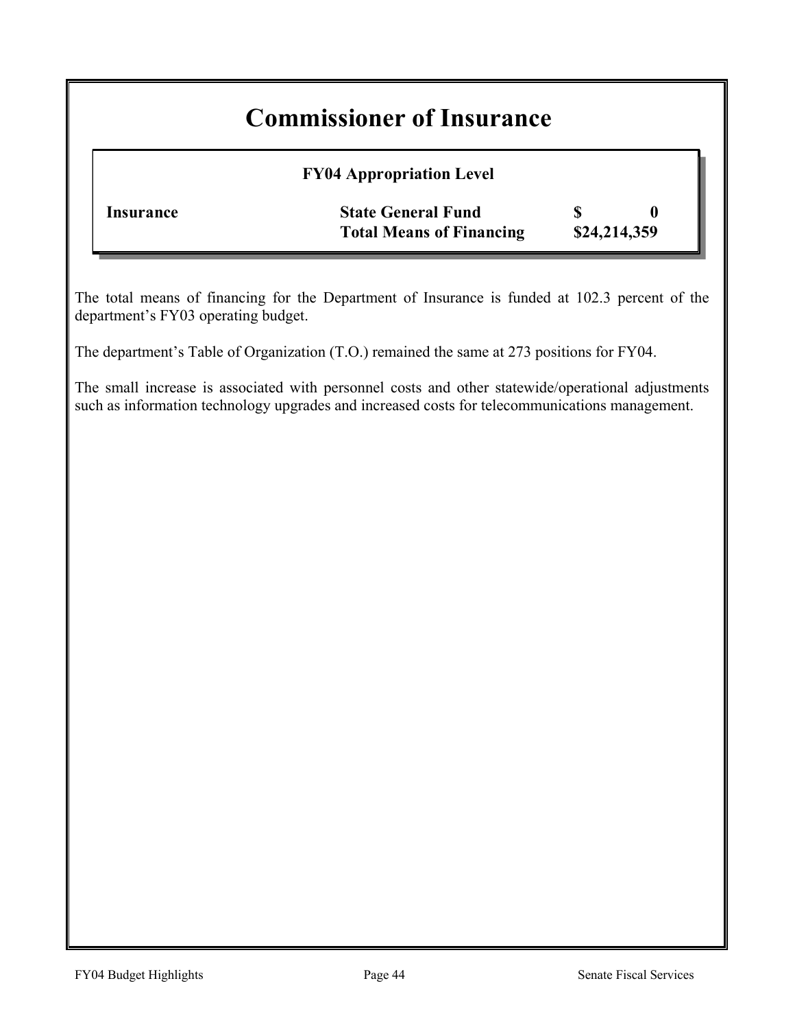# Commissioner of Insurance

**FY04 Appropriation Level**

| | | |
|---|---|---|
| **Insurance** | **State General Fund** | **$ 0** |
| | **Total Means of Financing** | **$24,214,359** |

The total means of financing for the Department of Insurance is funded at 102.3 percent of the department's FY03 operating budget.

The department's Table of Organization (T.O.) remained the same at 273 positions for FY04.

The small increase is associated with personnel costs and other statewide/operational adjustments such as information technology upgrades and increased costs for telecommunications management.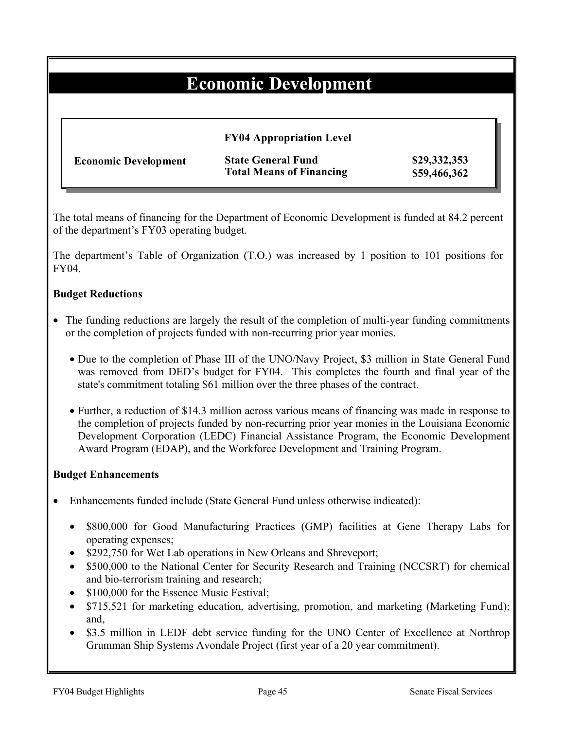# Economic Development

| | FY04 Appropriation Level | |
|---|---|---|
| **Economic Development** | **State General Fund** | **$29,332,353** |
| | **Total Means of Financing** | **$59,466,362** |

The total means of financing for the Department of Economic Development is funded at 84.2 percent of the department's FY03 operating budget.

The department's Table of Organization (T.O.) was increased by 1 position to 101 positions for FY04.

**Budget Reductions**

- The funding reductions are largely the result of the completion of multi-year funding commitments or the completion of projects funded with non-recurring prior year monies.
  - Due to the completion of Phase III of the UNO/Navy Project, $3 million in State General Fund was removed from DED's budget for FY04. This completes the fourth and final year of the state's commitment totaling $61 million over the three phases of the contract.
  - Further, a reduction of $14.3 million across various means of financing was made in response to the completion of projects funded by non-recurring prior year monies in the Louisiana Economic Development Corporation (LEDC) Financial Assistance Program, the Economic Development Award Program (EDAP), and the Workforce Development and Training Program.

**Budget Enhancements**

- Enhancements funded include (State General Fund unless otherwise indicated):
  - $800,000 for Good Manufacturing Practices (GMP) facilities at Gene Therapy Labs for operating expenses;
  - $292,750 for Wet Lab operations in New Orleans and Shreveport;
  - $500,000 to the National Center for Security Research and Training (NCCSRT) for chemical and bio-terrorism training and research;
  - $100,000 for the Essence Music Festival;
  - $715,521 for marketing education, advertising, promotion, and marketing (Marketing Fund); and,
  - $3.5 million in LEDF debt service funding for the UNO Center of Excellence at Northrop Grumman Ship Systems Avondale Project (first year of a 20 year commitment).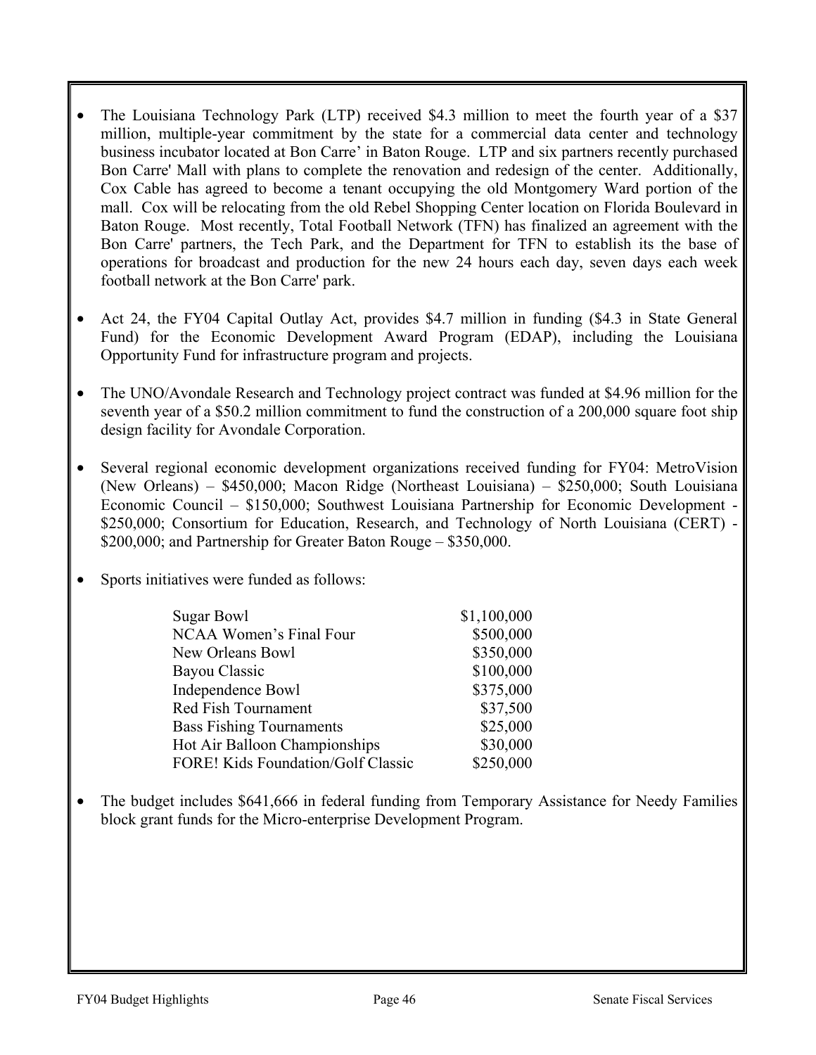- The Louisiana Technology Park (LTP) received $4.3 million to meet the fourth year of a $37 million, multiple-year commitment by the state for a commercial data center and technology business incubator located at Bon Carre' in Baton Rouge. LTP and six partners recently purchased Bon Carre' Mall with plans to complete the renovation and redesign of the center. Additionally, Cox Cable has agreed to become a tenant occupying the old Montgomery Ward portion of the mall. Cox will be relocating from the old Rebel Shopping Center location on Florida Boulevard in Baton Rouge. Most recently, Total Football Network (TFN) has finalized an agreement with the Bon Carre' partners, the Tech Park, and the Department for TFN to establish its the base of operations for broadcast and production for the new 24 hours each day, seven days each week football network at the Bon Carre' park.

- Act 24, the FY04 Capital Outlay Act, provides $4.7 million in funding ($4.3 in State General Fund) for the Economic Development Award Program (EDAP), including the Louisiana Opportunity Fund for infrastructure program and projects.

- The UNO/Avondale Research and Technology project contract was funded at $4.96 million for the seventh year of a $50.2 million commitment to fund the construction of a 200,000 square foot ship design facility for Avondale Corporation.

- Several regional economic development organizations received funding for FY04: MetroVision (New Orleans) – $450,000; Macon Ridge (Northeast Louisiana) – $250,000; South Louisiana Economic Council – $150,000; Southwest Louisiana Partnership for Economic Development - $250,000; Consortium for Education, Research, and Technology of North Louisiana (CERT) - $200,000; and Partnership for Greater Baton Rouge – $350,000.

- Sports initiatives were funded as follows:

| Initiative | Amount |
|---|---|
| Sugar Bowl | $1,100,000 |
| NCAA Women's Final Four | $500,000 |
| New Orleans Bowl | $350,000 |
| Bayou Classic | $100,000 |
| Independence Bowl | $375,000 |
| Red Fish Tournament | $37,500 |
| Bass Fishing Tournaments | $25,000 |
| Hot Air Balloon Championships | $30,000 |
| FORE! Kids Foundation/Golf Classic | $250,000 |

- The budget includes $641,666 in federal funding from Temporary Assistance for Needy Families block grant funds for the Micro-enterprise Development Program.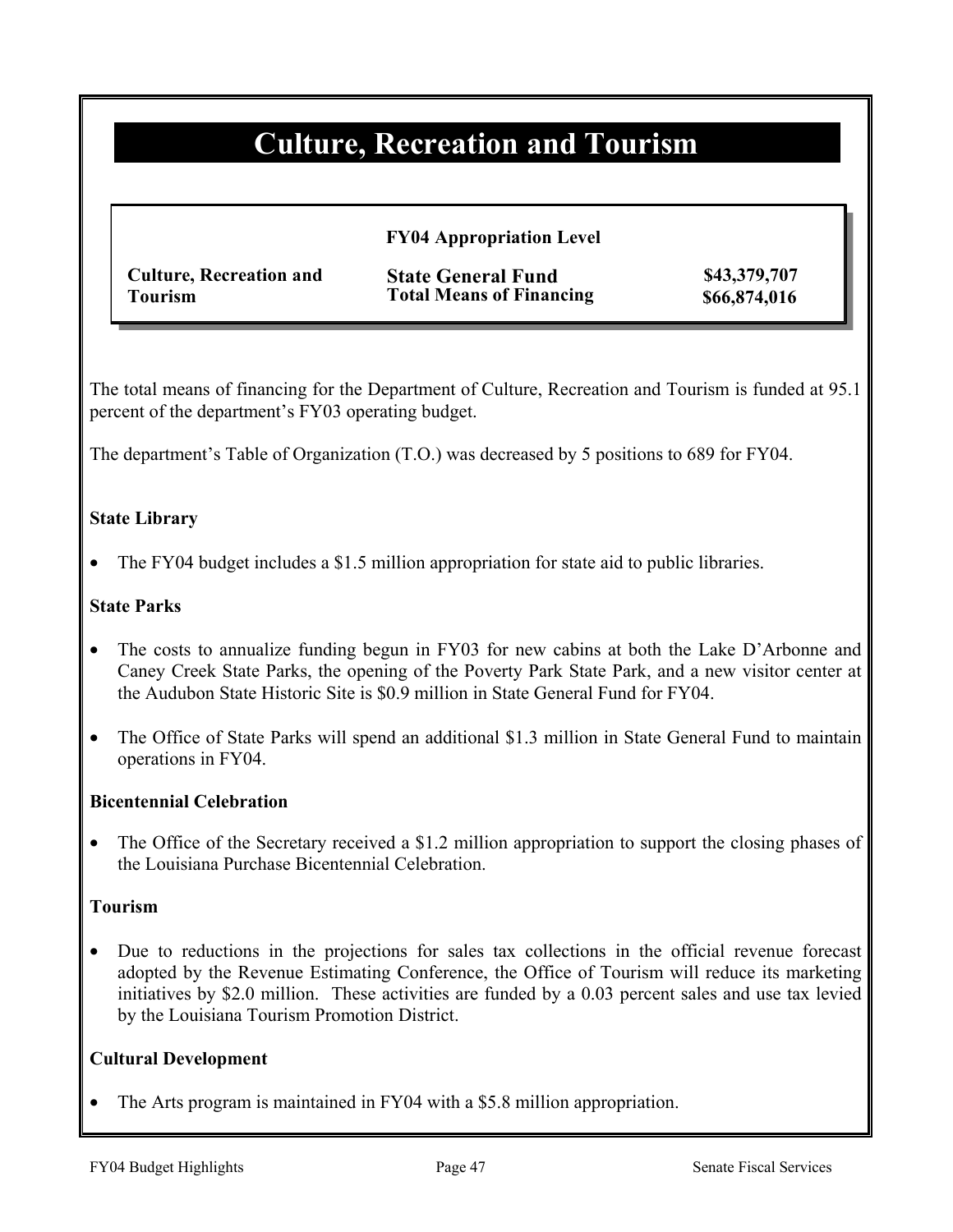# Culture, Recreation and Tourism

| | FY04 Appropriation Level | |
|---|---|---|
| **Culture, Recreation and Tourism** | **State General Fund** | **$43,379,707** |
| | **Total Means of Financing** | **$66,874,016** |

The total means of financing for the Department of Culture, Recreation and Tourism is funded at 95.1 percent of the department's FY03 operating budget.

The department's Table of Organization (T.O.) was decreased by 5 positions to 689 for FY04.

**State Library**

- The FY04 budget includes a $1.5 million appropriation for state aid to public libraries.

**State Parks**

- The costs to annualize funding begun in FY03 for new cabins at both the Lake D'Arbonne and Caney Creek State Parks, the opening of the Poverty Park State Park, and a new visitor center at the Audubon State Historic Site is $0.9 million in State General Fund for FY04.
- The Office of State Parks will spend an additional $1.3 million in State General Fund to maintain operations in FY04.

**Bicentennial Celebration**

- The Office of the Secretary received a $1.2 million appropriation to support the closing phases of the Louisiana Purchase Bicentennial Celebration.

**Tourism**

- Due to reductions in the projections for sales tax collections in the official revenue forecast adopted by the Revenue Estimating Conference, the Office of Tourism will reduce its marketing initiatives by $2.0 million. These activities are funded by a 0.03 percent sales and use tax levied by the Louisiana Tourism Promotion District.

**Cultural Development**

- The Arts program is maintained in FY04 with a $5.8 million appropriation.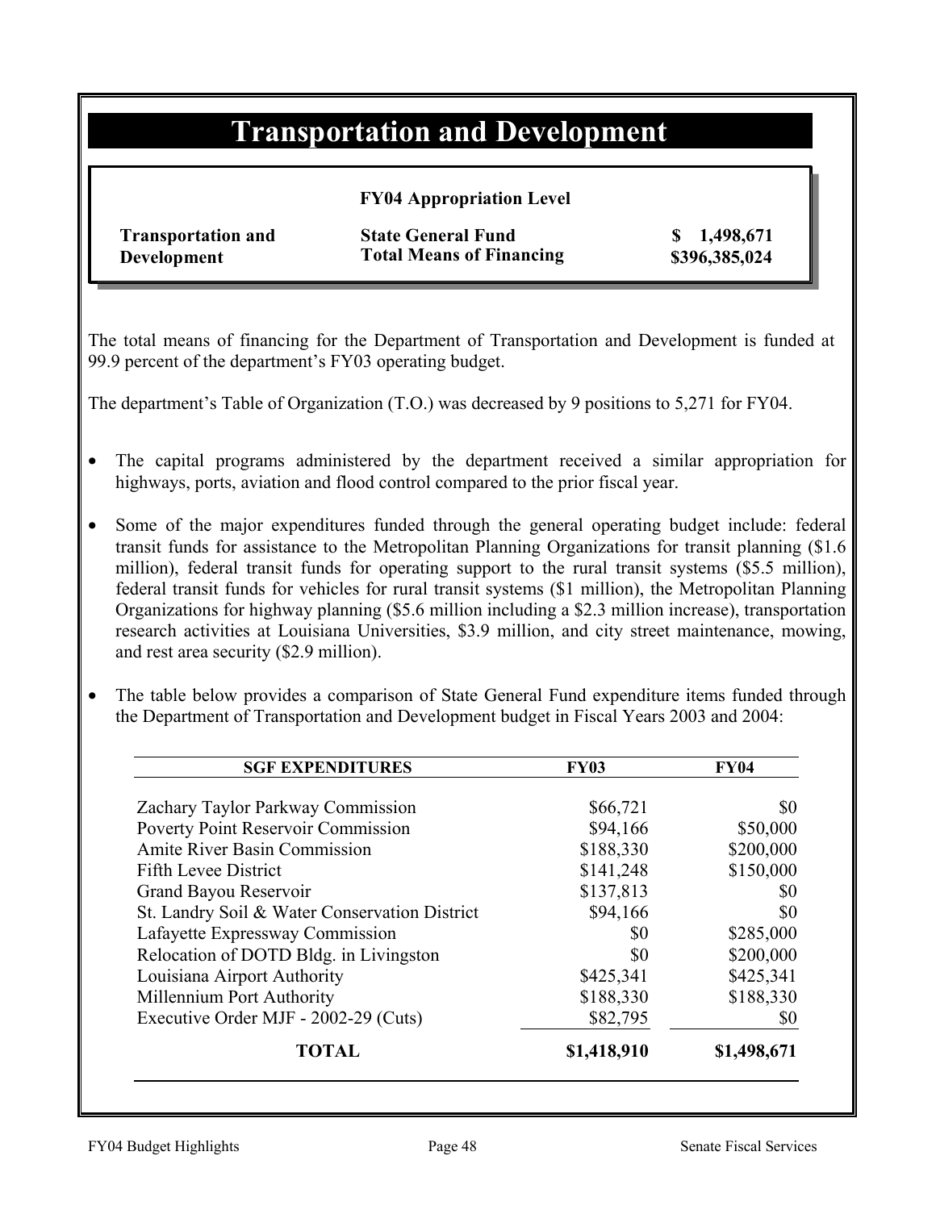# Transportation and Development

**FY04 Appropriation Level**

| | | |
|---|---|---|
| **Transportation and Development** | **State General Fund** | **$ 1,498,671** |
| | **Total Means of Financing** | **$396,385,024** |

The total means of financing for the Department of Transportation and Development is funded at 99.9 percent of the department's FY03 operating budget.

The department's Table of Organization (T.O.) was decreased by 9 positions to 5,271 for FY04.

- The capital programs administered by the department received a similar appropriation for highways, ports, aviation and flood control compared to the prior fiscal year.
- Some of the major expenditures funded through the general operating budget include: federal transit funds for assistance to the Metropolitan Planning Organizations for transit planning ($1.6 million), federal transit funds for operating support to the rural transit systems ($5.5 million), federal transit funds for vehicles for rural transit systems ($1 million), the Metropolitan Planning Organizations for highway planning ($5.6 million including a $2.3 million increase), transportation research activities at Louisiana Universities, $3.9 million, and city street maintenance, mowing, and rest area security ($2.9 million).
- The table below provides a comparison of State General Fund expenditure items funded through the Department of Transportation and Development budget in Fiscal Years 2003 and 2004:

| SGF EXPENDITURES | FY03 | FY04 |
|---|---|---|
| Zachary Taylor Parkway Commission | $66,721 | $0 |
| Poverty Point Reservoir Commission | $94,166 | $50,000 |
| Amite River Basin Commission | $188,330 | $200,000 |
| Fifth Levee District | $141,248 | $150,000 |
| Grand Bayou Reservoir | $137,813 | $0 |
| St. Landry Soil & Water Conservation District | $94,166 | $0 |
| Lafayette Expressway Commission | $0 | $285,000 |
| Relocation of DOTD Bldg. in Livingston | $0 | $200,000 |
| Louisiana Airport Authority | $425,341 | $425,341 |
| Millennium Port Authority | $188,330 | $188,330 |
| Executive Order MJF - 2002-29 (Cuts) | $82,795 | $0 |
| **TOTAL** | **$1,418,910** | **$1,498,671** |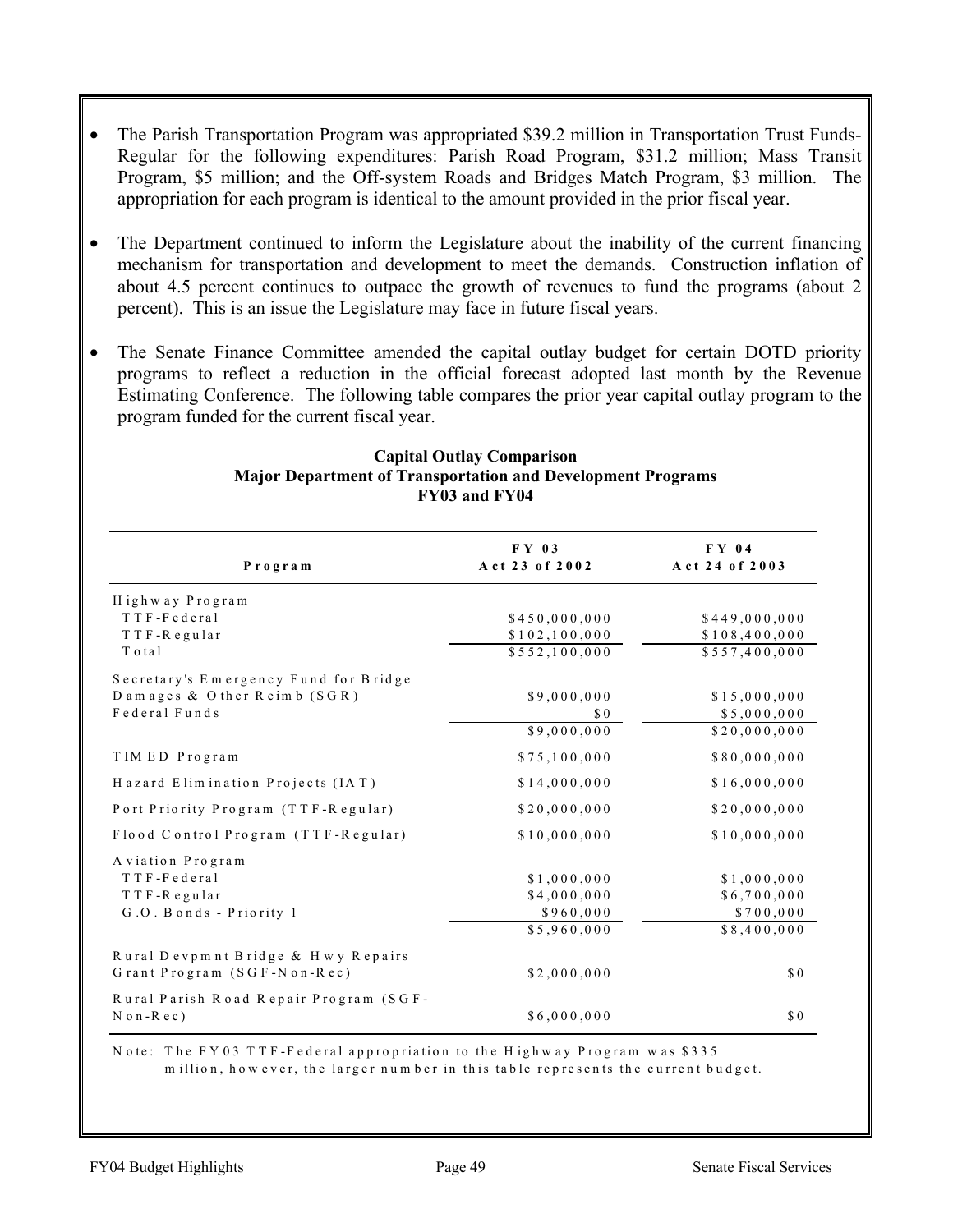- The Parish Transportation Program was appropriated $39.2 million in Transportation Trust Funds-Regular for the following expenditures: Parish Road Program, $31.2 million; Mass Transit Program, $5 million; and the Off-system Roads and Bridges Match Program, $3 million. The appropriation for each program is identical to the amount provided in the prior fiscal year.

- The Department continued to inform the Legislature about the inability of the current financing mechanism for transportation and development to meet the demands. Construction inflation of about 4.5 percent continues to outpace the growth of revenues to fund the programs (about 2 percent). This is an issue the Legislature may face in future fiscal years.

- The Senate Finance Committee amended the capital outlay budget for certain DOTD priority programs to reflect a reduction in the official forecast adopted last month by the Revenue Estimating Conference. The following table compares the prior year capital outlay program to the program funded for the current fiscal year.

**Capital Outlay Comparison**
**Major Department of Transportation and Development Programs**
**FY03 and FY04**

| Program | FY 03 Act 23 of 2002 | FY 04 Act 24 of 2003 |
|---|---|---|
| Highway Program | | |
| TTF-Federal | $450,000,000 | $449,000,000 |
| TTF-Regular | $102,100,000 | $108,400,000 |
| Total | $552,100,000 | $557,400,000 |
| Secretary's Emergency Fund for Bridge Damages & Other Reimb (SGR) | $9,000,000 | $15,000,000 |
| Federal Funds | $0 | $5,000,000 |
| | $9,000,000 | $20,000,000 |
| TIMED Program | $75,100,000 | $80,000,000 |
| Hazard Elimination Projects (IAT) | $14,000,000 | $16,000,000 |
| Port Priority Program (TTF-Regular) | $20,000,000 | $20,000,000 |
| Flood Control Program (TTF-Regular) | $10,000,000 | $10,000,000 |
| Aviation Program | | |
| TTF-Federal | $1,000,000 | $1,000,000 |
| TTF-Regular | $4,000,000 | $6,700,000 |
| G.O. Bonds - Priority 1 | $960,000 | $700,000 |
| | $5,960,000 | $8,400,000 |
| Rural Devpmnt Bridge & Hwy Repairs Grant Program (SGF-Non-Rec) | $2,000,000 | $0 |
| Rural Parish Road Repair Program (SGF-Non-Rec) | $6,000,000 | $0 |

Note: The FY03 TTF-Federal appropriation to the Highway Program was $335 million, however, the larger number in this table represents the current budget.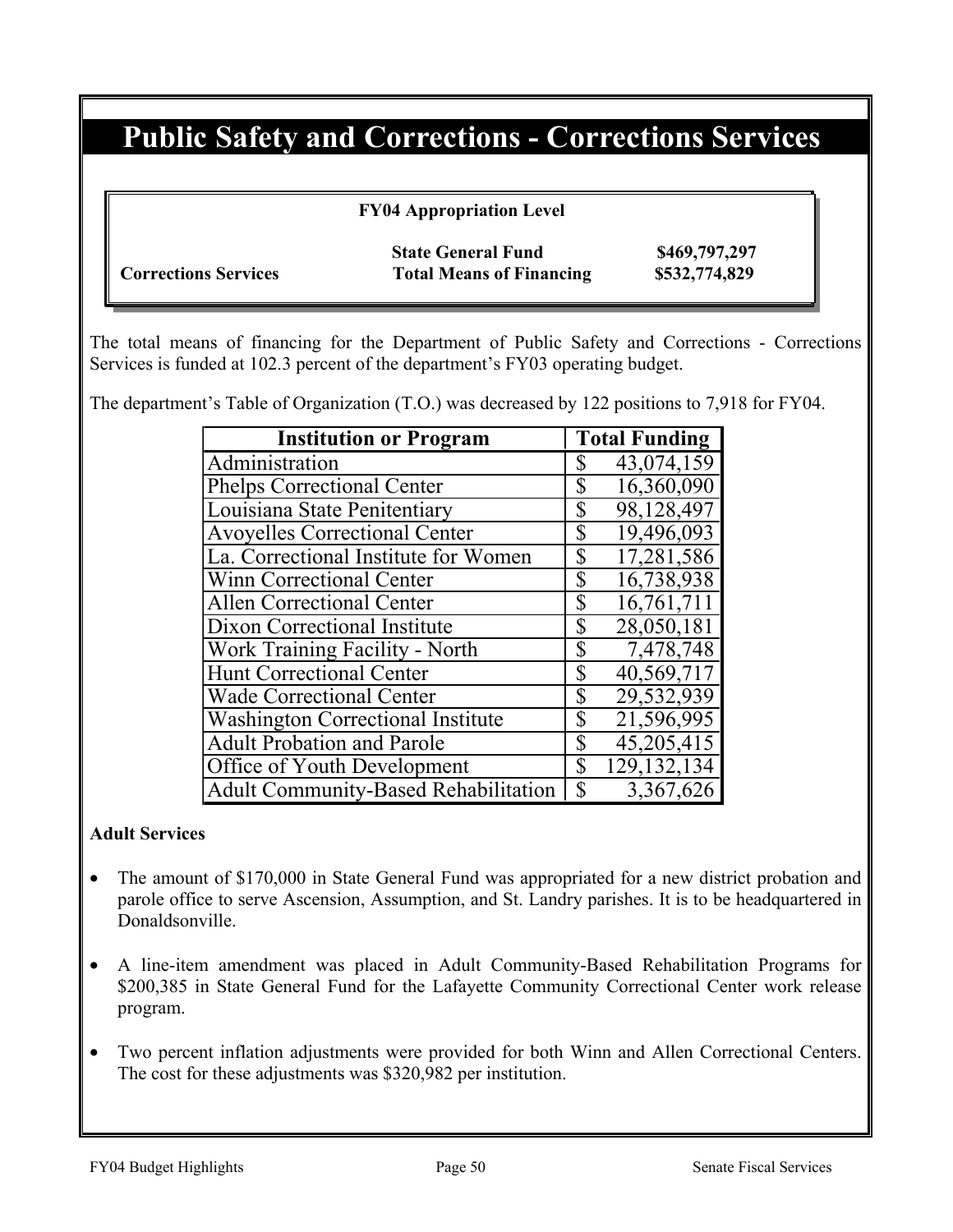# Public Safety and Corrections - Corrections Services

**FY04 Appropriation Level**

| | | |
|---|---|---|
| | **State General Fund** | **$469,797,297** |
| **Corrections Services** | **Total Means of Financing** | **$532,774,829** |

The total means of financing for the Department of Public Safety and Corrections - Corrections Services is funded at 102.3 percent of the department's FY03 operating budget.

The department's Table of Organization (T.O.) was decreased by 122 positions to 7,918 for FY04.

| Institution or Program | Total Funding |
|---|---|
| Administration | $ 43,074,159 |
| Phelps Correctional Center | $ 16,360,090 |
| Louisiana State Penitentiary | $ 98,128,497 |
| Avoyelles Correctional Center | $ 19,496,093 |
| La. Correctional Institute for Women | $ 17,281,586 |
| Winn Correctional Center | $ 16,738,938 |
| Allen Correctional Center | $ 16,761,711 |
| Dixon Correctional Institute | $ 28,050,181 |
| Work Training Facility - North | $ 7,478,748 |
| Hunt Correctional Center | $ 40,569,717 |
| Wade Correctional Center | $ 29,532,939 |
| Washington Correctional Institute | $ 21,596,995 |
| Adult Probation and Parole | $ 45,205,415 |
| Office of Youth Development | $ 129,132,134 |
| Adult Community-Based Rehabilitation | $ 3,367,626 |

**Adult Services**

- The amount of $170,000 in State General Fund was appropriated for a new district probation and parole office to serve Ascension, Assumption, and St. Landry parishes. It is to be headquartered in Donaldsonville.
- A line-item amendment was placed in Adult Community-Based Rehabilitation Programs for $200,385 in State General Fund for the Lafayette Community Correctional Center work release program.
- Two percent inflation adjustments were provided for both Winn and Allen Correctional Centers. The cost for these adjustments was $320,982 per institution.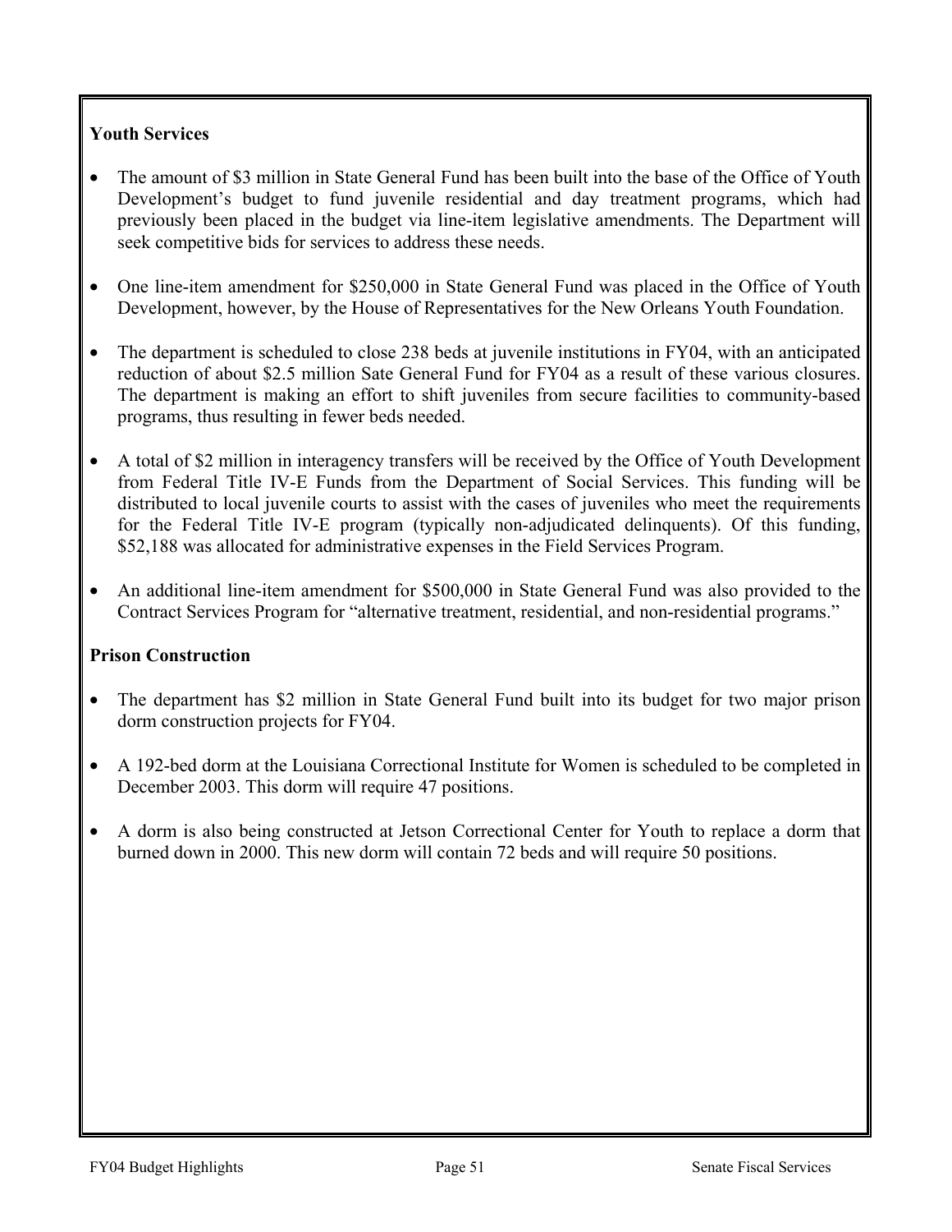### Youth Services

- The amount of $3 million in State General Fund has been built into the base of the Office of Youth Development's budget to fund juvenile residential and day treatment programs, which had previously been placed in the budget via line-item legislative amendments. The Department will seek competitive bids for services to address these needs.

- One line-item amendment for $250,000 in State General Fund was placed in the Office of Youth Development, however, by the House of Representatives for the New Orleans Youth Foundation.

- The department is scheduled to close 238 beds at juvenile institutions in FY04, with an anticipated reduction of about $2.5 million Sate General Fund for FY04 as a result of these various closures. The department is making an effort to shift juveniles from secure facilities to community-based programs, thus resulting in fewer beds needed.

- A total of $2 million in interagency transfers will be received by the Office of Youth Development from Federal Title IV-E Funds from the Department of Social Services. This funding will be distributed to local juvenile courts to assist with the cases of juveniles who meet the requirements for the Federal Title IV-E program (typically non-adjudicated delinquents). Of this funding, $52,188 was allocated for administrative expenses in the Field Services Program.

- An additional line-item amendment for $500,000 in State General Fund was also provided to the Contract Services Program for "alternative treatment, residential, and non-residential programs."

### Prison Construction

- The department has $2 million in State General Fund built into its budget for two major prison dorm construction projects for FY04.

- A 192-bed dorm at the Louisiana Correctional Institute for Women is scheduled to be completed in December 2003. This dorm will require 47 positions.

- A dorm is also being constructed at Jetson Correctional Center for Youth to replace a dorm that burned down in 2000. This new dorm will contain 72 beds and will require 50 positions.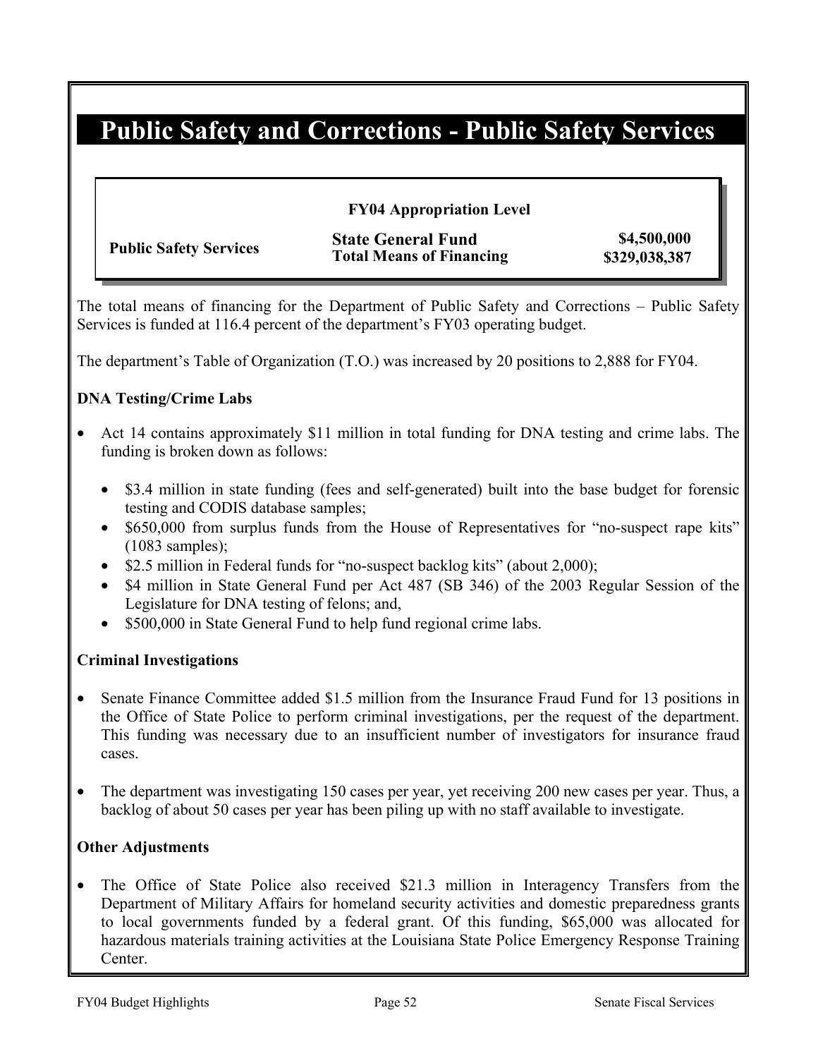# Public Safety and Corrections - Public Safety Services

| | FY04 Appropriation Level | |
|---|---|---|
| **Public Safety Services** | **State General Fund** | **$4,500,000** |
| | **Total Means of Financing** | **$329,038,387** |

The total means of financing for the Department of Public Safety and Corrections – Public Safety Services is funded at 116.4 percent of the department's FY03 operating budget.

The department's Table of Organization (T.O.) was increased by 20 positions to 2,888 for FY04.

### DNA Testing/Crime Labs

- Act 14 contains approximately $11 million in total funding for DNA testing and crime labs. The funding is broken down as follows:
  - $3.4 million in state funding (fees and self-generated) built into the base budget for forensic testing and CODIS database samples;
  - $650,000 from surplus funds from the House of Representatives for "no-suspect rape kits" (1083 samples);
  - $2.5 million in Federal funds for "no-suspect backlog kits" (about 2,000);
  - $4 million in State General Fund per Act 487 (SB 346) of the 2003 Regular Session of the Legislature for DNA testing of felons; and,
  - $500,000 in State General Fund to help fund regional crime labs.

### Criminal Investigations

- Senate Finance Committee added $1.5 million from the Insurance Fraud Fund for 13 positions in the Office of State Police to perform criminal investigations, per the request of the department. This funding was necessary due to an insufficient number of investigators for insurance fraud cases.

- The department was investigating 150 cases per year, yet receiving 200 new cases per year. Thus, a backlog of about 50 cases per year has been piling up with no staff available to investigate.

### Other Adjustments

- The Office of State Police also received $21.3 million in Interagency Transfers from the Department of Military Affairs for homeland security activities and domestic preparedness grants to local governments funded by a federal grant. Of this funding, $65,000 was allocated for hazardous materials training activities at the Louisiana State Police Emergency Response Training Center.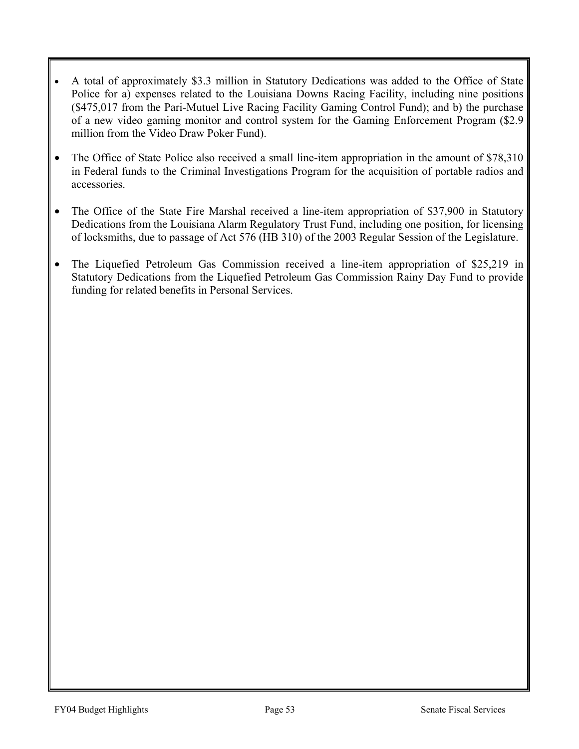- A total of approximately $3.3 million in Statutory Dedications was added to the Office of State Police for a) expenses related to the Louisiana Downs Racing Facility, including nine positions ($475,017 from the Pari-Mutuel Live Racing Facility Gaming Control Fund); and b) the purchase of a new video gaming monitor and control system for the Gaming Enforcement Program ($2.9 million from the Video Draw Poker Fund).

- The Office of State Police also received a small line-item appropriation in the amount of $78,310 in Federal funds to the Criminal Investigations Program for the acquisition of portable radios and accessories.

- The Office of the State Fire Marshal received a line-item appropriation of $37,900 in Statutory Dedications from the Louisiana Alarm Regulatory Trust Fund, including one position, for licensing of locksmiths, due to passage of Act 576 (HB 310) of the 2003 Regular Session of the Legislature.

- The Liquefied Petroleum Gas Commission received a line-item appropriation of $25,219 in Statutory Dedications from the Liquefied Petroleum Gas Commission Rainy Day Fund to provide funding for related benefits in Personal Services.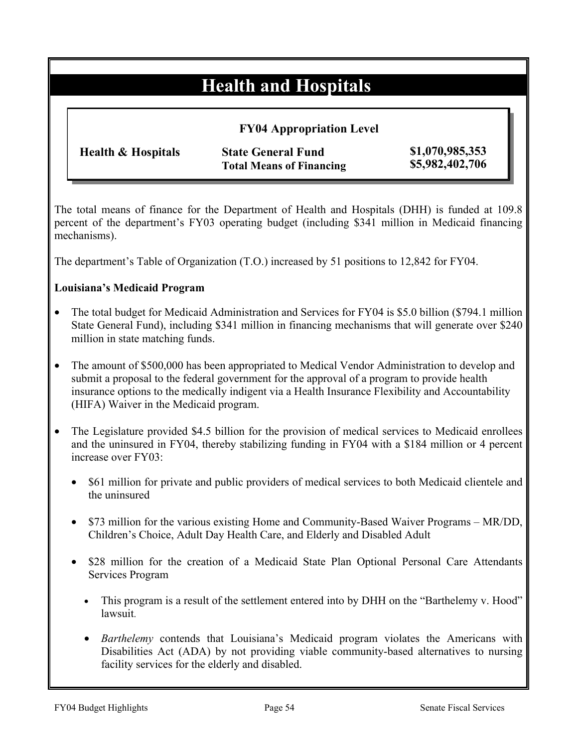# Health and Hospitals

**FY04 Appropriation Level**

| | | |
|---|---|---|
| **Health & Hospitals** | **State General Fund** | **$1,070,985,353** |
| | **Total Means of Financing** | **$5,982,402,706** |

The total means of finance for the Department of Health and Hospitals (DHH) is funded at 109.8 percent of the department's FY03 operating budget (including $341 million in Medicaid financing mechanisms).

The department's Table of Organization (T.O.) increased by 51 positions to 12,842 for FY04.

**Louisiana's Medicaid Program**

- The total budget for Medicaid Administration and Services for FY04 is $5.0 billion ($794.1 million State General Fund), including $341 million in financing mechanisms that will generate over $240 million in state matching funds.

- The amount of $500,000 has been appropriated to Medical Vendor Administration to develop and submit a proposal to the federal government for the approval of a program to provide health insurance options to the medically indigent via a Health Insurance Flexibility and Accountability (HIFA) Waiver in the Medicaid program.

- The Legislature provided $4.5 billion for the provision of medical services to Medicaid enrollees and the uninsured in FY04, thereby stabilizing funding in FY04 with a $184 million or 4 percent increase over FY03:
  - $61 million for private and public providers of medical services to both Medicaid clientele and the uninsured
  - $73 million for the various existing Home and Community-Based Waiver Programs – MR/DD, Children's Choice, Adult Day Health Care, and Elderly and Disabled Adult
  - $28 million for the creation of a Medicaid State Plan Optional Personal Care Attendants Services Program
    - This program is a result of the settlement entered into by DHH on the "Barthelemy v. Hood" lawsuit.
    - *Barthelemy* contends that Louisiana's Medicaid program violates the Americans with Disabilities Act (ADA) by not providing viable community-based alternatives to nursing facility services for the elderly and disabled.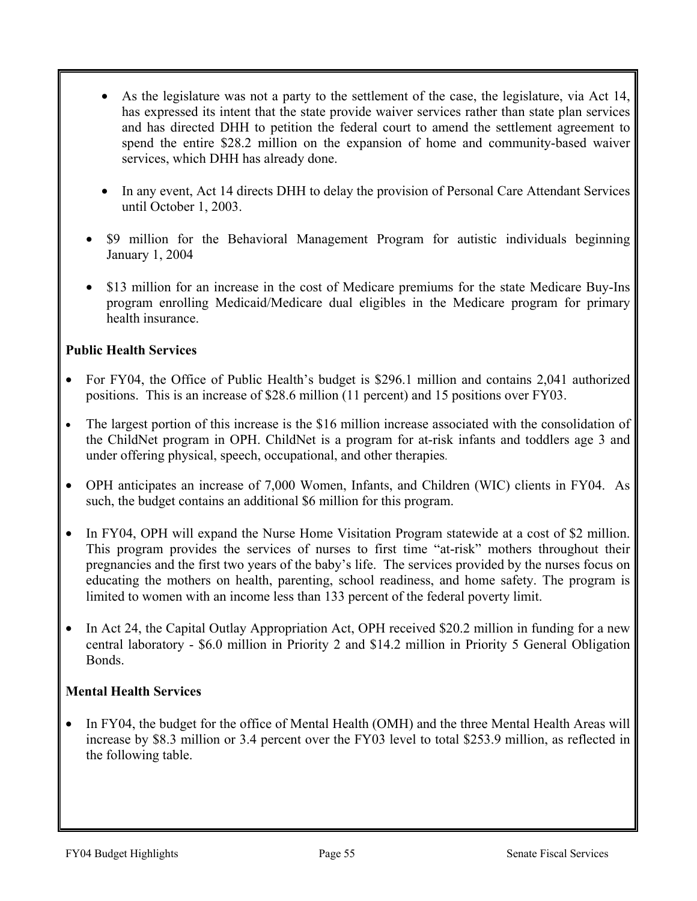- As the legislature was not a party to the settlement of the case, the legislature, via Act 14, has expressed its intent that the state provide waiver services rather than state plan services and has directed DHH to petition the federal court to amend the settlement agreement to spend the entire \$28.2 million on the expansion of home and community-based waiver services, which DHH has already done.

- In any event, Act 14 directs DHH to delay the provision of Personal Care Attendant Services until October 1, 2003.

- \$9 million for the Behavioral Management Program for autistic individuals beginning January 1, 2004

- \$13 million for an increase in the cost of Medicare premiums for the state Medicare Buy-Ins program enrolling Medicaid/Medicare dual eligibles in the Medicare program for primary health insurance.

**Public Health Services**

- For FY04, the Office of Public Health's budget is \$296.1 million and contains 2,041 authorized positions. This is an increase of \$28.6 million (11 percent) and 15 positions over FY03.

- The largest portion of this increase is the \$16 million increase associated with the consolidation of the ChildNet program in OPH. ChildNet is a program for at-risk infants and toddlers age 3 and under offering physical, speech, occupational, and other therapies.

- OPH anticipates an increase of 7,000 Women, Infants, and Children (WIC) clients in FY04. As such, the budget contains an additional \$6 million for this program.

- In FY04, OPH will expand the Nurse Home Visitation Program statewide at a cost of \$2 million. This program provides the services of nurses to first time "at-risk" mothers throughout their pregnancies and the first two years of the baby's life. The services provided by the nurses focus on educating the mothers on health, parenting, school readiness, and home safety. The program is limited to women with an income less than 133 percent of the federal poverty limit.

- In Act 24, the Capital Outlay Appropriation Act, OPH received \$20.2 million in funding for a new central laboratory - \$6.0 million in Priority 2 and \$14.2 million in Priority 5 General Obligation Bonds.

**Mental Health Services**

- In FY04, the budget for the office of Mental Health (OMH) and the three Mental Health Areas will increase by \$8.3 million or 3.4 percent over the FY03 level to total \$253.9 million, as reflected in the following table.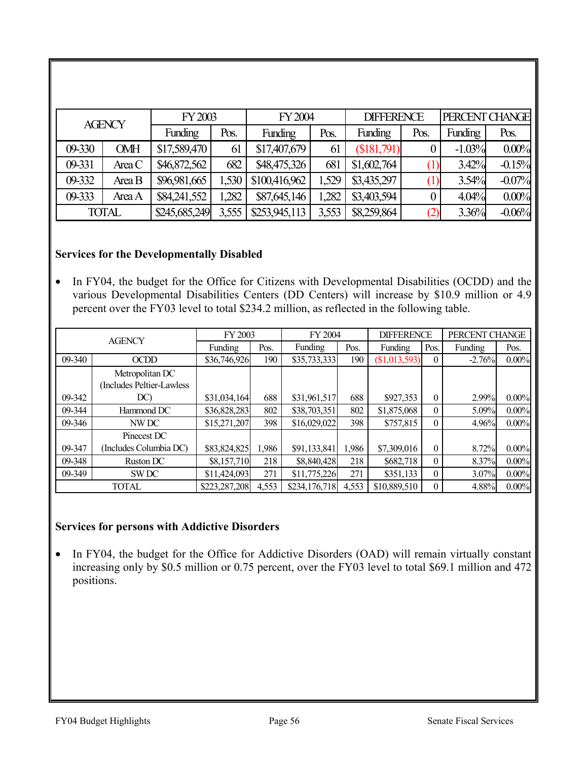| AGENCY | | FY 2003 | | FY 2004 | | DIFFERENCE | | PERCENT CHANGE | |
|---|---|---|---|---|---|---|---|---|---|
| | | Funding | Pos. | Funding | Pos. | Funding | Pos. | Funding | Pos. |
| 09-330 | OMH | $17,589,470 | 61 | $17,407,679 | 61 | ($181,791) | 0 | -1.03% | 0.00% |
| 09-331 | Area C | $46,872,562 | 682 | $48,475,326 | 681 | $1,602,764 | (1) | 3.42% | -0.15% |
| 09-332 | Area B | $96,981,665 | 1,530 | $100,416,962 | 1,529 | $3,435,297 | (1) | 3.54% | -0.07% |
| 09-333 | Area A | $84,241,552 | 1,282 | $87,645,146 | 1,282 | $3,403,594 | 0 | 4.04% | 0.00% |
| TOTAL | | $245,685,249 | 3,555 | $253,945,113 | 3,553 | $8,259,864 | (2) | 3.36% | -0.06% |

**Services for the Developmentally Disabled**

- In FY04, the budget for the Office for Citizens with Developmental Disabilities (OCDD) and the various Developmental Disabilities Centers (DD Centers) will increase by $10.9 million or 4.9 percent over the FY03 level to total $234.2 million, as reflected in the following table.

| AGENCY | | FY 2003 | | FY 2004 | | DIFFERENCE | | PERCENT CHANGE | |
|---|---|---|---|---|---|---|---|---|---|
| | | Funding | Pos. | Funding | Pos. | Funding | Pos. | Funding | Pos. |
| 09-340 | OCDD | $36,746,926 | 190 | $35,733,333 | 190 | ($1,013,593) | 0 | -2.76% | 0.00% |
| 09-342 | Metropolitan DC (Includes Peltier-Lawless DC) | $31,034,164 | 688 | $31,961,517 | 688 | $927,353 | 0 | 2.99% | 0.00% |
| 09-344 | Hammond DC | $36,828,283 | 802 | $38,703,351 | 802 | $1,875,068 | 0 | 5.09% | 0.00% |
| 09-346 | NW DC | $15,271,207 | 398 | $16,029,022 | 398 | $757,815 | 0 | 4.96% | 0.00% |
| 09-347 | Pinecest DC (Includes Columbia DC) | $83,824,825 | 1,986 | $91,133,841 | 1,986 | $7,309,016 | 0 | 8.72% | 0.00% |
| 09-348 | Ruston DC | $8,157,710 | 218 | $8,840,428 | 218 | $682,718 | 0 | 8.37% | 0.00% |
| 09-349 | SW DC | $11,424,093 | 271 | $11,775,226 | 271 | $351,133 | 0 | 3.07% | 0.00% |
| TOTAL | | $223,287,208 | 4,553 | $234,176,718 | 4,553 | $10,889,510 | 0 | 4.88% | 0.00% |

**Services for persons with Addictive Disorders**

- In FY04, the budget for the Office for Addictive Disorders (OAD) will remain virtually constant increasing only by $0.5 million or 0.75 percent, over the FY03 level to total $69.1 million and 472 positions.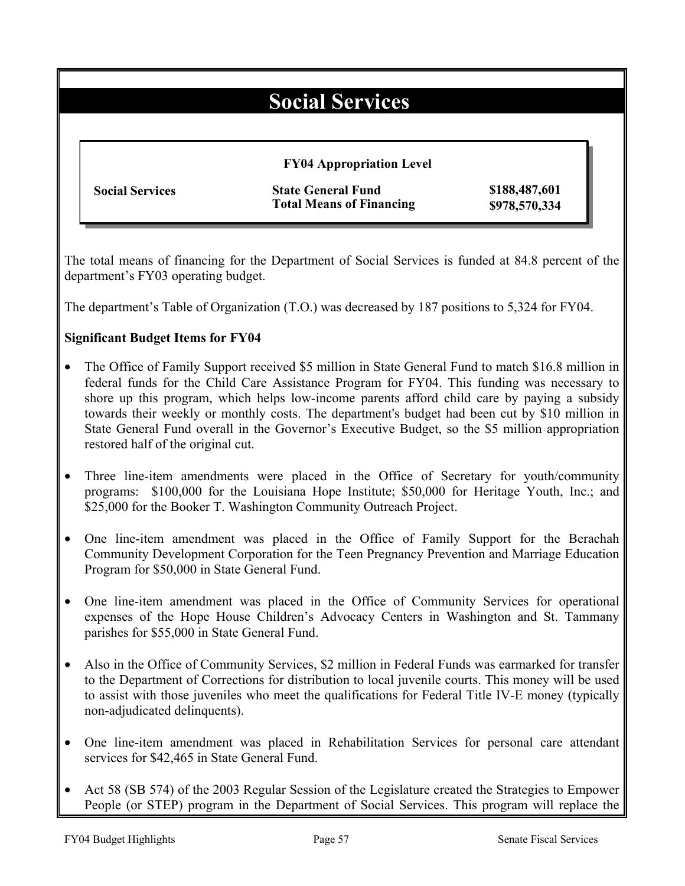# Social Services

**FY04 Appropriation Level**

| | | |
|---|---|---|
| **Social Services** | **State General Fund** | **$188,487,601** |
| | **Total Means of Financing** | **$978,570,334** |

The total means of financing for the Department of Social Services is funded at 84.8 percent of the department's FY03 operating budget.

The department's Table of Organization (T.O.) was decreased by 187 positions to 5,324 for FY04.

**Significant Budget Items for FY04**

- The Office of Family Support received $5 million in State General Fund to match $16.8 million in federal funds for the Child Care Assistance Program for FY04. This funding was necessary to shore up this program, which helps low-income parents afford child care by paying a subsidy towards their weekly or monthly costs. The department's budget had been cut by $10 million in State General Fund overall in the Governor's Executive Budget, so the $5 million appropriation restored half of the original cut.

- Three line-item amendments were placed in the Office of Secretary for youth/community programs: $100,000 for the Louisiana Hope Institute; $50,000 for Heritage Youth, Inc.; and $25,000 for the Booker T. Washington Community Outreach Project.

- One line-item amendment was placed in the Office of Family Support for the Berachah Community Development Corporation for the Teen Pregnancy Prevention and Marriage Education Program for $50,000 in State General Fund.

- One line-item amendment was placed in the Office of Community Services for operational expenses of the Hope House Children's Advocacy Centers in Washington and St. Tammany parishes for $55,000 in State General Fund.

- Also in the Office of Community Services, $2 million in Federal Funds was earmarked for transfer to the Department of Corrections for distribution to local juvenile courts. This money will be used to assist with those juveniles who meet the qualifications for Federal Title IV-E money (typically non-adjudicated delinquents).

- One line-item amendment was placed in Rehabilitation Services for personal care attendant services for $42,465 in State General Fund.

- Act 58 (SB 574) of the 2003 Regular Session of the Legislature created the Strategies to Empower People (or STEP) program in the Department of Social Services. This program will replace the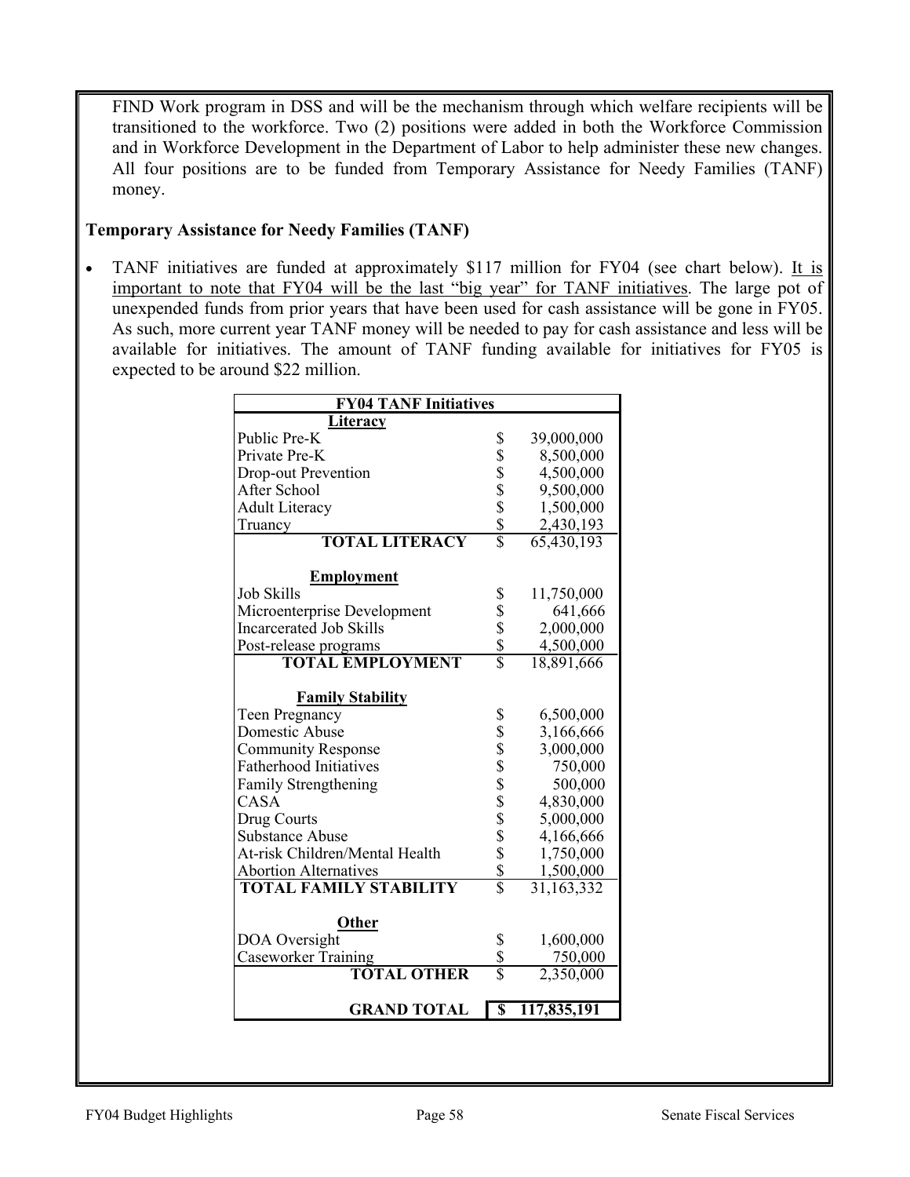FIND Work program in DSS and will be the mechanism through which welfare recipients will be transitioned to the workforce. Two (2) positions were added in both the Workforce Commission and in Workforce Development in the Department of Labor to help administer these new changes. All four positions are to be funded from Temporary Assistance for Needy Families (TANF) money.

**Temporary Assistance for Needy Families (TANF)**

- TANF initiatives are funded at approximately $117 million for FY04 (see chart below). It is important to note that FY04 will be the last "big year" for TANF initiatives. The large pot of unexpended funds from prior years that have been used for cash assistance will be gone in FY05. As such, more current year TANF money will be needed to pay for cash assistance and less will be available for initiatives. The amount of TANF funding available for initiatives for FY05 is expected to be around $22 million.

| FY04 TANF Initiatives | |
|---|---|
| **Literacy** | |
| Public Pre-K | $ 39,000,000 |
| Private Pre-K | $ 8,500,000 |
| Drop-out Prevention | $ 4,500,000 |
| After School | $ 9,500,000 |
| Adult Literacy | $ 1,500,000 |
| Truancy | $ 2,430,193 |
| **TOTAL LITERACY** | $ 65,430,193 |
| **Employment** | |
| Job Skills | $ 11,750,000 |
| Microenterprise Development | $ 641,666 |
| Incarcerated Job Skills | $ 2,000,000 |
| Post-release programs | $ 4,500,000 |
| **TOTAL EMPLOYMENT** | $ 18,891,666 |
| **Family Stability** | |
| Teen Pregnancy | $ 6,500,000 |
| Domestic Abuse | $ 3,166,666 |
| Community Response | $ 3,000,000 |
| Fatherhood Initiatives | $ 750,000 |
| Family Strengthening | $ 500,000 |
| CASA | $ 4,830,000 |
| Drug Courts | $ 5,000,000 |
| Substance Abuse | $ 4,166,666 |
| At-risk Children/Mental Health | $ 1,750,000 |
| Abortion Alternatives | $ 1,500,000 |
| **TOTAL FAMILY STABILITY** | $ 31,163,332 |
| **Other** | |
| DOA Oversight | $ 1,600,000 |
| Caseworker Training | $ 750,000 |
| **TOTAL OTHER** | $ 2,350,000 |
| **GRAND TOTAL** | **$ 117,835,191** |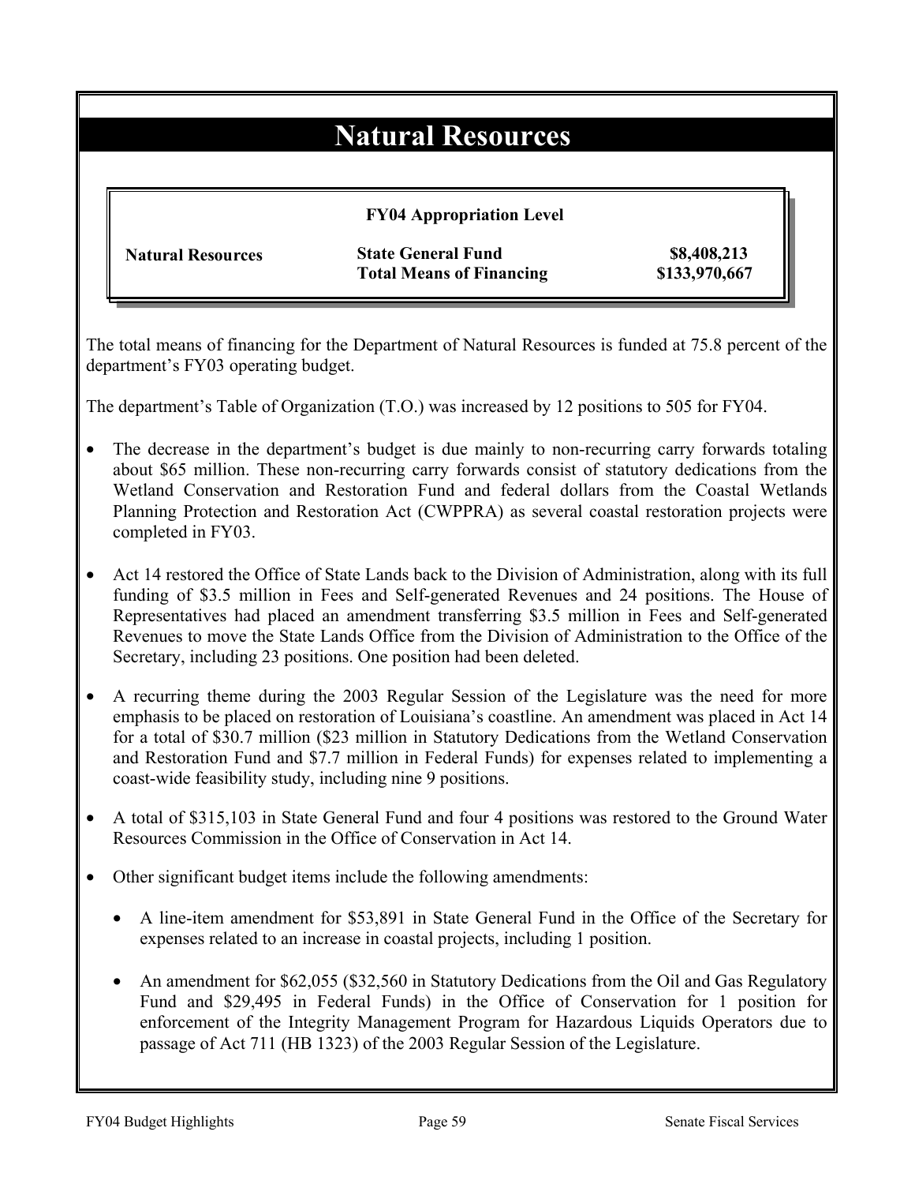# Natural Resources

| | FY04 Appropriation Level | |
|---|---|---|
| **Natural Resources** | **State General Fund** | **$8,408,213** |
| | **Total Means of Financing** | **$133,970,667** |

The total means of financing for the Department of Natural Resources is funded at 75.8 percent of the department's FY03 operating budget.

The department's Table of Organization (T.O.) was increased by 12 positions to 505 for FY04.

- The decrease in the department's budget is due mainly to non-recurring carry forwards totaling about $65 million. These non-recurring carry forwards consist of statutory dedications from the Wetland Conservation and Restoration Fund and federal dollars from the Coastal Wetlands Planning Protection and Restoration Act (CWPPRA) as several coastal restoration projects were completed in FY03.

- Act 14 restored the Office of State Lands back to the Division of Administration, along with its full funding of $3.5 million in Fees and Self-generated Revenues and 24 positions. The House of Representatives had placed an amendment transferring $3.5 million in Fees and Self-generated Revenues to move the State Lands Office from the Division of Administration to the Office of the Secretary, including 23 positions. One position had been deleted.

- A recurring theme during the 2003 Regular Session of the Legislature was the need for more emphasis to be placed on restoration of Louisiana's coastline. An amendment was placed in Act 14 for a total of $30.7 million ($23 million in Statutory Dedications from the Wetland Conservation and Restoration Fund and $7.7 million in Federal Funds) for expenses related to implementing a coast-wide feasibility study, including nine 9 positions.

- A total of $315,103 in State General Fund and four 4 positions was restored to the Ground Water Resources Commission in the Office of Conservation in Act 14.

- Other significant budget items include the following amendments:

  - A line-item amendment for $53,891 in State General Fund in the Office of the Secretary for expenses related to an increase in coastal projects, including 1 position.

  - An amendment for $62,055 ($32,560 in Statutory Dedications from the Oil and Gas Regulatory Fund and $29,495 in Federal Funds) in the Office of Conservation for 1 position for enforcement of the Integrity Management Program for Hazardous Liquids Operators due to passage of Act 711 (HB 1323) of the 2003 Regular Session of the Legislature.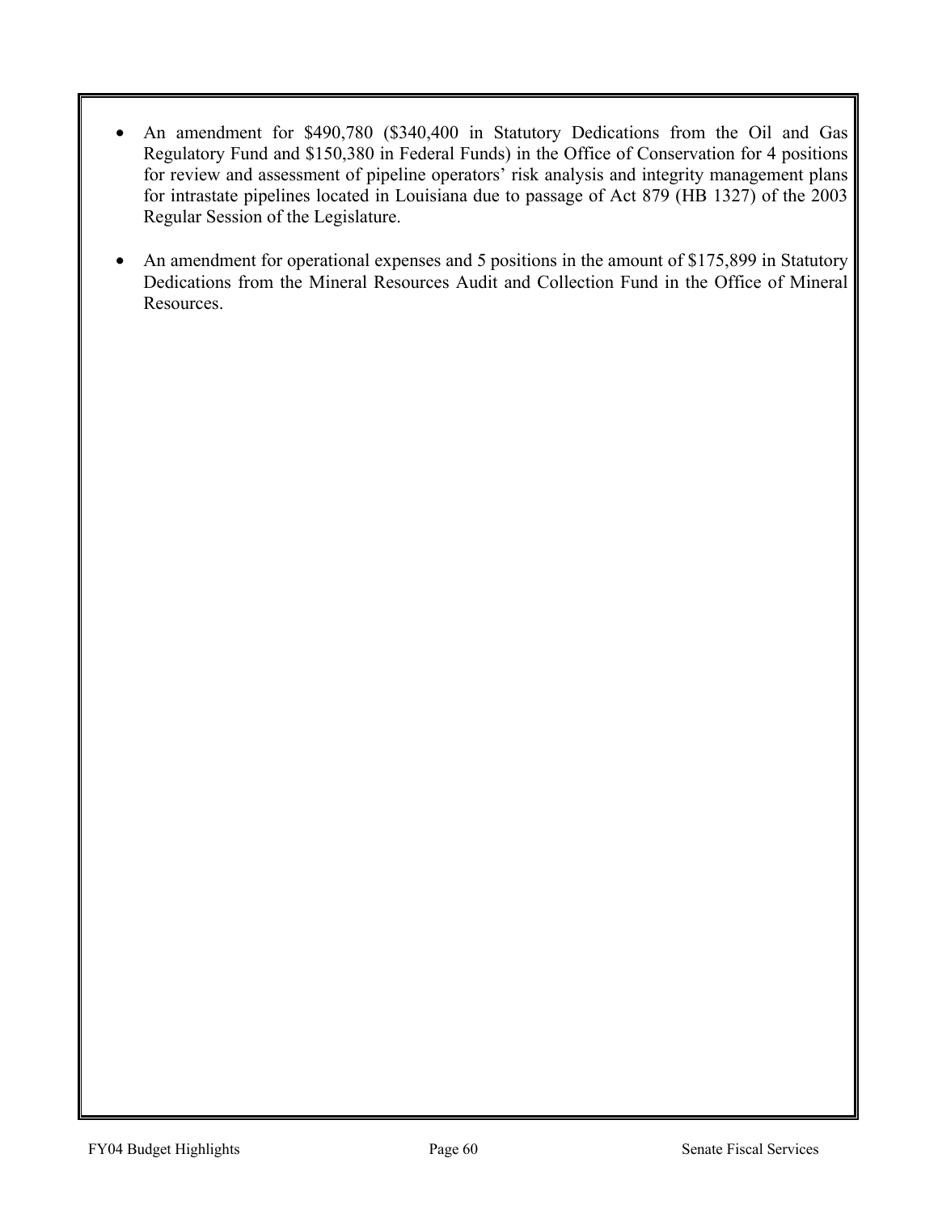- An amendment for $490,780 ($340,400 in Statutory Dedications from the Oil and Gas Regulatory Fund and $150,380 in Federal Funds) in the Office of Conservation for 4 positions for review and assessment of pipeline operators' risk analysis and integrity management plans for intrastate pipelines located in Louisiana due to passage of Act 879 (HB 1327) of the 2003 Regular Session of the Legislature.

- An amendment for operational expenses and 5 positions in the amount of $175,899 in Statutory Dedications from the Mineral Resources Audit and Collection Fund in the Office of Mineral Resources.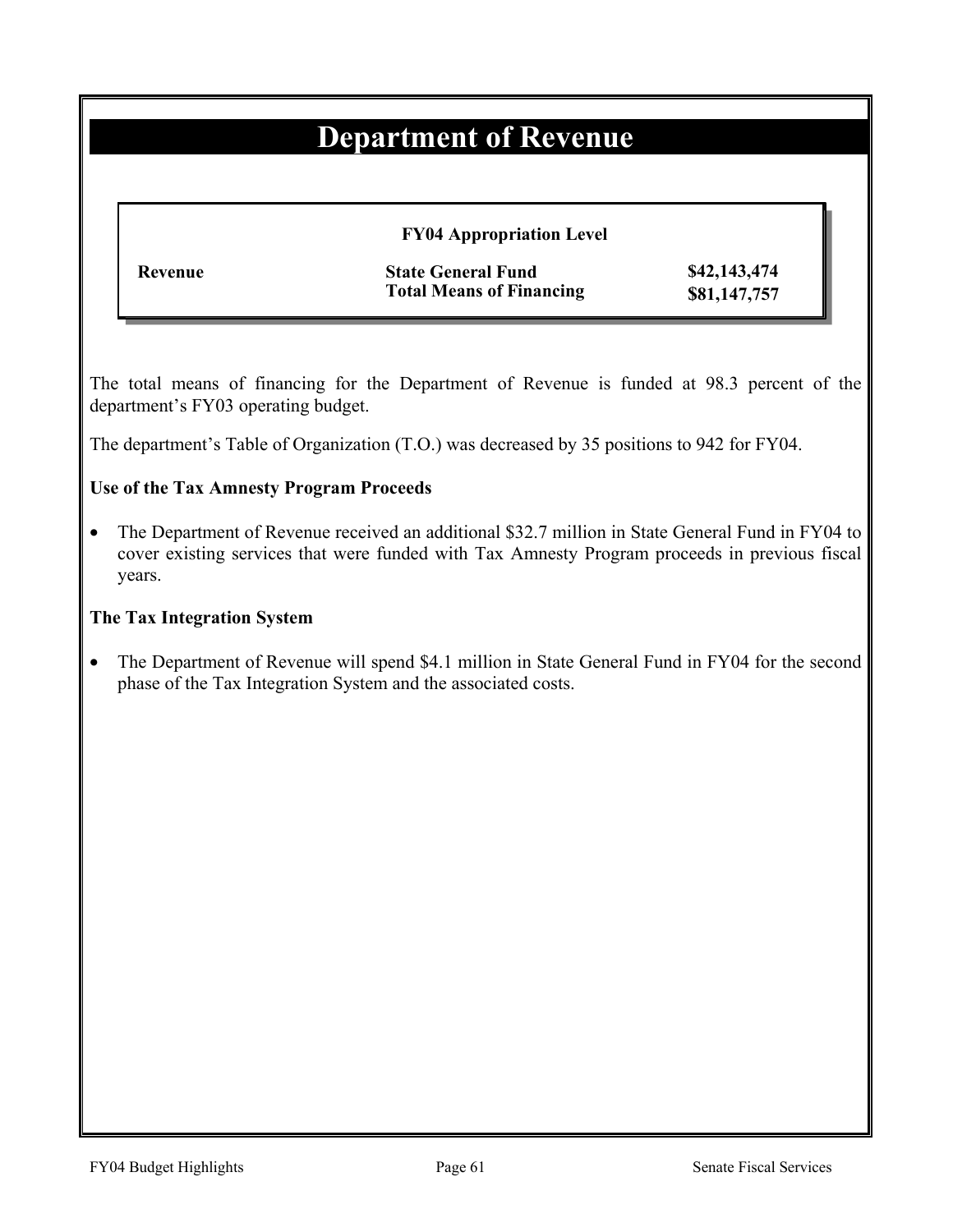# Department of Revenue

| | FY04 Appropriation Level | |
|---|---|---|
| **Revenue** | **State General Fund** | **$42,143,474** |
| | **Total Means of Financing** | **$81,147,757** |

The total means of financing for the Department of Revenue is funded at 98.3 percent of the department's FY03 operating budget.

The department's Table of Organization (T.O.) was decreased by 35 positions to 942 for FY04.

**Use of the Tax Amnesty Program Proceeds**

- The Department of Revenue received an additional $32.7 million in State General Fund in FY04 to cover existing services that were funded with Tax Amnesty Program proceeds in previous fiscal years.

**The Tax Integration System**

- The Department of Revenue will spend $4.1 million in State General Fund in FY04 for the second phase of the Tax Integration System and the associated costs.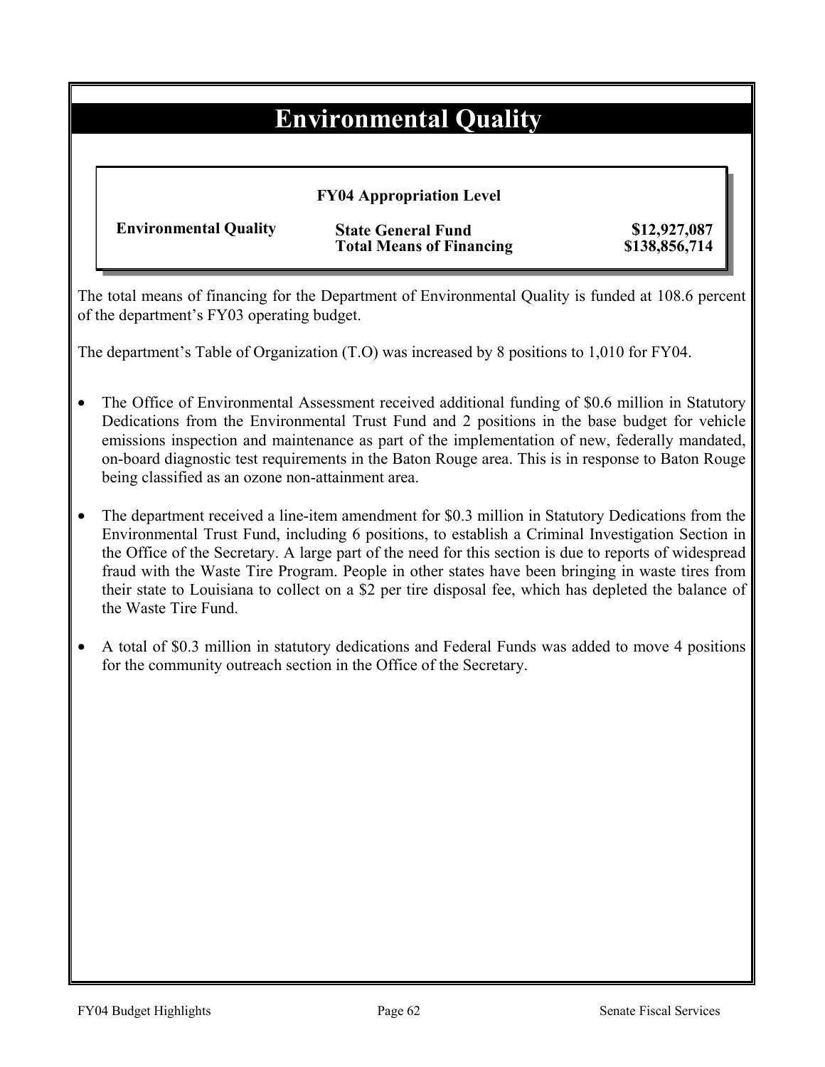# Environmental Quality

**FY04 Appropriation Level**

| | | |
|---|---|---|
| **Environmental Quality** | **State General Fund** | **$12,927,087** |
| | **Total Means of Financing** | **$138,856,714** |

The total means of financing for the Department of Environmental Quality is funded at 108.6 percent of the department's FY03 operating budget.

The department's Table of Organization (T.O) was increased by 8 positions to 1,010 for FY04.

- The Office of Environmental Assessment received additional funding of $0.6 million in Statutory Dedications from the Environmental Trust Fund and 2 positions in the base budget for vehicle emissions inspection and maintenance as part of the implementation of new, federally mandated, on-board diagnostic test requirements in the Baton Rouge area. This is in response to Baton Rouge being classified as an ozone non-attainment area.

- The department received a line-item amendment for $0.3 million in Statutory Dedications from the Environmental Trust Fund, including 6 positions, to establish a Criminal Investigation Section in the Office of the Secretary. A large part of the need for this section is due to reports of widespread fraud with the Waste Tire Program. People in other states have been bringing in waste tires from their state to Louisiana to collect on a $2 per tire disposal fee, which has depleted the balance of the Waste Tire Fund.

- A total of $0.3 million in statutory dedications and Federal Funds was added to move 4 positions for the community outreach section in the Office of the Secretary.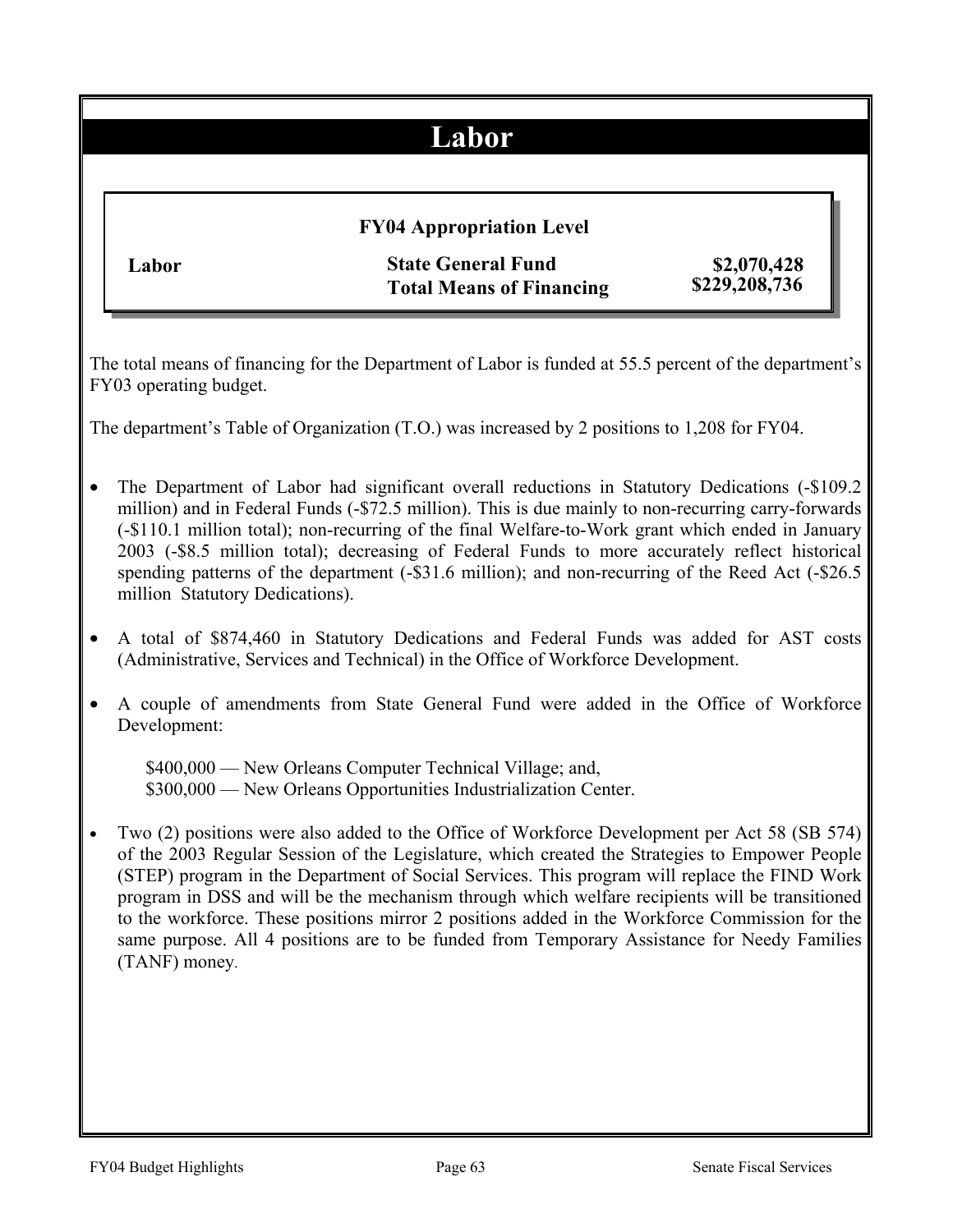# Labor

**FY04 Appropriation Level**

| | | |
|---|---|---|
| **Labor** | **State General Fund** | **$2,070,428** |
| | **Total Means of Financing** | **$229,208,736** |

The total means of financing for the Department of Labor is funded at 55.5 percent of the department's FY03 operating budget.

The department's Table of Organization (T.O.) was increased by 2 positions to 1,208 for FY04.

- The Department of Labor had significant overall reductions in Statutory Dedications (-$109.2 million) and in Federal Funds (-$72.5 million). This is due mainly to non-recurring carry-forwards (-$110.1 million total); non-recurring of the final Welfare-to-Work grant which ended in January 2003 (-$8.5 million total); decreasing of Federal Funds to more accurately reflect historical spending patterns of the department (-$31.6 million); and non-recurring of the Reed Act (-$26.5 million Statutory Dedications).

- A total of $874,460 in Statutory Dedications and Federal Funds was added for AST costs (Administrative, Services and Technical) in the Office of Workforce Development.

- A couple of amendments from State General Fund were added in the Office of Workforce Development:

  $400,000 — New Orleans Computer Technical Village; and,
  $300,000 — New Orleans Opportunities Industrialization Center.

- Two (2) positions were also added to the Office of Workforce Development per Act 58 (SB 574) of the 2003 Regular Session of the Legislature, which created the Strategies to Empower People (STEP) program in the Department of Social Services. This program will replace the FIND Work program in DSS and will be the mechanism through which welfare recipients will be transitioned to the workforce. These positions mirror 2 positions added in the Workforce Commission for the same purpose. All 4 positions are to be funded from Temporary Assistance for Needy Families (TANF) money.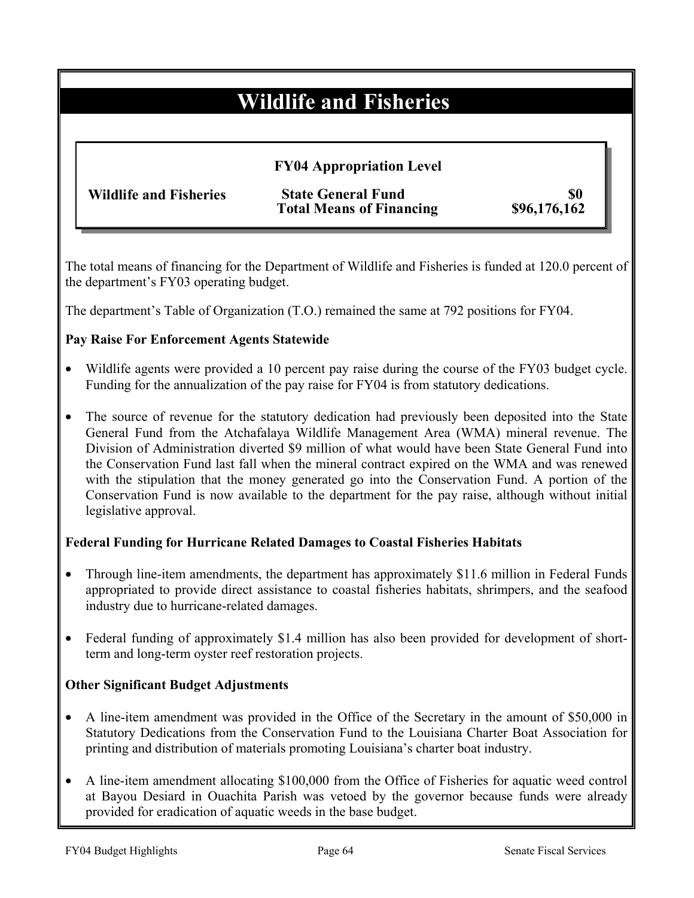# Wildlife and Fisheries

| | FY04 Appropriation Level | |
|---|---|---|
| **Wildlife and Fisheries** | **State General Fund** | **$0** |
| | **Total Means of Financing** | **$96,176,162** |

The total means of financing for the Department of Wildlife and Fisheries is funded at 120.0 percent of the department's FY03 operating budget.

The department's Table of Organization (T.O.) remained the same at 792 positions for FY04.

**Pay Raise For Enforcement Agents Statewide**

- Wildlife agents were provided a 10 percent pay raise during the course of the FY03 budget cycle. Funding for the annualization of the pay raise for FY04 is from statutory dedications.
- The source of revenue for the statutory dedication had previously been deposited into the State General Fund from the Atchafalaya Wildlife Management Area (WMA) mineral revenue. The Division of Administration diverted $9 million of what would have been State General Fund into the Conservation Fund last fall when the mineral contract expired on the WMA and was renewed with the stipulation that the money generated go into the Conservation Fund. A portion of the Conservation Fund is now available to the department for the pay raise, although without initial legislative approval.

**Federal Funding for Hurricane Related Damages to Coastal Fisheries Habitats**

- Through line-item amendments, the department has approximately $11.6 million in Federal Funds appropriated to provide direct assistance to coastal fisheries habitats, shrimpers, and the seafood industry due to hurricane-related damages.
- Federal funding of approximately $1.4 million has also been provided for development of short-term and long-term oyster reef restoration projects.

**Other Significant Budget Adjustments**

- A line-item amendment was provided in the Office of the Secretary in the amount of $50,000 in Statutory Dedications from the Conservation Fund to the Louisiana Charter Boat Association for printing and distribution of materials promoting Louisiana's charter boat industry.
- A line-item amendment allocating $100,000 from the Office of Fisheries for aquatic weed control at Bayou Desiard in Ouachita Parish was vetoed by the governor because funds were already provided for eradication of aquatic weeds in the base budget.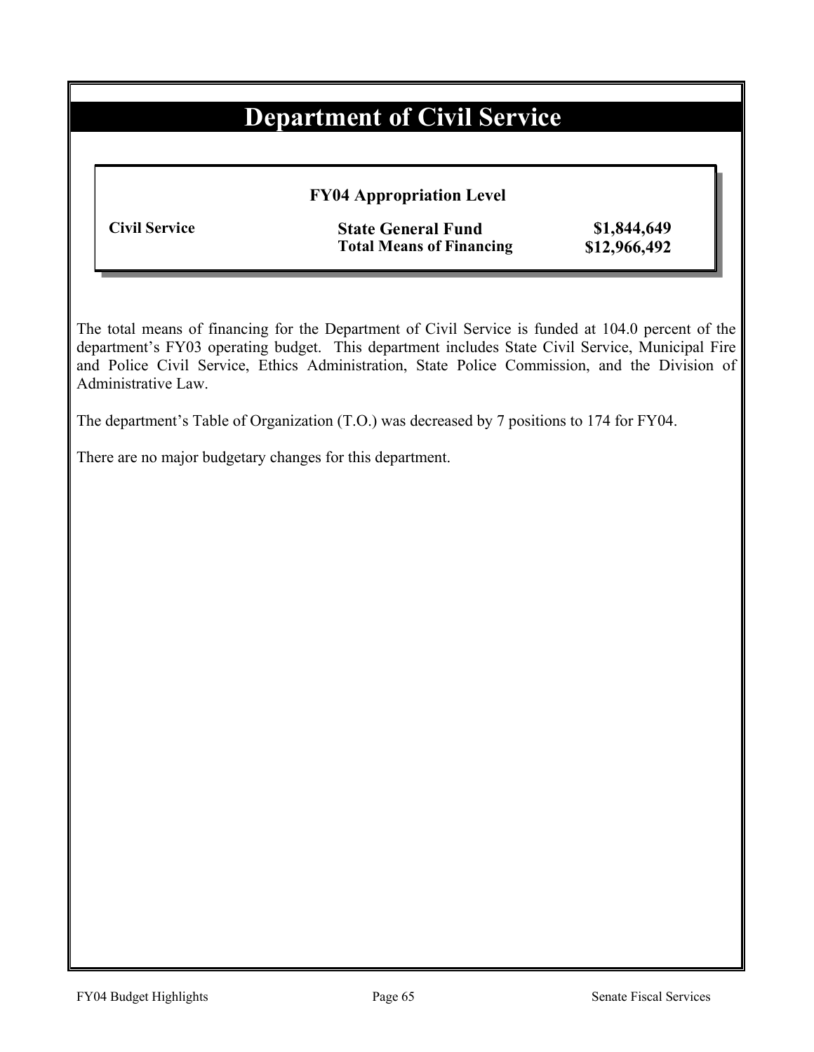# Department of Civil Service

**FY04 Appropriation Level**

| | | |
|---|---|---|
| **Civil Service** | **State General Fund** | **$1,844,649** |
| | **Total Means of Financing** | **$12,966,492** |

The total means of financing for the Department of Civil Service is funded at 104.0 percent of the department's FY03 operating budget. This department includes State Civil Service, Municipal Fire and Police Civil Service, Ethics Administration, State Police Commission, and the Division of Administrative Law.

The department's Table of Organization (T.O.) was decreased by 7 positions to 174 for FY04.

There are no major budgetary changes for this department.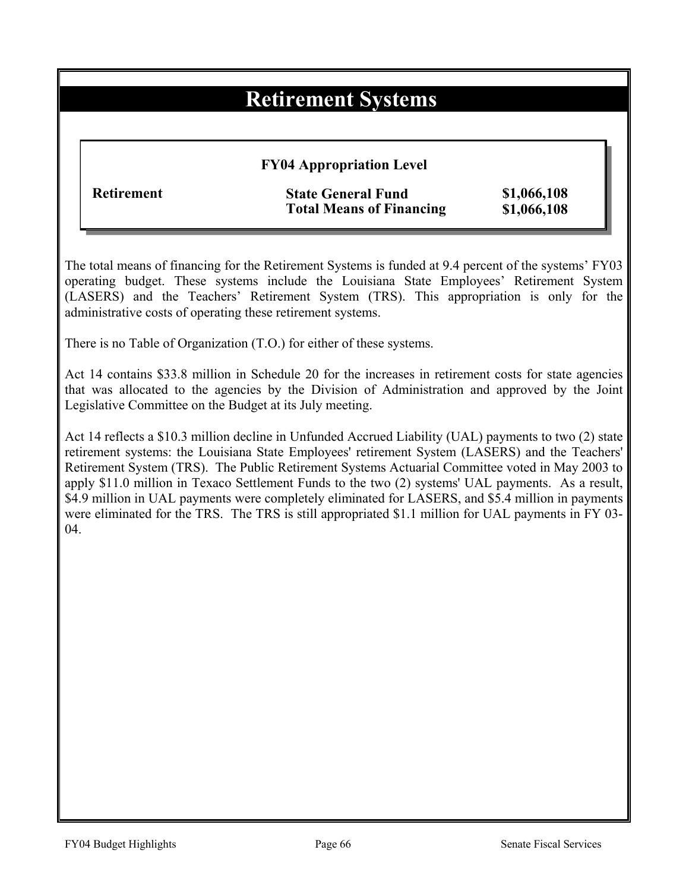# Retirement Systems

**FY04 Appropriation Level**

| | | |
|---|---|---|
| **Retirement** | **State General Fund** | **$1,066,108** |
| | **Total Means of Financing** | **$1,066,108** |

The total means of financing for the Retirement Systems is funded at 9.4 percent of the systems' FY03 operating budget. These systems include the Louisiana State Employees' Retirement System (LASERS) and the Teachers' Retirement System (TRS). This appropriation is only for the administrative costs of operating these retirement systems.

There is no Table of Organization (T.O.) for either of these systems.

Act 14 contains $33.8 million in Schedule 20 for the increases in retirement costs for state agencies that was allocated to the agencies by the Division of Administration and approved by the Joint Legislative Committee on the Budget at its July meeting.

Act 14 reflects a $10.3 million decline in Unfunded Accrued Liability (UAL) payments to two (2) state retirement systems: the Louisiana State Employees' retirement System (LASERS) and the Teachers' Retirement System (TRS). The Public Retirement Systems Actuarial Committee voted in May 2003 to apply $11.0 million in Texaco Settlement Funds to the two (2) systems' UAL payments. As a result, $4.9 million in UAL payments were completely eliminated for LASERS, and $5.4 million in payments were eliminated for the TRS. The TRS is still appropriated $1.1 million for UAL payments in FY 03-04.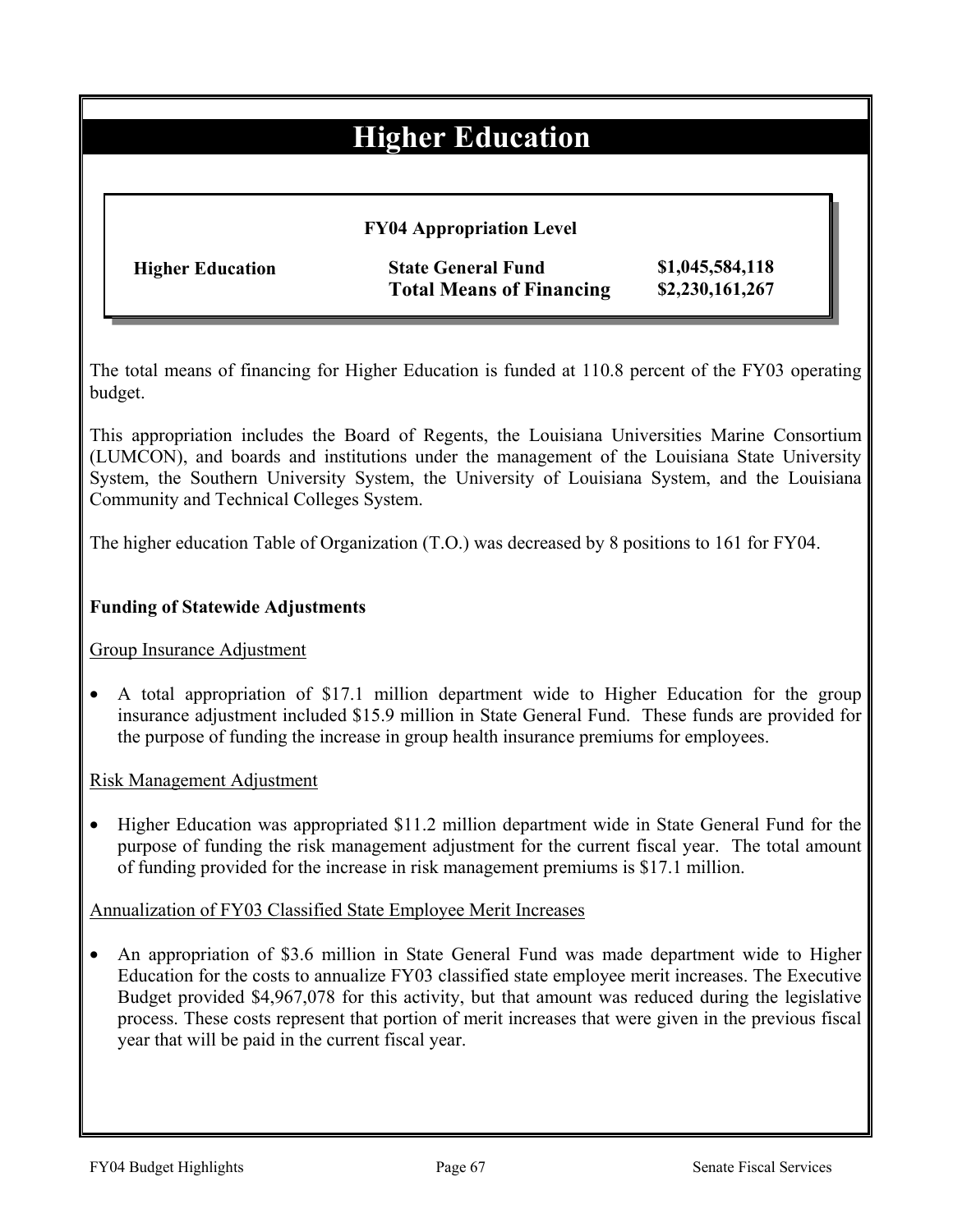# Higher Education

**FY04 Appropriation Level**

| | | |
|---|---|---|
| **Higher Education** | **State General Fund** | **$1,045,584,118** |
| | **Total Means of Financing** | **$2,230,161,267** |

The total means of financing for Higher Education is funded at 110.8 percent of the FY03 operating budget.

This appropriation includes the Board of Regents, the Louisiana Universities Marine Consortium (LUMCON), and boards and institutions under the management of the Louisiana State University System, the Southern University System, the University of Louisiana System, and the Louisiana Community and Technical Colleges System.

The higher education Table of Organization (T.O.) was decreased by 8 positions to 161 for FY04.

**Funding of Statewide Adjustments**

Group Insurance Adjustment

- A total appropriation of $17.1 million department wide to Higher Education for the group insurance adjustment included $15.9 million in State General Fund. These funds are provided for the purpose of funding the increase in group health insurance premiums for employees.

Risk Management Adjustment

- Higher Education was appropriated $11.2 million department wide in State General Fund for the purpose of funding the risk management adjustment for the current fiscal year. The total amount of funding provided for the increase in risk management premiums is $17.1 million.

Annualization of FY03 Classified State Employee Merit Increases

- An appropriation of $3.6 million in State General Fund was made department wide to Higher Education for the costs to annualize FY03 classified state employee merit increases. The Executive Budget provided $4,967,078 for this activity, but that amount was reduced during the legislative process. These costs represent that portion of merit increases that were given in the previous fiscal year that will be paid in the current fiscal year.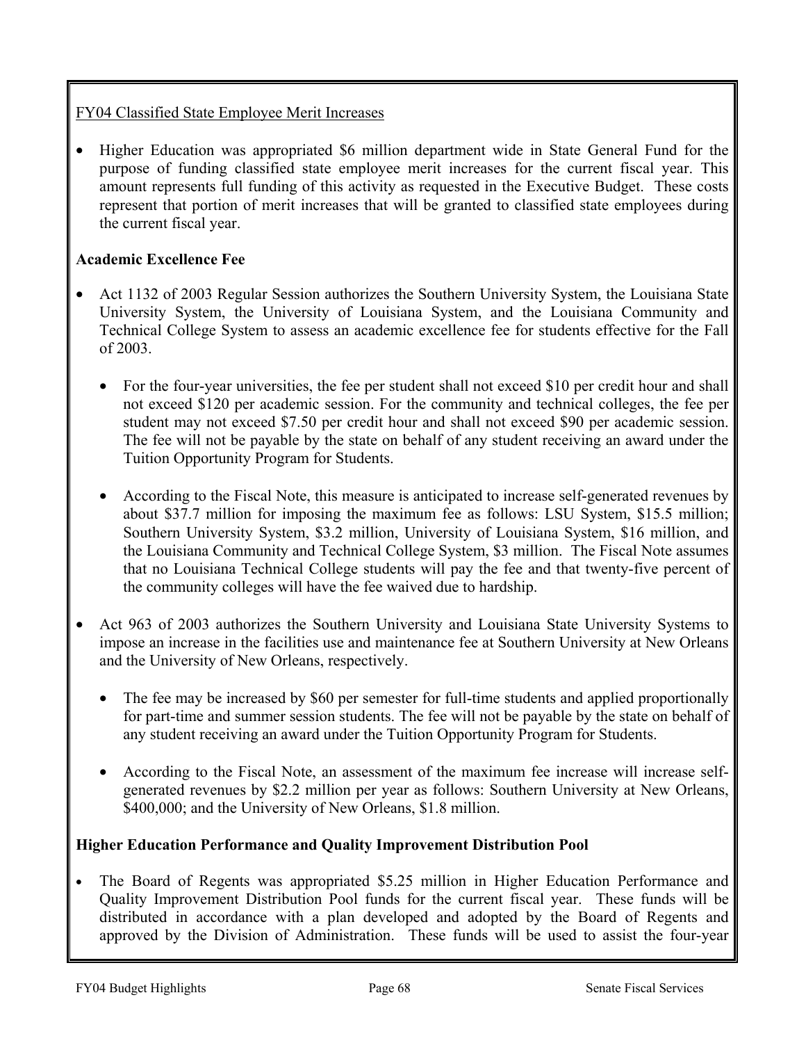FY04 Classified State Employee Merit Increases

- Higher Education was appropriated $6 million department wide in State General Fund for the purpose of funding classified state employee merit increases for the current fiscal year. This amount represents full funding of this activity as requested in the Executive Budget. These costs represent that portion of merit increases that will be granted to classified state employees during the current fiscal year.

**Academic Excellence Fee**

- Act 1132 of 2003 Regular Session authorizes the Southern University System, the Louisiana State University System, the University of Louisiana System, and the Louisiana Community and Technical College System to assess an academic excellence fee for students effective for the Fall of 2003.
  - For the four-year universities, the fee per student shall not exceed $10 per credit hour and shall not exceed $120 per academic session. For the community and technical colleges, the fee per student may not exceed $7.50 per credit hour and shall not exceed $90 per academic session. The fee will not be payable by the state on behalf of any student receiving an award under the Tuition Opportunity Program for Students.
  - According to the Fiscal Note, this measure is anticipated to increase self-generated revenues by about $37.7 million for imposing the maximum fee as follows: LSU System, $15.5 million; Southern University System, $3.2 million, University of Louisiana System, $16 million, and the Louisiana Community and Technical College System, $3 million. The Fiscal Note assumes that no Louisiana Technical College students will pay the fee and that twenty-five percent of the community colleges will have the fee waived due to hardship.
- Act 963 of 2003 authorizes the Southern University and Louisiana State University Systems to impose an increase in the facilities use and maintenance fee at Southern University at New Orleans and the University of New Orleans, respectively.
  - The fee may be increased by $60 per semester for full-time students and applied proportionally for part-time and summer session students. The fee will not be payable by the state on behalf of any student receiving an award under the Tuition Opportunity Program for Students.
  - According to the Fiscal Note, an assessment of the maximum fee increase will increase self-generated revenues by $2.2 million per year as follows: Southern University at New Orleans, $400,000; and the University of New Orleans, $1.8 million.

**Higher Education Performance and Quality Improvement Distribution Pool**

- The Board of Regents was appropriated $5.25 million in Higher Education Performance and Quality Improvement Distribution Pool funds for the current fiscal year. These funds will be distributed in accordance with a plan developed and adopted by the Board of Regents and approved by the Division of Administration. These funds will be used to assist the four-year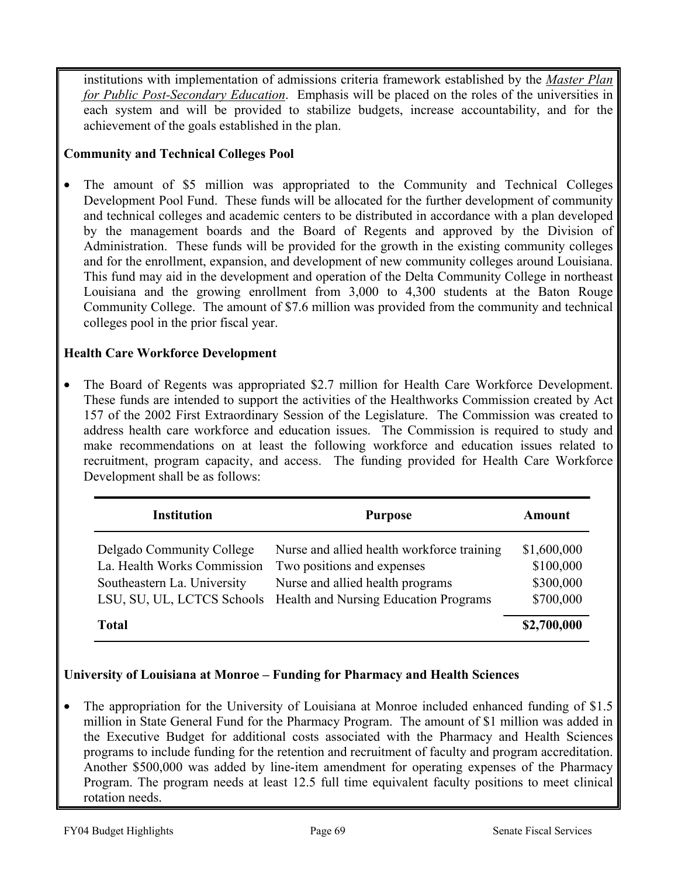institutions with implementation of admissions criteria framework established by the *Master Plan for Public Post-Secondary Education*. Emphasis will be placed on the roles of the universities in each system and will be provided to stabilize budgets, increase accountability, and for the achievement of the goals established in the plan.

**Community and Technical Colleges Pool**

- The amount of $5 million was appropriated to the Community and Technical Colleges Development Pool Fund. These funds will be allocated for the further development of community and technical colleges and academic centers to be distributed in accordance with a plan developed by the management boards and the Board of Regents and approved by the Division of Administration. These funds will be provided for the growth in the existing community colleges and for the enrollment, expansion, and development of new community colleges around Louisiana. This fund may aid in the development and operation of the Delta Community College in northeast Louisiana and the growing enrollment from 3,000 to 4,300 students at the Baton Rouge Community College. The amount of $7.6 million was provided from the community and technical colleges pool in the prior fiscal year.

**Health Care Workforce Development**

- The Board of Regents was appropriated $2.7 million for Health Care Workforce Development. These funds are intended to support the activities of the Healthworks Commission created by Act 157 of the 2002 First Extraordinary Session of the Legislature. The Commission was created to address health care workforce and education issues. The Commission is required to study and make recommendations on at least the following workforce and education issues related to recruitment, program capacity, and access. The funding provided for Health Care Workforce Development shall be as follows:

| Institution | Purpose | Amount |
|---|---|---|
| Delgado Community College | Nurse and allied health workforce training | $1,600,000 |
| La. Health Works Commission | Two positions and expenses | $100,000 |
| Southeastern La. University | Nurse and allied health programs | $300,000 |
| LSU, SU, UL, LCTCS Schools | Health and Nursing Education Programs | $700,000 |
| **Total** | | **$2,700,000** |

**University of Louisiana at Monroe – Funding for Pharmacy and Health Sciences**

- The appropriation for the University of Louisiana at Monroe included enhanced funding of $1.5 million in State General Fund for the Pharmacy Program. The amount of $1 million was added in the Executive Budget for additional costs associated with the Pharmacy and Health Sciences programs to include funding for the retention and recruitment of faculty and program accreditation. Another $500,000 was added by line-item amendment for operating expenses of the Pharmacy Program. The program needs at least 12.5 full time equivalent faculty positions to meet clinical rotation needs.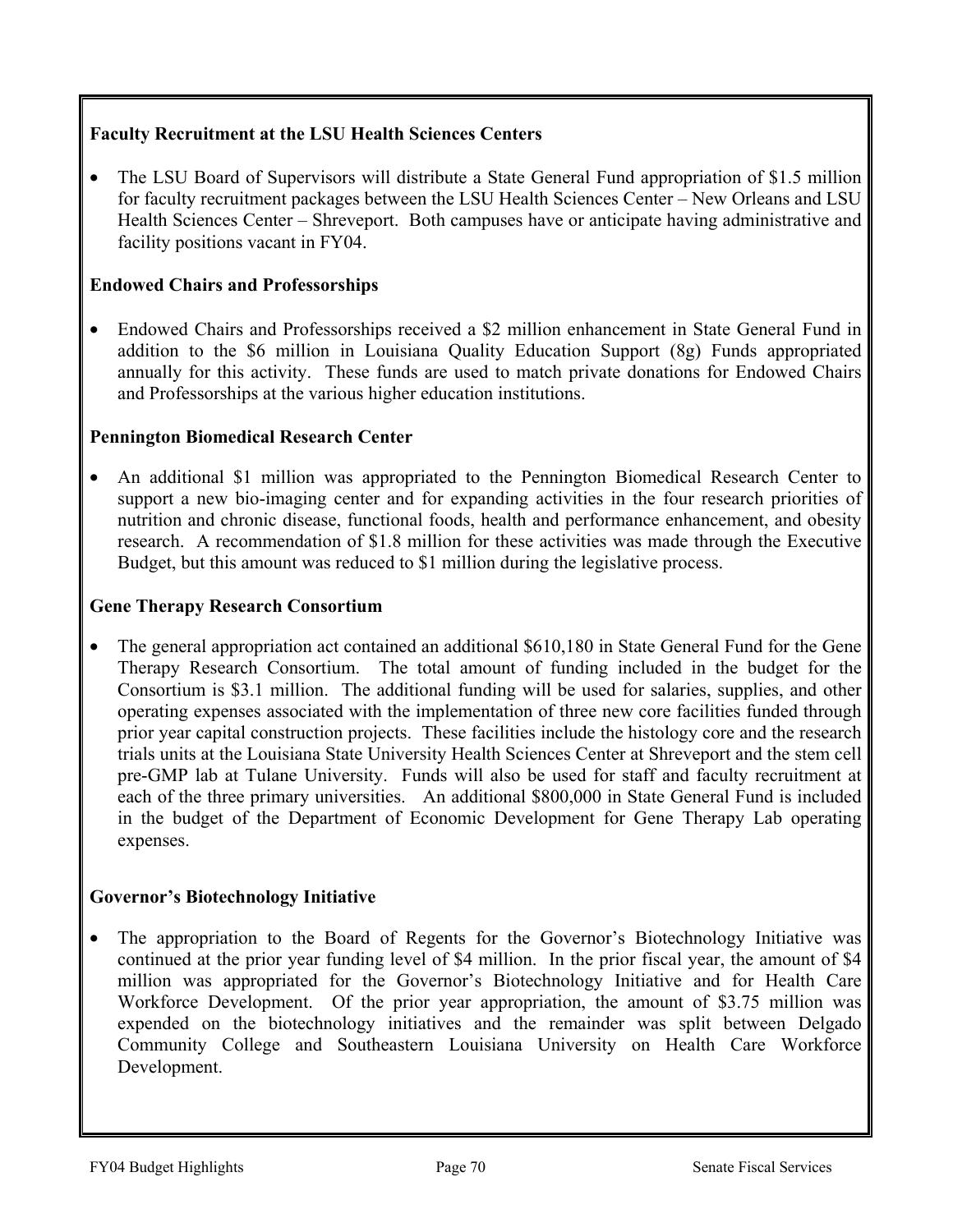**Faculty Recruitment at the LSU Health Sciences Centers**

- The LSU Board of Supervisors will distribute a State General Fund appropriation of $1.5 million for faculty recruitment packages between the LSU Health Sciences Center – New Orleans and LSU Health Sciences Center – Shreveport. Both campuses have or anticipate having administrative and facility positions vacant in FY04.

**Endowed Chairs and Professorships**

- Endowed Chairs and Professorships received a $2 million enhancement in State General Fund in addition to the $6 million in Louisiana Quality Education Support (8g) Funds appropriated annually for this activity. These funds are used to match private donations for Endowed Chairs and Professorships at the various higher education institutions.

**Pennington Biomedical Research Center**

- An additional $1 million was appropriated to the Pennington Biomedical Research Center to support a new bio-imaging center and for expanding activities in the four research priorities of nutrition and chronic disease, functional foods, health and performance enhancement, and obesity research. A recommendation of $1.8 million for these activities was made through the Executive Budget, but this amount was reduced to $1 million during the legislative process.

**Gene Therapy Research Consortium**

- The general appropriation act contained an additional $610,180 in State General Fund for the Gene Therapy Research Consortium. The total amount of funding included in the budget for the Consortium is $3.1 million. The additional funding will be used for salaries, supplies, and other operating expenses associated with the implementation of three new core facilities funded through prior year capital construction projects. These facilities include the histology core and the research trials units at the Louisiana State University Health Sciences Center at Shreveport and the stem cell pre-GMP lab at Tulane University. Funds will also be used for staff and faculty recruitment at each of the three primary universities. An additional $800,000 in State General Fund is included in the budget of the Department of Economic Development for Gene Therapy Lab operating expenses.

**Governor's Biotechnology Initiative**

- The appropriation to the Board of Regents for the Governor's Biotechnology Initiative was continued at the prior year funding level of $4 million. In the prior fiscal year, the amount of $4 million was appropriated for the Governor's Biotechnology Initiative and for Health Care Workforce Development. Of the prior year appropriation, the amount of $3.75 million was expended on the biotechnology initiatives and the remainder was split between Delgado Community College and Southeastern Louisiana University on Health Care Workforce Development.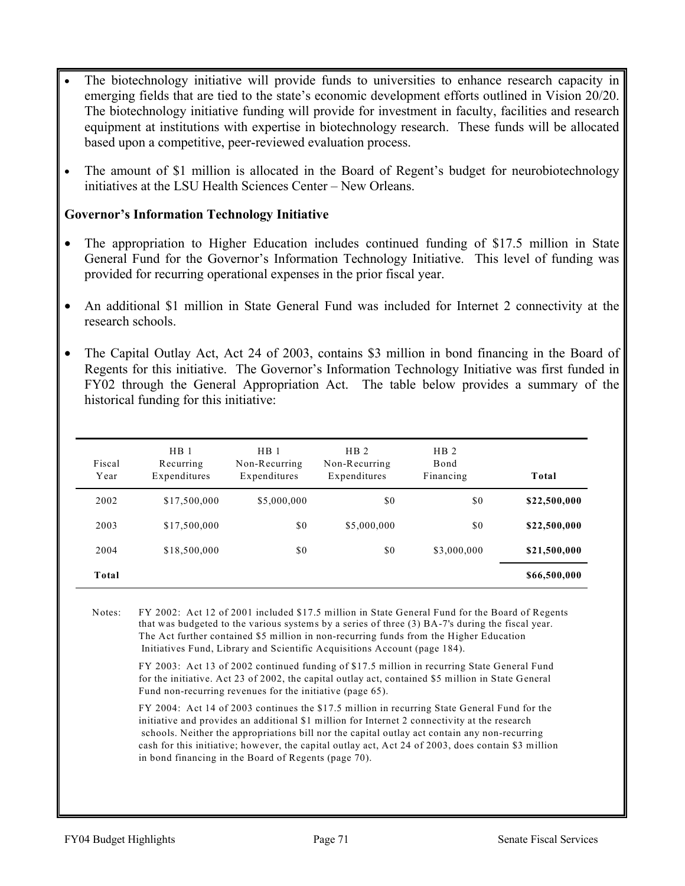- The biotechnology initiative will provide funds to universities to enhance research capacity in emerging fields that are tied to the state's economic development efforts outlined in Vision 20/20. The biotechnology initiative funding will provide for investment in faculty, facilities and research equipment at institutions with expertise in biotechnology research. These funds will be allocated based upon a competitive, peer-reviewed evaluation process.

- The amount of $1 million is allocated in the Board of Regent's budget for neurobiotechnology initiatives at the LSU Health Sciences Center – New Orleans.

**Governor's Information Technology Initiative**

- The appropriation to Higher Education includes continued funding of $17.5 million in State General Fund for the Governor's Information Technology Initiative. This level of funding was provided for recurring operational expenses in the prior fiscal year.

- An additional $1 million in State General Fund was included for Internet 2 connectivity at the research schools.

- The Capital Outlay Act, Act 24 of 2003, contains $3 million in bond financing in the Board of Regents for this initiative. The Governor's Information Technology Initiative was first funded in FY02 through the General Appropriation Act. The table below provides a summary of the historical funding for this initiative:

| Fiscal Year | HB 1 Recurring Expenditures | HB 1 Non-Recurring Expenditures | HB 2 Non-Recurring Expenditures | HB 2 Bond Financing | Total |
|---|---|---|---|---|---|
| 2002 | $17,500,000 | $5,000,000 | $0 | $0 | **$22,500,000** |
| 2003 | $17,500,000 | $0 | $5,000,000 | $0 | **$22,500,000** |
| 2004 | $18,500,000 | $0 | $0 | $3,000,000 | **$21,500,000** |
| **Total** | | | | | **$66,500,000** |

Notes: FY 2002: Act 12 of 2001 included $17.5 million in State General Fund for the Board of Regents that was budgeted to the various systems by a series of three (3) BA-7's during the fiscal year. The Act further contained $5 million in non-recurring funds from the Higher Education Initiatives Fund, Library and Scientific Acquisitions Account (page 184).

FY 2003: Act 13 of 2002 continued funding of $17.5 million in recurring State General Fund for the initiative. Act 23 of 2002, the capital outlay act, contained $5 million in State General Fund non-recurring revenues for the initiative (page 65).

FY 2004: Act 14 of 2003 continues the $17.5 million in recurring State General Fund for the initiative and provides an additional $1 million for Internet 2 connectivity at the research schools. Neither the appropriations bill nor the capital outlay act contain any non-recurring cash for this initiative; however, the capital outlay act, Act 24 of 2003, does contain $3 million in bond financing in the Board of Regents (page 70).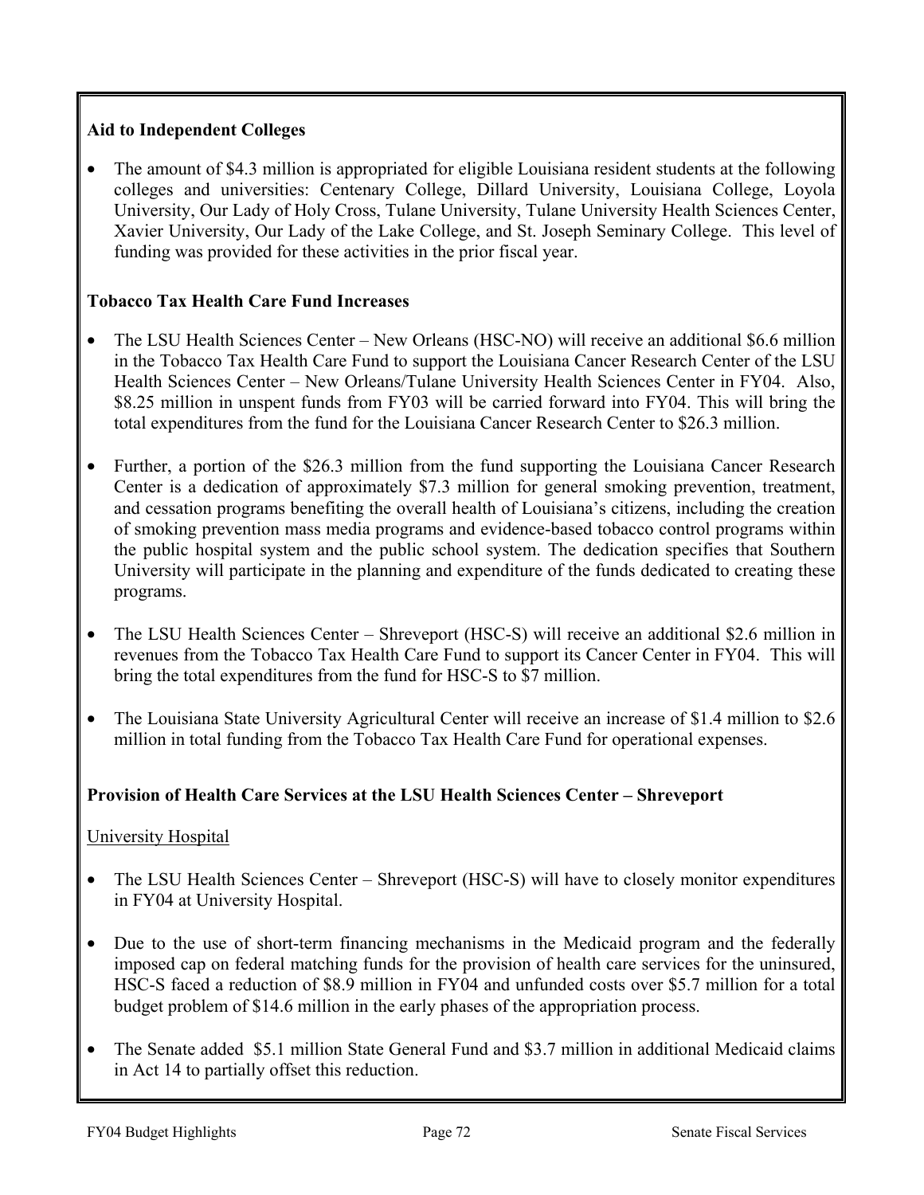**Aid to Independent Colleges**

- The amount of $4.3 million is appropriated for eligible Louisiana resident students at the following colleges and universities: Centenary College, Dillard University, Louisiana College, Loyola University, Our Lady of Holy Cross, Tulane University, Tulane University Health Sciences Center, Xavier University, Our Lady of the Lake College, and St. Joseph Seminary College. This level of funding was provided for these activities in the prior fiscal year.

**Tobacco Tax Health Care Fund Increases**

- The LSU Health Sciences Center – New Orleans (HSC-NO) will receive an additional $6.6 million in the Tobacco Tax Health Care Fund to support the Louisiana Cancer Research Center of the LSU Health Sciences Center – New Orleans/Tulane University Health Sciences Center in FY04. Also, $8.25 million in unspent funds from FY03 will be carried forward into FY04. This will bring the total expenditures from the fund for the Louisiana Cancer Research Center to $26.3 million.

- Further, a portion of the $26.3 million from the fund supporting the Louisiana Cancer Research Center is a dedication of approximately $7.3 million for general smoking prevention, treatment, and cessation programs benefiting the overall health of Louisiana's citizens, including the creation of smoking prevention mass media programs and evidence-based tobacco control programs within the public hospital system and the public school system. The dedication specifies that Southern University will participate in the planning and expenditure of the funds dedicated to creating these programs.

- The LSU Health Sciences Center – Shreveport (HSC-S) will receive an additional $2.6 million in revenues from the Tobacco Tax Health Care Fund to support its Cancer Center in FY04. This will bring the total expenditures from the fund for HSC-S to $7 million.

- The Louisiana State University Agricultural Center will receive an increase of $1.4 million to $2.6 million in total funding from the Tobacco Tax Health Care Fund for operational expenses.

**Provision of Health Care Services at the LSU Health Sciences Center – Shreveport**

University Hospital

- The LSU Health Sciences Center – Shreveport (HSC-S) will have to closely monitor expenditures in FY04 at University Hospital.

- Due to the use of short-term financing mechanisms in the Medicaid program and the federally imposed cap on federal matching funds for the provision of health care services for the uninsured, HSC-S faced a reduction of $8.9 million in FY04 and unfunded costs over $5.7 million for a total budget problem of $14.6 million in the early phases of the appropriation process.

- The Senate added $5.1 million State General Fund and $3.7 million in additional Medicaid claims in Act 14 to partially offset this reduction.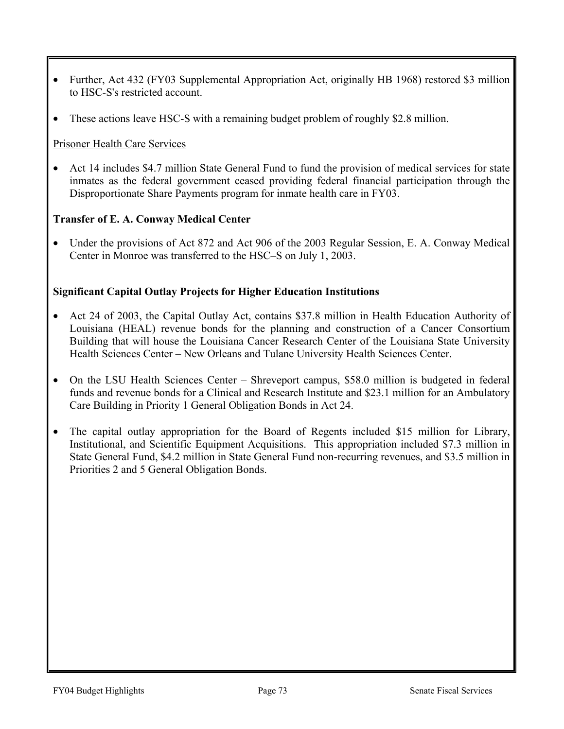- Further, Act 432 (FY03 Supplemental Appropriation Act, originally HB 1968) restored $3 million to HSC-S's restricted account.

- These actions leave HSC-S with a remaining budget problem of roughly $2.8 million.

<u>Prisoner Health Care Services</u>

- Act 14 includes $4.7 million State General Fund to fund the provision of medical services for state inmates as the federal government ceased providing federal financial participation through the Disproportionate Share Payments program for inmate health care in FY03.

**Transfer of E. A. Conway Medical Center**

- Under the provisions of Act 872 and Act 906 of the 2003 Regular Session, E. A. Conway Medical Center in Monroe was transferred to the HSC–S on July 1, 2003.

**Significant Capital Outlay Projects for Higher Education Institutions**

- Act 24 of 2003, the Capital Outlay Act, contains $37.8 million in Health Education Authority of Louisiana (HEAL) revenue bonds for the planning and construction of a Cancer Consortium Building that will house the Louisiana Cancer Research Center of the Louisiana State University Health Sciences Center – New Orleans and Tulane University Health Sciences Center.

- On the LSU Health Sciences Center – Shreveport campus, $58.0 million is budgeted in federal funds and revenue bonds for a Clinical and Research Institute and $23.1 million for an Ambulatory Care Building in Priority 1 General Obligation Bonds in Act 24.

- The capital outlay appropriation for the Board of Regents included $15 million for Library, Institutional, and Scientific Equipment Acquisitions. This appropriation included $7.3 million in State General Fund, $4.2 million in State General Fund non-recurring revenues, and $3.5 million in Priorities 2 and 5 General Obligation Bonds.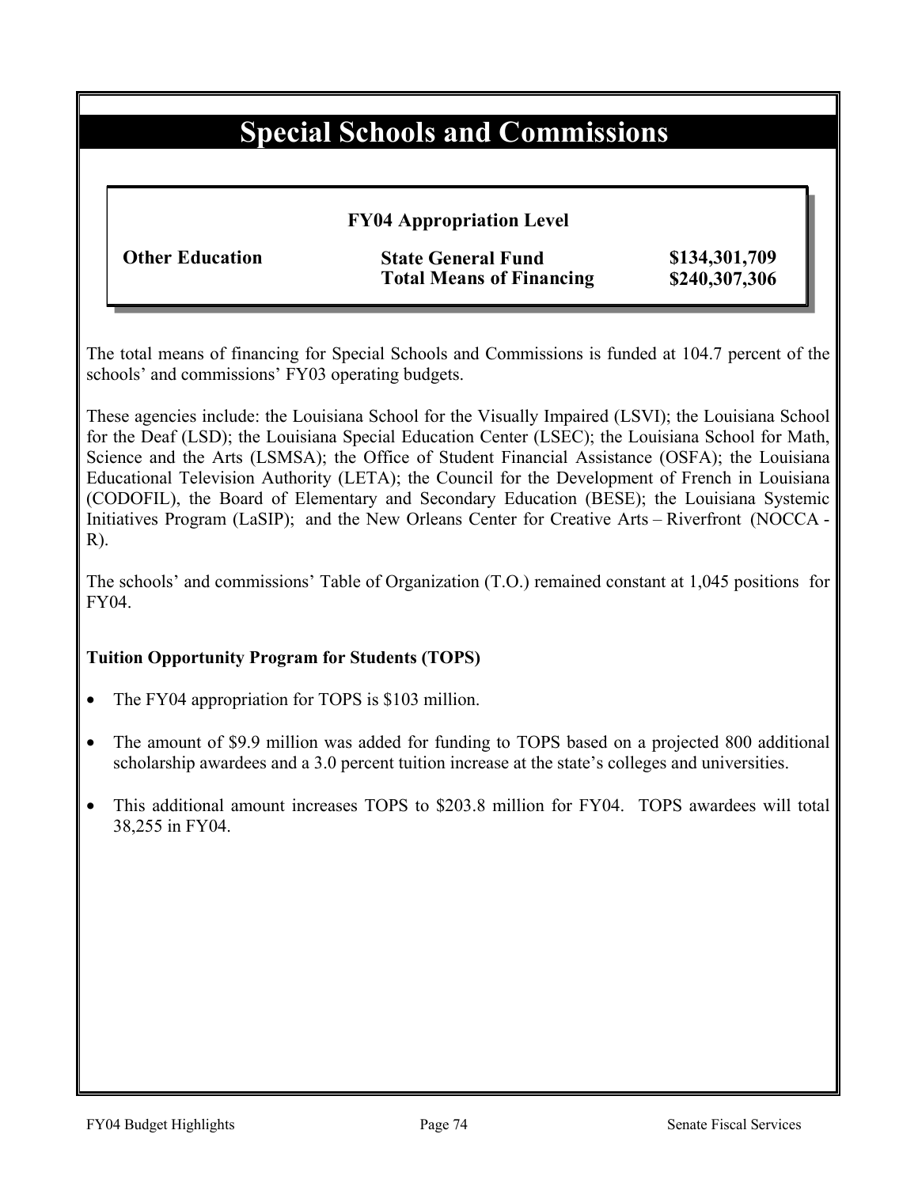# Special Schools and Commissions

**FY04 Appropriation Level**

| **Other Education** | **State General Fund** | **$134,301,709** |
|---|---|---|
| | **Total Means of Financing** | **$240,307,306** |

The total means of financing for Special Schools and Commissions is funded at 104.7 percent of the schools' and commissions' FY03 operating budgets.

These agencies include: the Louisiana School for the Visually Impaired (LSVI); the Louisiana School for the Deaf (LSD); the Louisiana Special Education Center (LSEC); the Louisiana School for Math, Science and the Arts (LSMSA); the Office of Student Financial Assistance (OSFA); the Louisiana Educational Television Authority (LETA); the Council for the Development of French in Louisiana (CODOFIL), the Board of Elementary and Secondary Education (BESE); the Louisiana Systemic Initiatives Program (LaSIP); and the New Orleans Center for Creative Arts – Riverfront (NOCCA - R).

The schools' and commissions' Table of Organization (T.O.) remained constant at 1,045 positions for FY04.

**Tuition Opportunity Program for Students (TOPS)**

- The FY04 appropriation for TOPS is $103 million.
- The amount of $9.9 million was added for funding to TOPS based on a projected 800 additional scholarship awardees and a 3.0 percent tuition increase at the state's colleges and universities.
- This additional amount increases TOPS to $203.8 million for FY04. TOPS awardees will total 38,255 in FY04.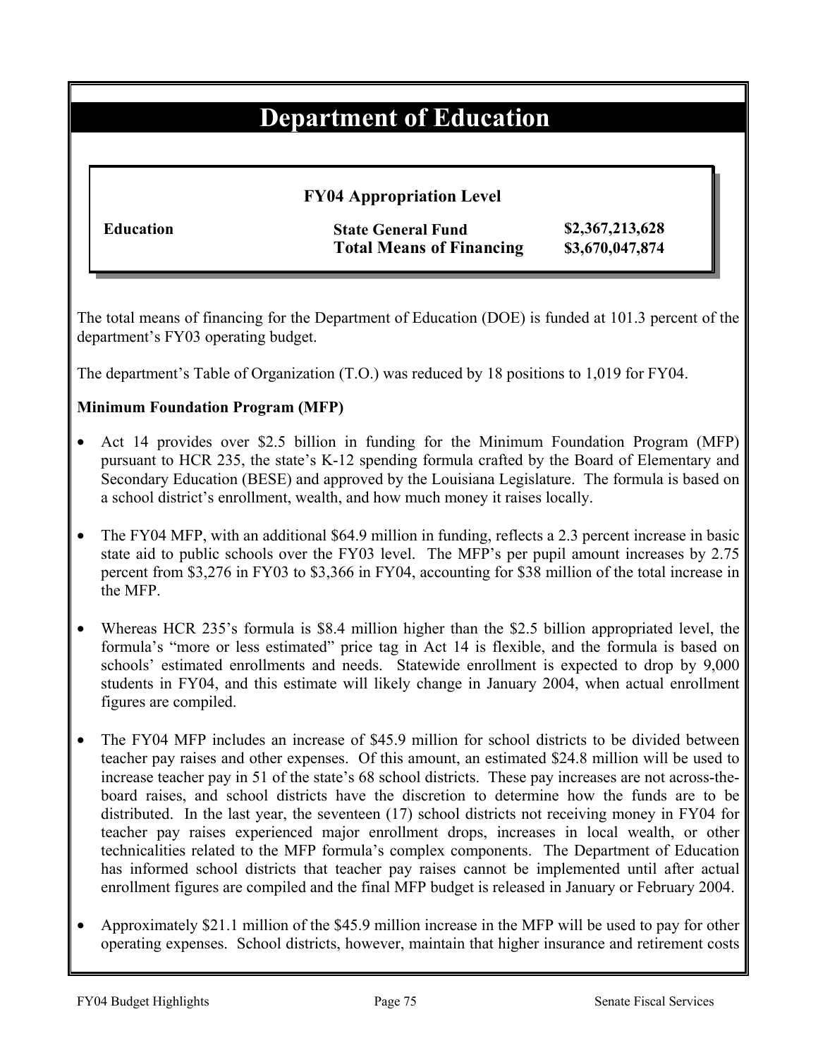# Department of Education

**FY04 Appropriation Level**

| | | |
|---|---|---|
| **Education** | **State General Fund** | **$2,367,213,628** |
| | **Total Means of Financing** | **$3,670,047,874** |

The total means of financing for the Department of Education (DOE) is funded at 101.3 percent of the department's FY03 operating budget.

The department's Table of Organization (T.O.) was reduced by 18 positions to 1,019 for FY04.

**Minimum Foundation Program (MFP)**

- Act 14 provides over $2.5 billion in funding for the Minimum Foundation Program (MFP) pursuant to HCR 235, the state's K-12 spending formula crafted by the Board of Elementary and Secondary Education (BESE) and approved by the Louisiana Legislature. The formula is based on a school district's enrollment, wealth, and how much money it raises locally.

- The FY04 MFP, with an additional $64.9 million in funding, reflects a 2.3 percent increase in basic state aid to public schools over the FY03 level. The MFP's per pupil amount increases by 2.75 percent from $3,276 in FY03 to $3,366 in FY04, accounting for $38 million of the total increase in the MFP.

- Whereas HCR 235's formula is $8.4 million higher than the $2.5 billion appropriated level, the formula's "more or less estimated" price tag in Act 14 is flexible, and the formula is based on schools' estimated enrollments and needs. Statewide enrollment is expected to drop by 9,000 students in FY04, and this estimate will likely change in January 2004, when actual enrollment figures are compiled.

- The FY04 MFP includes an increase of $45.9 million for school districts to be divided between teacher pay raises and other expenses. Of this amount, an estimated $24.8 million will be used to increase teacher pay in 51 of the state's 68 school districts. These pay increases are not across-the-board raises, and school districts have the discretion to determine how the funds are to be distributed. In the last year, the seventeen (17) school districts not receiving money in FY04 for teacher pay raises experienced major enrollment drops, increases in local wealth, or other technicalities related to the MFP formula's complex components. The Department of Education has informed school districts that teacher pay raises cannot be implemented until after actual enrollment figures are compiled and the final MFP budget is released in January or February 2004.

- Approximately $21.1 million of the $45.9 million increase in the MFP will be used to pay for other operating expenses. School districts, however, maintain that higher insurance and retirement costs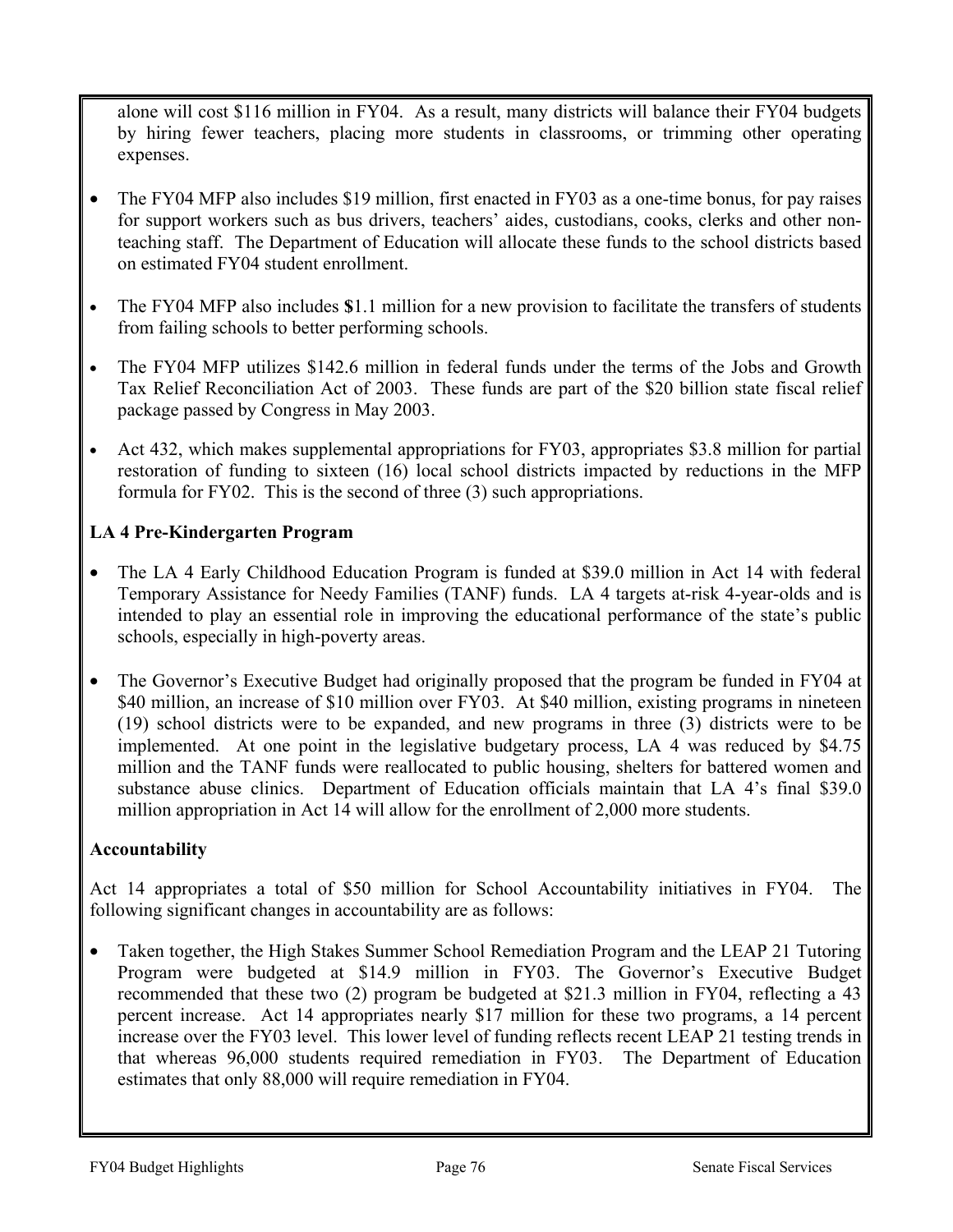alone will cost $116 million in FY04. As a result, many districts will balance their FY04 budgets by hiring fewer teachers, placing more students in classrooms, or trimming other operating expenses.

- The FY04 MFP also includes $19 million, first enacted in FY03 as a one-time bonus, for pay raises for support workers such as bus drivers, teachers' aides, custodians, cooks, clerks and other non-teaching staff. The Department of Education will allocate these funds to the school districts based on estimated FY04 student enrollment.

- The FY04 MFP also includes $1.1 million for a new provision to facilitate the transfers of students from failing schools to better performing schools.

- The FY04 MFP utilizes $142.6 million in federal funds under the terms of the Jobs and Growth Tax Relief Reconciliation Act of 2003. These funds are part of the $20 billion state fiscal relief package passed by Congress in May 2003.

- Act 432, which makes supplemental appropriations for FY03, appropriates $3.8 million for partial restoration of funding to sixteen (16) local school districts impacted by reductions in the MFP formula for FY02. This is the second of three (3) such appropriations.

**LA 4 Pre-Kindergarten Program**

- The LA 4 Early Childhood Education Program is funded at $39.0 million in Act 14 with federal Temporary Assistance for Needy Families (TANF) funds. LA 4 targets at-risk 4-year-olds and is intended to play an essential role in improving the educational performance of the state's public schools, especially in high-poverty areas.

- The Governor's Executive Budget had originally proposed that the program be funded in FY04 at $40 million, an increase of $10 million over FY03. At $40 million, existing programs in nineteen (19) school districts were to be expanded, and new programs in three (3) districts were to be implemented. At one point in the legislative budgetary process, LA 4 was reduced by $4.75 million and the TANF funds were reallocated to public housing, shelters for battered women and substance abuse clinics. Department of Education officials maintain that LA 4's final $39.0 million appropriation in Act 14 will allow for the enrollment of 2,000 more students.

**Accountability**

Act 14 appropriates a total of $50 million for School Accountability initiatives in FY04. The following significant changes in accountability are as follows:

- Taken together, the High Stakes Summer School Remediation Program and the LEAP 21 Tutoring Program were budgeted at $14.9 million in FY03. The Governor's Executive Budget recommended that these two (2) program be budgeted at $21.3 million in FY04, reflecting a 43 percent increase. Act 14 appropriates nearly $17 million for these two programs, a 14 percent increase over the FY03 level. This lower level of funding reflects recent LEAP 21 testing trends in that whereas 96,000 students required remediation in FY03. The Department of Education estimates that only 88,000 will require remediation in FY04.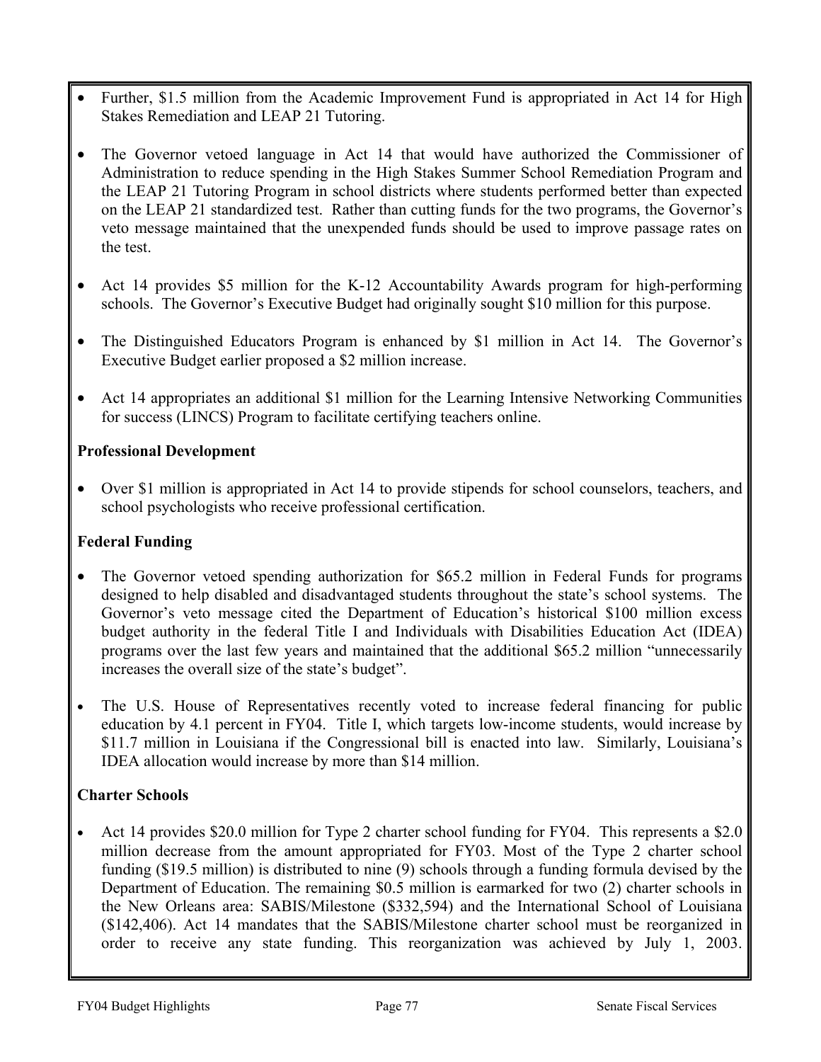- Further, $1.5 million from the Academic Improvement Fund is appropriated in Act 14 for High Stakes Remediation and LEAP 21 Tutoring.

- The Governor vetoed language in Act 14 that would have authorized the Commissioner of Administration to reduce spending in the High Stakes Summer School Remediation Program and the LEAP 21 Tutoring Program in school districts where students performed better than expected on the LEAP 21 standardized test. Rather than cutting funds for the two programs, the Governor's veto message maintained that the unexpended funds should be used to improve passage rates on the test.

- Act 14 provides $5 million for the K-12 Accountability Awards program for high-performing schools. The Governor's Executive Budget had originally sought $10 million for this purpose.

- The Distinguished Educators Program is enhanced by $1 million in Act 14. The Governor's Executive Budget earlier proposed a $2 million increase.

- Act 14 appropriates an additional $1 million for the Learning Intensive Networking Communities for success (LINCS) Program to facilitate certifying teachers online.

**Professional Development**

- Over $1 million is appropriated in Act 14 to provide stipends for school counselors, teachers, and school psychologists who receive professional certification.

**Federal Funding**

- The Governor vetoed spending authorization for $65.2 million in Federal Funds for programs designed to help disabled and disadvantaged students throughout the state's school systems. The Governor's veto message cited the Department of Education's historical $100 million excess budget authority in the federal Title I and Individuals with Disabilities Education Act (IDEA) programs over the last few years and maintained that the additional $65.2 million "unnecessarily increases the overall size of the state's budget".

- The U.S. House of Representatives recently voted to increase federal financing for public education by 4.1 percent in FY04. Title I, which targets low-income students, would increase by $11.7 million in Louisiana if the Congressional bill is enacted into law. Similarly, Louisiana's IDEA allocation would increase by more than $14 million.

**Charter Schools**

- Act 14 provides $20.0 million for Type 2 charter school funding for FY04. This represents a $2.0 million decrease from the amount appropriated for FY03. Most of the Type 2 charter school funding ($19.5 million) is distributed to nine (9) schools through a funding formula devised by the Department of Education. The remaining $0.5 million is earmarked for two (2) charter schools in the New Orleans area: SABIS/Milestone ($332,594) and the International School of Louisiana ($142,406). Act 14 mandates that the SABIS/Milestone charter school must be reorganized in order to receive any state funding. This reorganization was achieved by July 1, 2003.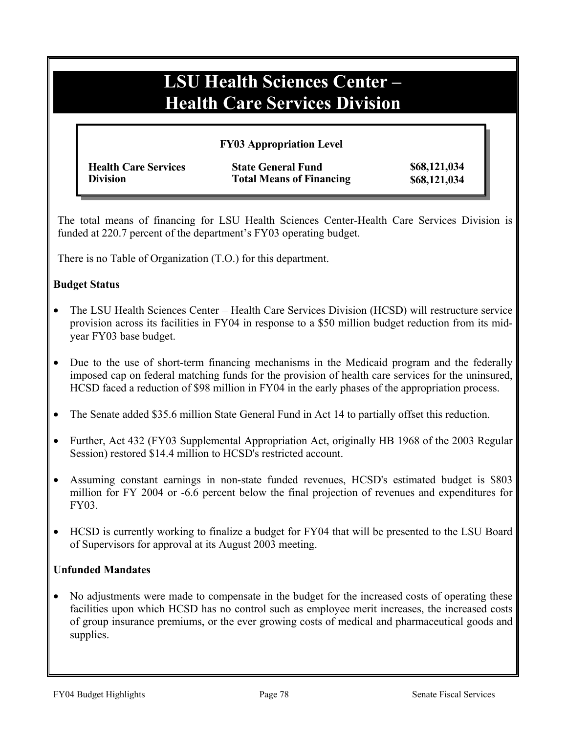# LSU Health Sciences Center – Health Care Services Division

| FY03 Appropriation Level | | |
|---|---|---|
| **Health Care Services Division** | **State General Fund** | **$68,121,034** |
| | **Total Means of Financing** | **$68,121,034** |

The total means of financing for LSU Health Sciences Center-Health Care Services Division is funded at 220.7 percent of the department's FY03 operating budget.

There is no Table of Organization (T.O.) for this department.

**Budget Status**

- The LSU Health Sciences Center – Health Care Services Division (HCSD) will restructure service provision across its facilities in FY04 in response to a $50 million budget reduction from its mid-year FY03 base budget.
- Due to the use of short-term financing mechanisms in the Medicaid program and the federally imposed cap on federal matching funds for the provision of health care services for the uninsured, HCSD faced a reduction of $98 million in FY04 in the early phases of the appropriation process.
- The Senate added $35.6 million State General Fund in Act 14 to partially offset this reduction.
- Further, Act 432 (FY03 Supplemental Appropriation Act, originally HB 1968 of the 2003 Regular Session) restored $14.4 million to HCSD's restricted account.
- Assuming constant earnings in non-state funded revenues, HCSD's estimated budget is $803 million for FY 2004 or -6.6 percent below the final projection of revenues and expenditures for FY03.
- HCSD is currently working to finalize a budget for FY04 that will be presented to the LSU Board of Supervisors for approval at its August 2003 meeting.

**Unfunded Mandates**

- No adjustments were made to compensate in the budget for the increased costs of operating these facilities upon which HCSD has no control such as employee merit increases, the increased costs of group insurance premiums, or the ever growing costs of medical and pharmaceutical goods and supplies.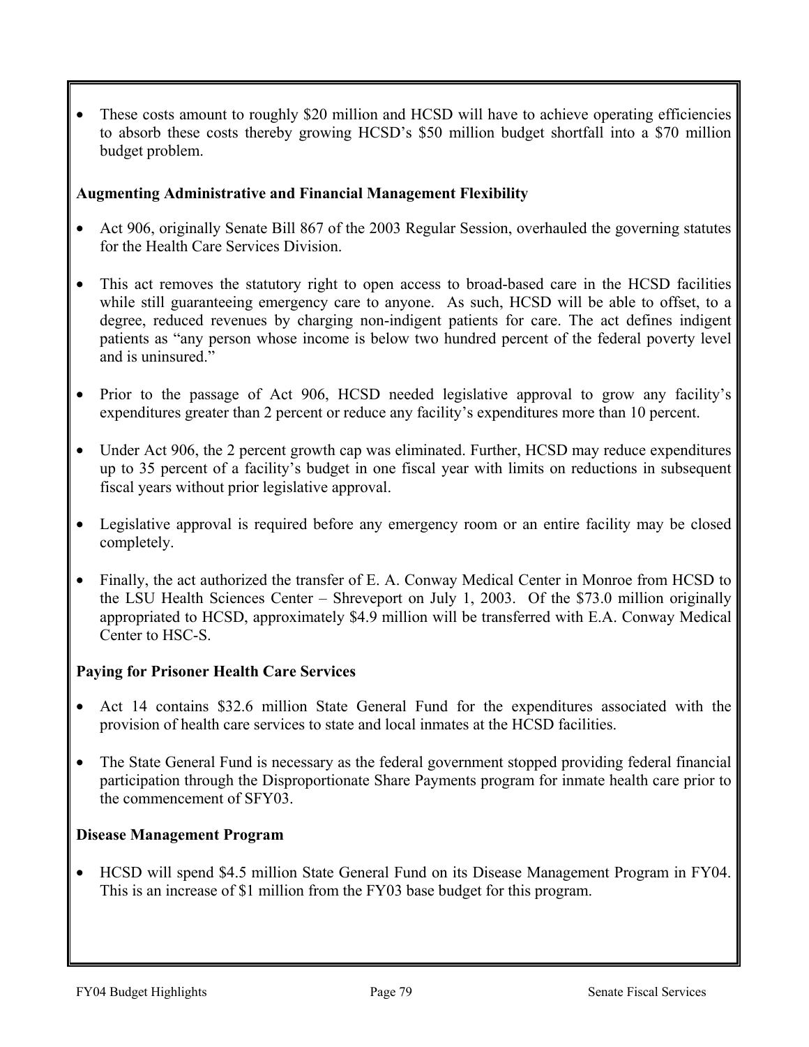- These costs amount to roughly $20 million and HCSD will have to achieve operating efficiencies to absorb these costs thereby growing HCSD's $50 million budget shortfall into a $70 million budget problem.

**Augmenting Administrative and Financial Management Flexibility**

- Act 906, originally Senate Bill 867 of the 2003 Regular Session, overhauled the governing statutes for the Health Care Services Division.

- This act removes the statutory right to open access to broad-based care in the HCSD facilities while still guaranteeing emergency care to anyone. As such, HCSD will be able to offset, to a degree, reduced revenues by charging non-indigent patients for care. The act defines indigent patients as "any person whose income is below two hundred percent of the federal poverty level and is uninsured."

- Prior to the passage of Act 906, HCSD needed legislative approval to grow any facility's expenditures greater than 2 percent or reduce any facility's expenditures more than 10 percent.

- Under Act 906, the 2 percent growth cap was eliminated. Further, HCSD may reduce expenditures up to 35 percent of a facility's budget in one fiscal year with limits on reductions in subsequent fiscal years without prior legislative approval.

- Legislative approval is required before any emergency room or an entire facility may be closed completely.

- Finally, the act authorized the transfer of E. A. Conway Medical Center in Monroe from HCSD to the LSU Health Sciences Center – Shreveport on July 1, 2003. Of the $73.0 million originally appropriated to HCSD, approximately $4.9 million will be transferred with E.A. Conway Medical Center to HSC-S.

**Paying for Prisoner Health Care Services**

- Act 14 contains $32.6 million State General Fund for the expenditures associated with the provision of health care services to state and local inmates at the HCSD facilities.

- The State General Fund is necessary as the federal government stopped providing federal financial participation through the Disproportionate Share Payments program for inmate health care prior to the commencement of SFY03.

**Disease Management Program**

- HCSD will spend $4.5 million State General Fund on its Disease Management Program in FY04. This is an increase of $1 million from the FY03 base budget for this program.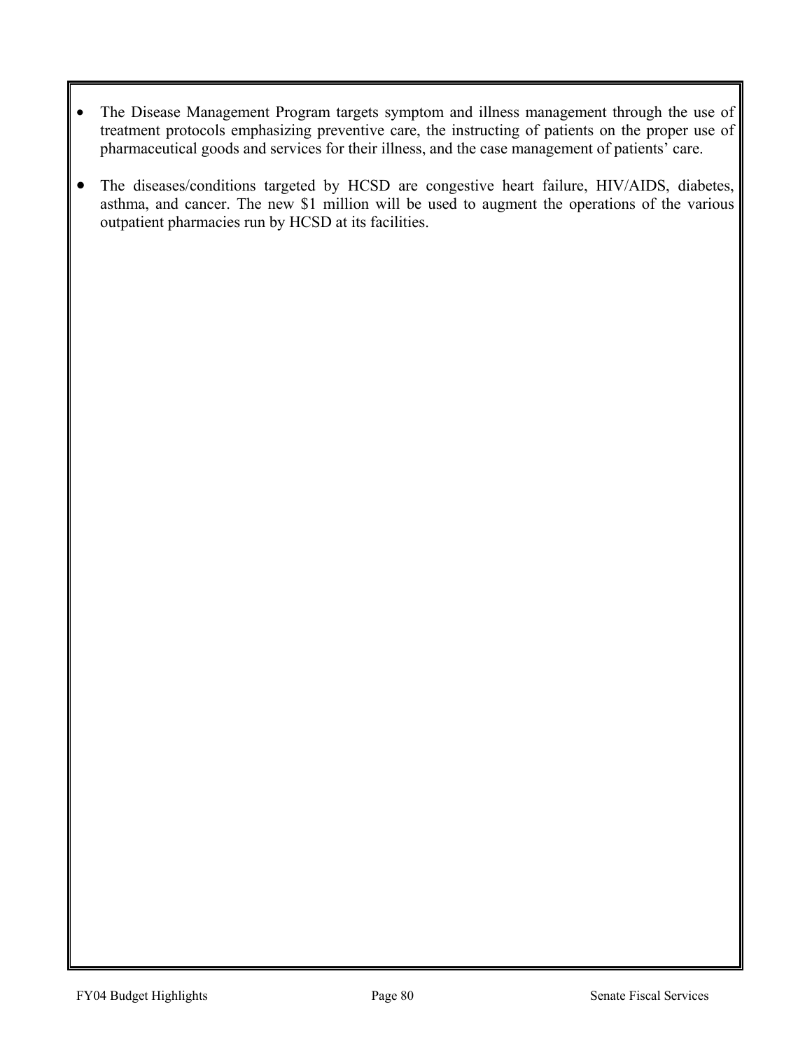- The Disease Management Program targets symptom and illness management through the use of treatment protocols emphasizing preventive care, the instructing of patients on the proper use of pharmaceutical goods and services for their illness, and the case management of patients' care.

- The diseases/conditions targeted by HCSD are congestive heart failure, HIV/AIDS, diabetes, asthma, and cancer. The new $1 million will be used to augment the operations of the various outpatient pharmacies run by HCSD at its facilities.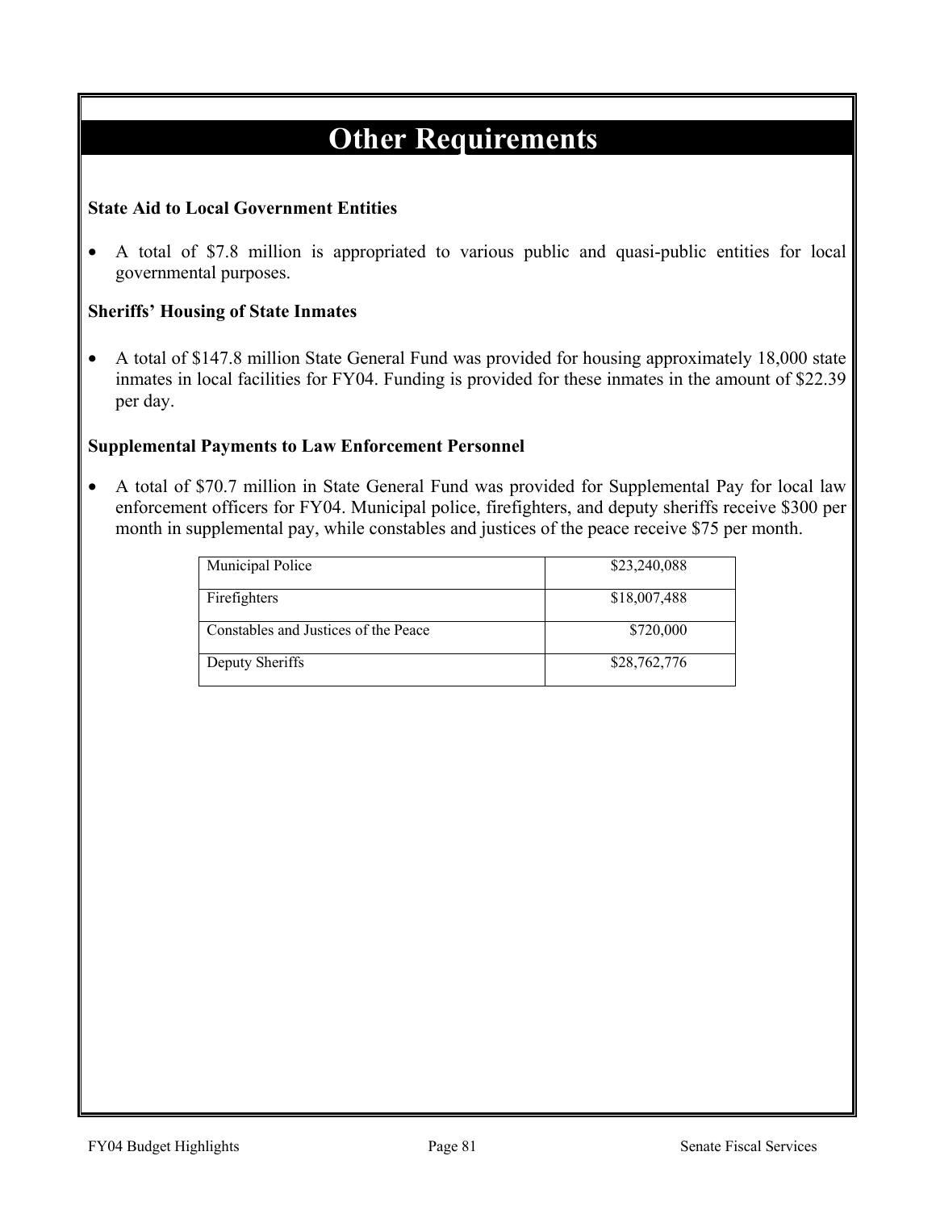# Other Requirements

**State Aid to Local Government Entities**

- A total of $7.8 million is appropriated to various public and quasi-public entities for local governmental purposes.

**Sheriffs' Housing of State Inmates**

- A total of $147.8 million State General Fund was provided for housing approximately 18,000 state inmates in local facilities for FY04. Funding is provided for these inmates in the amount of $22.39 per day.

**Supplemental Payments to Law Enforcement Personnel**

- A total of $70.7 million in State General Fund was provided for Supplemental Pay for local law enforcement officers for FY04. Municipal police, firefighters, and deputy sheriffs receive $300 per month in supplemental pay, while constables and justices of the peace receive $75 per month.

| | |
|---|---:|
| Municipal Police | $23,240,088 |
| Firefighters | $18,007,488 |
| Constables and Justices of the Peace | $720,000 |
| Deputy Sheriffs | $28,762,776 |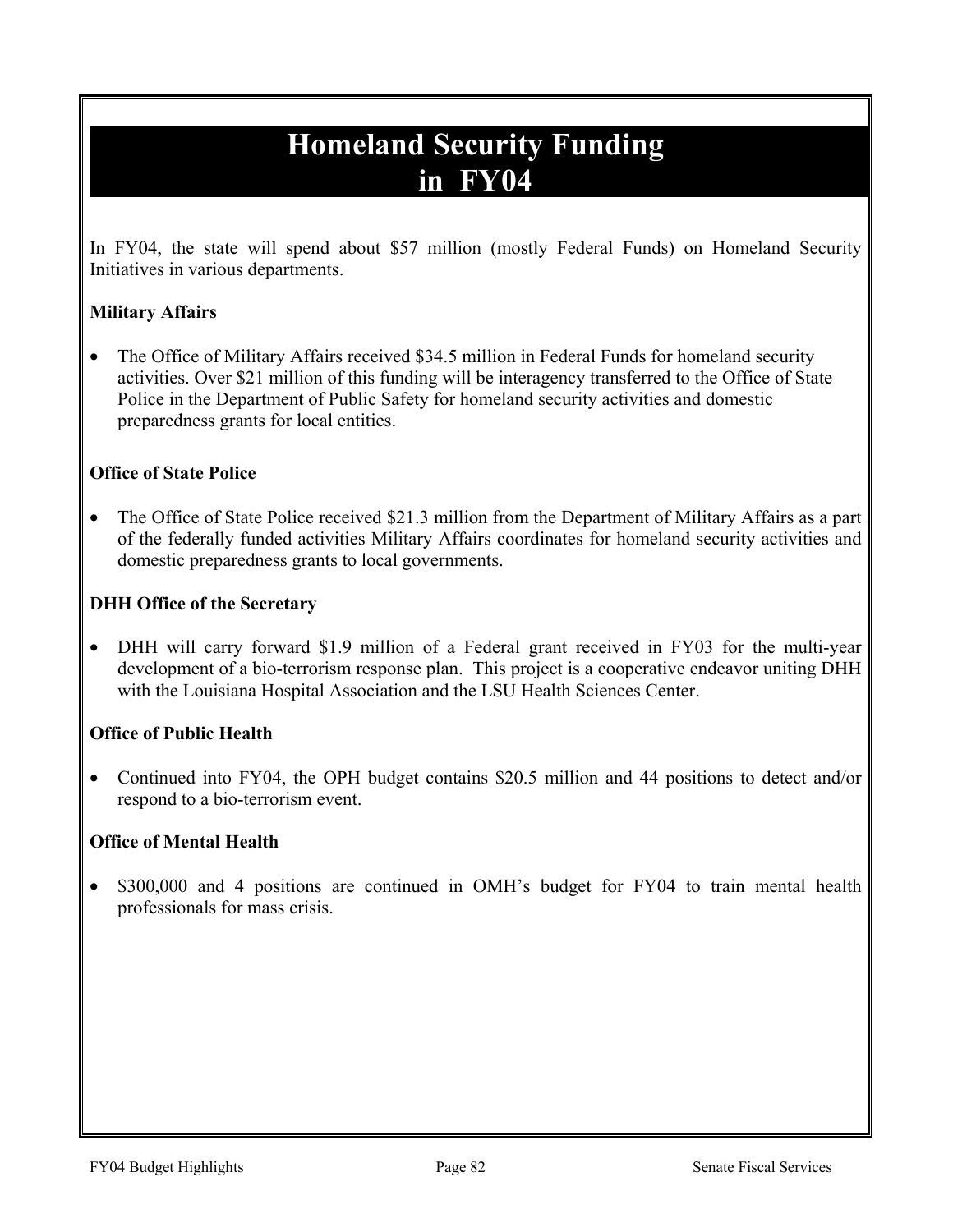# Homeland Security Funding in FY04

In FY04, the state will spend about $57 million (mostly Federal Funds) on Homeland Security Initiatives in various departments.

**Military Affairs**

- The Office of Military Affairs received $34.5 million in Federal Funds for homeland security activities. Over $21 million of this funding will be interagency transferred to the Office of State Police in the Department of Public Safety for homeland security activities and domestic preparedness grants for local entities.

**Office of State Police**

- The Office of State Police received $21.3 million from the Department of Military Affairs as a part of the federally funded activities Military Affairs coordinates for homeland security activities and domestic preparedness grants to local governments.

**DHH Office of the Secretary**

- DHH will carry forward $1.9 million of a Federal grant received in FY03 for the multi-year development of a bio-terrorism response plan. This project is a cooperative endeavor uniting DHH with the Louisiana Hospital Association and the LSU Health Sciences Center.

**Office of Public Health**

- Continued into FY04, the OPH budget contains $20.5 million and 44 positions to detect and/or respond to a bio-terrorism event.

**Office of Mental Health**

- $300,000 and 4 positions are continued in OMH's budget for FY04 to train mental health professionals for mass crisis.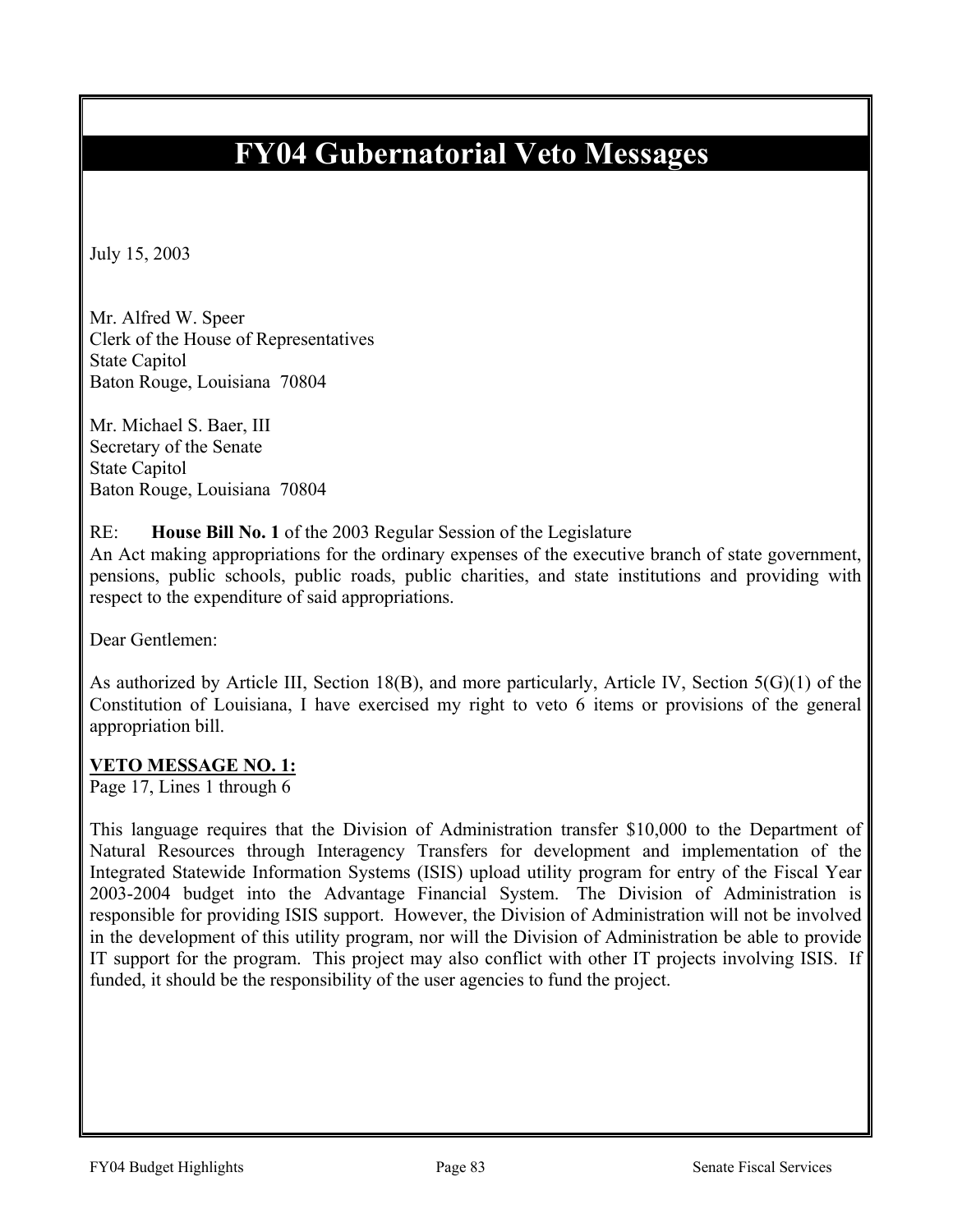# FY04 Gubernatorial Veto Messages

July 15, 2003

Mr. Alfred W. Speer
Clerk of the House of Representatives
State Capitol
Baton Rouge, Louisiana 70804

Mr. Michael S. Baer, III
Secretary of the Senate
State Capitol
Baton Rouge, Louisiana 70804

RE: **House Bill No. 1** of the 2003 Regular Session of the Legislature
An Act making appropriations for the ordinary expenses of the executive branch of state government, pensions, public schools, public roads, public charities, and state institutions and providing with respect to the expenditure of said appropriations.

Dear Gentlemen:

As authorized by Article III, Section 18(B), and more particularly, Article IV, Section 5(G)(1) of the Constitution of Louisiana, I have exercised my right to veto 6 items or provisions of the general appropriation bill.

**VETO MESSAGE NO. 1:**
Page 17, Lines 1 through 6

This language requires that the Division of Administration transfer $10,000 to the Department of Natural Resources through Interagency Transfers for development and implementation of the Integrated Statewide Information Systems (ISIS) upload utility program for entry of the Fiscal Year 2003-2004 budget into the Advantage Financial System. The Division of Administration is responsible for providing ISIS support. However, the Division of Administration will not be involved in the development of this utility program, nor will the Division of Administration be able to provide IT support for the program. This project may also conflict with other IT projects involving ISIS. If funded, it should be the responsibility of the user agencies to fund the project.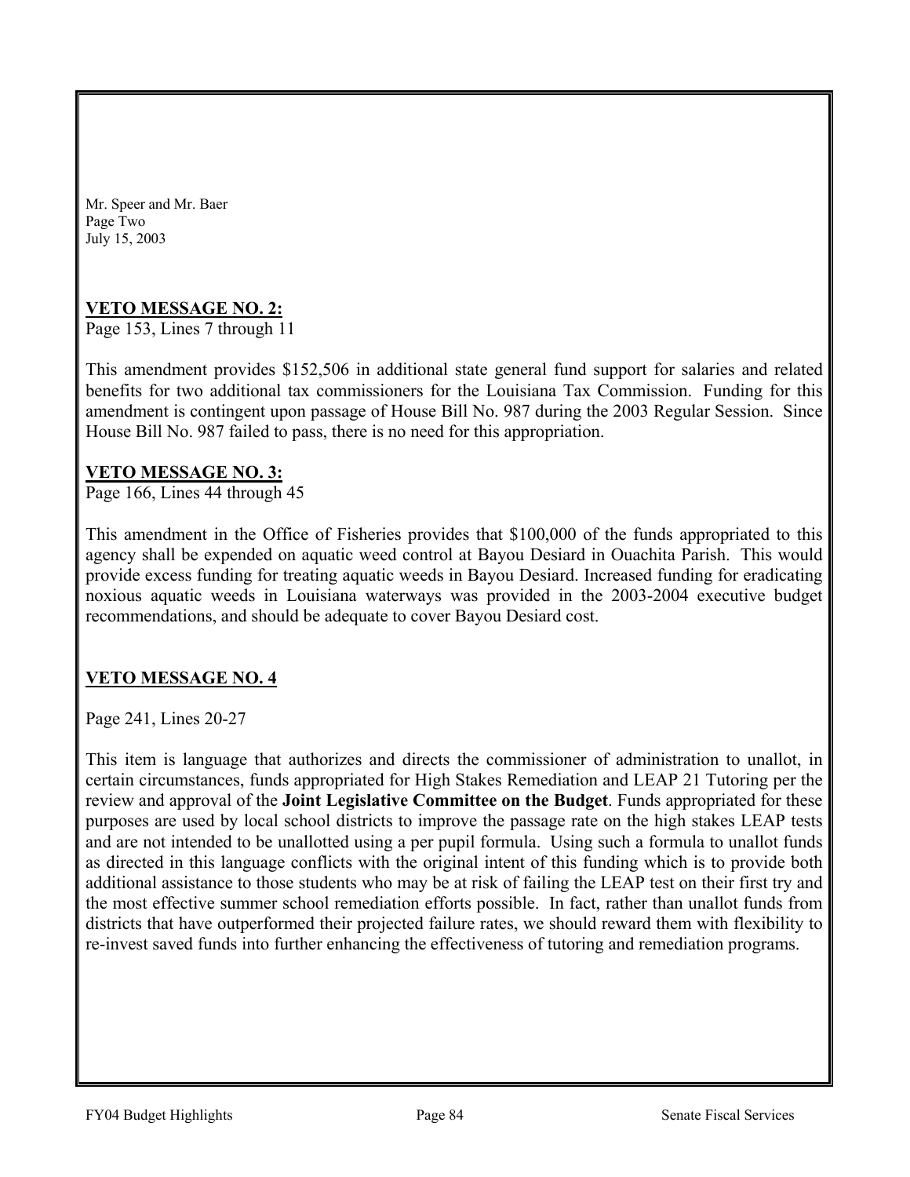Mr. Speer and Mr. Baer
Page Two
July 15, 2003

**VETO MESSAGE NO. 2:**
Page 153, Lines 7 through 11

This amendment provides $152,506 in additional state general fund support for salaries and related benefits for two additional tax commissioners for the Louisiana Tax Commission. Funding for this amendment is contingent upon passage of House Bill No. 987 during the 2003 Regular Session. Since House Bill No. 987 failed to pass, there is no need for this appropriation.

**VETO MESSAGE NO. 3:**
Page 166, Lines 44 through 45

This amendment in the Office of Fisheries provides that $100,000 of the funds appropriated to this agency shall be expended on aquatic weed control at Bayou Desiard in Ouachita Parish. This would provide excess funding for treating aquatic weeds in Bayou Desiard. Increased funding for eradicating noxious aquatic weeds in Louisiana waterways was provided in the 2003-2004 executive budget recommendations, and should be adequate to cover Bayou Desiard cost.

**VETO MESSAGE NO. 4**

Page 241, Lines 20-27

This item is language that authorizes and directs the commissioner of administration to unallot, in certain circumstances, funds appropriated for High Stakes Remediation and LEAP 21 Tutoring per the review and approval of the **Joint Legislative Committee on the Budget**. Funds appropriated for these purposes are used by local school districts to improve the passage rate on the high stakes LEAP tests and are not intended to be unallotted using a per pupil formula. Using such a formula to unallot funds as directed in this language conflicts with the original intent of this funding which is to provide both additional assistance to those students who may be at risk of failing the LEAP test on their first try and the most effective summer school remediation efforts possible. In fact, rather than unallot funds from districts that have outperformed their projected failure rates, we should reward them with flexibility to re-invest saved funds into further enhancing the effectiveness of tutoring and remediation programs.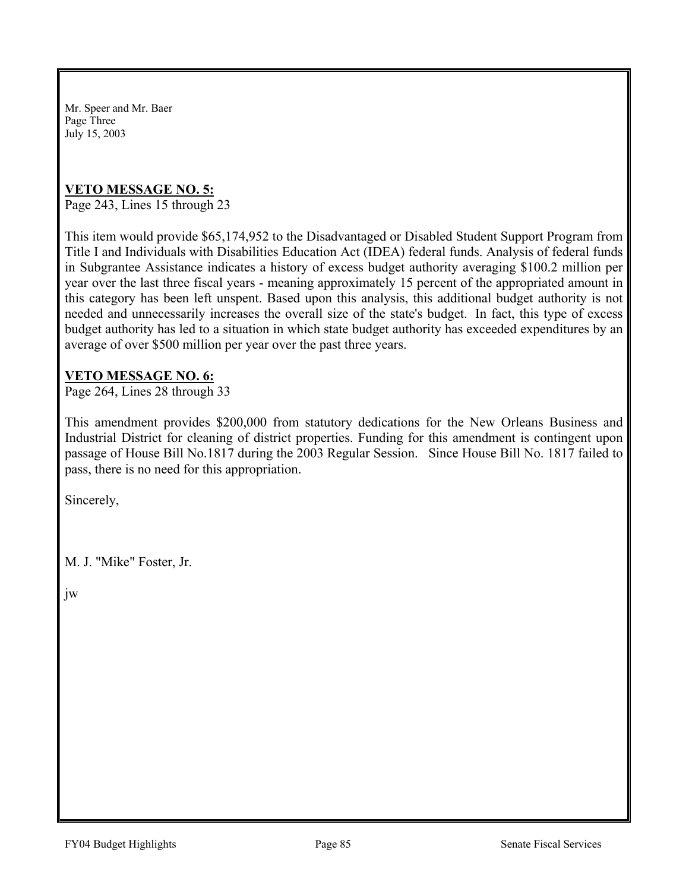Mr. Speer and Mr. Baer
Page Three
July 15, 2003

**VETO MESSAGE NO. 5:**
Page 243, Lines 15 through 23

This item would provide $65,174,952 to the Disadvantaged or Disabled Student Support Program from Title I and Individuals with Disabilities Education Act (IDEA) federal funds. Analysis of federal funds in Subgrantee Assistance indicates a history of excess budget authority averaging $100.2 million per year over the last three fiscal years - meaning approximately 15 percent of the appropriated amount in this category has been left unspent. Based upon this analysis, this additional budget authority is not needed and unnecessarily increases the overall size of the state's budget. In fact, this type of excess budget authority has led to a situation in which state budget authority has exceeded expenditures by an average of over $500 million per year over the past three years.

**VETO MESSAGE NO. 6:**
Page 264, Lines 28 through 33

This amendment provides $200,000 from statutory dedications for the New Orleans Business and Industrial District for cleaning of district properties. Funding for this amendment is contingent upon passage of House Bill No.1817 during the 2003 Regular Session. Since House Bill No. 1817 failed to pass, there is no need for this appropriation.

Sincerely,

M. J. "Mike" Foster, Jr.

jw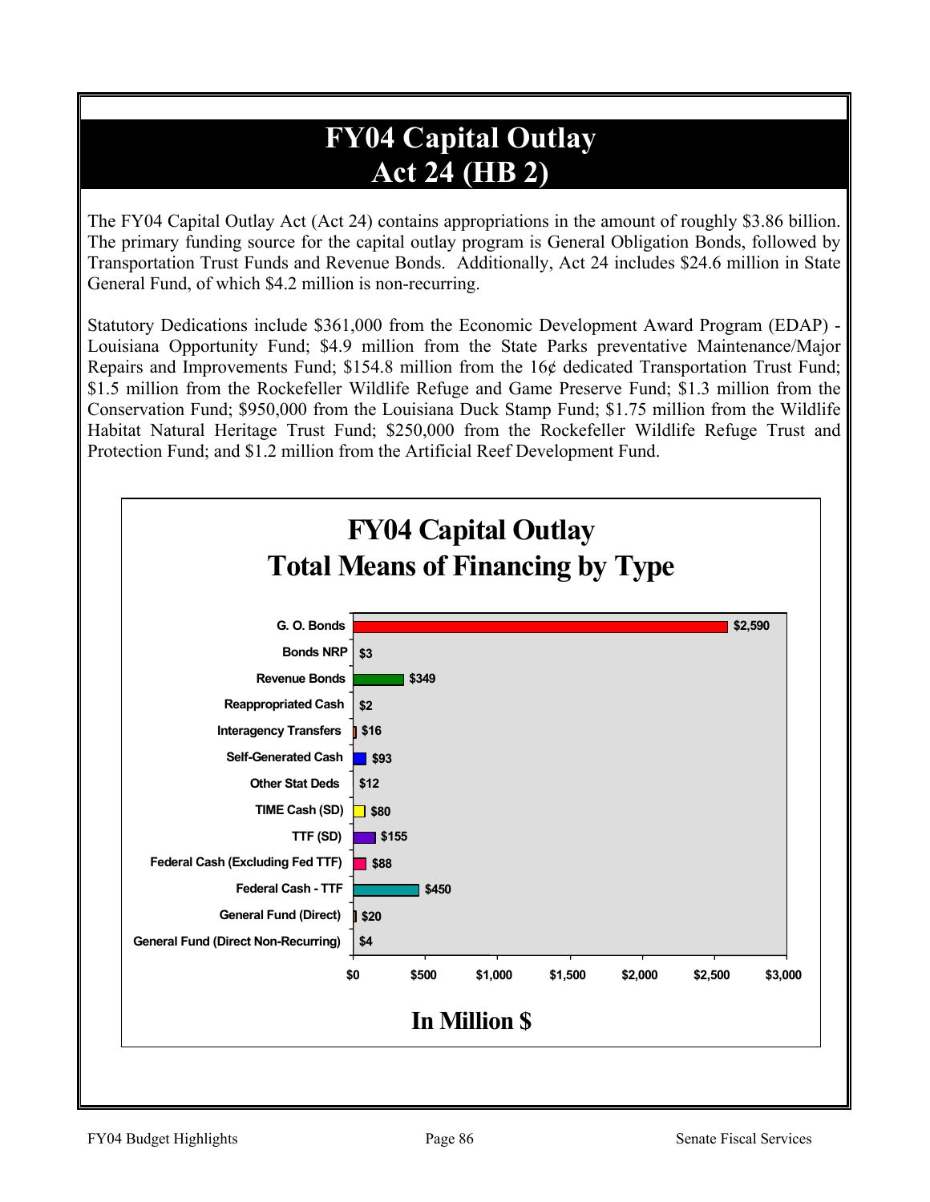# FY04 Capital Outlay
# Act 24 (HB 2)

The FY04 Capital Outlay Act (Act 24) contains appropriations in the amount of roughly \$3.86 billion. The primary funding source for the capital outlay program is General Obligation Bonds, followed by Transportation Trust Funds and Revenue Bonds. Additionally, Act 24 includes \$24.6 million in State General Fund, of which \$4.2 million is non-recurring.

Statutory Dedications include \$361,000 from the Economic Development Award Program (EDAP) - Louisiana Opportunity Fund; \$4.9 million from the State Parks preventative Maintenance/Major Repairs and Improvements Fund; \$154.8 million from the 16¢ dedicated Transportation Trust Fund; \$1.5 million from the Rockefeller Wildlife Refuge and Game Preserve Fund; \$1.3 million from the Conservation Fund; \$950,000 from the Louisiana Duck Stamp Fund; \$1.75 million from the Wildlife Habitat Natural Heritage Trust Fund; \$250,000 from the Rockefeller Wildlife Refuge Trust and Protection Fund; and \$1.2 million from the Artificial Reef Development Fund.

## FY04 Capital Outlay Total Means of Financing by Type

| Type | In Million \$ |
|---|---|
| G. O. Bonds | \$2,590 |
| Bonds NRP | \$3 |
| Revenue Bonds | \$349 |
| Reappropriated Cash | \$2 |
| Interagency Transfers | \$16 |
| Self-Generated Cash | \$93 |
| Other Stat Deds | \$12 |
| TIME Cash (SD) | \$80 |
| TTF (SD) | \$155 |
| Federal Cash (Excluding Fed TTF) | \$88 |
| Federal Cash - TTF | \$450 |
| General Fund (Direct) | \$20 |
| General Fund (Direct Non-Recurring) | \$4 |

In Million \$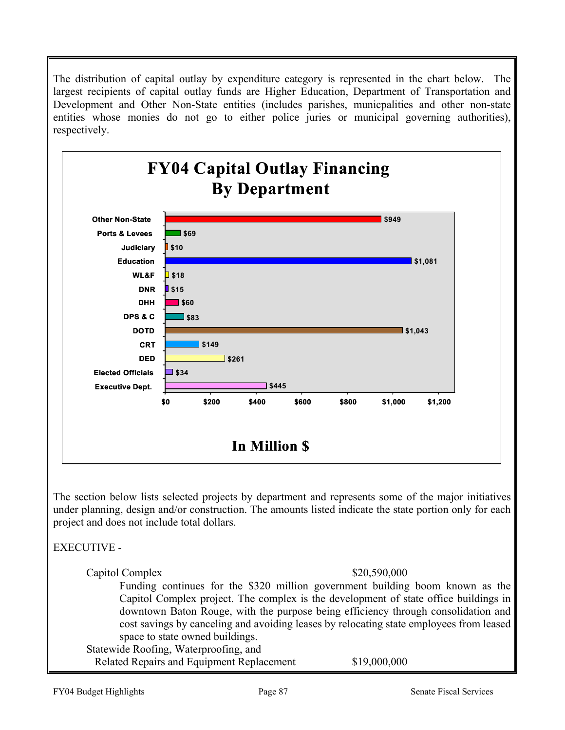The distribution of capital outlay by expenditure category is represented in the chart below. The largest recipients of capital outlay funds are Higher Education, Department of Transportation and Development and Other Non-State entities (includes parishes, municpalities and other non-state entities whose monies do not go to either police juries or municipal governing authorities), respectively.

**FY04 Capital Outlay Financing By Department**

| Department | Amount (In Million $) |
|---|---|
| Other Non-State | $949 |
| Ports & Levees | $69 |
| Judiciary | $10 |
| Education | $1,081 |
| WL&F | $18 |
| DNR | $15 |
| DHH | $60 |
| DPS & C | $83 |
| DOTD | $1,043 |
| CRT | $149 |
| DED | $261 |
| Elected Officials | $34 |
| Executive Dept. | $445 |

The section below lists selected projects by department and represents some of the major initiatives under planning, design and/or construction. The amounts listed indicate the state portion only for each project and does not include total dollars.

EXECUTIVE -

Capitol Complex $20,590,000

Funding continues for the $320 million government building boom known as the Capitol Complex project. The complex is the development of state office buildings in downtown Baton Rouge, with the purpose being efficiency through consolidation and cost savings by canceling and avoiding leases by relocating state employees from leased space to state owned buildings.

Statewide Roofing, Waterproofing, and Related Repairs and Equipment Replacement $19,000,000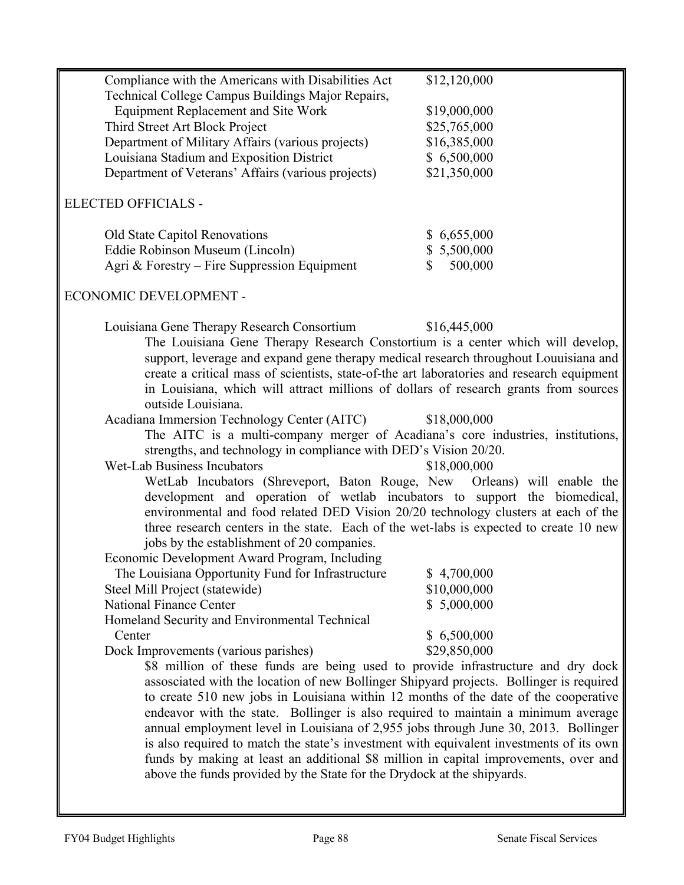| | |
|---|---|
| Compliance with the Americans with Disabilities Act | $12,120,000 |
| Technical College Campus Buildings Major Repairs, Equipment Replacement and Site Work | $19,000,000 |
| Third Street Art Block Project | $25,765,000 |
| Department of Military Affairs (various projects) | $16,385,000 |
| Louisiana Stadium and Exposition District | $ 6,500,000 |
| Department of Veterans' Affairs (various projects) | $21,350,000 |

ELECTED OFFICIALS -

| | |
|---|---|
| Old State Capitol Renovations | $ 6,655,000 |
| Eddie Robinson Museum (Lincoln) | $ 5,500,000 |
| Agri & Forestry – Fire Suppression Equipment | $ 500,000 |

ECONOMIC DEVELOPMENT -

Louisiana Gene Therapy Research Consortium $16,445,000

The Louisiana Gene Therapy Research Constortium is a center which will develop, support, leverage and expand gene therapy medical research throughout Louuisiana and create a critical mass of scientists, state-of-the art laboratories and research equipment in Louisiana, which will attract millions of dollars of research grants from sources outside Louisiana.

Acadiana Immersion Technology Center (AITC) $18,000,000

The AITC is a multi-company merger of Acadiana's core industries, institutions, strengths, and technology in compliance with DED's Vision 20/20.

Wet-Lab Business Incubators $18,000,000

WetLab Incubators (Shreveport, Baton Rouge, New Orleans) will enable the development and operation of wetlab incubators to support the biomedical, environmental and food related DED Vision 20/20 technology clusters at each of the three research centers in the state. Each of the wet-labs is expected to create 10 new jobs by the establishment of 20 companies.

| | |
|---|---|
| Economic Development Award Program, Including The Louisiana Opportunity Fund for Infrastructure | $ 4,700,000 |
| Steel Mill Project (statewide) | $10,000,000 |
| National Finance Center | $ 5,000,000 |
| Homeland Security and Environmental Technical Center | $ 6,500,000 |
| Dock Improvements (various parishes) | $29,850,000 |

$8 million of these funds are being used to provide infrastructure and dry dock assosciated with the location of new Bollinger Shipyard projects. Bollinger is required to create 510 new jobs in Louisiana within 12 months of the date of the cooperative endeavor with the state. Bollinger is also required to maintain a minimum average annual employment level in Louisiana of 2,955 jobs through June 30, 2013. Bollinger is also required to match the state's investment with equivalent investments of its own funds by making at least an additional $8 million in capital improvements, over and above the funds provided by the State for the Drydock at the shipyards.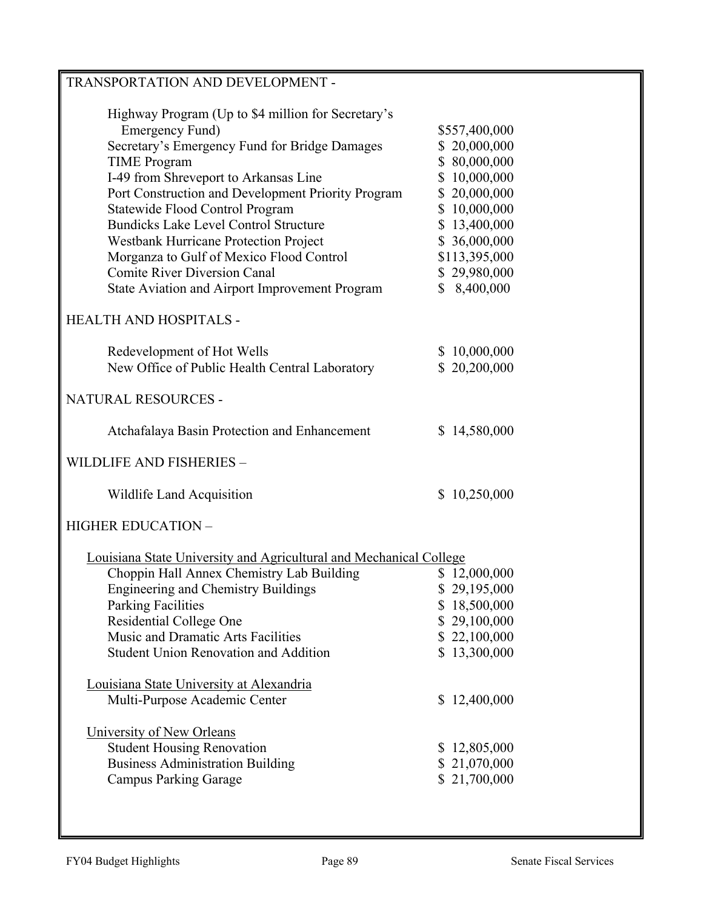TRANSPORTATION AND DEVELOPMENT -

| | |
|---|---|
| Highway Program (Up to $4 million for Secretary's Emergency Fund) | $557,400,000 |
| Secretary's Emergency Fund for Bridge Damages | $ 20,000,000 |
| TIME Program | $ 80,000,000 |
| I-49 from Shreveport to Arkansas Line | $ 10,000,000 |
| Port Construction and Development Priority Program | $ 20,000,000 |
| Statewide Flood Control Program | $ 10,000,000 |
| Bundicks Lake Level Control Structure | $ 13,400,000 |
| Westbank Hurricane Protection Project | $ 36,000,000 |
| Morganza to Gulf of Mexico Flood Control | $113,395,000 |
| Comite River Diversion Canal | $ 29,980,000 |
| State Aviation and Airport Improvement Program | $ 8,400,000 |

HEALTH AND HOSPITALS -

| | |
|---|---|
| Redevelopment of Hot Wells | $ 10,000,000 |
| New Office of Public Health Central Laboratory | $ 20,200,000 |

NATURAL RESOURCES -

| | |
|---|---|
| Atchafalaya Basin Protection and Enhancement | $ 14,580,000 |

WILDLIFE AND FISHERIES –

| | |
|---|---|
| Wildlife Land Acquisition | $ 10,250,000 |

HIGHER EDUCATION –

Louisiana State University and Agricultural and Mechanical College

| | |
|---|---|
| Choppin Hall Annex Chemistry Lab Building | $ 12,000,000 |
| Engineering and Chemistry Buildings | $ 29,195,000 |
| Parking Facilities | $ 18,500,000 |
| Residential College One | $ 29,100,000 |
| Music and Dramatic Arts Facilities | $ 22,100,000 |
| Student Union Renovation and Addition | $ 13,300,000 |

Louisiana State University at Alexandria

| | |
|---|---|
| Multi-Purpose Academic Center | $ 12,400,000 |

University of New Orleans

| | |
|---|---|
| Student Housing Renovation | $ 12,805,000 |
| Business Administration Building | $ 21,070,000 |
| Campus Parking Garage | $ 21,700,000 |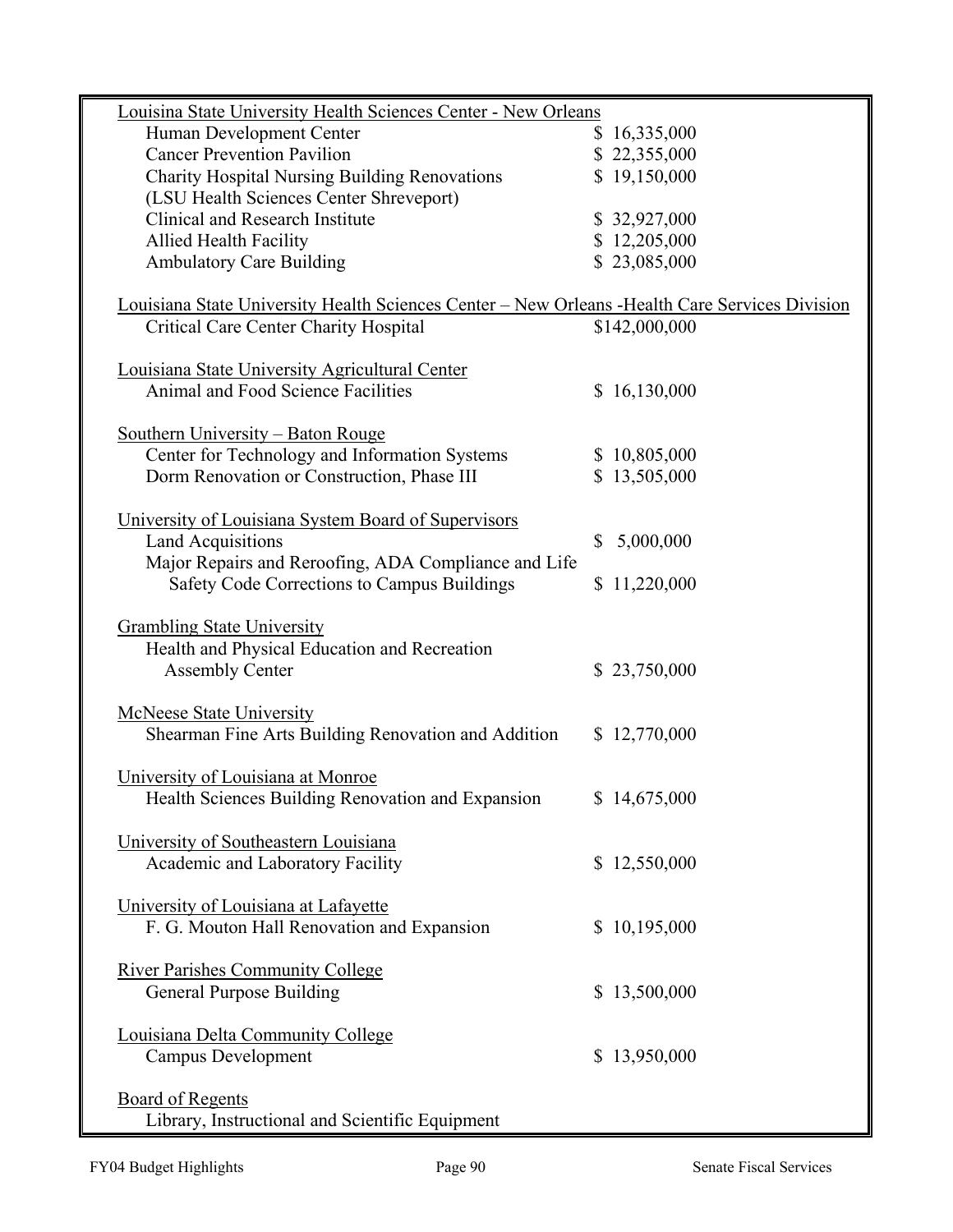| | |
|---|---|
| Louisina State University Health Sciences Center - New Orleans | |
| Human Development Center | $ 16,335,000 |
| Cancer Prevention Pavilion | $ 22,355,000 |
| Charity Hospital Nursing Building Renovations | $ 19,150,000 |
| (LSU Health Sciences Center Shreveport) | |
| Clinical and Research Institute | $ 32,927,000 |
| Allied Health Facility | $ 12,205,000 |
| Ambulatory Care Building | $ 23,085,000 |
| Louisiana State University Health Sciences Center – New Orleans -Health Care Services Division | |
| Critical Care Center Charity Hospital | $142,000,000 |
| Louisiana State University Agricultural Center | |
| Animal and Food Science Facilities | $ 16,130,000 |
| Southern University – Baton Rouge | |
| Center for Technology and Information Systems | $ 10,805,000 |
| Dorm Renovation or Construction, Phase III | $ 13,505,000 |
| University of Louisiana System Board of Supervisors | |
| Land Acquisitions | $ 5,000,000 |
| Major Repairs and Reroofing, ADA Compliance and Life Safety Code Corrections to Campus Buildings | $ 11,220,000 |
| Grambling State University | |
| Health and Physical Education and Recreation Assembly Center | $ 23,750,000 |
| McNeese State University | |
| Shearman Fine Arts Building Renovation and Addition | $ 12,770,000 |
| University of Louisiana at Monroe | |
| Health Sciences Building Renovation and Expansion | $ 14,675,000 |
| University of Southeastern Louisiana | |
| Academic and Laboratory Facility | $ 12,550,000 |
| University of Louisiana at Lafayette | |
| F. G. Mouton Hall Renovation and Expansion | $ 10,195,000 |
| River Parishes Community College | |
| General Purpose Building | $ 13,500,000 |
| Louisiana Delta Community College | |
| Campus Development | $ 13,950,000 |
| Board of Regents | |
| Library, Instructional and Scientific Equipment | |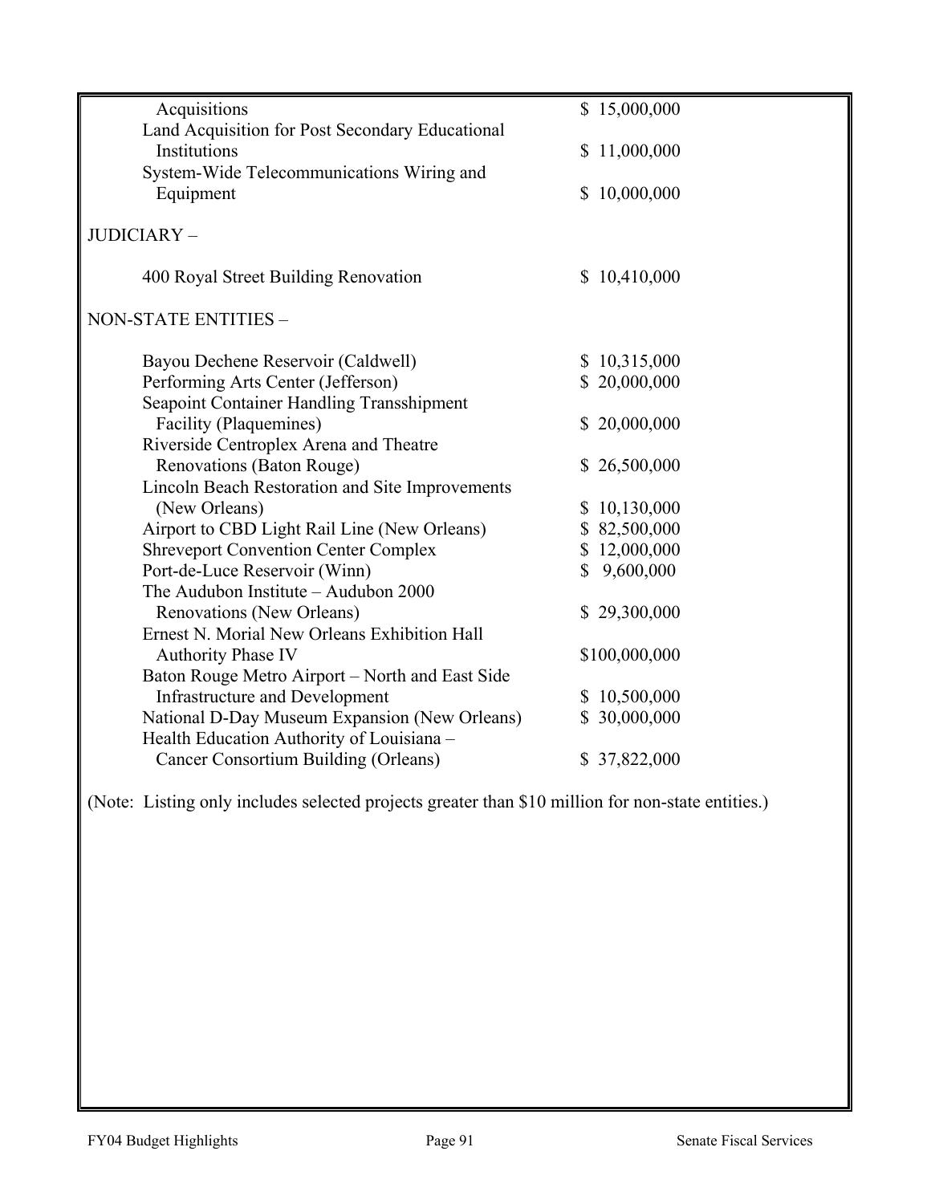| | |
|---|---|
| Acquisitions | $ 15,000,000 |
| Land Acquisition for Post Secondary Educational Institutions | $ 11,000,000 |
| System-Wide Telecommunications Wiring and Equipment | $ 10,000,000 |

JUDICIARY –

| | |
|---|---|
| 400 Royal Street Building Renovation | $ 10,410,000 |

NON-STATE ENTITIES –

| | |
|---|---|
| Bayou Dechene Reservoir (Caldwell) | $ 10,315,000 |
| Performing Arts Center (Jefferson) | $ 20,000,000 |
| Seapoint Container Handling Transshipment Facility (Plaquemines) | $ 20,000,000 |
| Riverside Centroplex Arena and Theatre Renovations (Baton Rouge) | $ 26,500,000 |
| Lincoln Beach Restoration and Site Improvements (New Orleans) | $ 10,130,000 |
| Airport to CBD Light Rail Line (New Orleans) | $ 82,500,000 |
| Shreveport Convention Center Complex | $ 12,000,000 |
| Port-de-Luce Reservoir (Winn) | $ 9,600,000 |
| The Audubon Institute – Audubon 2000 Renovations (New Orleans) | $ 29,300,000 |
| Ernest N. Morial New Orleans Exhibition Hall Authority Phase IV | $100,000,000 |
| Baton Rouge Metro Airport – North and East Side Infrastructure and Development | $ 10,500,000 |
| National D-Day Museum Expansion (New Orleans) | $ 30,000,000 |
| Health Education Authority of Louisiana – Cancer Consortium Building (Orleans) | $ 37,822,000 |

(Note: Listing only includes selected projects greater than $10 million for non-state entities.)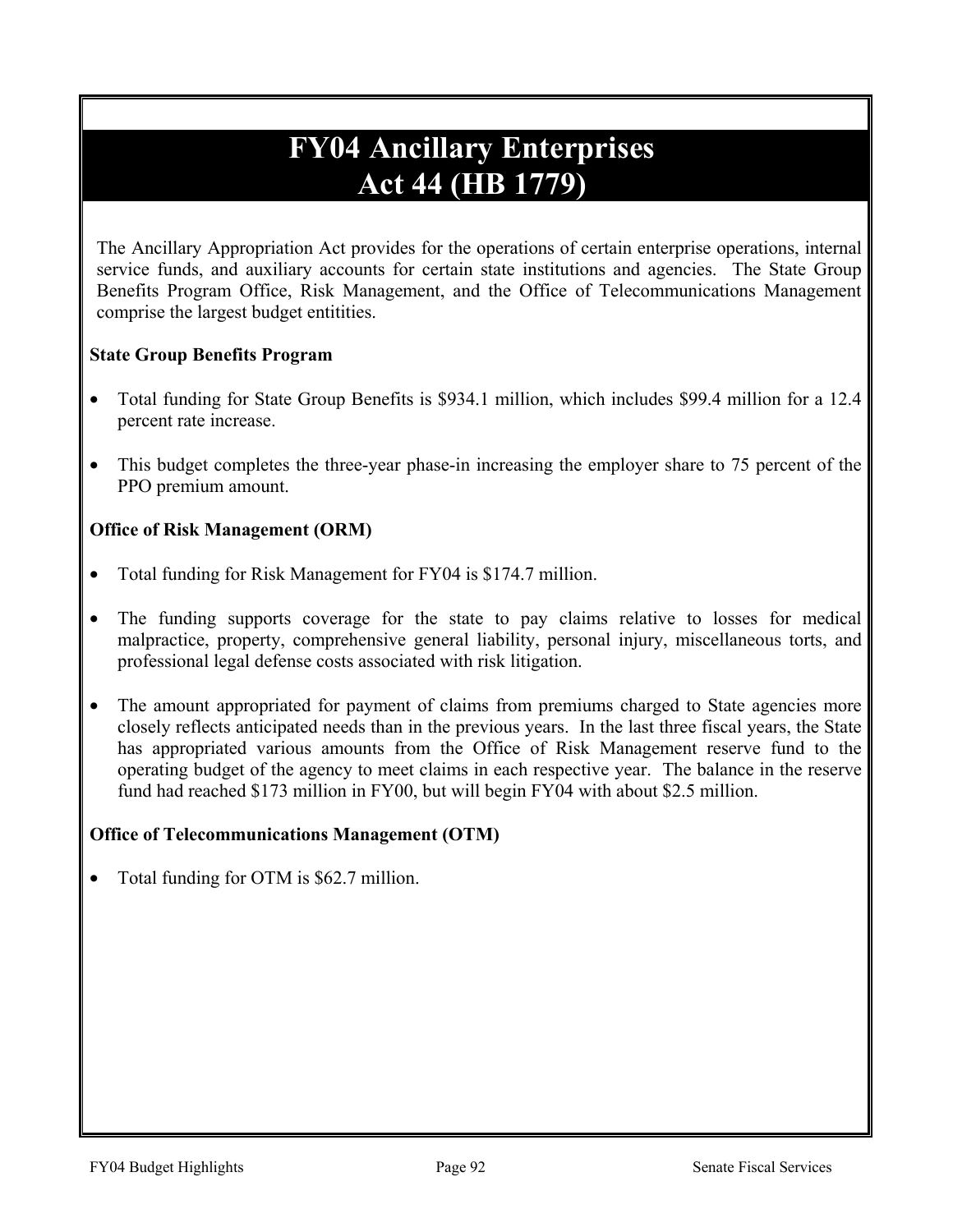# FY04 Ancillary Enterprises
# Act 44 (HB 1779)

The Ancillary Appropriation Act provides for the operations of certain enterprise operations, internal service funds, and auxiliary accounts for certain state institutions and agencies. The State Group Benefits Program Office, Risk Management, and the Office of Telecommunications Management comprise the largest budget entitities.

**State Group Benefits Program**

- Total funding for State Group Benefits is $934.1 million, which includes $99.4 million for a 12.4 percent rate increase.
- This budget completes the three-year phase-in increasing the employer share to 75 percent of the PPO premium amount.

**Office of Risk Management (ORM)**

- Total funding for Risk Management for FY04 is $174.7 million.
- The funding supports coverage for the state to pay claims relative to losses for medical malpractice, property, comprehensive general liability, personal injury, miscellaneous torts, and professional legal defense costs associated with risk litigation.
- The amount appropriated for payment of claims from premiums charged to State agencies more closely reflects anticipated needs than in the previous years. In the last three fiscal years, the State has appropriated various amounts from the Office of Risk Management reserve fund to the operating budget of the agency to meet claims in each respective year. The balance in the reserve fund had reached $173 million in FY00, but will begin FY04 with about $2.5 million.

**Office of Telecommunications Management (OTM)**

- Total funding for OTM is $62.7 million.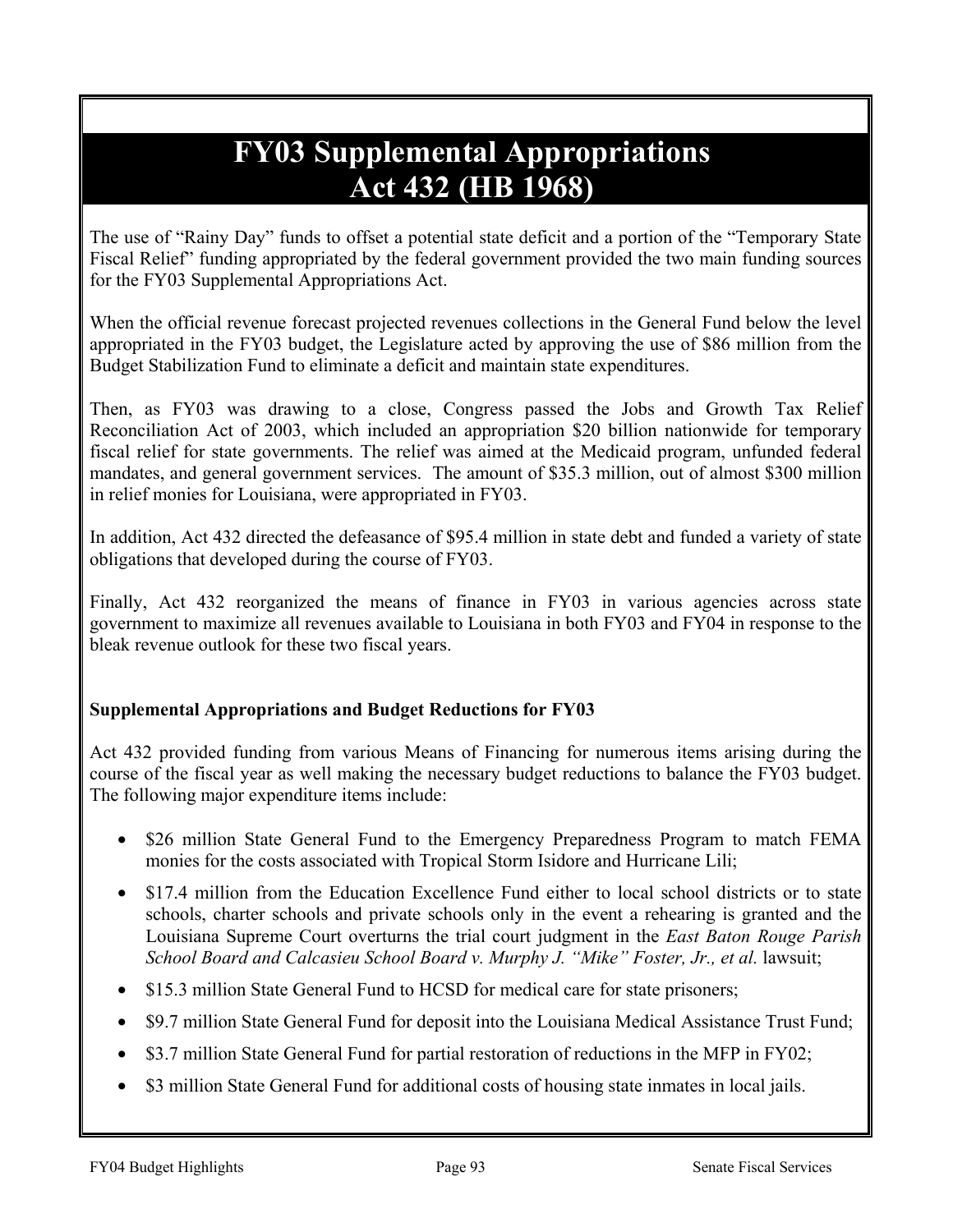# FY03 Supplemental Appropriations
# Act 432 (HB 1968)

The use of "Rainy Day" funds to offset a potential state deficit and a portion of the "Temporary State Fiscal Relief" funding appropriated by the federal government provided the two main funding sources for the FY03 Supplemental Appropriations Act.

When the official revenue forecast projected revenues collections in the General Fund below the level appropriated in the FY03 budget, the Legislature acted by approving the use of $86 million from the Budget Stabilization Fund to eliminate a deficit and maintain state expenditures.

Then, as FY03 was drawing to a close, Congress passed the Jobs and Growth Tax Relief Reconciliation Act of 2003, which included an appropriation $20 billion nationwide for temporary fiscal relief for state governments. The relief was aimed at the Medicaid program, unfunded federal mandates, and general government services. The amount of $35.3 million, out of almost $300 million in relief monies for Louisiana, were appropriated in FY03.

In addition, Act 432 directed the defeasance of $95.4 million in state debt and funded a variety of state obligations that developed during the course of FY03.

Finally, Act 432 reorganized the means of finance in FY03 in various agencies across state government to maximize all revenues available to Louisiana in both FY03 and FY04 in response to the bleak revenue outlook for these two fiscal years.

**Supplemental Appropriations and Budget Reductions for FY03**

Act 432 provided funding from various Means of Financing for numerous items arising during the course of the fiscal year as well making the necessary budget reductions to balance the FY03 budget. The following major expenditure items include:

- $26 million State General Fund to the Emergency Preparedness Program to match FEMA monies for the costs associated with Tropical Storm Isidore and Hurricane Lili;
- $17.4 million from the Education Excellence Fund either to local school districts or to state schools, charter schools and private schools only in the event a rehearing is granted and the Louisiana Supreme Court overturns the trial court judgment in the *East Baton Rouge Parish School Board and Calcasieu School Board v. Murphy J. "Mike" Foster, Jr., et al.* lawsuit;
- $15.3 million State General Fund to HCSD for medical care for state prisoners;
- $9.7 million State General Fund for deposit into the Louisiana Medical Assistance Trust Fund;
- $3.7 million State General Fund for partial restoration of reductions in the MFP in FY02;
- $3 million State General Fund for additional costs of housing state inmates in local jails.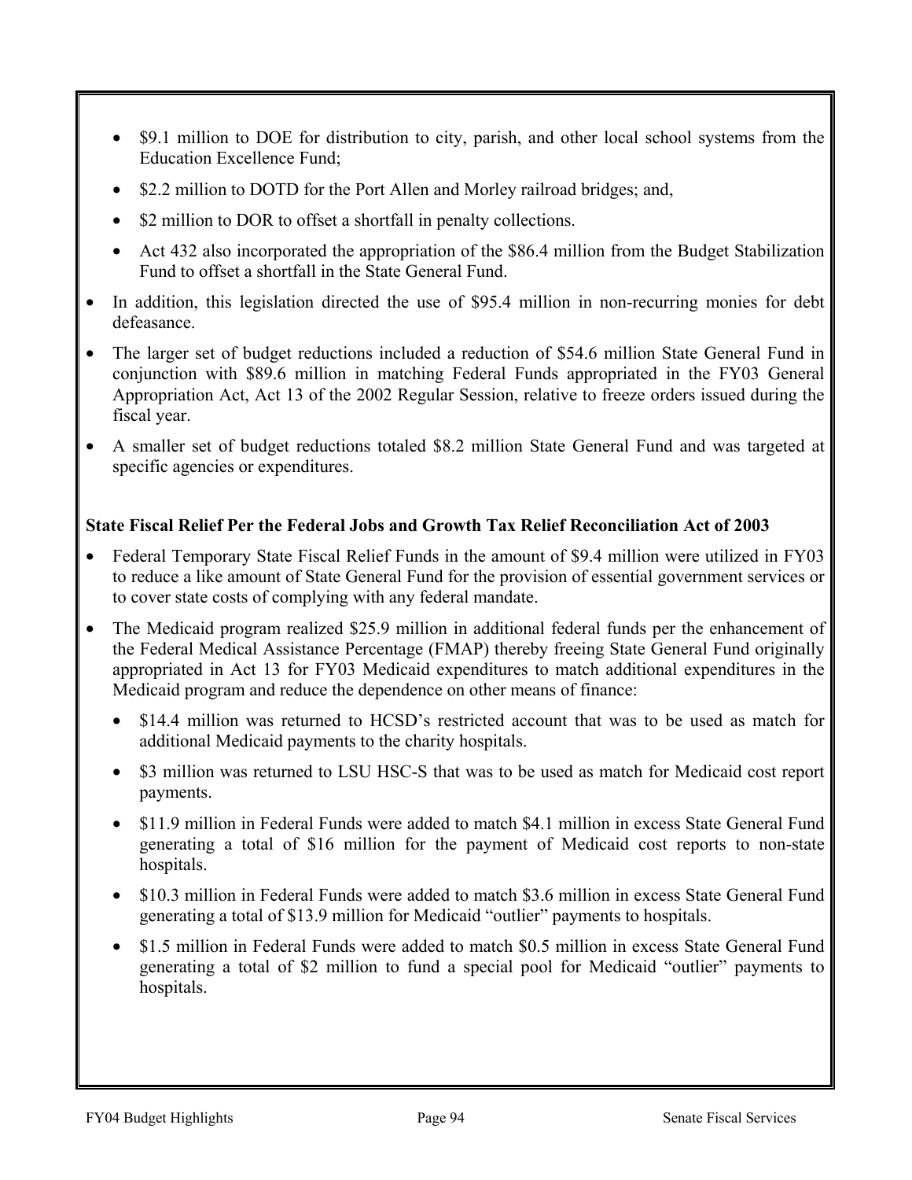- $9.1 million to DOE for distribution to city, parish, and other local school systems from the Education Excellence Fund;
- $2.2 million to DOTD for the Port Allen and Morley railroad bridges; and,
- $2 million to DOR to offset a shortfall in penalty collections.
- Act 432 also incorporated the appropriation of the $86.4 million from the Budget Stabilization Fund to offset a shortfall in the State General Fund.

- In addition, this legislation directed the use of $95.4 million in non-recurring monies for debt defeasance.
- The larger set of budget reductions included a reduction of $54.6 million State General Fund in conjunction with $89.6 million in matching Federal Funds appropriated in the FY03 General Appropriation Act, Act 13 of the 2002 Regular Session, relative to freeze orders issued during the fiscal year.
- A smaller set of budget reductions totaled $8.2 million State General Fund and was targeted at specific agencies or expenditures.

**State Fiscal Relief Per the Federal Jobs and Growth Tax Relief Reconciliation Act of 2003**

- Federal Temporary State Fiscal Relief Funds in the amount of $9.4 million were utilized in FY03 to reduce a like amount of State General Fund for the provision of essential government services or to cover state costs of complying with any federal mandate.
- The Medicaid program realized $25.9 million in additional federal funds per the enhancement of the Federal Medical Assistance Percentage (FMAP) thereby freeing State General Fund originally appropriated in Act 13 for FY03 Medicaid expenditures to match additional expenditures in the Medicaid program and reduce the dependence on other means of finance:
  - $14.4 million was returned to HCSD's restricted account that was to be used as match for additional Medicaid payments to the charity hospitals.
  - $3 million was returned to LSU HSC-S that was to be used as match for Medicaid cost report payments.
  - $11.9 million in Federal Funds were added to match $4.1 million in excess State General Fund generating a total of $16 million for the payment of Medicaid cost reports to non-state hospitals.
  - $10.3 million in Federal Funds were added to match $3.6 million in excess State General Fund generating a total of $13.9 million for Medicaid "outlier" payments to hospitals.
  - $1.5 million in Federal Funds were added to match $0.5 million in excess State General Fund generating a total of $2 million to fund a special pool for Medicaid "outlier" payments to hospitals.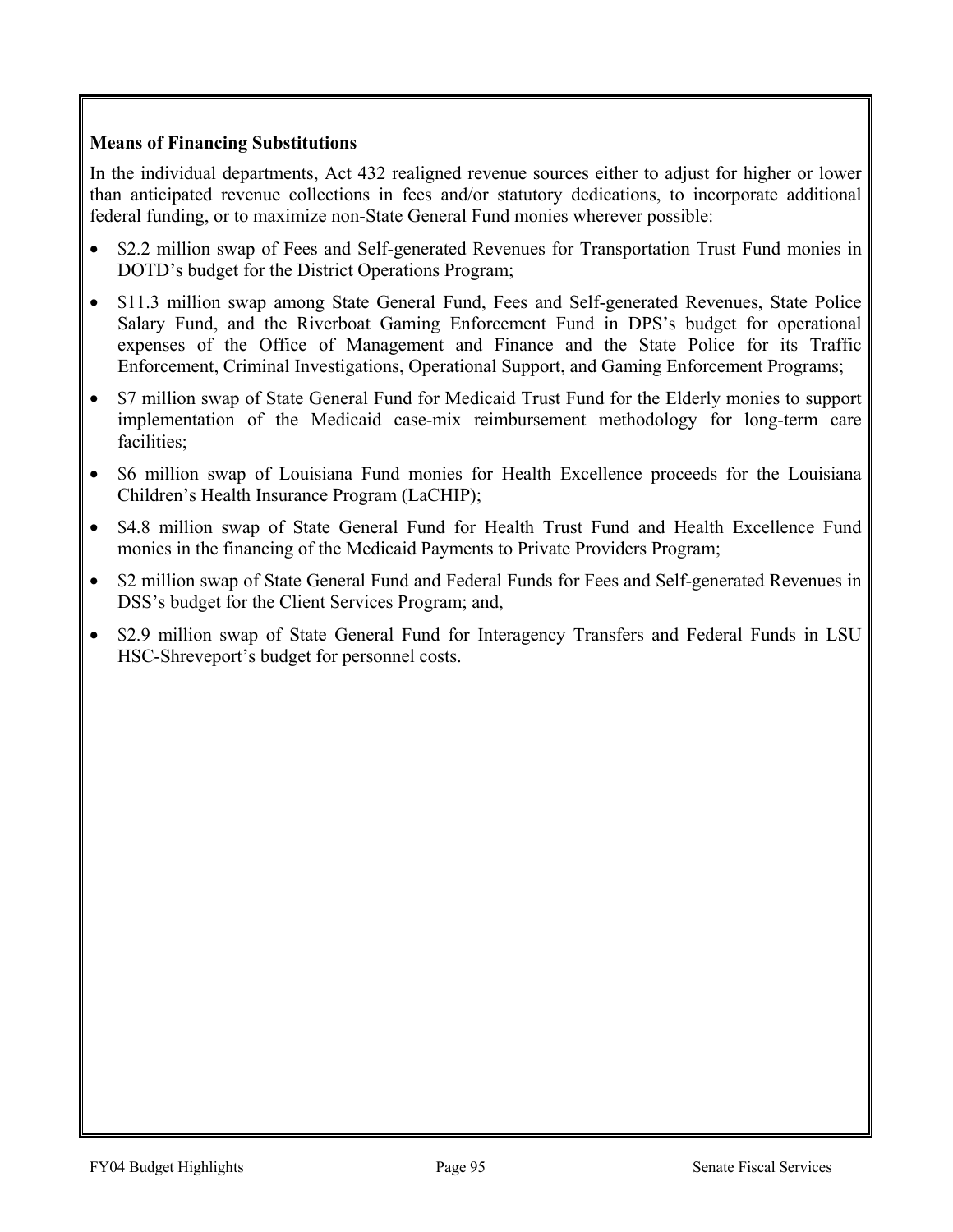**Means of Financing Substitutions**

In the individual departments, Act 432 realigned revenue sources either to adjust for higher or lower than anticipated revenue collections in fees and/or statutory dedications, to incorporate additional federal funding, or to maximize non-State General Fund monies wherever possible:

- $2.2 million swap of Fees and Self-generated Revenues for Transportation Trust Fund monies in DOTD's budget for the District Operations Program;
- $11.3 million swap among State General Fund, Fees and Self-generated Revenues, State Police Salary Fund, and the Riverboat Gaming Enforcement Fund in DPS's budget for operational expenses of the Office of Management and Finance and the State Police for its Traffic Enforcement, Criminal Investigations, Operational Support, and Gaming Enforcement Programs;
- $7 million swap of State General Fund for Medicaid Trust Fund for the Elderly monies to support implementation of the Medicaid case-mix reimbursement methodology for long-term care facilities;
- $6 million swap of Louisiana Fund monies for Health Excellence proceeds for the Louisiana Children's Health Insurance Program (LaCHIP);
- $4.8 million swap of State General Fund for Health Trust Fund and Health Excellence Fund monies in the financing of the Medicaid Payments to Private Providers Program;
- $2 million swap of State General Fund and Federal Funds for Fees and Self-generated Revenues in DSS's budget for the Client Services Program; and,
- $2.9 million swap of State General Fund for Interagency Transfers and Federal Funds in LSU HSC-Shreveport's budget for personnel costs.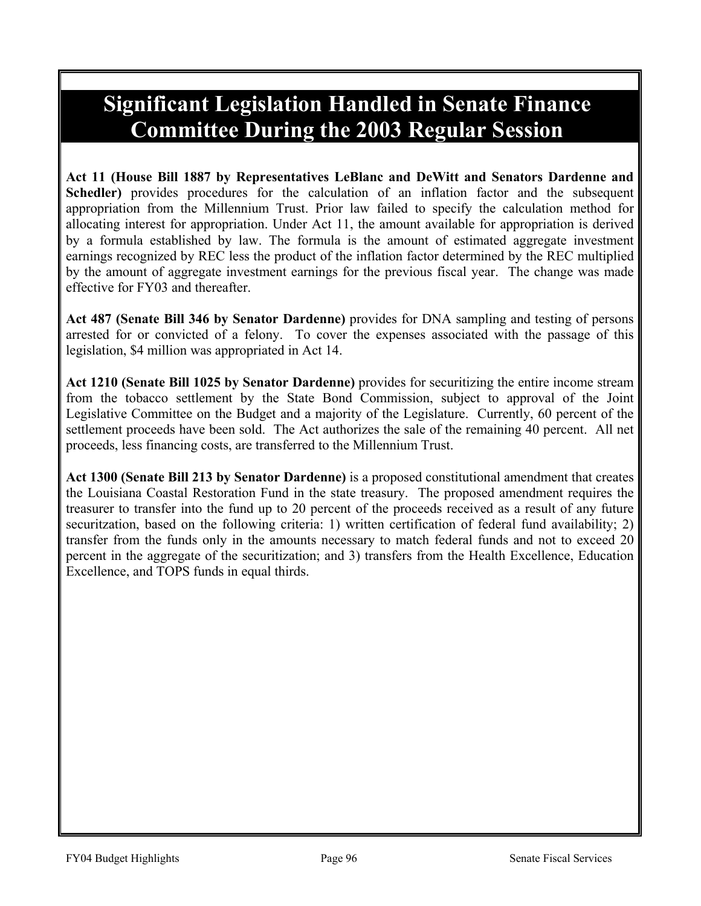# Significant Legislation Handled in Senate Finance Committee During the 2003 Regular Session

**Act 11 (House Bill 1887 by Representatives LeBlanc and DeWitt and Senators Dardenne and Schedler)** provides procedures for the calculation of an inflation factor and the subsequent appropriation from the Millennium Trust. Prior law failed to specify the calculation method for allocating interest for appropriation. Under Act 11, the amount available for appropriation is derived by a formula established by law. The formula is the amount of estimated aggregate investment earnings recognized by REC less the product of the inflation factor determined by the REC multiplied by the amount of aggregate investment earnings for the previous fiscal year. The change was made effective for FY03 and thereafter.

**Act 487 (Senate Bill 346 by Senator Dardenne)** provides for DNA sampling and testing of persons arrested for or convicted of a felony. To cover the expenses associated with the passage of this legislation, $4 million was appropriated in Act 14.

**Act 1210 (Senate Bill 1025 by Senator Dardenne)** provides for securitizing the entire income stream from the tobacco settlement by the State Bond Commission, subject to approval of the Joint Legislative Committee on the Budget and a majority of the Legislature. Currently, 60 percent of the settlement proceeds have been sold. The Act authorizes the sale of the remaining 40 percent. All net proceeds, less financing costs, are transferred to the Millennium Trust.

**Act 1300 (Senate Bill 213 by Senator Dardenne)** is a proposed constitutional amendment that creates the Louisiana Coastal Restoration Fund in the state treasury. The proposed amendment requires the treasurer to transfer into the fund up to 20 percent of the proceeds received as a result of any future securitzation, based on the following criteria: 1) written certification of federal fund availability; 2) transfer from the funds only in the amounts necessary to match federal funds and not to exceed 20 percent in the aggregate of the securitization; and 3) transfers from the Health Excellence, Education Excellence, and TOPS funds in equal thirds.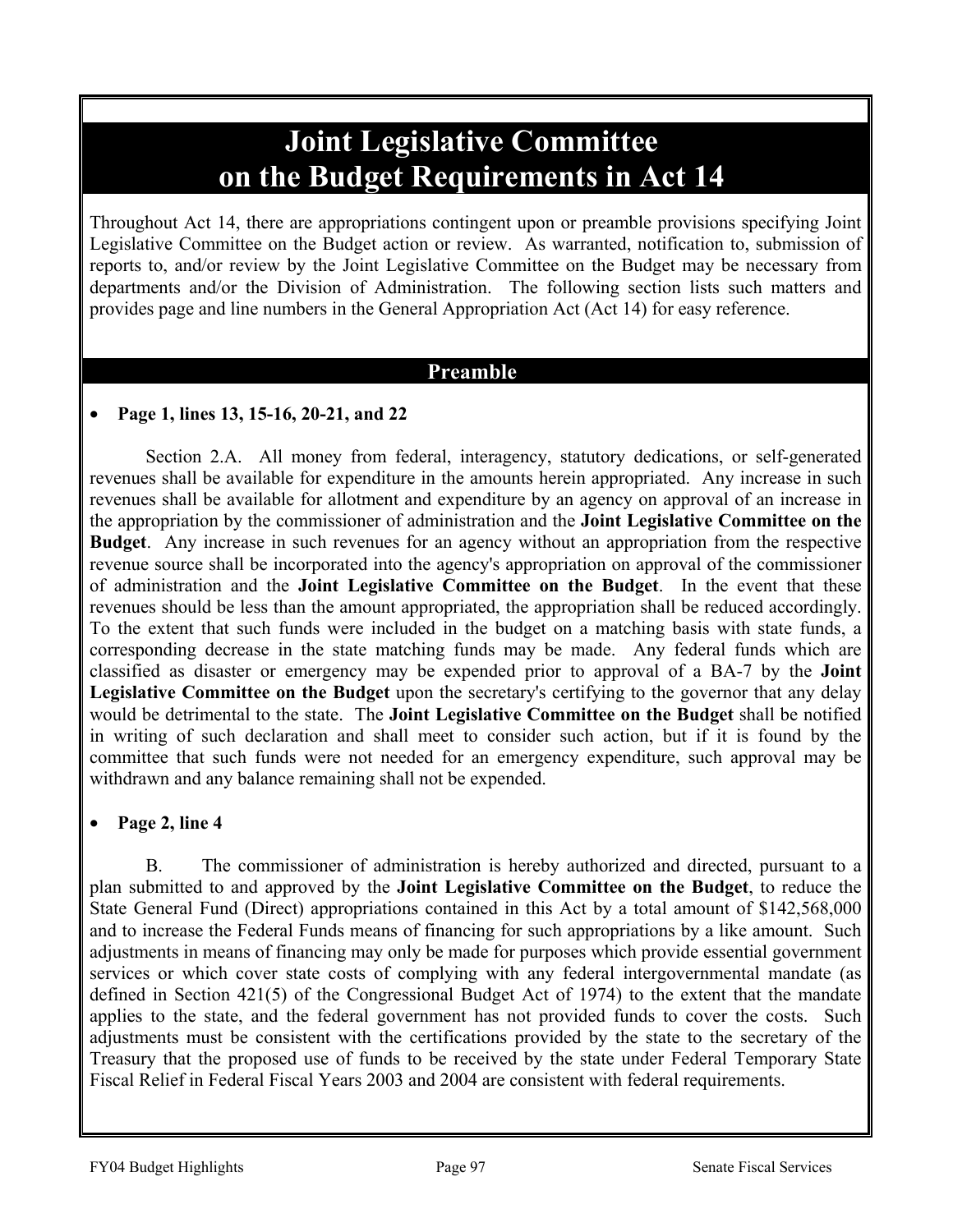# Joint Legislative Committee on the Budget Requirements in Act 14

Throughout Act 14, there are appropriations contingent upon or preamble provisions specifying Joint Legislative Committee on the Budget action or review. As warranted, notification to, submission of reports to, and/or review by the Joint Legislative Committee on the Budget may be necessary from departments and/or the Division of Administration. The following section lists such matters and provides page and line numbers in the General Appropriation Act (Act 14) for easy reference.

## Preamble

- **Page 1, lines 13, 15-16, 20-21, and 22**

Section 2.A. All money from federal, interagency, statutory dedications, or self-generated revenues shall be available for expenditure in the amounts herein appropriated. Any increase in such revenues shall be available for allotment and expenditure by an agency on approval of an increase in the appropriation by the commissioner of administration and the **Joint Legislative Committee on the Budget**. Any increase in such revenues for an agency without an appropriation from the respective revenue source shall be incorporated into the agency's appropriation on approval of the commissioner of administration and the **Joint Legislative Committee on the Budget**. In the event that these revenues should be less than the amount appropriated, the appropriation shall be reduced accordingly. To the extent that such funds were included in the budget on a matching basis with state funds, a corresponding decrease in the state matching funds may be made. Any federal funds which are classified as disaster or emergency may be expended prior to approval of a BA-7 by the **Joint Legislative Committee on the Budget** upon the secretary's certifying to the governor that any delay would be detrimental to the state. The **Joint Legislative Committee on the Budget** shall be notified in writing of such declaration and shall meet to consider such action, but if it is found by the committee that such funds were not needed for an emergency expenditure, such approval may be withdrawn and any balance remaining shall not be expended.

- **Page 2, line 4**

B. The commissioner of administration is hereby authorized and directed, pursuant to a plan submitted to and approved by the **Joint Legislative Committee on the Budget**, to reduce the State General Fund (Direct) appropriations contained in this Act by a total amount of $142,568,000 and to increase the Federal Funds means of financing for such appropriations by a like amount. Such adjustments in means of financing may only be made for purposes which provide essential government services or which cover state costs of complying with any federal intergovernmental mandate (as defined in Section 421(5) of the Congressional Budget Act of 1974) to the extent that the mandate applies to the state, and the federal government has not provided funds to cover the costs. Such adjustments must be consistent with the certifications provided by the state to the secretary of the Treasury that the proposed use of funds to be received by the state under Federal Temporary State Fiscal Relief in Federal Fiscal Years 2003 and 2004 are consistent with federal requirements.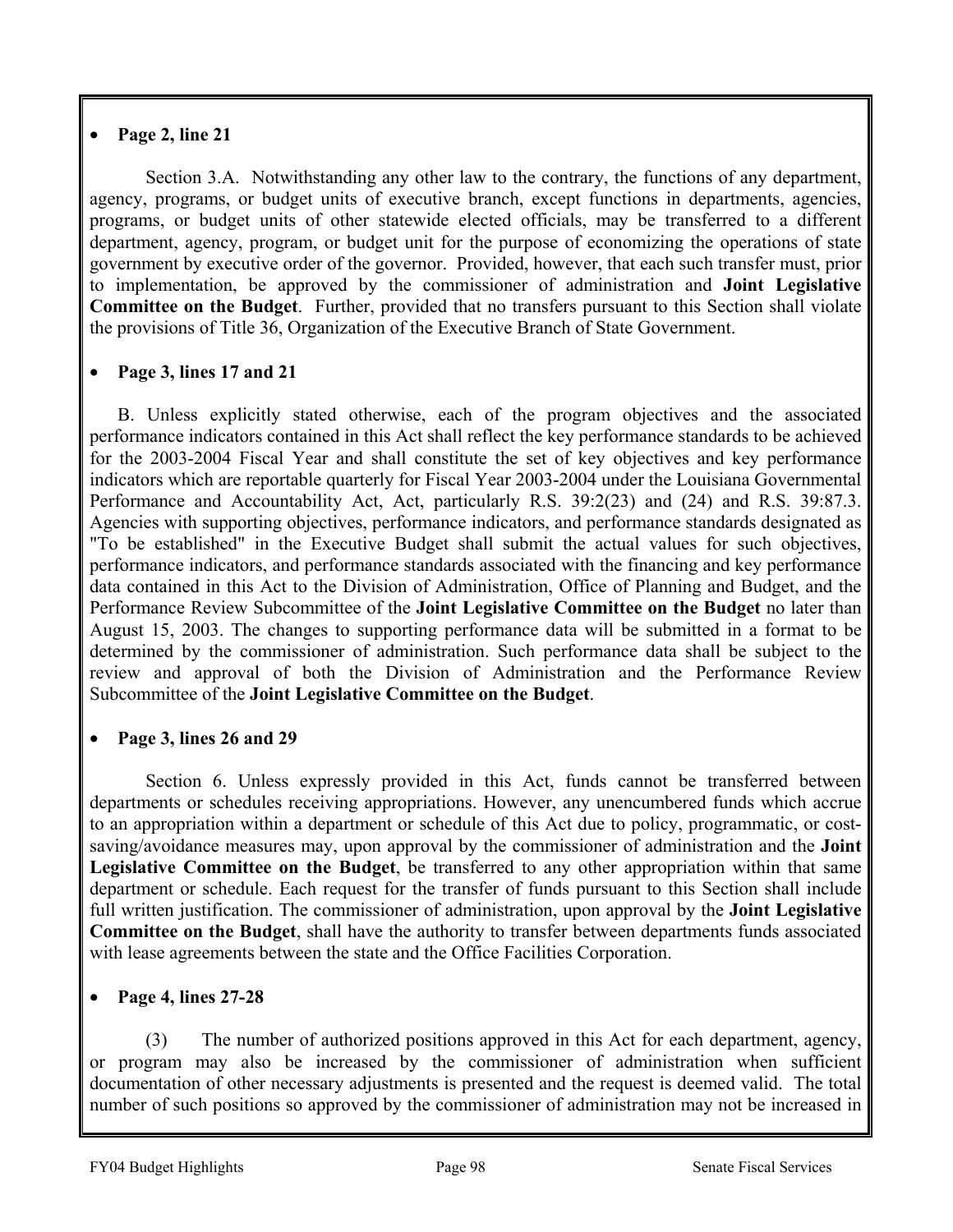- **Page 2, line 21**

Section 3.A. Notwithstanding any other law to the contrary, the functions of any department, agency, programs, or budget units of executive branch, except functions in departments, agencies, programs, or budget units of other statewide elected officials, may be transferred to a different department, agency, program, or budget unit for the purpose of economizing the operations of state government by executive order of the governor. Provided, however, that each such transfer must, prior to implementation, be approved by the commissioner of administration and **Joint Legislative Committee on the Budget**. Further, provided that no transfers pursuant to this Section shall violate the provisions of Title 36, Organization of the Executive Branch of State Government.

- **Page 3, lines 17 and 21**

B. Unless explicitly stated otherwise, each of the program objectives and the associated performance indicators contained in this Act shall reflect the key performance standards to be achieved for the 2003-2004 Fiscal Year and shall constitute the set of key objectives and key performance indicators which are reportable quarterly for Fiscal Year 2003-2004 under the Louisiana Governmental Performance and Accountability Act, Act, particularly R.S. 39:2(23) and (24) and R.S. 39:87.3. Agencies with supporting objectives, performance indicators, and performance standards designated as "To be established" in the Executive Budget shall submit the actual values for such objectives, performance indicators, and performance standards associated with the financing and key performance data contained in this Act to the Division of Administration, Office of Planning and Budget, and the Performance Review Subcommittee of the **Joint Legislative Committee on the Budget** no later than August 15, 2003. The changes to supporting performance data will be submitted in a format to be determined by the commissioner of administration. Such performance data shall be subject to the review and approval of both the Division of Administration and the Performance Review Subcommittee of the **Joint Legislative Committee on the Budget**.

- **Page 3, lines 26 and 29**

Section 6. Unless expressly provided in this Act, funds cannot be transferred between departments or schedules receiving appropriations. However, any unencumbered funds which accrue to an appropriation within a department or schedule of this Act due to policy, programmatic, or cost-saving/avoidance measures may, upon approval by the commissioner of administration and the **Joint Legislative Committee on the Budget**, be transferred to any other appropriation within that same department or schedule. Each request for the transfer of funds pursuant to this Section shall include full written justification. The commissioner of administration, upon approval by the **Joint Legislative Committee on the Budget**, shall have the authority to transfer between departments funds associated with lease agreements between the state and the Office Facilities Corporation.

- **Page 4, lines 27-28**

(3) The number of authorized positions approved in this Act for each department, agency, or program may also be increased by the commissioner of administration when sufficient documentation of other necessary adjustments is presented and the request is deemed valid. The total number of such positions so approved by the commissioner of administration may not be increased in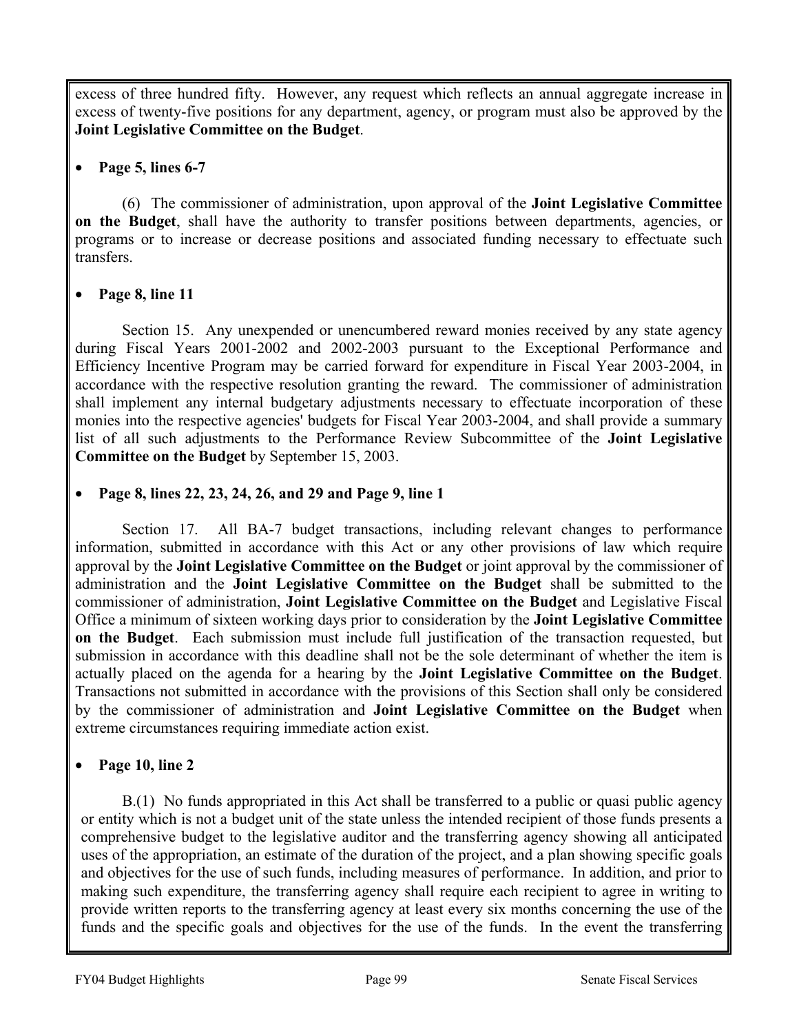excess of three hundred fifty. However, any request which reflects an annual aggregate increase in excess of twenty-five positions for any department, agency, or program must also be approved by the **Joint Legislative Committee on the Budget**.

- **Page 5, lines 6-7**

(6) The commissioner of administration, upon approval of the **Joint Legislative Committee on the Budget**, shall have the authority to transfer positions between departments, agencies, or programs or to increase or decrease positions and associated funding necessary to effectuate such transfers.

- **Page 8, line 11**

Section 15. Any unexpended or unencumbered reward monies received by any state agency during Fiscal Years 2001-2002 and 2002-2003 pursuant to the Exceptional Performance and Efficiency Incentive Program may be carried forward for expenditure in Fiscal Year 2003-2004, in accordance with the respective resolution granting the reward. The commissioner of administration shall implement any internal budgetary adjustments necessary to effectuate incorporation of these monies into the respective agencies' budgets for Fiscal Year 2003-2004, and shall provide a summary list of all such adjustments to the Performance Review Subcommittee of the **Joint Legislative Committee on the Budget** by September 15, 2003.

- **Page 8, lines 22, 23, 24, 26, and 29 and Page 9, line 1**

Section 17. All BA-7 budget transactions, including relevant changes to performance information, submitted in accordance with this Act or any other provisions of law which require approval by the **Joint Legislative Committee on the Budget** or joint approval by the commissioner of administration and the **Joint Legislative Committee on the Budget** shall be submitted to the commissioner of administration, **Joint Legislative Committee on the Budget** and Legislative Fiscal Office a minimum of sixteen working days prior to consideration by the **Joint Legislative Committee on the Budget**. Each submission must include full justification of the transaction requested, but submission in accordance with this deadline shall not be the sole determinant of whether the item is actually placed on the agenda for a hearing by the **Joint Legislative Committee on the Budget**. Transactions not submitted in accordance with the provisions of this Section shall only be considered by the commissioner of administration and **Joint Legislative Committee on the Budget** when extreme circumstances requiring immediate action exist.

- **Page 10, line 2**

B.(1) No funds appropriated in this Act shall be transferred to a public or quasi public agency or entity which is not a budget unit of the state unless the intended recipient of those funds presents a comprehensive budget to the legislative auditor and the transferring agency showing all anticipated uses of the appropriation, an estimate of the duration of the project, and a plan showing specific goals and objectives for the use of such funds, including measures of performance. In addition, and prior to making such expenditure, the transferring agency shall require each recipient to agree in writing to provide written reports to the transferring agency at least every six months concerning the use of the funds and the specific goals and objectives for the use of the funds. In the event the transferring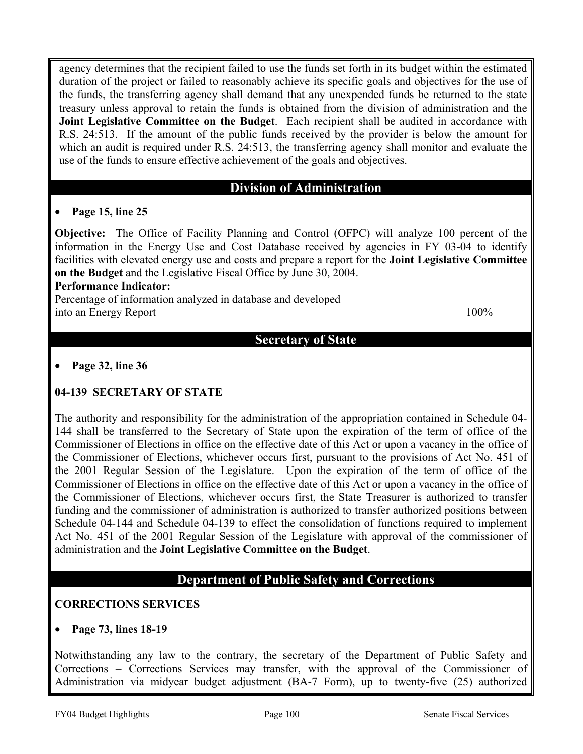agency determines that the recipient failed to use the funds set forth in its budget within the estimated duration of the project or failed to reasonably achieve its specific goals and objectives for the use of the funds, the transferring agency shall demand that any unexpended funds be returned to the state treasury unless approval to retain the funds is obtained from the division of administration and the **Joint Legislative Committee on the Budget**. Each recipient shall be audited in accordance with R.S. 24:513. If the amount of the public funds received by the provider is below the amount for which an audit is required under R.S. 24:513, the transferring agency shall monitor and evaluate the use of the funds to ensure effective achievement of the goals and objectives.

## Division of Administration

- **Page 15, line 25**

**Objective:** The Office of Facility Planning and Control (OFPC) will analyze 100 percent of the information in the Energy Use and Cost Database received by agencies in FY 03-04 to identify facilities with elevated energy use and costs and prepare a report for the **Joint Legislative Committee on the Budget** and the Legislative Fiscal Office by June 30, 2004.

**Performance Indicator:**

Percentage of information analyzed in database and developed into an Energy Report — 100%

## Secretary of State

- **Page 32, line 36**

**04-139 SECRETARY OF STATE**

The authority and responsibility for the administration of the appropriation contained in Schedule 04-144 shall be transferred to the Secretary of State upon the expiration of the term of office of the Commissioner of Elections in office on the effective date of this Act or upon a vacancy in the office of the Commissioner of Elections, whichever occurs first, pursuant to the provisions of Act No. 451 of the 2001 Regular Session of the Legislature. Upon the expiration of the term of office of the Commissioner of Elections in office on the effective date of this Act or upon a vacancy in the office of the Commissioner of Elections, whichever occurs first, the State Treasurer is authorized to transfer funding and the commissioner of administration is authorized to transfer authorized positions between Schedule 04-144 and Schedule 04-139 to effect the consolidation of functions required to implement Act No. 451 of the 2001 Regular Session of the Legislature with approval of the commissioner of administration and the **Joint Legislative Committee on the Budget**.

## Department of Public Safety and Corrections

**CORRECTIONS SERVICES**

- **Page 73, lines 18-19**

Notwithstanding any law to the contrary, the secretary of the Department of Public Safety and Corrections – Corrections Services may transfer, with the approval of the Commissioner of Administration via midyear budget adjustment (BA-7 Form), up to twenty-five (25) authorized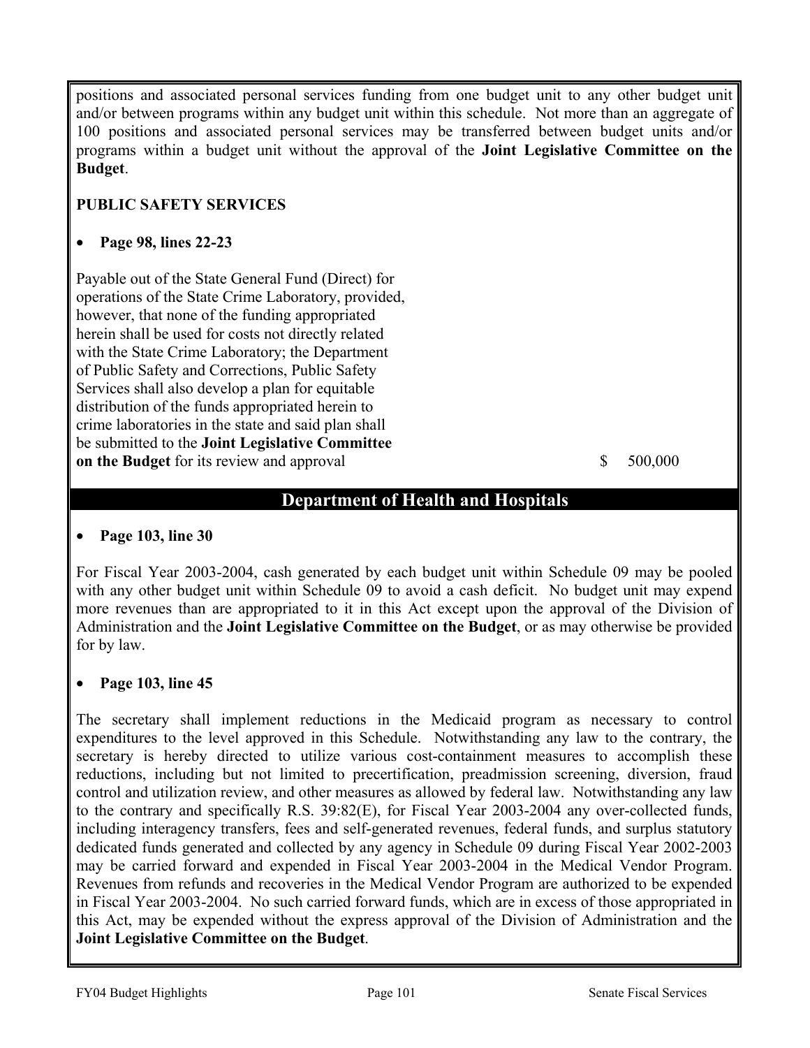positions and associated personal services funding from one budget unit to any other budget unit and/or between programs within any budget unit within this schedule. Not more than an aggregate of 100 positions and associated personal services may be transferred between budget units and/or programs within a budget unit without the approval of the **Joint Legislative Committee on the Budget**.

**PUBLIC SAFETY SERVICES**

- **Page 98, lines 22-23**

Payable out of the State General Fund (Direct) for operations of the State Crime Laboratory, provided, however, that none of the funding appropriated herein shall be used for costs not directly related with the State Crime Laboratory; the Department of Public Safety and Corrections, Public Safety Services shall also develop a plan for equitable distribution of the funds appropriated herein to crime laboratories in the state and said plan shall be submitted to the **Joint Legislative Committee on the Budget** for its review and approval $ 500,000

## Department of Health and Hospitals

- **Page 103, line 30**

For Fiscal Year 2003-2004, cash generated by each budget unit within Schedule 09 may be pooled with any other budget unit within Schedule 09 to avoid a cash deficit. No budget unit may expend more revenues than are appropriated to it in this Act except upon the approval of the Division of Administration and the **Joint Legislative Committee on the Budget**, or as may otherwise be provided for by law.

- **Page 103, line 45**

The secretary shall implement reductions in the Medicaid program as necessary to control expenditures to the level approved in this Schedule. Notwithstanding any law to the contrary, the secretary is hereby directed to utilize various cost-containment measures to accomplish these reductions, including but not limited to precertification, preadmission screening, diversion, fraud control and utilization review, and other measures as allowed by federal law. Notwithstanding any law to the contrary and specifically R.S. 39:82(E), for Fiscal Year 2003-2004 any over-collected funds, including interagency transfers, fees and self-generated revenues, federal funds, and surplus statutory dedicated funds generated and collected by any agency in Schedule 09 during Fiscal Year 2002-2003 may be carried forward and expended in Fiscal Year 2003-2004 in the Medical Vendor Program. Revenues from refunds and recoveries in the Medical Vendor Program are authorized to be expended in Fiscal Year 2003-2004. No such carried forward funds, which are in excess of those appropriated in this Act, may be expended without the express approval of the Division of Administration and the **Joint Legislative Committee on the Budget**.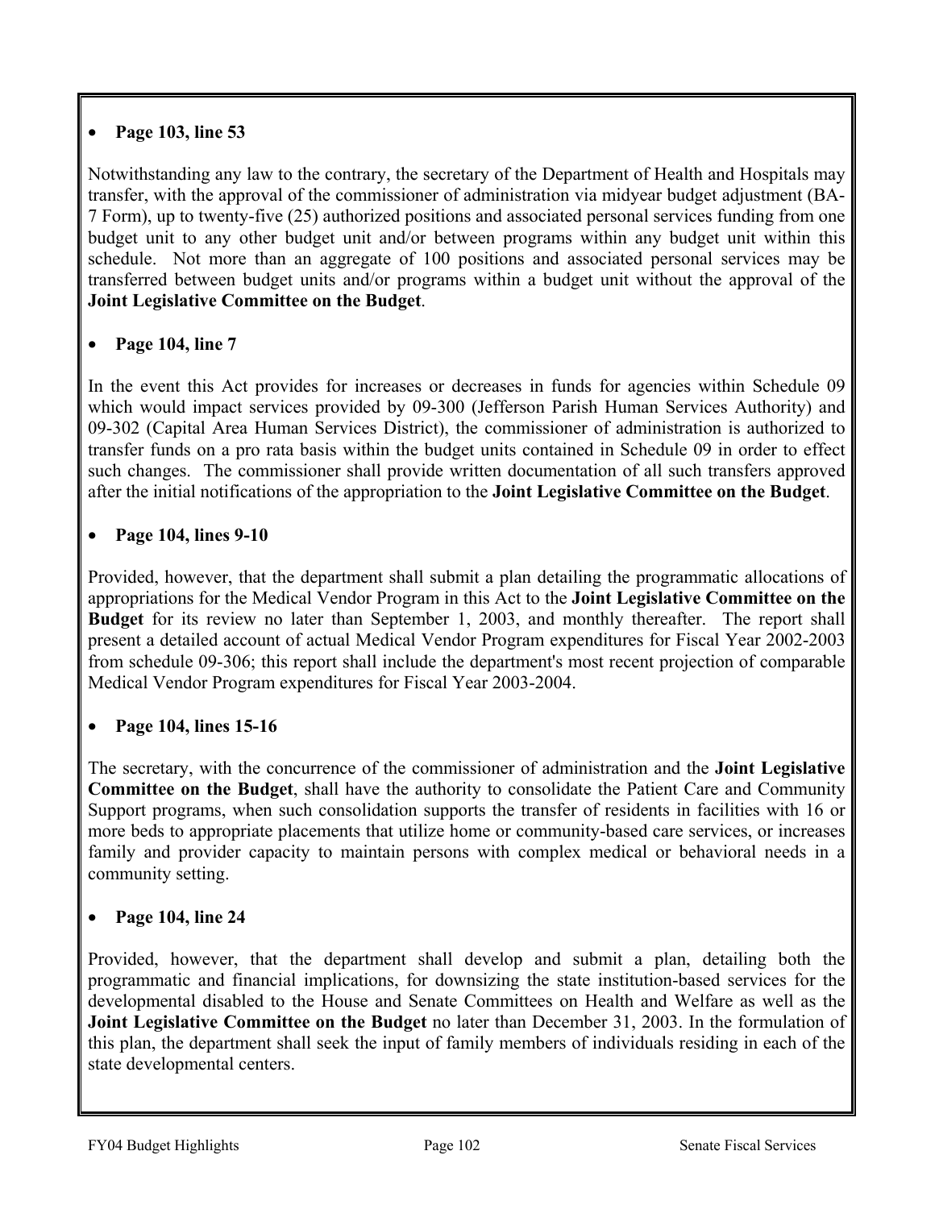- **Page 103, line 53**

Notwithstanding any law to the contrary, the secretary of the Department of Health and Hospitals may transfer, with the approval of the commissioner of administration via midyear budget adjustment (BA-7 Form), up to twenty-five (25) authorized positions and associated personal services funding from one budget unit to any other budget unit and/or between programs within any budget unit within this schedule. Not more than an aggregate of 100 positions and associated personal services may be transferred between budget units and/or programs within a budget unit without the approval of the **Joint Legislative Committee on the Budget**.

- **Page 104, line 7**

In the event this Act provides for increases or decreases in funds for agencies within Schedule 09 which would impact services provided by 09-300 (Jefferson Parish Human Services Authority) and 09-302 (Capital Area Human Services District), the commissioner of administration is authorized to transfer funds on a pro rata basis within the budget units contained in Schedule 09 in order to effect such changes. The commissioner shall provide written documentation of all such transfers approved after the initial notifications of the appropriation to the **Joint Legislative Committee on the Budget**.

- **Page 104, lines 9-10**

Provided, however, that the department shall submit a plan detailing the programmatic allocations of appropriations for the Medical Vendor Program in this Act to the **Joint Legislative Committee on the Budget** for its review no later than September 1, 2003, and monthly thereafter. The report shall present a detailed account of actual Medical Vendor Program expenditures for Fiscal Year 2002-2003 from schedule 09-306; this report shall include the department's most recent projection of comparable Medical Vendor Program expenditures for Fiscal Year 2003-2004.

- **Page 104, lines 15-16**

The secretary, with the concurrence of the commissioner of administration and the **Joint Legislative Committee on the Budget**, shall have the authority to consolidate the Patient Care and Community Support programs, when such consolidation supports the transfer of residents in facilities with 16 or more beds to appropriate placements that utilize home or community-based care services, or increases family and provider capacity to maintain persons with complex medical or behavioral needs in a community setting.

- **Page 104, line 24**

Provided, however, that the department shall develop and submit a plan, detailing both the programmatic and financial implications, for downsizing the state institution-based services for the developmental disabled to the House and Senate Committees on Health and Welfare as well as the **Joint Legislative Committee on the Budget** no later than December 31, 2003. In the formulation of this plan, the department shall seek the input of family members of individuals residing in each of the state developmental centers.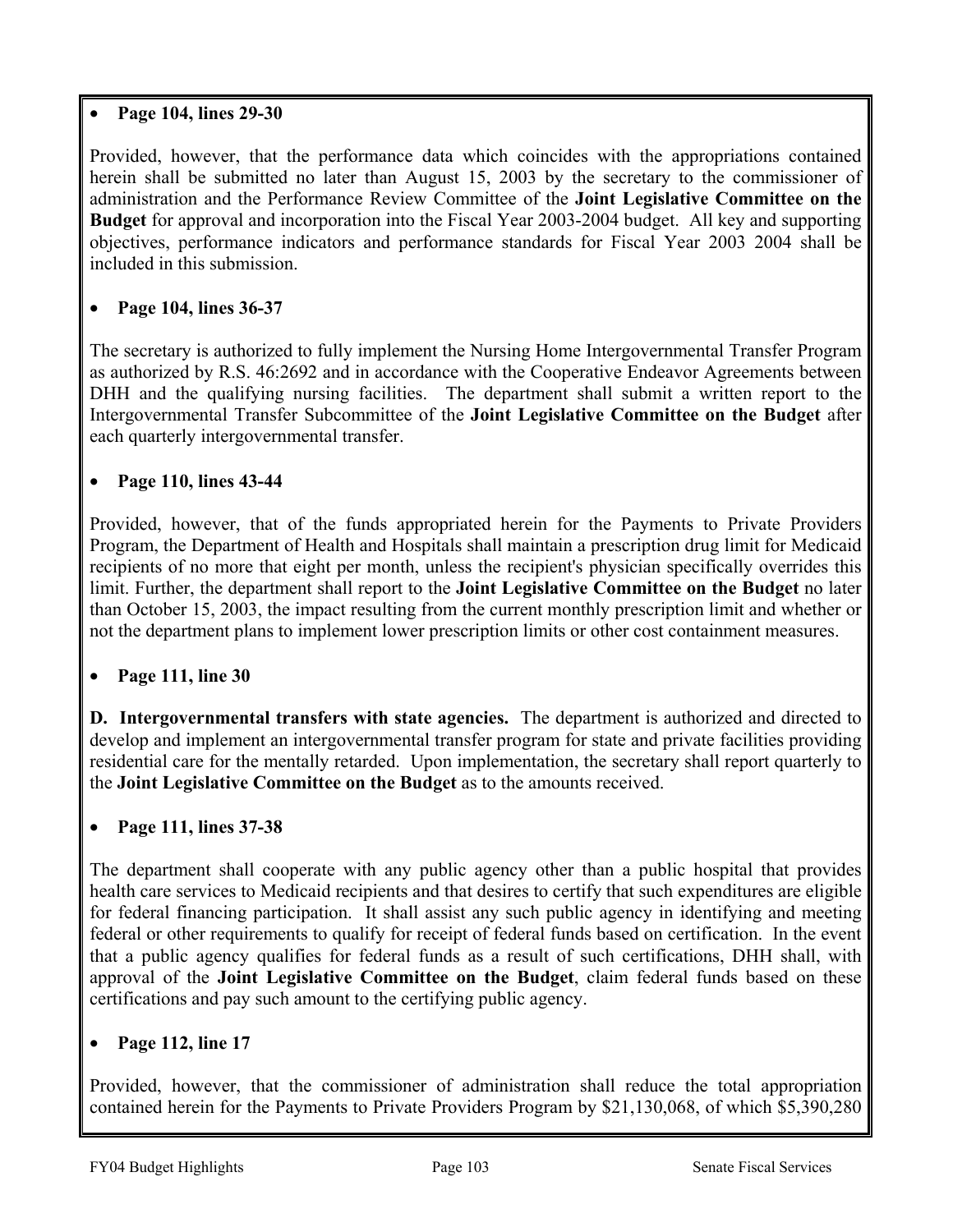- **Page 104, lines 29-30**

Provided, however, that the performance data which coincides with the appropriations contained herein shall be submitted no later than August 15, 2003 by the secretary to the commissioner of administration and the Performance Review Committee of the **Joint Legislative Committee on the Budget** for approval and incorporation into the Fiscal Year 2003-2004 budget. All key and supporting objectives, performance indicators and performance standards for Fiscal Year 2003 2004 shall be included in this submission.

- **Page 104, lines 36-37**

The secretary is authorized to fully implement the Nursing Home Intergovernmental Transfer Program as authorized by R.S. 46:2692 and in accordance with the Cooperative Endeavor Agreements between DHH and the qualifying nursing facilities. The department shall submit a written report to the Intergovernmental Transfer Subcommittee of the **Joint Legislative Committee on the Budget** after each quarterly intergovernmental transfer.

- **Page 110, lines 43-44**

Provided, however, that of the funds appropriated herein for the Payments to Private Providers Program, the Department of Health and Hospitals shall maintain a prescription drug limit for Medicaid recipients of no more that eight per month, unless the recipient's physician specifically overrides this limit. Further, the department shall report to the **Joint Legislative Committee on the Budget** no later than October 15, 2003, the impact resulting from the current monthly prescription limit and whether or not the department plans to implement lower prescription limits or other cost containment measures.

- **Page 111, line 30**

**D. Intergovernmental transfers with state agencies.** The department is authorized and directed to develop and implement an intergovernmental transfer program for state and private facilities providing residential care for the mentally retarded. Upon implementation, the secretary shall report quarterly to the **Joint Legislative Committee on the Budget** as to the amounts received.

- **Page 111, lines 37-38**

The department shall cooperate with any public agency other than a public hospital that provides health care services to Medicaid recipients and that desires to certify that such expenditures are eligible for federal financing participation. It shall assist any such public agency in identifying and meeting federal or other requirements to qualify for receipt of federal funds based on certification. In the event that a public agency qualifies for federal funds as a result of such certifications, DHH shall, with approval of the **Joint Legislative Committee on the Budget**, claim federal funds based on these certifications and pay such amount to the certifying public agency.

- **Page 112, line 17**

Provided, however, that the commissioner of administration shall reduce the total appropriation contained herein for the Payments to Private Providers Program by $21,130,068, of which $5,390,280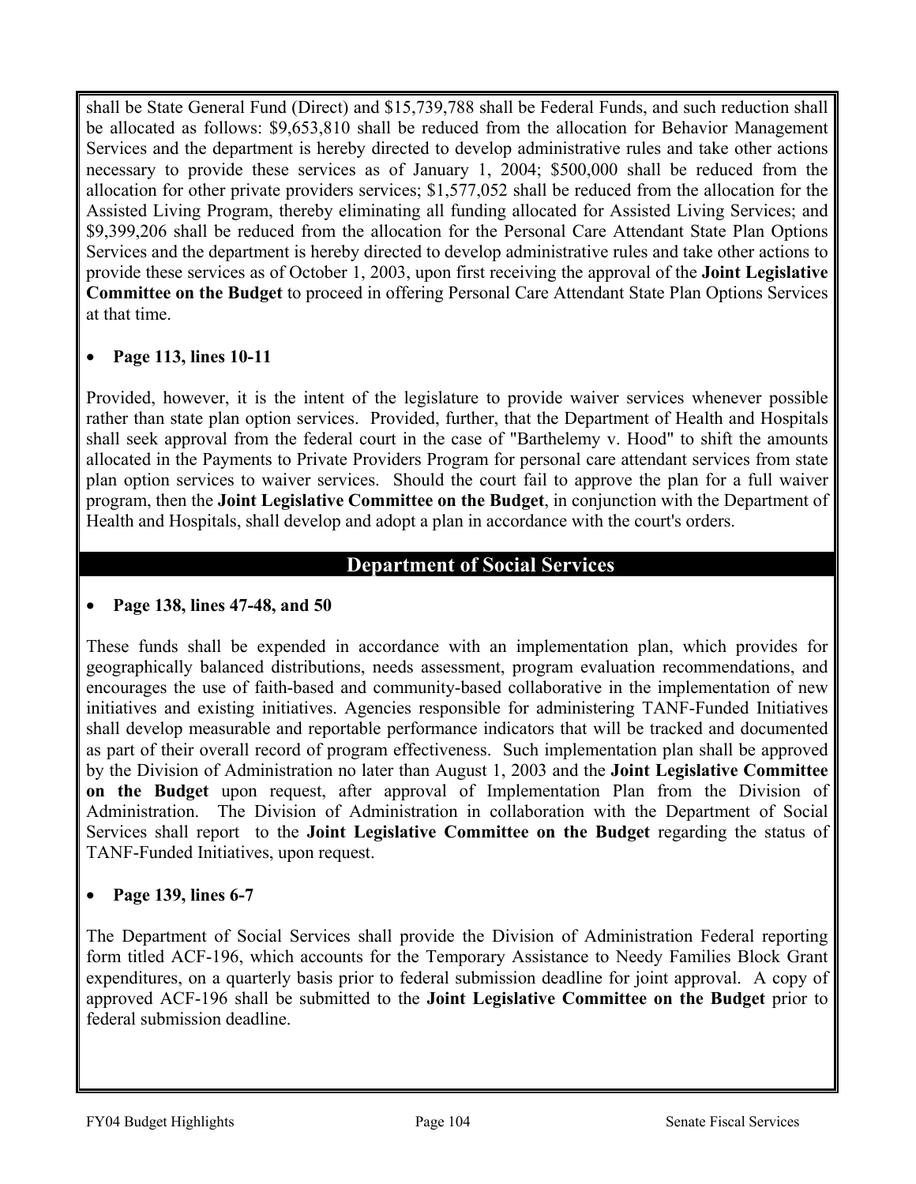shall be State General Fund (Direct) and $15,739,788 shall be Federal Funds, and such reduction shall be allocated as follows: $9,653,810 shall be reduced from the allocation for Behavior Management Services and the department is hereby directed to develop administrative rules and take other actions necessary to provide these services as of January 1, 2004; $500,000 shall be reduced from the allocation for other private providers services; $1,577,052 shall be reduced from the allocation for the Assisted Living Program, thereby eliminating all funding allocated for Assisted Living Services; and $9,399,206 shall be reduced from the allocation for the Personal Care Attendant State Plan Options Services and the department is hereby directed to develop administrative rules and take other actions to provide these services as of October 1, 2003, upon first receiving the approval of the **Joint Legislative Committee on the Budget** to proceed in offering Personal Care Attendant State Plan Options Services at that time.

- **Page 113, lines 10-11**

Provided, however, it is the intent of the legislature to provide waiver services whenever possible rather than state plan option services. Provided, further, that the Department of Health and Hospitals shall seek approval from the federal court in the case of "Barthelemy v. Hood" to shift the amounts allocated in the Payments to Private Providers Program for personal care attendant services from state plan option services to waiver services. Should the court fail to approve the plan for a full waiver program, then the **Joint Legislative Committee on the Budget**, in conjunction with the Department of Health and Hospitals, shall develop and adopt a plan in accordance with the court's orders.

## Department of Social Services

- **Page 138, lines 47-48, and 50**

These funds shall be expended in accordance with an implementation plan, which provides for geographically balanced distributions, needs assessment, program evaluation recommendations, and encourages the use of faith-based and community-based collaborative in the implementation of new initiatives and existing initiatives. Agencies responsible for administering TANF-Funded Initiatives shall develop measurable and reportable performance indicators that will be tracked and documented as part of their overall record of program effectiveness. Such implementation plan shall be approved by the Division of Administration no later than August 1, 2003 and the **Joint Legislative Committee on the Budget** upon request, after approval of Implementation Plan from the Division of Administration. The Division of Administration in collaboration with the Department of Social Services shall report to the **Joint Legislative Committee on the Budget** regarding the status of TANF-Funded Initiatives, upon request.

- **Page 139, lines 6-7**

The Department of Social Services shall provide the Division of Administration Federal reporting form titled ACF-196, which accounts for the Temporary Assistance to Needy Families Block Grant expenditures, on a quarterly basis prior to federal submission deadline for joint approval. A copy of approved ACF-196 shall be submitted to the **Joint Legislative Committee on the Budget** prior to federal submission deadline.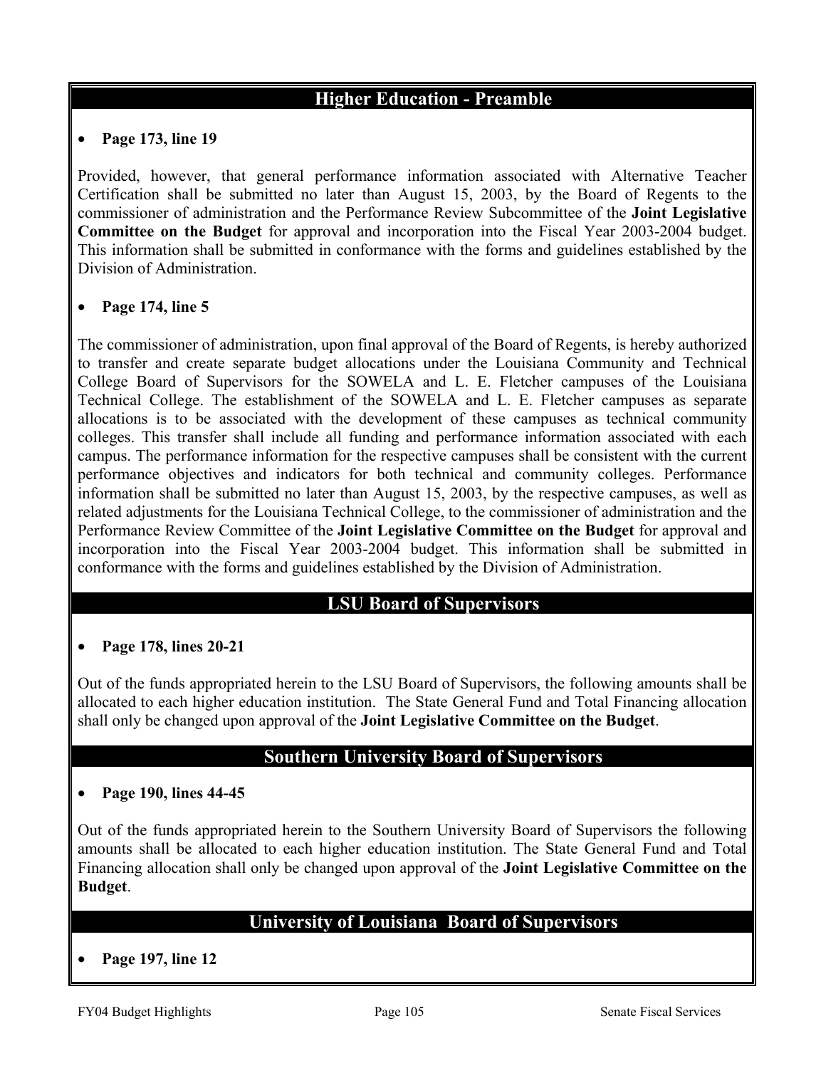## Higher Education - Preamble

- **Page 173, line 19**

Provided, however, that general performance information associated with Alternative Teacher Certification shall be submitted no later than August 15, 2003, by the Board of Regents to the commissioner of administration and the Performance Review Subcommittee of the **Joint Legislative Committee on the Budget** for approval and incorporation into the Fiscal Year 2003-2004 budget. This information shall be submitted in conformance with the forms and guidelines established by the Division of Administration.

- **Page 174, line 5**

The commissioner of administration, upon final approval of the Board of Regents, is hereby authorized to transfer and create separate budget allocations under the Louisiana Community and Technical College Board of Supervisors for the SOWELA and L. E. Fletcher campuses of the Louisiana Technical College. The establishment of the SOWELA and L. E. Fletcher campuses as separate allocations is to be associated with the development of these campuses as technical community colleges. This transfer shall include all funding and performance information associated with each campus. The performance information for the respective campuses shall be consistent with the current performance objectives and indicators for both technical and community colleges. Performance information shall be submitted no later than August 15, 2003, by the respective campuses, as well as related adjustments for the Louisiana Technical College, to the commissioner of administration and the Performance Review Committee of the **Joint Legislative Committee on the Budget** for approval and incorporation into the Fiscal Year 2003-2004 budget. This information shall be submitted in conformance with the forms and guidelines established by the Division of Administration.

## LSU Board of Supervisors

- **Page 178, lines 20-21**

Out of the funds appropriated herein to the LSU Board of Supervisors, the following amounts shall be allocated to each higher education institution. The State General Fund and Total Financing allocation shall only be changed upon approval of the **Joint Legislative Committee on the Budget**.

## Southern University Board of Supervisors

- **Page 190, lines 44-45**

Out of the funds appropriated herein to the Southern University Board of Supervisors the following amounts shall be allocated to each higher education institution. The State General Fund and Total Financing allocation shall only be changed upon approval of the **Joint Legislative Committee on the Budget**.

## University of Louisiana Board of Supervisors

- **Page 197, line 12**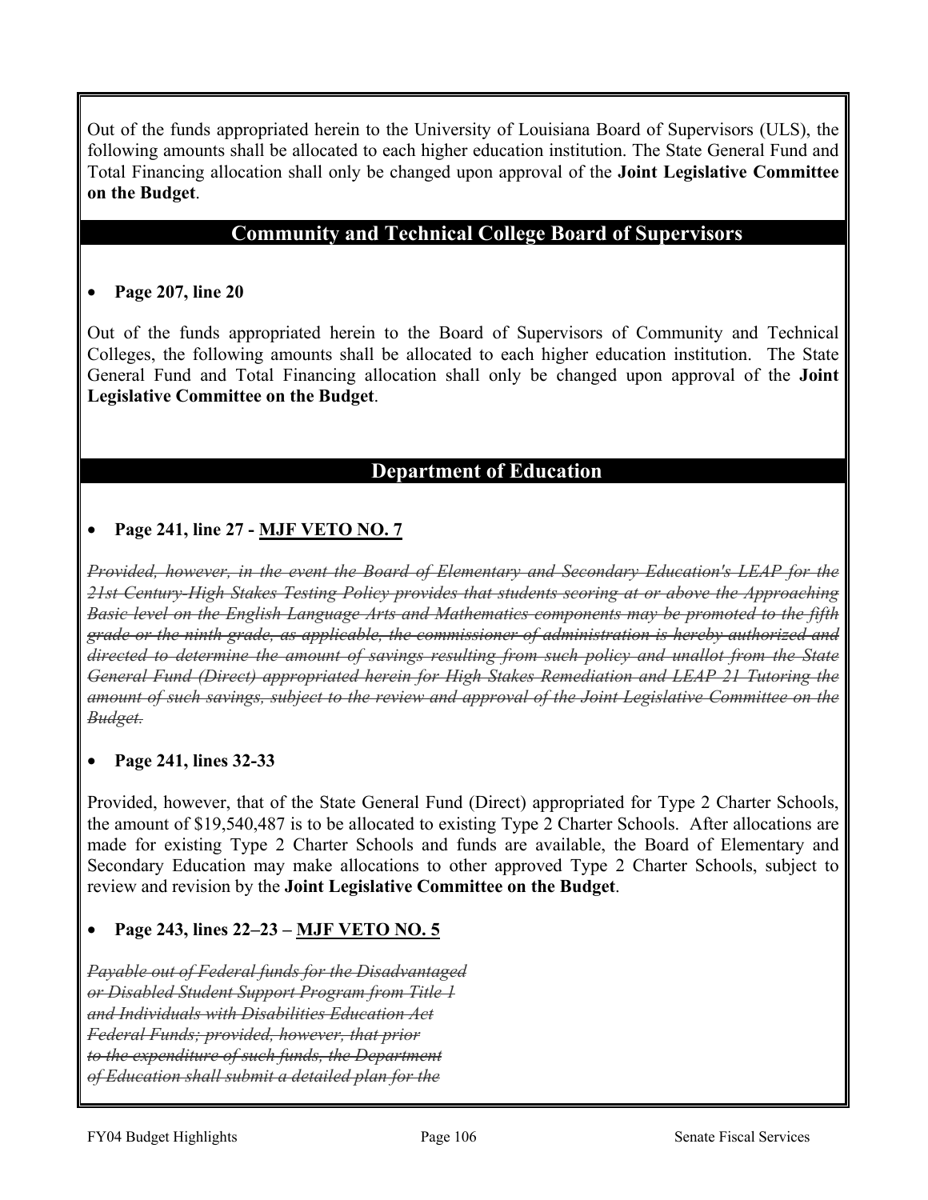Out of the funds appropriated herein to the University of Louisiana Board of Supervisors (ULS), the following amounts shall be allocated to each higher education institution. The State General Fund and Total Financing allocation shall only be changed upon approval of the **Joint Legislative Committee on the Budget**.

## Community and Technical College Board of Supervisors

- **Page 207, line 20**

Out of the funds appropriated herein to the Board of Supervisors of Community and Technical Colleges, the following amounts shall be allocated to each higher education institution. The State General Fund and Total Financing allocation shall only be changed upon approval of the **Joint Legislative Committee on the Budget**.

## Department of Education

- **Page 241, line 27 - <u>MJF VETO NO. 7</u>**

~~*Provided, however, in the event the Board of Elementary and Secondary Education's LEAP for the 21st Century-High Stakes Testing Policy provides that students scoring at or above the Approaching Basic level on the English Language Arts and Mathematics components may be promoted to the fifth grade or the ninth grade, as applicable, the commissioner of administration is hereby authorized and directed to determine the amount of savings resulting from such policy and unallot from the State General Fund (Direct) appropriated herein for High Stakes Remediation and LEAP 21 Tutoring the amount of such savings, subject to the review and approval of the Joint Legislative Committee on the Budget.*~~

- **Page 241, lines 32-33**

Provided, however, that of the State General Fund (Direct) appropriated for Type 2 Charter Schools, the amount of $19,540,487 is to be allocated to existing Type 2 Charter Schools. After allocations are made for existing Type 2 Charter Schools and funds are available, the Board of Elementary and Secondary Education may make allocations to other approved Type 2 Charter Schools, subject to review and revision by the **Joint Legislative Committee on the Budget**.

- **Page 243, lines 22–23 – <u>MJF VETO NO. 5</u>**

~~*Payable out of Federal funds for the Disadvantaged or Disabled Student Support Program from Title 1 and Individuals with Disabilities Education Act Federal Funds; provided, however, that prior to the expenditure of such funds, the Department of Education shall submit a detailed plan for the*~~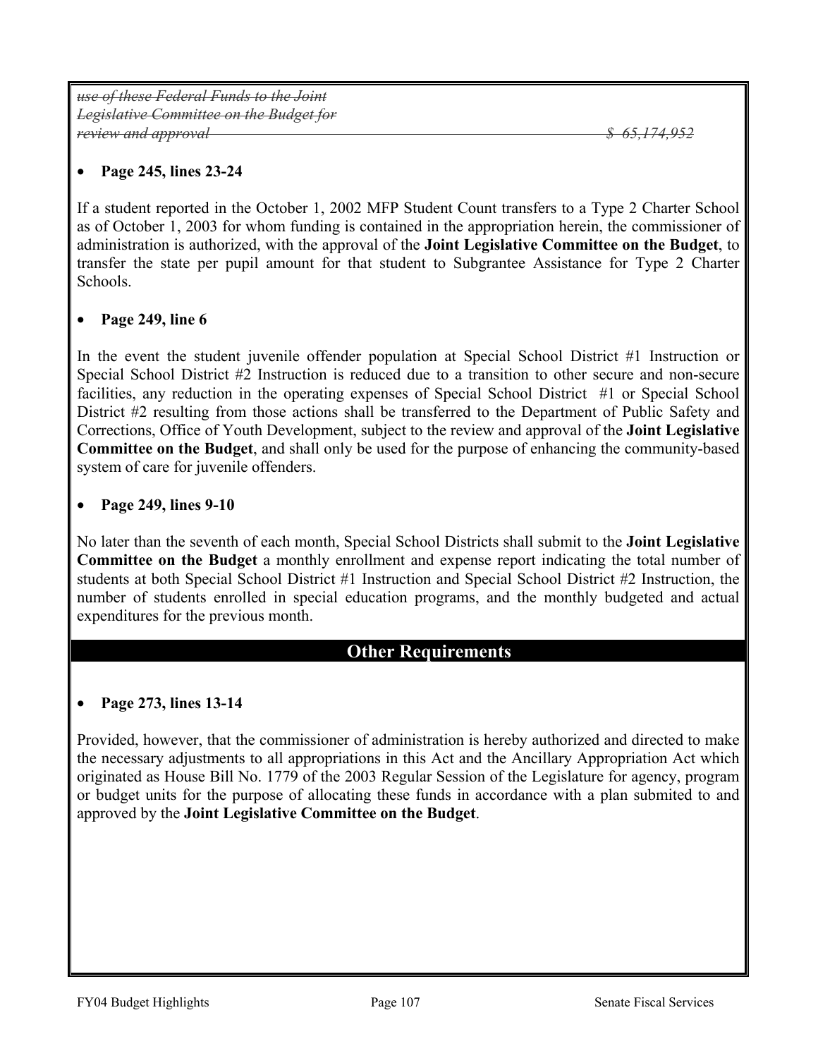~~*use of these Federal Funds to the Joint Legislative Committee on the Budget for review and approval*~~ ~~*$ 65,174,952*~~

- **Page 245, lines 23-24**

If a student reported in the October 1, 2002 MFP Student Count transfers to a Type 2 Charter School as of October 1, 2003 for whom funding is contained in the appropriation herein, the commissioner of administration is authorized, with the approval of the **Joint Legislative Committee on the Budget**, to transfer the state per pupil amount for that student to Subgrantee Assistance for Type 2 Charter Schools.

- **Page 249, line 6**

In the event the student juvenile offender population at Special School District #1 Instruction or Special School District #2 Instruction is reduced due to a transition to other secure and non-secure facilities, any reduction in the operating expenses of Special School District #1 or Special School District #2 resulting from those actions shall be transferred to the Department of Public Safety and Corrections, Office of Youth Development, subject to the review and approval of the **Joint Legislative Committee on the Budget**, and shall only be used for the purpose of enhancing the community-based system of care for juvenile offenders.

- **Page 249, lines 9-10**

No later than the seventh of each month, Special School Districts shall submit to the **Joint Legislative Committee on the Budget** a monthly enrollment and expense report indicating the total number of students at both Special School District #1 Instruction and Special School District #2 Instruction, the number of students enrolled in special education programs, and the monthly budgeted and actual expenditures for the previous month.

## Other Requirements

- **Page 273, lines 13-14**

Provided, however, that the commissioner of administration is hereby authorized and directed to make the necessary adjustments to all appropriations in this Act and the Ancillary Appropriation Act which originated as House Bill No. 1779 of the 2003 Regular Session of the Legislature for agency, program or budget units for the purpose of allocating these funds in accordance with a plan submited to and approved by the **Joint Legislative Committee on the Budget**.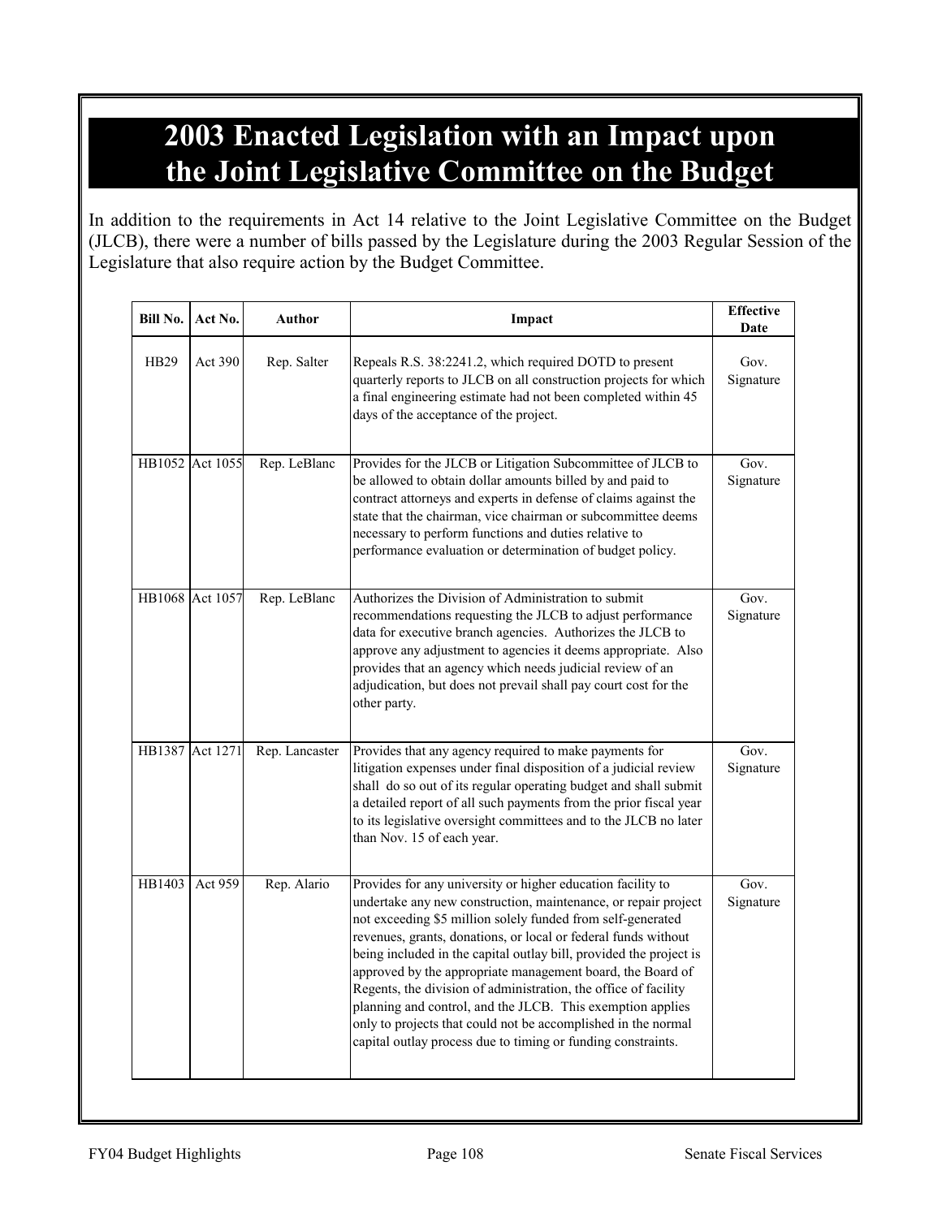# 2003 Enacted Legislation with an Impact upon the Joint Legislative Committee on the Budget

In addition to the requirements in Act 14 relative to the Joint Legislative Committee on the Budget (JLCB), there were a number of bills passed by the Legislature during the 2003 Regular Session of the Legislature that also require action by the Budget Committee.

| Bill No. | Act No. | Author | Impact | Effective Date |
|---|---|---|---|---|
| HB29 | Act 390 | Rep. Salter | Repeals R.S. 38:2241.2, which required DOTD to present quarterly reports to JLCB on all construction projects for which a final engineering estimate had not been completed within 45 days of the acceptance of the project. | Gov. Signature |
| HB1052 | Act 1055 | Rep. LeBlanc | Provides for the JLCB or Litigation Subcommittee of JLCB to be allowed to obtain dollar amounts billed by and paid to contract attorneys and experts in defense of claims against the state that the chairman, vice chairman or subcommittee deems necessary to perform functions and duties relative to performance evaluation or determination of budget policy. | Gov. Signature |
| HB1068 | Act 1057 | Rep. LeBlanc | Authorizes the Division of Administration to submit recommendations requesting the JLCB to adjust performance data for executive branch agencies. Authorizes the JLCB to approve any adjustment to agencies it deems appropriate. Also provides that an agency which needs judicial review of an adjudication, but does not prevail shall pay court cost for the other party. | Gov. Signature |
| HB1387 | Act 1271 | Rep. Lancaster | Provides that any agency required to make payments for litigation expenses under final disposition of a judicial review shall do so out of its regular operating budget and shall submit a detailed report of all such payments from the prior fiscal year to its legislative oversight committees and to the JLCB no later than Nov. 15 of each year. | Gov. Signature |
| HB1403 | Act 959 | Rep. Alario | Provides for any university or higher education facility to undertake any new construction, maintenance, or repair project not exceeding $5 million solely funded from self-generated revenues, grants, donations, or local or federal funds without being included in the capital outlay bill, provided the project is approved by the appropriate management board, the Board of Regents, the division of administration, the office of facility planning and control, and the JLCB. This exemption applies only to projects that could not be accomplished in the normal capital outlay process due to timing or funding constraints. | Gov. Signature |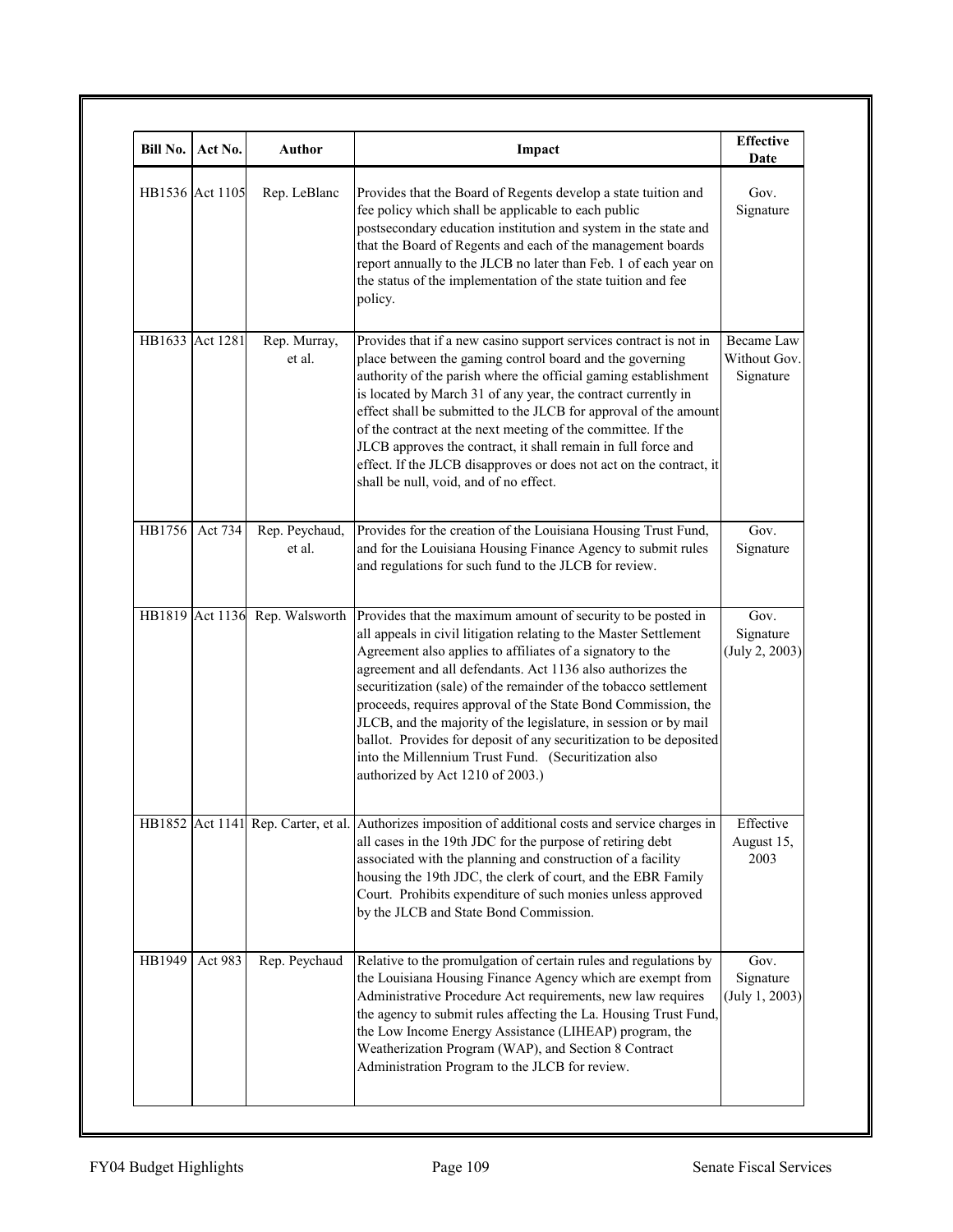| Bill No. | Act No. | Author | Impact | Effective Date |
|---|---|---|---|---|
| HB1536 | Act 1105 | Rep. LeBlanc | Provides that the Board of Regents develop a state tuition and fee policy which shall be applicable to each public postsecondary education institution and system in the state and that the Board of Regents and each of the management boards report annually to the JLCB no later than Feb. 1 of each year on the status of the implementation of the state tuition and fee policy. | Gov. Signature |
| HB1633 | Act 1281 | Rep. Murray, et al. | Provides that if a new casino support services contract is not in place between the gaming control board and the governing authority of the parish where the official gaming establishment is located by March 31 of any year, the contract currently in effect shall be submitted to the JLCB for approval of the amount of the contract at the next meeting of the committee. If the JLCB approves the contract, it shall remain in full force and effect. If the JLCB disapproves or does not act on the contract, it shall be null, void, and of no effect. | Became Law Without Gov. Signature |
| HB1756 | Act 734 | Rep. Peychaud, et al. | Provides for the creation of the Louisiana Housing Trust Fund, and for the Louisiana Housing Finance Agency to submit rules and regulations for such fund to the JLCB for review. | Gov. Signature |
| HB1819 | Act 1136 | Rep. Walsworth | Provides that the maximum amount of security to be posted in all appeals in civil litigation relating to the Master Settlement Agreement also applies to affiliates of a signatory to the agreement and all defendants. Act 1136 also authorizes the securitization (sale) of the remainder of the tobacco settlement proceeds, requires approval of the State Bond Commission, the JLCB, and the majority of the legislature, in session or by mail ballot. Provides for deposit of any securitization to be deposited into the Millennium Trust Fund. (Securitization also authorized by Act 1210 of 2003.) | Gov. Signature (July 2, 2003) |
| HB1852 | Act 1141 | Rep. Carter, et al. | Authorizes imposition of additional costs and service charges in all cases in the 19th JDC for the purpose of retiring debt associated with the planning and construction of a facility housing the 19th JDC, the clerk of court, and the EBR Family Court. Prohibits expenditure of such monies unless approved by the JLCB and State Bond Commission. | Effective August 15, 2003 |
| HB1949 | Act 983 | Rep. Peychaud | Relative to the promulgation of certain rules and regulations by the Louisiana Housing Finance Agency which are exempt from Administrative Procedure Act requirements, new law requires the agency to submit rules affecting the La. Housing Trust Fund, the Low Income Energy Assistance (LIHEAP) program, the Weatherization Program (WAP), and Section 8 Contract Administration Program to the JLCB for review. | Gov. Signature (July 1, 2003) |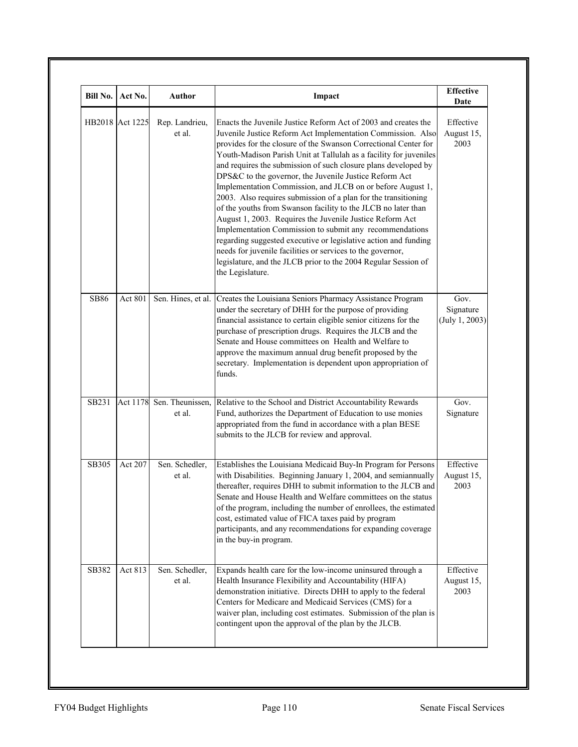| Bill No. | Act No. | Author | Impact | Effective Date |
|---|---|---|---|---|
| HB2018 | Act 1225 | Rep. Landrieu, et al. | Enacts the Juvenile Justice Reform Act of 2003 and creates the Juvenile Justice Reform Act Implementation Commission. Also provides for the closure of the Swanson Correctional Center for Youth-Madison Parish Unit at Tallulah as a facility for juveniles and requires the submission of such closure plans developed by DPS&C to the governor, the Juvenile Justice Reform Act Implementation Commission, and JLCB on or before August 1, 2003. Also requires submission of a plan for the transitioning of the youths from Swanson facility to the JLCB no later than August 1, 2003. Requires the Juvenile Justice Reform Act Implementation Commission to submit any recommendations regarding suggested executive or legislative action and funding needs for juvenile facilities or services to the governor, legislature, and the JLCB prior to the 2004 Regular Session of the Legislature. | Effective August 15, 2003 |
| SB86 | Act 801 | Sen. Hines, et al. | Creates the Louisiana Seniors Pharmacy Assistance Program under the secretary of DHH for the purpose of providing financial assistance to certain eligible senior citizens for the purchase of prescription drugs. Requires the JLCB and the Senate and House committees on Health and Welfare to approve the maximum annual drug benefit proposed by the secretary. Implementation is dependent upon appropriation of funds. | Gov. Signature (July 1, 2003) |
| SB231 | Act 1178 | Sen. Theunissen, et al. | Relative to the School and District Accountability Rewards Fund, authorizes the Department of Education to use monies appropriated from the fund in accordance with a plan BESE submits to the JLCB for review and approval. | Gov. Signature |
| SB305 | Act 207 | Sen. Schedler, et al. | Establishes the Louisiana Medicaid Buy-In Program for Persons with Disabilities. Beginning January 1, 2004, and semiannually thereafter, requires DHH to submit information to the JLCB and Senate and House Health and Welfare committees on the status of the program, including the number of enrollees, the estimated cost, estimated value of FICA taxes paid by program participants, and any recommendations for expanding coverage in the buy-in program. | Effective August 15, 2003 |
| SB382 | Act 813 | Sen. Schedler, et al. | Expands health care for the low-income uninsured through a Health Insurance Flexibility and Accountability (HIFA) demonstration initiative. Directs DHH to apply to the federal Centers for Medicare and Medicaid Services (CMS) for a waiver plan, including cost estimates. Submission of the plan is contingent upon the approval of the plan by the JLCB. | Effective August 15, 2003 |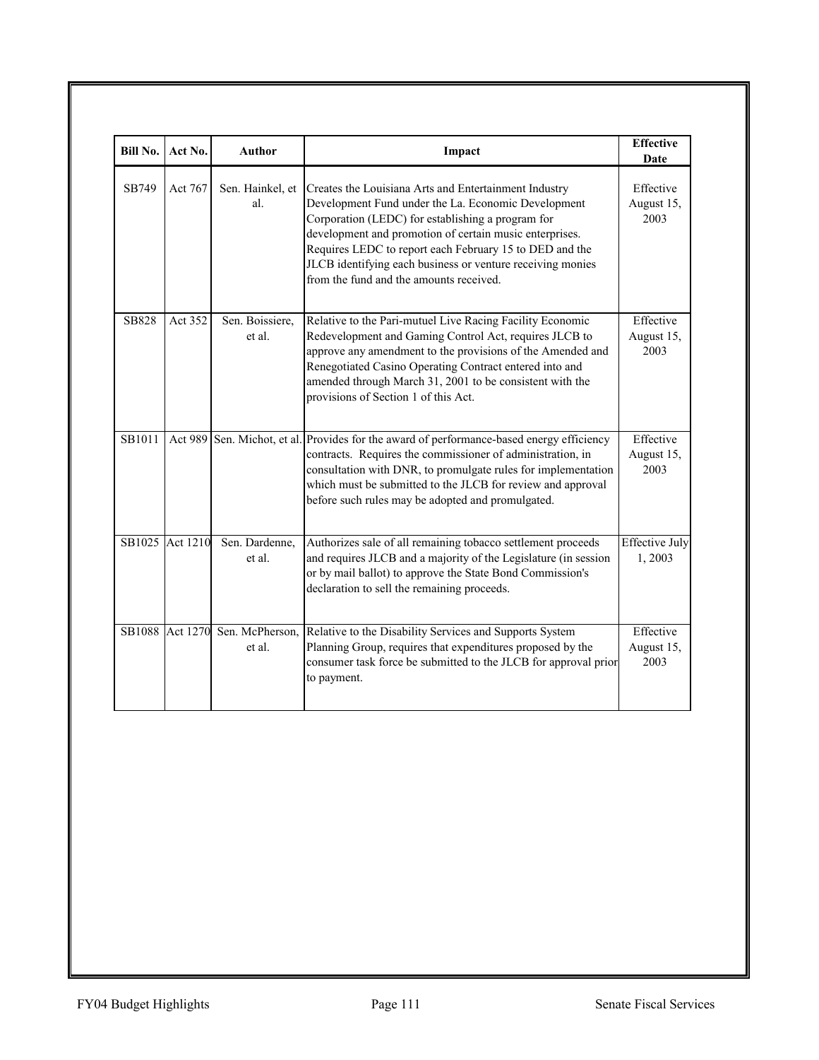| Bill No. | Act No. | Author | Impact | Effective Date |
|---|---|---|---|---|
| SB749 | Act 767 | Sen. Hainkel, et al. | Creates the Louisiana Arts and Entertainment Industry Development Fund under the La. Economic Development Corporation (LEDC) for establishing a program for development and promotion of certain music enterprises. Requires LEDC to report each February 15 to DED and the JLCB identifying each business or venture receiving monies from the fund and the amounts received. | Effective August 15, 2003 |
| SB828 | Act 352 | Sen. Boissiere, et al. | Relative to the Pari-mutuel Live Racing Facility Economic Redevelopment and Gaming Control Act, requires JLCB to approve any amendment to the provisions of the Amended and Renegotiated Casino Operating Contract entered into and amended through March 31, 2001 to be consistent with the provisions of Section 1 of this Act. | Effective August 15, 2003 |
| SB1011 | Act 989 | Sen. Michot, et al. | Provides for the award of performance-based energy efficiency contracts. Requires the commissioner of administration, in consultation with DNR, to promulgate rules for implementation which must be submitted to the JLCB for review and approval before such rules may be adopted and promulgated. | Effective August 15, 2003 |
| SB1025 | Act 1210 | Sen. Dardenne, et al. | Authorizes sale of all remaining tobacco settlement proceeds and requires JLCB and a majority of the Legislature (in session or by mail ballot) to approve the State Bond Commission's declaration to sell the remaining proceeds. | Effective July 1, 2003 |
| SB1088 | Act 1270 | Sen. McPherson, et al. | Relative to the Disability Services and Supports System Planning Group, requires that expenditures proposed by the consumer task force be submitted to the JLCB for approval prior to payment. | Effective August 15, 2003 |